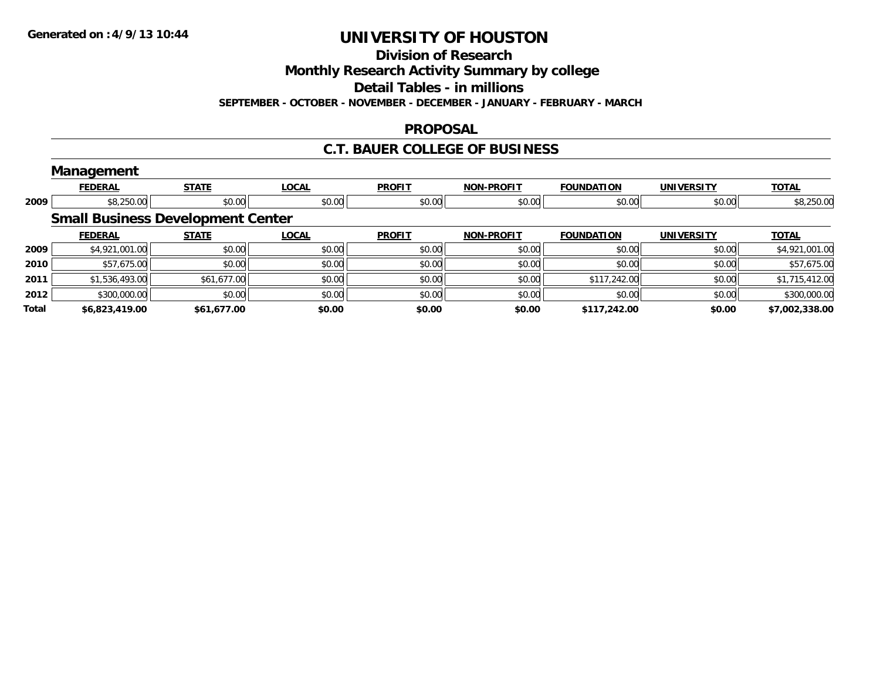**Generated on :4/9/13 10:44**

# UNIVERSITY OF HOUSTON

## Division of Research

## Monthly Research Activity Summary by college

## Detail Tables - in millions

**SEPTEMBER - OCTOBER - NOVEMBER - DECEMBER - JANUARY - FEBRUARY - MARCH**

## PROPOSAL

## C.T. BAUER COLLEGE OF BUSINESS

### Management

| | FEDERAL | STATE | LOCAL | PROFIT | NON-PROFIT | FOUNDATION | UNIVERSITY | TOTAL |
|---|---|---|---|---|---|---|---|---|
| 2009 | $8,250.00 | $0.00 | $0.00 | $0.00 | $0.00 | $0.00 | $0.00 | $8,250.00 |

### Small Business Development Center

| | FEDERAL | STATE | LOCAL | PROFIT | NON-PROFIT | FOUNDATION | UNIVERSITY | TOTAL |
|---|---|---|---|---|---|---|---|---|
| 2009 | $4,921,001.00 | $0.00 | $0.00 | $0.00 | $0.00 | $0.00 | $0.00 | $4,921,001.00 |
| 2010 | $57,675.00 | $0.00 | $0.00 | $0.00 | $0.00 | $0.00 | $0.00 | $57,675.00 |
| 2011 | $1,536,493.00 | $61,677.00 | $0.00 | $0.00 | $0.00 | $117,242.00 | $0.00 | $1,715,412.00 |
| 2012 | $300,000.00 | $0.00 | $0.00 | $0.00 | $0.00 | $0.00 | $0.00 | $300,000.00 |
| **Total** | **$6,823,419.00** | **$61,677.00** | **$0.00** | **$0.00** | **$0.00** | **$117,242.00** | **$0.00** | **$7,002,338.00** |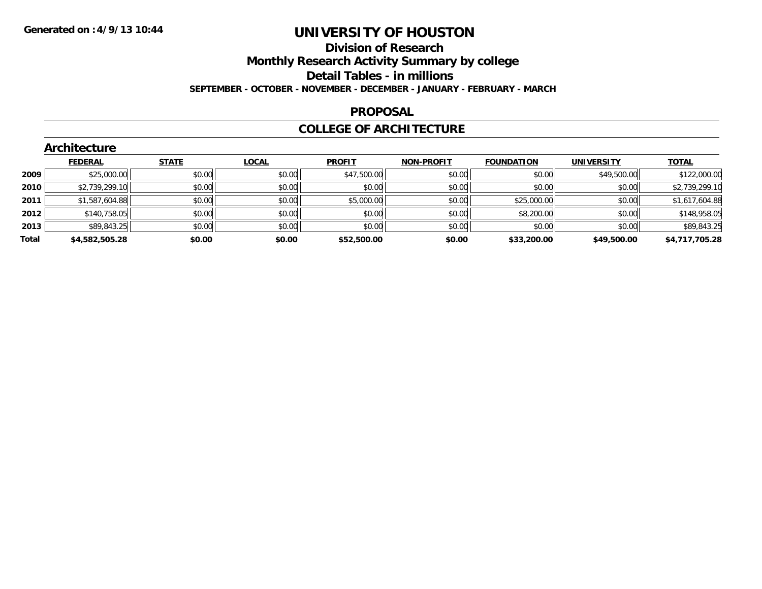Generated on :4/9/13 10:44

# UNIVERSITY OF HOUSTON

## Division of Research

## Monthly Research Activity Summary by college

## Detail Tables - in millions

**SEPTEMBER - OCTOBER - NOVEMBER - DECEMBER - JANUARY - FEBRUARY - MARCH**

## PROPOSAL

## COLLEGE OF ARCHITECTURE

### Architecture

| | FEDERAL | STATE | LOCAL | PROFIT | NON-PROFIT | FOUNDATION | UNIVERSITY | TOTAL |
|---|---|---|---|---|---|---|---|---|
| 2009 | $25,000.00 | $0.00 | $0.00 | $47,500.00 | $0.00 | $0.00 | $49,500.00 | $122,000.00 |
| 2010 | $2,739,299.10 | $0.00 | $0.00 | $0.00 | $0.00 | $0.00 | $0.00 | $2,739,299.10 |
| 2011 | $1,587,604.88 | $0.00 | $0.00 | $5,000.00 | $0.00 | $25,000.00 | $0.00 | $1,617,604.88 |
| 2012 | $140,758.05 | $0.00 | $0.00 | $0.00 | $0.00 | $8,200.00 | $0.00 | $148,958.05 |
| 2013 | $89,843.25 | $0.00 | $0.00 | $0.00 | $0.00 | $0.00 | $0.00 | $89,843.25 |
| **Total** | **$4,582,505.28** | **$0.00** | **$0.00** | **$52,500.00** | **$0.00** | **$33,200.00** | **$49,500.00** | **$4,717,705.28** |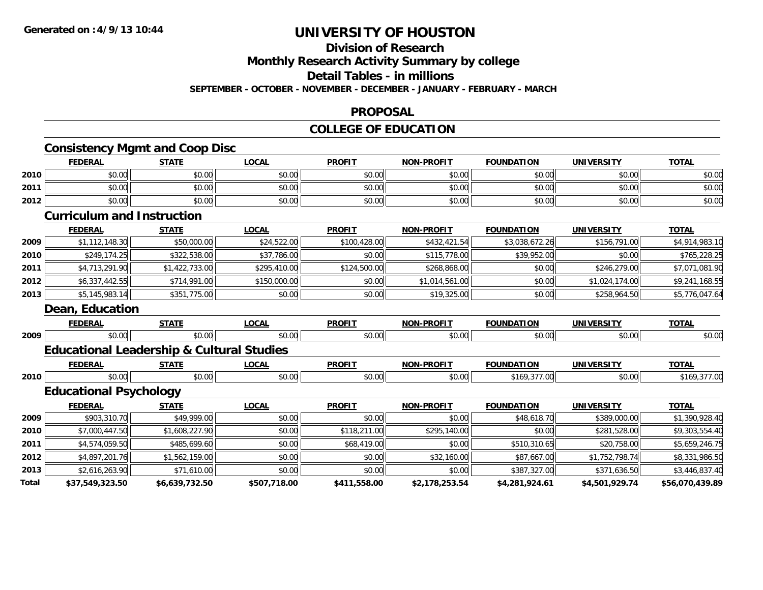# UNIVERSITY OF HOUSTON

## Division of Research

## Monthly Research Activity Summary by college

## Detail Tables - in millions

**SEPTEMBER - OCTOBER - NOVEMBER - DECEMBER - JANUARY - FEBRUARY - MARCH**

## PROPOSAL

## COLLEGE OF EDUCATION

### Consistency Mgmt and Coop Disc

| | FEDERAL | STATE | LOCAL | PROFIT | NON-PROFIT | FOUNDATION | UNIVERSITY | TOTAL |
|---|---|---|---|---|---|---|---|---|
| 2010 | $0.00 | $0.00 | $0.00 | $0.00 | $0.00 | $0.00 | $0.00 | $0.00 |
| 2011 | $0.00 | $0.00 | $0.00 | $0.00 | $0.00 | $0.00 | $0.00 | $0.00 |
| 2012 | $0.00 | $0.00 | $0.00 | $0.00 | $0.00 | $0.00 | $0.00 | $0.00 |

### Curriculum and Instruction

| | FEDERAL | STATE | LOCAL | PROFIT | NON-PROFIT | FOUNDATION | UNIVERSITY | TOTAL |
|---|---|---|---|---|---|---|---|---|
| 2009 | $1,112,148.30 | $50,000.00 | $24,522.00 | $100,428.00 | $432,421.54 | $3,038,672.26 | $156,791.00 | $4,914,983.10 |
| 2010 | $249,174.25 | $322,538.00 | $37,786.00 | $0.00 | $115,778.00 | $39,952.00 | $0.00 | $765,228.25 |
| 2011 | $4,713,291.90 | $1,422,733.00 | $295,410.00 | $124,500.00 | $268,868.00 | $0.00 | $246,279.00 | $7,071,081.90 |
| 2012 | $6,337,442.55 | $714,991.00 | $150,000.00 | $0.00 | $1,014,561.00 | $0.00 | $1,024,174.00 | $9,241,168.55 |
| 2013 | $5,145,983.14 | $351,775.00 | $0.00 | $0.00 | $19,325.00 | $0.00 | $258,964.50 | $5,776,047.64 |

### Dean, Education

| | FEDERAL | STATE | LOCAL | PROFIT | NON-PROFIT | FOUNDATION | UNIVERSITY | TOTAL |
|---|---|---|---|---|---|---|---|---|
| 2009 | $0.00 | $0.00 | $0.00 | $0.00 | $0.00 | $0.00 | $0.00 | $0.00 |

### Educational Leadership & Cultural Studies

| | FEDERAL | STATE | LOCAL | PROFIT | NON-PROFIT | FOUNDATION | UNIVERSITY | TOTAL |
|---|---|---|---|---|---|---|---|---|
| 2010 | $0.00 | $0.00 | $0.00 | $0.00 | $0.00 | $169,377.00 | $0.00 | $169,377.00 |

### Educational Psychology

| | FEDERAL | STATE | LOCAL | PROFIT | NON-PROFIT | FOUNDATION | UNIVERSITY | TOTAL |
|---|---|---|---|---|---|---|---|---|
| 2009 | $903,310.70 | $49,999.00 | $0.00 | $0.00 | $0.00 | $48,618.70 | $389,000.00 | $1,390,928.40 |
| 2010 | $7,000,447.50 | $1,608,227.90 | $0.00 | $118,211.00 | $295,140.00 | $0.00 | $281,528.00 | $9,303,554.40 |
| 2011 | $4,574,059.50 | $485,699.60 | $0.00 | $68,419.00 | $0.00 | $510,310.65 | $20,758.00 | $5,659,246.75 |
| 2012 | $4,897,201.76 | $1,562,159.00 | $0.00 | $0.00 | $32,160.00 | $87,667.00 | $1,752,798.74 | $8,331,986.50 |
| 2013 | $2,616,263.90 | $71,610.00 | $0.00 | $0.00 | $0.00 | $387,327.00 | $371,636.50 | $3,446,837.40 |
| **Total** | **$37,549,323.50** | **$6,639,732.50** | **$507,718.00** | **$411,558.00** | **$2,178,253.54** | **$4,281,924.61** | **$4,501,929.74** | **$56,070,439.89** |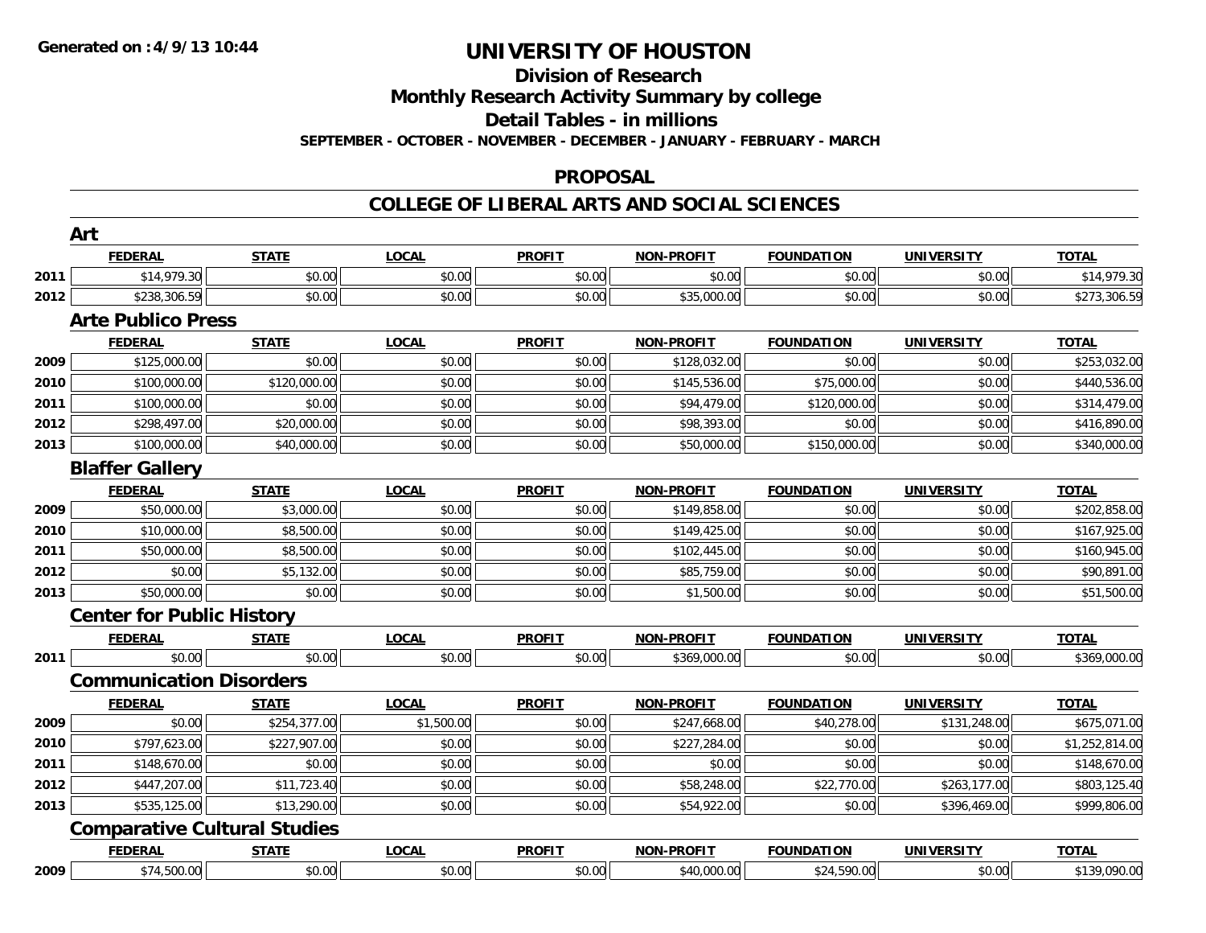**Generated on :4/9/13 10:44**

# UNIVERSITY OF HOUSTON

## Division of Research

## Monthly Research Activity Summary by college

## Detail Tables - in millions

**SEPTEMBER - OCTOBER - NOVEMBER - DECEMBER - JANUARY - FEBRUARY - MARCH**

## PROPOSAL

## COLLEGE OF LIBERAL ARTS AND SOCIAL SCIENCES

### Art

| | FEDERAL | STATE | LOCAL | PROFIT | NON-PROFIT | FOUNDATION | UNIVERSITY | TOTAL |
|---|---|---|---|---|---|---|---|---|
| 2011 | $14,979.30 | $0.00 | $0.00 | $0.00 | $0.00 | $0.00 | $0.00 | $14,979.30 |
| 2012 | $238,306.59 | $0.00 | $0.00 | $0.00 | $35,000.00 | $0.00 | $0.00 | $273,306.59 |

### Arte Publico Press

| | FEDERAL | STATE | LOCAL | PROFIT | NON-PROFIT | FOUNDATION | UNIVERSITY | TOTAL |
|---|---|---|---|---|---|---|---|---|
| 2009 | $125,000.00 | $0.00 | $0.00 | $0.00 | $128,032.00 | $0.00 | $0.00 | $253,032.00 |
| 2010 | $100,000.00 | $120,000.00 | $0.00 | $0.00 | $145,536.00 | $75,000.00 | $0.00 | $440,536.00 |
| 2011 | $100,000.00 | $0.00 | $0.00 | $0.00 | $94,479.00 | $120,000.00 | $0.00 | $314,479.00 |
| 2012 | $298,497.00 | $20,000.00 | $0.00 | $0.00 | $98,393.00 | $0.00 | $0.00 | $416,890.00 |
| 2013 | $100,000.00 | $40,000.00 | $0.00 | $0.00 | $50,000.00 | $150,000.00 | $0.00 | $340,000.00 |

### Blaffer Gallery

| | FEDERAL | STATE | LOCAL | PROFIT | NON-PROFIT | FOUNDATION | UNIVERSITY | TOTAL |
|---|---|---|---|---|---|---|---|---|
| 2009 | $50,000.00 | $3,000.00 | $0.00 | $0.00 | $149,858.00 | $0.00 | $0.00 | $202,858.00 |
| 2010 | $10,000.00 | $8,500.00 | $0.00 | $0.00 | $149,425.00 | $0.00 | $0.00 | $167,925.00 |
| 2011 | $50,000.00 | $8,500.00 | $0.00 | $0.00 | $102,445.00 | $0.00 | $0.00 | $160,945.00 |
| 2012 | $0.00 | $5,132.00 | $0.00 | $0.00 | $85,759.00 | $0.00 | $0.00 | $90,891.00 |
| 2013 | $50,000.00 | $0.00 | $0.00 | $0.00 | $1,500.00 | $0.00 | $0.00 | $51,500.00 |

### Center for Public History

| | FEDERAL | STATE | LOCAL | PROFIT | NON-PROFIT | FOUNDATION | UNIVERSITY | TOTAL |
|---|---|---|---|---|---|---|---|---|
| 2011 | $0.00 | $0.00 | $0.00 | $0.00 | $369,000.00 | $0.00 | $0.00 | $369,000.00 |

### Communication Disorders

| | FEDERAL | STATE | LOCAL | PROFIT | NON-PROFIT | FOUNDATION | UNIVERSITY | TOTAL |
|---|---|---|---|---|---|---|---|---|
| 2009 | $0.00 | $254,377.00 | $1,500.00 | $0.00 | $247,668.00 | $40,278.00 | $131,248.00 | $675,071.00 |
| 2010 | $797,623.00 | $227,907.00 | $0.00 | $0.00 | $227,284.00 | $0.00 | $0.00 | $1,252,814.00 |
| 2011 | $148,670.00 | $0.00 | $0.00 | $0.00 | $0.00 | $0.00 | $0.00 | $148,670.00 |
| 2012 | $447,207.00 | $11,723.40 | $0.00 | $0.00 | $58,248.00 | $22,770.00 | $263,177.00 | $803,125.40 |
| 2013 | $535,125.00 | $13,290.00 | $0.00 | $0.00 | $54,922.00 | $0.00 | $396,469.00 | $999,806.00 |

### Comparative Cultural Studies

| | FEDERAL | STATE | LOCAL | PROFIT | NON-PROFIT | FOUNDATION | UNIVERSITY | TOTAL |
|---|---|---|---|---|---|---|---|---|
| 2009 | $74,500.00 | $0.00 | $0.00 | $0.00 | $40,000.00 | $24,590.00 | $0.00 | $139,090.00 |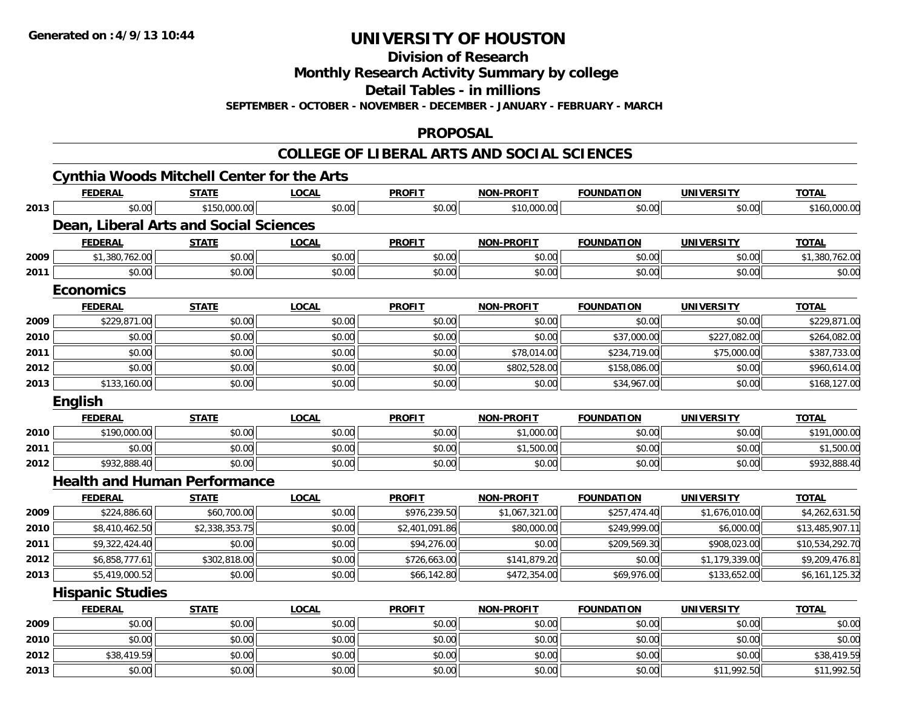**Generated on :4/9/13 10:44**

# UNIVERSITY OF HOUSTON

## Division of Research

## Monthly Research Activity Summary by college

## Detail Tables - in millions

**SEPTEMBER - OCTOBER - NOVEMBER - DECEMBER - JANUARY - FEBRUARY - MARCH**

## PROPOSAL

## COLLEGE OF LIBERAL ARTS AND SOCIAL SCIENCES

### Cynthia Woods Mitchell Center for the Arts

| | FEDERAL | STATE | LOCAL | PROFIT | NON-PROFIT | FOUNDATION | UNIVERSITY | TOTAL |
|---|---|---|---|---|---|---|---|---|
| 2013 | $0.00 | $150,000.00 | $0.00 | $0.00 | $10,000.00 | $0.00 | $0.00 | $160,000.00 |

### Dean, Liberal Arts and Social Sciences

| | FEDERAL | STATE | LOCAL | PROFIT | NON-PROFIT | FOUNDATION | UNIVERSITY | TOTAL |
|---|---|---|---|---|---|---|---|---|
| 2009 | $1,380,762.00 | $0.00 | $0.00 | $0.00 | $0.00 | $0.00 | $0.00 | $1,380,762.00 |
| 2011 | $0.00 | $0.00 | $0.00 | $0.00 | $0.00 | $0.00 | $0.00 | $0.00 |

### Economics

| | FEDERAL | STATE | LOCAL | PROFIT | NON-PROFIT | FOUNDATION | UNIVERSITY | TOTAL |
|---|---|---|---|---|---|---|---|---|
| 2009 | $229,871.00 | $0.00 | $0.00 | $0.00 | $0.00 | $0.00 | $0.00 | $229,871.00 |
| 2010 | $0.00 | $0.00 | $0.00 | $0.00 | $0.00 | $37,000.00 | $227,082.00 | $264,082.00 |
| 2011 | $0.00 | $0.00 | $0.00 | $0.00 | $78,014.00 | $234,719.00 | $75,000.00 | $387,733.00 |
| 2012 | $0.00 | $0.00 | $0.00 | $0.00 | $802,528.00 | $158,086.00 | $0.00 | $960,614.00 |
| 2013 | $133,160.00 | $0.00 | $0.00 | $0.00 | $0.00 | $34,967.00 | $0.00 | $168,127.00 |

### English

| | FEDERAL | STATE | LOCAL | PROFIT | NON-PROFIT | FOUNDATION | UNIVERSITY | TOTAL |
|---|---|---|---|---|---|---|---|---|
| 2010 | $190,000.00 | $0.00 | $0.00 | $0.00 | $1,000.00 | $0.00 | $0.00 | $191,000.00 |
| 2011 | $0.00 | $0.00 | $0.00 | $0.00 | $1,500.00 | $0.00 | $0.00 | $1,500.00 |
| 2012 | $932,888.40 | $0.00 | $0.00 | $0.00 | $0.00 | $0.00 | $0.00 | $932,888.40 |

### Health and Human Performance

| | FEDERAL | STATE | LOCAL | PROFIT | NON-PROFIT | FOUNDATION | UNIVERSITY | TOTAL |
|---|---|---|---|---|---|---|---|---|
| 2009 | $224,886.60 | $60,700.00 | $0.00 | $976,239.50 | $1,067,321.00 | $257,474.40 | $1,676,010.00 | $4,262,631.50 |
| 2010 | $8,410,462.50 | $2,338,353.75 | $0.00 | $2,401,091.86 | $80,000.00 | $249,999.00 | $6,000.00 | $13,485,907.11 |
| 2011 | $9,322,424.40 | $0.00 | $0.00 | $94,276.00 | $0.00 | $209,569.30 | $908,023.00 | $10,534,292.70 |
| 2012 | $6,858,777.61 | $302,818.00 | $0.00 | $726,663.00 | $141,879.20 | $0.00 | $1,179,339.00 | $9,209,476.81 |
| 2013 | $5,419,000.52 | $0.00 | $0.00 | $66,142.80 | $472,354.00 | $69,976.00 | $133,652.00 | $6,161,125.32 |

### Hispanic Studies

| | FEDERAL | STATE | LOCAL | PROFIT | NON-PROFIT | FOUNDATION | UNIVERSITY | TOTAL |
|---|---|---|---|---|---|---|---|---|
| 2009 | $0.00 | $0.00 | $0.00 | $0.00 | $0.00 | $0.00 | $0.00 | $0.00 |
| 2010 | $0.00 | $0.00 | $0.00 | $0.00 | $0.00 | $0.00 | $0.00 | $0.00 |
| 2012 | $38,419.59 | $0.00 | $0.00 | $0.00 | $0.00 | $0.00 | $0.00 | $38,419.59 |
| 2013 | $0.00 | $0.00 | $0.00 | $0.00 | $0.00 | $0.00 | $11,992.50 | $11,992.50 |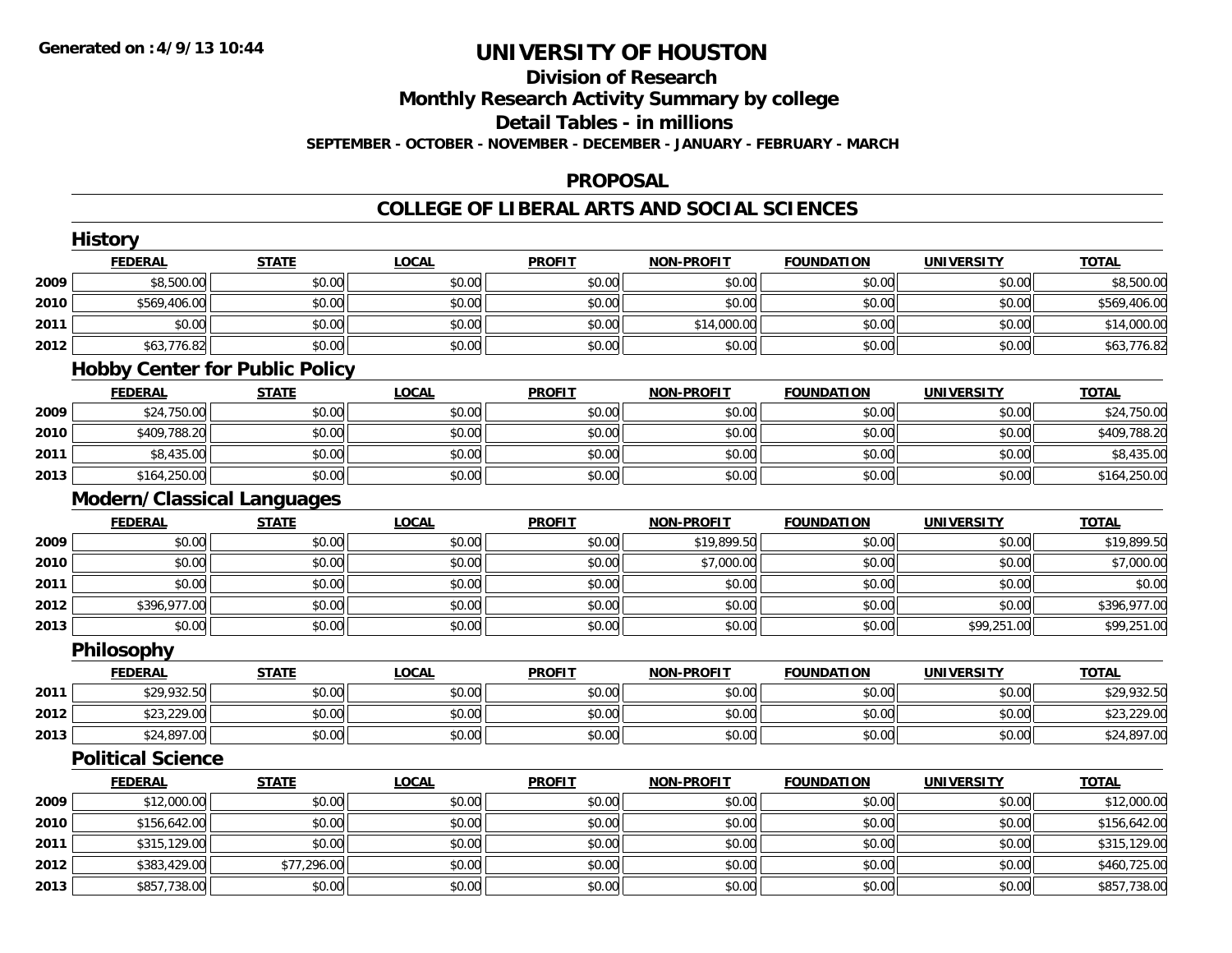# UNIVERSITY OF HOUSTON

## Division of Research

## Monthly Research Activity Summary by college

## Detail Tables - in millions

**SEPTEMBER - OCTOBER - NOVEMBER - DECEMBER - JANUARY - FEBRUARY - MARCH**

## PROPOSAL

## COLLEGE OF LIBERAL ARTS AND SOCIAL SCIENCES

### History

| | FEDERAL | STATE | LOCAL | PROFIT | NON-PROFIT | FOUNDATION | UNIVERSITY | TOTAL |
|---|---|---|---|---|---|---|---|---|
| 2009 | $8,500.00 | $0.00 | $0.00 | $0.00 | $0.00 | $0.00 | $0.00 | $8,500.00 |
| 2010 | $569,406.00 | $0.00 | $0.00 | $0.00 | $0.00 | $0.00 | $0.00 | $569,406.00 |
| 2011 | $0.00 | $0.00 | $0.00 | $0.00 | $14,000.00 | $0.00 | $0.00 | $14,000.00 |
| 2012 | $63,776.82 | $0.00 | $0.00 | $0.00 | $0.00 | $0.00 | $0.00 | $63,776.82 |

### Hobby Center for Public Policy

| | FEDERAL | STATE | LOCAL | PROFIT | NON-PROFIT | FOUNDATION | UNIVERSITY | TOTAL |
|---|---|---|---|---|---|---|---|---|
| 2009 | $24,750.00 | $0.00 | $0.00 | $0.00 | $0.00 | $0.00 | $0.00 | $24,750.00 |
| 2010 | $409,788.20 | $0.00 | $0.00 | $0.00 | $0.00 | $0.00 | $0.00 | $409,788.20 |
| 2011 | $8,435.00 | $0.00 | $0.00 | $0.00 | $0.00 | $0.00 | $0.00 | $8,435.00 |
| 2013 | $164,250.00 | $0.00 | $0.00 | $0.00 | $0.00 | $0.00 | $0.00 | $164,250.00 |

### Modern/Classical Languages

| | FEDERAL | STATE | LOCAL | PROFIT | NON-PROFIT | FOUNDATION | UNIVERSITY | TOTAL |
|---|---|---|---|---|---|---|---|---|
| 2009 | $0.00 | $0.00 | $0.00 | $0.00 | $19,899.50 | $0.00 | $0.00 | $19,899.50 |
| 2010 | $0.00 | $0.00 | $0.00 | $0.00 | $7,000.00 | $0.00 | $0.00 | $7,000.00 |
| 2011 | $0.00 | $0.00 | $0.00 | $0.00 | $0.00 | $0.00 | $0.00 | $0.00 |
| 2012 | $396,977.00 | $0.00 | $0.00 | $0.00 | $0.00 | $0.00 | $0.00 | $396,977.00 |
| 2013 | $0.00 | $0.00 | $0.00 | $0.00 | $0.00 | $0.00 | $99,251.00 | $99,251.00 |

### Philosophy

| | FEDERAL | STATE | LOCAL | PROFIT | NON-PROFIT | FOUNDATION | UNIVERSITY | TOTAL |
|---|---|---|---|---|---|---|---|---|
| 2011 | $29,932.50 | $0.00 | $0.00 | $0.00 | $0.00 | $0.00 | $0.00 | $29,932.50 |
| 2012 | $23,229.00 | $0.00 | $0.00 | $0.00 | $0.00 | $0.00 | $0.00 | $23,229.00 |
| 2013 | $24,897.00 | $0.00 | $0.00 | $0.00 | $0.00 | $0.00 | $0.00 | $24,897.00 |

### Political Science

| | FEDERAL | STATE | LOCAL | PROFIT | NON-PROFIT | FOUNDATION | UNIVERSITY | TOTAL |
|---|---|---|---|---|---|---|---|---|
| 2009 | $12,000.00 | $0.00 | $0.00 | $0.00 | $0.00 | $0.00 | $0.00 | $12,000.00 |
| 2010 | $156,642.00 | $0.00 | $0.00 | $0.00 | $0.00 | $0.00 | $0.00 | $156,642.00 |
| 2011 | $315,129.00 | $0.00 | $0.00 | $0.00 | $0.00 | $0.00 | $0.00 | $315,129.00 |
| 2012 | $383,429.00 | $77,296.00 | $0.00 | $0.00 | $0.00 | $0.00 | $0.00 | $460,725.00 |
| 2013 | $857,738.00 | $0.00 | $0.00 | $0.00 | $0.00 | $0.00 | $0.00 | $857,738.00 |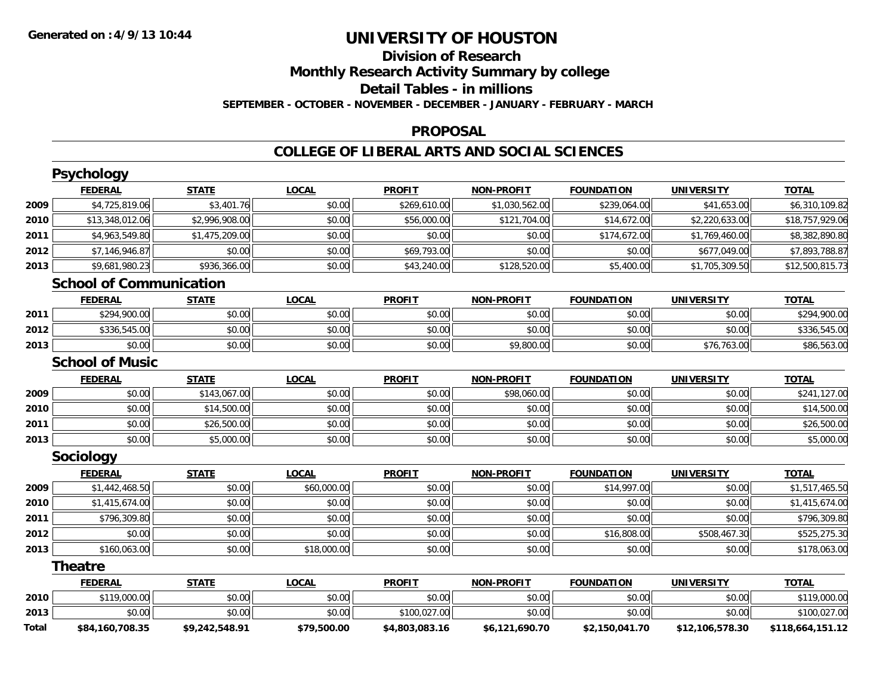**Generated on :4/9/13 10:44**

# UNIVERSITY OF HOUSTON

## Division of Research

## Monthly Research Activity Summary by college

## Detail Tables - in millions

**SEPTEMBER - OCTOBER - NOVEMBER - DECEMBER - JANUARY - FEBRUARY - MARCH**

## PROPOSAL

## COLLEGE OF LIBERAL ARTS AND SOCIAL SCIENCES

### Psychology

| | FEDERAL | STATE | LOCAL | PROFIT | NON-PROFIT | FOUNDATION | UNIVERSITY | TOTAL |
|---|---|---|---|---|---|---|---|---|
| 2009 | $4,725,819.06 | $3,401.76 | $0.00 | $269,610.00 | $1,030,562.00 | $239,064.00 | $41,653.00 | $6,310,109.82 |
| 2010 | $13,348,012.06 | $2,996,908.00 | $0.00 | $56,000.00 | $121,704.00 | $14,672.00 | $2,220,633.00 | $18,757,929.06 |
| 2011 | $4,963,549.80 | $1,475,209.00 | $0.00 | $0.00 | $0.00 | $174,672.00 | $1,769,460.00 | $8,382,890.80 |
| 2012 | $7,146,946.87 | $0.00 | $0.00 | $69,793.00 | $0.00 | $0.00 | $677,049.00 | $7,893,788.87 |
| 2013 | $9,681,980.23 | $936,366.00 | $0.00 | $43,240.00 | $128,520.00 | $5,400.00 | $1,705,309.50 | $12,500,815.73 |

### School of Communication

| | FEDERAL | STATE | LOCAL | PROFIT | NON-PROFIT | FOUNDATION | UNIVERSITY | TOTAL |
|---|---|---|---|---|---|---|---|---|
| 2011 | $294,900.00 | $0.00 | $0.00 | $0.00 | $0.00 | $0.00 | $0.00 | $294,900.00 |
| 2012 | $336,545.00 | $0.00 | $0.00 | $0.00 | $0.00 | $0.00 | $0.00 | $336,545.00 |
| 2013 | $0.00 | $0.00 | $0.00 | $0.00 | $9,800.00 | $0.00 | $76,763.00 | $86,563.00 |

### School of Music

| | FEDERAL | STATE | LOCAL | PROFIT | NON-PROFIT | FOUNDATION | UNIVERSITY | TOTAL |
|---|---|---|---|---|---|---|---|---|
| 2009 | $0.00 | $143,067.00 | $0.00 | $0.00 | $98,060.00 | $0.00 | $0.00 | $241,127.00 |
| 2010 | $0.00 | $14,500.00 | $0.00 | $0.00 | $0.00 | $0.00 | $0.00 | $14,500.00 |
| 2011 | $0.00 | $26,500.00 | $0.00 | $0.00 | $0.00 | $0.00 | $0.00 | $26,500.00 |
| 2013 | $0.00 | $5,000.00 | $0.00 | $0.00 | $0.00 | $0.00 | $0.00 | $5,000.00 |

### Sociology

| | FEDERAL | STATE | LOCAL | PROFIT | NON-PROFIT | FOUNDATION | UNIVERSITY | TOTAL |
|---|---|---|---|---|---|---|---|---|
| 2009 | $1,442,468.50 | $0.00 | $60,000.00 | $0.00 | $0.00 | $14,997.00 | $0.00 | $1,517,465.50 |
| 2010 | $1,415,674.00 | $0.00 | $0.00 | $0.00 | $0.00 | $0.00 | $0.00 | $1,415,674.00 |
| 2011 | $796,309.80 | $0.00 | $0.00 | $0.00 | $0.00 | $0.00 | $0.00 | $796,309.80 |
| 2012 | $0.00 | $0.00 | $0.00 | $0.00 | $0.00 | $16,808.00 | $508,467.30 | $525,275.30 |
| 2013 | $160,063.00 | $0.00 | $18,000.00 | $0.00 | $0.00 | $0.00 | $0.00 | $178,063.00 |

### Theatre

| | FEDERAL | STATE | LOCAL | PROFIT | NON-PROFIT | FOUNDATION | UNIVERSITY | TOTAL |
|---|---|---|---|---|---|---|---|---|
| 2010 | $119,000.00 | $0.00 | $0.00 | $0.00 | $0.00 | $0.00 | $0.00 | $119,000.00 |
| 2013 | $0.00 | $0.00 | $0.00 | $100,027.00 | $0.00 | $0.00 | $0.00 | $100,027.00 |
| **Total** | **$84,160,708.35** | **$9,242,548.91** | **$79,500.00** | **$4,803,083.16** | **$6,121,690.70** | **$2,150,041.70** | **$12,106,578.30** | **$118,664,151.12** |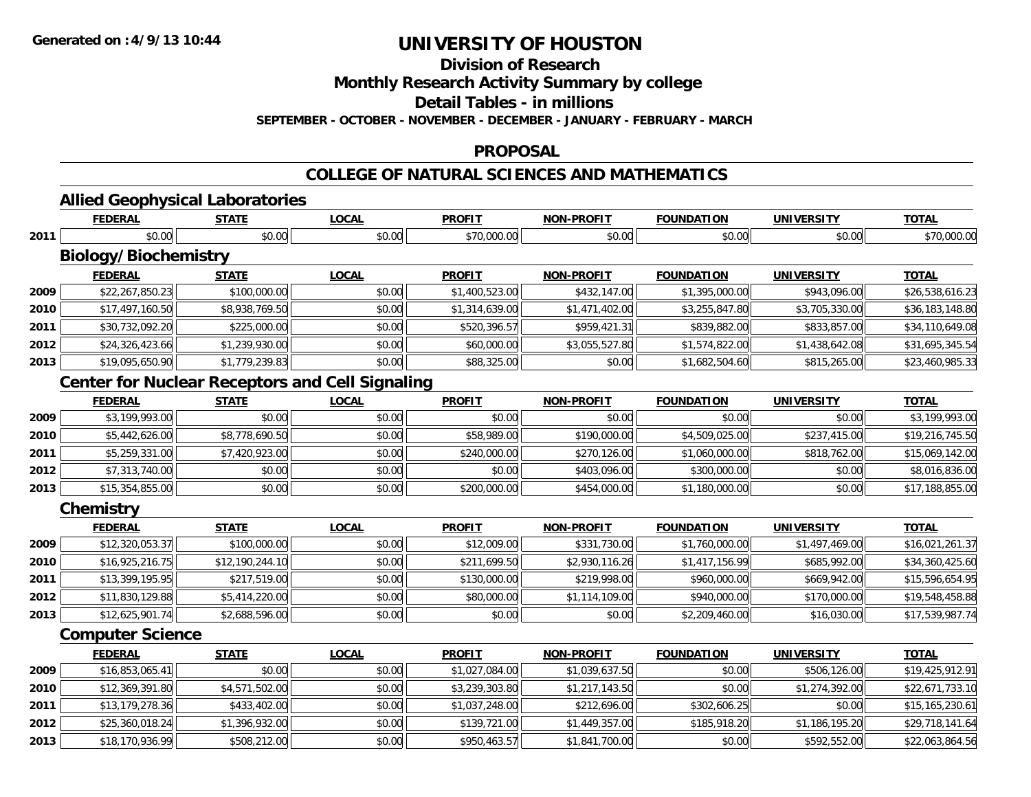**Generated on :4/9/13 10:44**

# UNIVERSITY OF HOUSTON

## Division of Research

## Monthly Research Activity Summary by college

## Detail Tables - in millions

**SEPTEMBER - OCTOBER - NOVEMBER - DECEMBER - JANUARY - FEBRUARY - MARCH**

## PROPOSAL

## COLLEGE OF NATURAL SCIENCES AND MATHEMATICS

### Allied Geophysical Laboratories

| | FEDERAL | STATE | LOCAL | PROFIT | NON-PROFIT | FOUNDATION | UNIVERSITY | TOTAL |
|---|---|---|---|---|---|---|---|---|
| 2011 | $0.00 | $0.00 | $0.00 | $70,000.00 | $0.00 | $0.00 | $0.00 | $70,000.00 |

### Biology/Biochemistry

| | FEDERAL | STATE | LOCAL | PROFIT | NON-PROFIT | FOUNDATION | UNIVERSITY | TOTAL |
|---|---|---|---|---|---|---|---|---|
| 2009 | $22,267,850.23 | $100,000.00 | $0.00 | $1,400,523.00 | $432,147.00 | $1,395,000.00 | $943,096.00 | $26,538,616.23 |
| 2010 | $17,497,160.50 | $8,938,769.50 | $0.00 | $1,314,639.00 | $1,471,402.00 | $3,255,847.80 | $3,705,330.00 | $36,183,148.80 |
| 2011 | $30,732,092.20 | $225,000.00 | $0.00 | $520,396.57 | $959,421.31 | $839,882.00 | $833,857.00 | $34,110,649.08 |
| 2012 | $24,326,423.66 | $1,239,930.00 | $0.00 | $60,000.00 | $3,055,527.80 | $1,574,822.00 | $1,438,642.08 | $31,695,345.54 |
| 2013 | $19,095,650.90 | $1,779,239.83 | $0.00 | $88,325.00 | $0.00 | $1,682,504.60 | $815,265.00 | $23,460,985.33 |

### Center for Nuclear Receptors and Cell Signaling

| | FEDERAL | STATE | LOCAL | PROFIT | NON-PROFIT | FOUNDATION | UNIVERSITY | TOTAL |
|---|---|---|---|---|---|---|---|---|
| 2009 | $3,199,993.00 | $0.00 | $0.00 | $0.00 | $0.00 | $0.00 | $0.00 | $3,199,993.00 |
| 2010 | $5,442,626.00 | $8,778,690.50 | $0.00 | $58,989.00 | $190,000.00 | $4,509,025.00 | $237,415.00 | $19,216,745.50 |
| 2011 | $5,259,331.00 | $7,420,923.00 | $0.00 | $240,000.00 | $270,126.00 | $1,060,000.00 | $818,762.00 | $15,069,142.00 |
| 2012 | $7,313,740.00 | $0.00 | $0.00 | $0.00 | $403,096.00 | $300,000.00 | $0.00 | $8,016,836.00 |
| 2013 | $15,354,855.00 | $0.00 | $0.00 | $200,000.00 | $454,000.00 | $1,180,000.00 | $0.00 | $17,188,855.00 |

### Chemistry

| | FEDERAL | STATE | LOCAL | PROFIT | NON-PROFIT | FOUNDATION | UNIVERSITY | TOTAL |
|---|---|---|---|---|---|---|---|---|
| 2009 | $12,320,053.37 | $100,000.00 | $0.00 | $12,009.00 | $331,730.00 | $1,760,000.00 | $1,497,469.00 | $16,021,261.37 |
| 2010 | $16,925,216.75 | $12,190,244.10 | $0.00 | $211,699.50 | $2,930,116.26 | $1,417,156.99 | $685,992.00 | $34,360,425.60 |
| 2011 | $13,399,195.95 | $217,519.00 | $0.00 | $130,000.00 | $219,998.00 | $960,000.00 | $669,942.00 | $15,596,654.95 |
| 2012 | $11,830,129.88 | $5,414,220.00 | $0.00 | $80,000.00 | $1,114,109.00 | $940,000.00 | $170,000.00 | $19,548,458.88 |
| 2013 | $12,625,901.74 | $2,688,596.00 | $0.00 | $0.00 | $0.00 | $2,209,460.00 | $16,030.00 | $17,539,987.74 |

### Computer Science

| | FEDERAL | STATE | LOCAL | PROFIT | NON-PROFIT | FOUNDATION | UNIVERSITY | TOTAL |
|---|---|---|---|---|---|---|---|---|
| 2009 | $16,853,065.41 | $0.00 | $0.00 | $1,027,084.00 | $1,039,637.50 | $0.00 | $506,126.00 | $19,425,912.91 |
| 2010 | $12,369,391.80 | $4,571,502.00 | $0.00 | $3,239,303.80 | $1,217,143.50 | $0.00 | $1,274,392.00 | $22,671,733.10 |
| 2011 | $13,179,278.36 | $433,402.00 | $0.00 | $1,037,248.00 | $212,696.00 | $302,606.25 | $0.00 | $15,165,230.61 |
| 2012 | $25,360,018.24 | $1,396,932.00 | $0.00 | $139,721.00 | $1,449,357.00 | $185,918.20 | $1,186,195.20 | $29,718,141.64 |
| 2013 | $18,170,936.99 | $508,212.00 | $0.00 | $950,463.57 | $1,841,700.00 | $0.00 | $592,552.00 | $22,063,864.56 |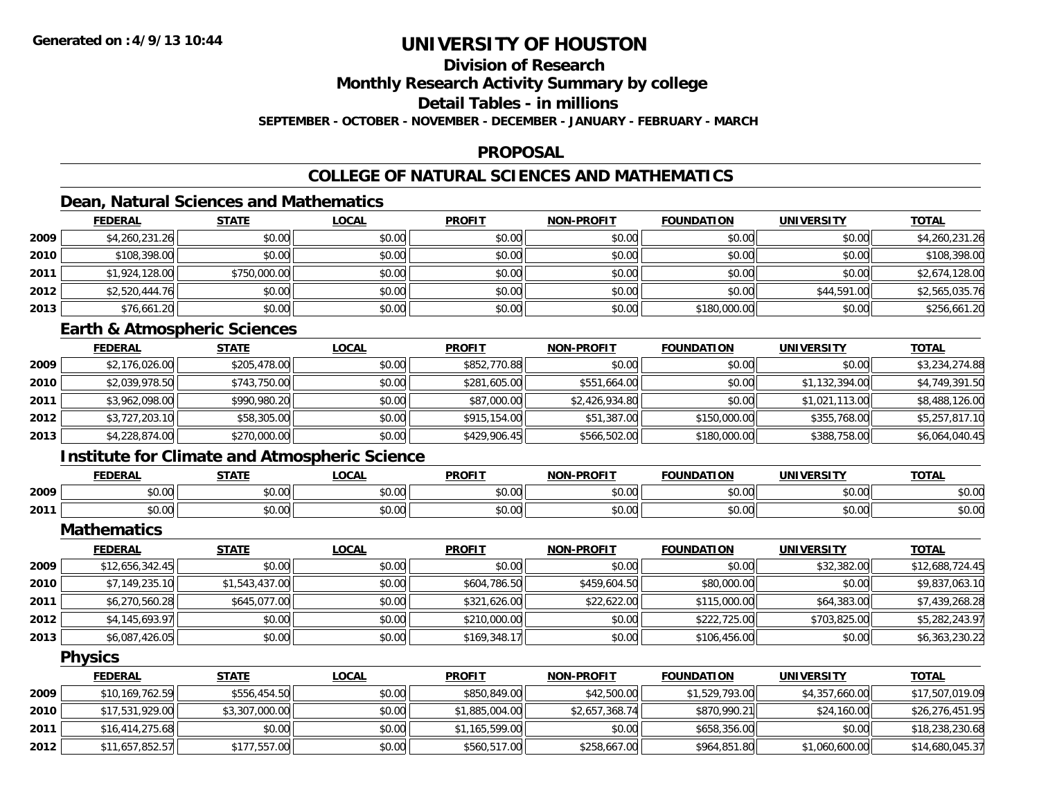# UNIVERSITY OF HOUSTON

## Division of Research

## Monthly Research Activity Summary by college

## Detail Tables - in millions

**SEPTEMBER - OCTOBER - NOVEMBER - DECEMBER - JANUARY - FEBRUARY - MARCH**

## PROPOSAL

## COLLEGE OF NATURAL SCIENCES AND MATHEMATICS

### Dean, Natural Sciences and Mathematics

| | FEDERAL | STATE | LOCAL | PROFIT | NON-PROFIT | FOUNDATION | UNIVERSITY | TOTAL |
|---|---|---|---|---|---|---|---|---|
| 2009 | $4,260,231.26 | $0.00 | $0.00 | $0.00 | $0.00 | $0.00 | $0.00 | $4,260,231.26 |
| 2010 | $108,398.00 | $0.00 | $0.00 | $0.00 | $0.00 | $0.00 | $0.00 | $108,398.00 |
| 2011 | $1,924,128.00 | $750,000.00 | $0.00 | $0.00 | $0.00 | $0.00 | $0.00 | $2,674,128.00 |
| 2012 | $2,520,444.76 | $0.00 | $0.00 | $0.00 | $0.00 | $0.00 | $44,591.00 | $2,565,035.76 |
| 2013 | $76,661.20 | $0.00 | $0.00 | $0.00 | $0.00 | $180,000.00 | $0.00 | $256,661.20 |

### Earth & Atmospheric Sciences

| | FEDERAL | STATE | LOCAL | PROFIT | NON-PROFIT | FOUNDATION | UNIVERSITY | TOTAL |
|---|---|---|---|---|---|---|---|---|
| 2009 | $2,176,026.00 | $205,478.00 | $0.00 | $852,770.88 | $0.00 | $0.00 | $0.00 | $3,234,274.88 |
| 2010 | $2,039,978.50 | $743,750.00 | $0.00 | $281,605.00 | $551,664.00 | $0.00 | $1,132,394.00 | $4,749,391.50 |
| 2011 | $3,962,098.00 | $990,980.20 | $0.00 | $87,000.00 | $2,426,934.80 | $0.00 | $1,021,113.00 | $8,488,126.00 |
| 2012 | $3,727,203.10 | $58,305.00 | $0.00 | $915,154.00 | $51,387.00 | $150,000.00 | $355,768.00 | $5,257,817.10 |
| 2013 | $4,228,874.00 | $270,000.00 | $0.00 | $429,906.45 | $566,502.00 | $180,000.00 | $388,758.00 | $6,064,040.45 |

### Institute for Climate and Atmospheric Science

| | FEDERAL | STATE | LOCAL | PROFIT | NON-PROFIT | FOUNDATION | UNIVERSITY | TOTAL |
|---|---|---|---|---|---|---|---|---|
| 2009 | $0.00 | $0.00 | $0.00 | $0.00 | $0.00 | $0.00 | $0.00 | $0.00 |
| 2011 | $0.00 | $0.00 | $0.00 | $0.00 | $0.00 | $0.00 | $0.00 | $0.00 |

### Mathematics

| | FEDERAL | STATE | LOCAL | PROFIT | NON-PROFIT | FOUNDATION | UNIVERSITY | TOTAL |
|---|---|---|---|---|---|---|---|---|
| 2009 | $12,656,342.45 | $0.00 | $0.00 | $0.00 | $0.00 | $0.00 | $32,382.00 | $12,688,724.45 |
| 2010 | $7,149,235.10 | $1,543,437.00 | $0.00 | $604,786.50 | $459,604.50 | $80,000.00 | $0.00 | $9,837,063.10 |
| 2011 | $6,270,560.28 | $645,077.00 | $0.00 | $321,626.00 | $22,622.00 | $115,000.00 | $64,383.00 | $7,439,268.28 |
| 2012 | $4,145,693.97 | $0.00 | $0.00 | $210,000.00 | $0.00 | $222,725.00 | $703,825.00 | $5,282,243.97 |
| 2013 | $6,087,426.05 | $0.00 | $0.00 | $169,348.17 | $0.00 | $106,456.00 | $0.00 | $6,363,230.22 |

### Physics

| | FEDERAL | STATE | LOCAL | PROFIT | NON-PROFIT | FOUNDATION | UNIVERSITY | TOTAL |
|---|---|---|---|---|---|---|---|---|
| 2009 | $10,169,762.59 | $556,454.50 | $0.00 | $850,849.00 | $42,500.00 | $1,529,793.00 | $4,357,660.00 | $17,507,019.09 |
| 2010 | $17,531,929.00 | $3,307,000.00 | $0.00 | $1,885,004.00 | $2,657,368.74 | $870,990.21 | $24,160.00 | $26,276,451.95 |
| 2011 | $16,414,275.68 | $0.00 | $0.00 | $1,165,599.00 | $0.00 | $658,356.00 | $0.00 | $18,238,230.68 |
| 2012 | $11,657,852.57 | $177,557.00 | $0.00 | $560,517.00 | $258,667.00 | $964,851.80 | $1,060,600.00 | $14,680,045.37 |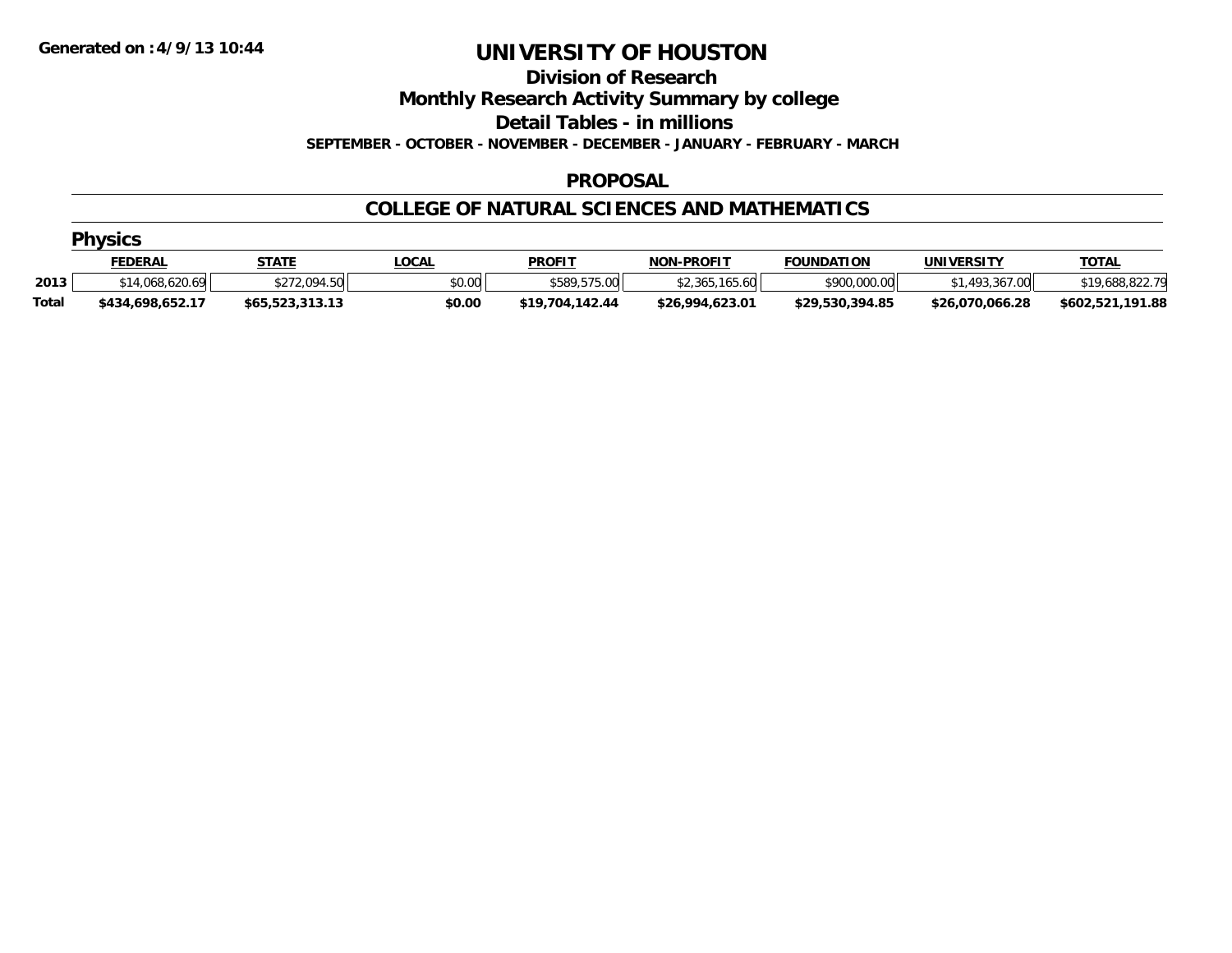**Generated on :4/9/13 10:44**

# UNIVERSITY OF HOUSTON

## Division of Research

## Monthly Research Activity Summary by college

## Detail Tables - in millions

**SEPTEMBER - OCTOBER - NOVEMBER - DECEMBER - JANUARY - FEBRUARY - MARCH**

## PROPOSAL

## COLLEGE OF NATURAL SCIENCES AND MATHEMATICS

### Physics

| | FEDERAL | STATE | LOCAL | PROFIT | NON-PROFIT | FOUNDATION | UNIVERSITY | TOTAL |
|---|---|---|---|---|---|---|---|---|
| **2013** | $14,068,620.69 | $272,094.50 | $0.00 | $589,575.00 | $2,365,165.60 | $900,000.00 | $1,493,367.00 | $19,688,822.79 |
| **Total** | **$434,698,652.17** | **$65,523,313.13** | **$0.00** | **$19,704,142.44** | **$26,994,623.01** | **$29,530,394.85** | **$26,070,066.28** | **$602,521,191.88** |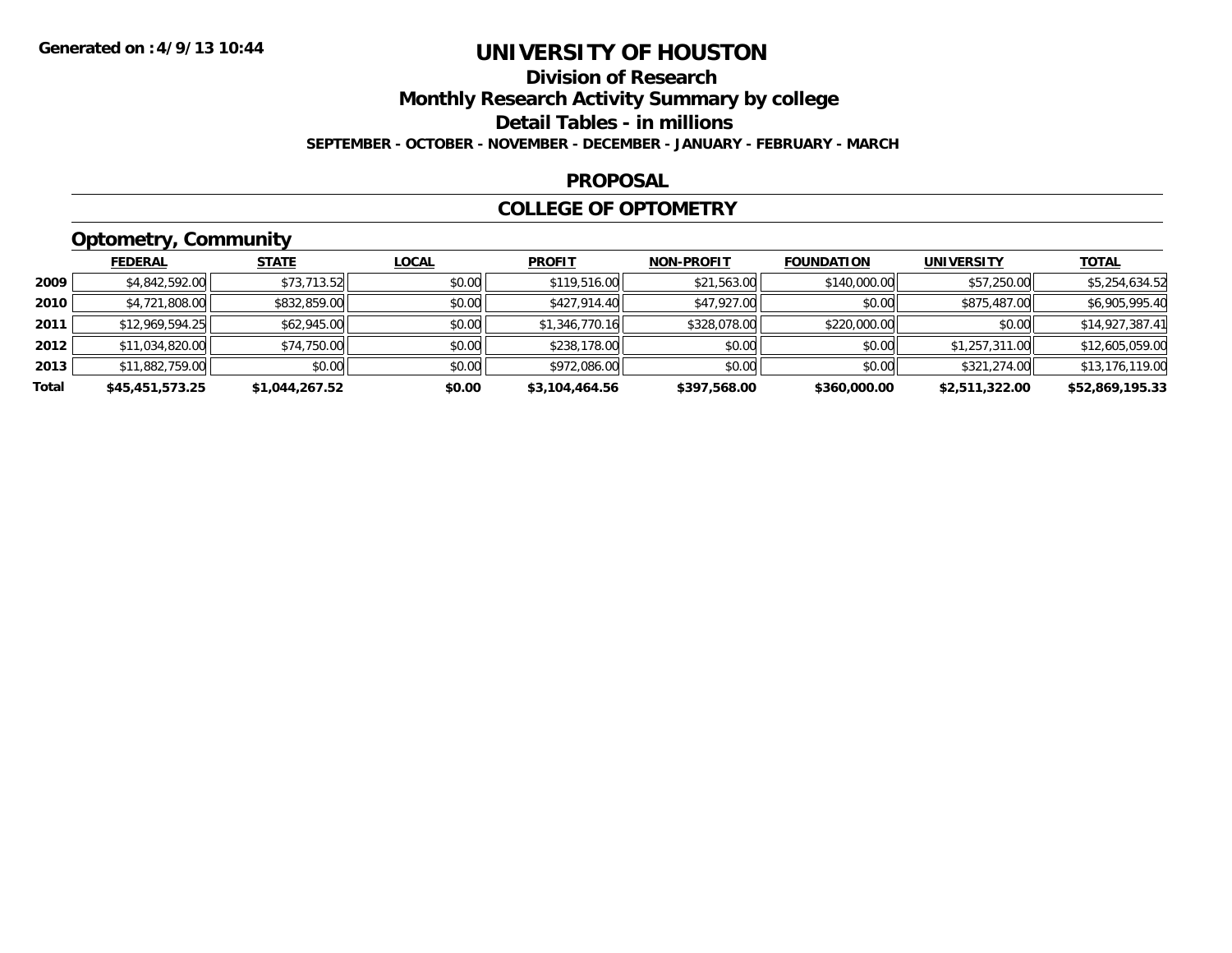**Generated on :4/9/13 10:44**

# UNIVERSITY OF HOUSTON

## Division of Research

## Monthly Research Activity Summary by college

## Detail Tables - in millions

**SEPTEMBER - OCTOBER - NOVEMBER - DECEMBER - JANUARY - FEBRUARY - MARCH**

## PROPOSAL

## COLLEGE OF OPTOMETRY

### Optometry, Community

| | FEDERAL | STATE | LOCAL | PROFIT | NON-PROFIT | FOUNDATION | UNIVERSITY | TOTAL |
|---|---|---|---|---|---|---|---|---|
| 2009 | $4,842,592.00 | $73,713.52 | $0.00 | $119,516.00 | $21,563.00 | $140,000.00 | $57,250.00 | $5,254,634.52 |
| 2010 | $4,721,808.00 | $832,859.00 | $0.00 | $427,914.40 | $47,927.00 | $0.00 | $875,487.00 | $6,905,995.40 |
| 2011 | $12,969,594.25 | $62,945.00 | $0.00 | $1,346,770.16 | $328,078.00 | $220,000.00 | $0.00 | $14,927,387.41 |
| 2012 | $11,034,820.00 | $74,750.00 | $0.00 | $238,178.00 | $0.00 | $0.00 | $1,257,311.00 | $12,605,059.00 |
| 2013 | $11,882,759.00 | $0.00 | $0.00 | $972,086.00 | $0.00 | $0.00 | $321,274.00 | $13,176,119.00 |
| **Total** | **$45,451,573.25** | **$1,044,267.52** | **$0.00** | **$3,104,464.56** | **$397,568.00** | **$360,000.00** | **$2,511,322.00** | **$52,869,195.33** |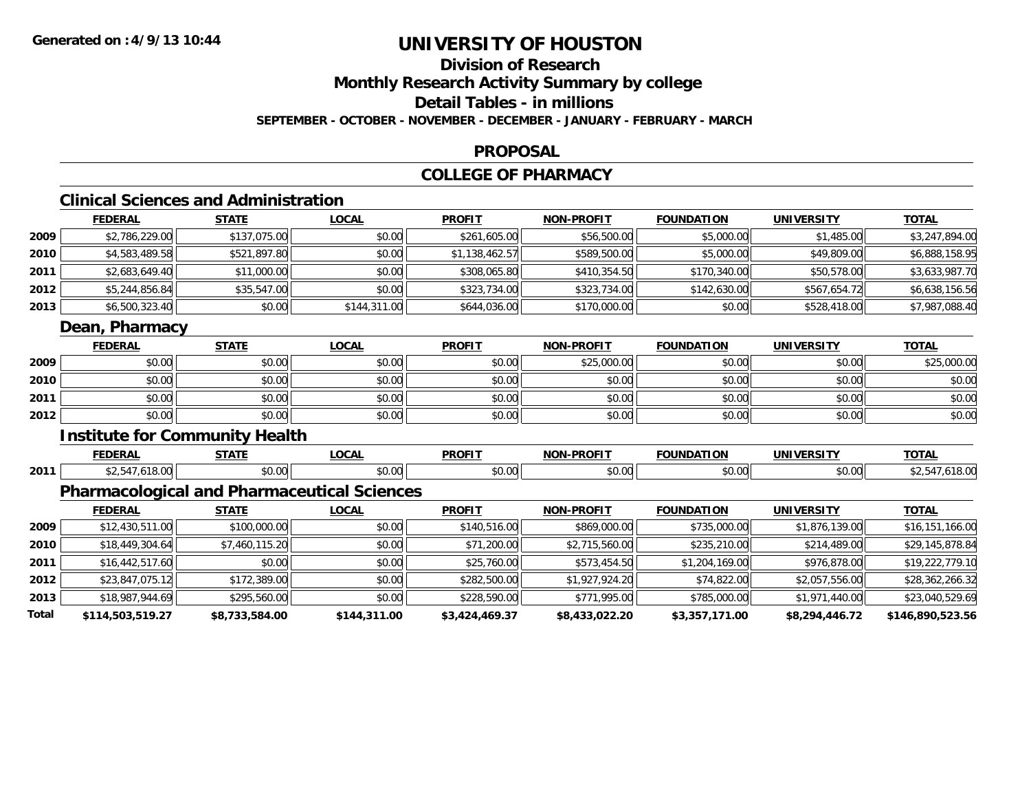**Generated on :4/9/13 10:44**

# UNIVERSITY OF HOUSTON

## Division of Research

## Monthly Research Activity Summary by college

## Detail Tables - in millions

**SEPTEMBER - OCTOBER - NOVEMBER - DECEMBER - JANUARY - FEBRUARY - MARCH**

## PROPOSAL

## COLLEGE OF PHARMACY

### Clinical Sciences and Administration

| | FEDERAL | STATE | LOCAL | PROFIT | NON-PROFIT | FOUNDATION | UNIVERSITY | TOTAL |
|---|---|---|---|---|---|---|---|---|
| 2009 | $2,786,229.00 | $137,075.00 | $0.00 | $261,605.00 | $56,500.00 | $5,000.00 | $1,485.00 | $3,247,894.00 |
| 2010 | $4,583,489.58 | $521,897.80 | $0.00 | $1,138,462.57 | $589,500.00 | $5,000.00 | $49,809.00 | $6,888,158.95 |
| 2011 | $2,683,649.40 | $11,000.00 | $0.00 | $308,065.80 | $410,354.50 | $170,340.00 | $50,578.00 | $3,633,987.70 |
| 2012 | $5,244,856.84 | $35,547.00 | $0.00 | $323,734.00 | $323,734.00 | $142,630.00 | $567,654.72 | $6,638,156.56 |
| 2013 | $6,500,323.40 | $0.00 | $144,311.00 | $644,036.00 | $170,000.00 | $0.00 | $528,418.00 | $7,987,088.40 |

### Dean, Pharmacy

| | FEDERAL | STATE | LOCAL | PROFIT | NON-PROFIT | FOUNDATION | UNIVERSITY | TOTAL |
|---|---|---|---|---|---|---|---|---|
| 2009 | $0.00 | $0.00 | $0.00 | $0.00 | $25,000.00 | $0.00 | $0.00 | $25,000.00 |
| 2010 | $0.00 | $0.00 | $0.00 | $0.00 | $0.00 | $0.00 | $0.00 | $0.00 |
| 2011 | $0.00 | $0.00 | $0.00 | $0.00 | $0.00 | $0.00 | $0.00 | $0.00 |
| 2012 | $0.00 | $0.00 | $0.00 | $0.00 | $0.00 | $0.00 | $0.00 | $0.00 |

### Institute for Community Health

| | FEDERAL | STATE | LOCAL | PROFIT | NON-PROFIT | FOUNDATION | UNIVERSITY | TOTAL |
|---|---|---|---|---|---|---|---|---|
| 2011 | $2,547,618.00 | $0.00 | $0.00 | $0.00 | $0.00 | $0.00 | $0.00 | $2,547,618.00 |

### Pharmacological and Pharmaceutical Sciences

| | FEDERAL | STATE | LOCAL | PROFIT | NON-PROFIT | FOUNDATION | UNIVERSITY | TOTAL |
|---|---|---|---|---|---|---|---|---|
| 2009 | $12,430,511.00 | $100,000.00 | $0.00 | $140,516.00 | $869,000.00 | $735,000.00 | $1,876,139.00 | $16,151,166.00 |
| 2010 | $18,449,304.64 | $7,460,115.20 | $0.00 | $71,200.00 | $2,715,560.00 | $235,210.00 | $214,489.00 | $29,145,878.84 |
| 2011 | $16,442,517.60 | $0.00 | $0.00 | $25,760.00 | $573,454.50 | $1,204,169.00 | $976,878.00 | $19,222,779.10 |
| 2012 | $23,847,075.12 | $172,389.00 | $0.00 | $282,500.00 | $1,927,924.20 | $74,822.00 | $2,057,556.00 | $28,362,266.32 |
| 2013 | $18,987,944.69 | $295,560.00 | $0.00 | $228,590.00 | $771,995.00 | $785,000.00 | $1,971,440.00 | $23,040,529.69 |
| **Total** | **$114,503,519.27** | **$8,733,584.00** | **$144,311.00** | **$3,424,469.37** | **$8,433,022.20** | **$3,357,171.00** | **$8,294,446.72** | **$146,890,523.56** |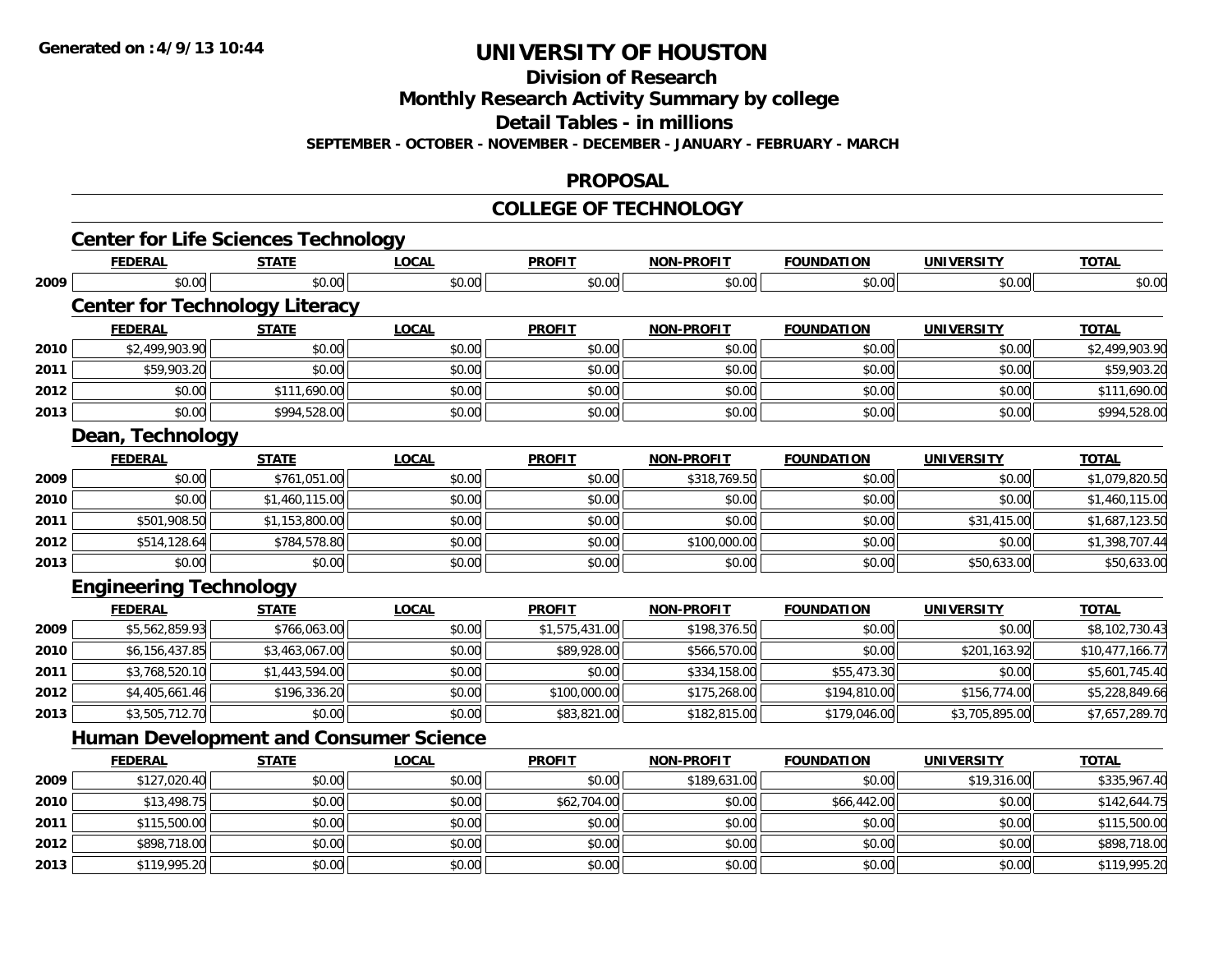# UNIVERSITY OF HOUSTON

## Division of Research

## Monthly Research Activity Summary by college

## Detail Tables - in millions

**SEPTEMBER - OCTOBER - NOVEMBER - DECEMBER - JANUARY - FEBRUARY - MARCH**

## PROPOSAL

## COLLEGE OF TECHNOLOGY

### Center for Life Sciences Technology

| | FEDERAL | STATE | LOCAL | PROFIT | NON-PROFIT | FOUNDATION | UNIVERSITY | TOTAL |
|---|---|---|---|---|---|---|---|---|
| 2009 | $0.00 | $0.00 | $0.00 | $0.00 | $0.00 | $0.00 | $0.00 | $0.00 |

### Center for Technology Literacy

| | FEDERAL | STATE | LOCAL | PROFIT | NON-PROFIT | FOUNDATION | UNIVERSITY | TOTAL |
|---|---|---|---|---|---|---|---|---|
| 2010 | $2,499,903.90 | $0.00 | $0.00 | $0.00 | $0.00 | $0.00 | $0.00 | $2,499,903.90 |
| 2011 | $59,903.20 | $0.00 | $0.00 | $0.00 | $0.00 | $0.00 | $0.00 | $59,903.20 |
| 2012 | $0.00 | $111,690.00 | $0.00 | $0.00 | $0.00 | $0.00 | $0.00 | $111,690.00 |
| 2013 | $0.00 | $994,528.00 | $0.00 | $0.00 | $0.00 | $0.00 | $0.00 | $994,528.00 |

### Dean, Technology

| | FEDERAL | STATE | LOCAL | PROFIT | NON-PROFIT | FOUNDATION | UNIVERSITY | TOTAL |
|---|---|---|---|---|---|---|---|---|
| 2009 | $0.00 | $761,051.00 | $0.00 | $0.00 | $318,769.50 | $0.00 | $0.00 | $1,079,820.50 |
| 2010 | $0.00 | $1,460,115.00 | $0.00 | $0.00 | $0.00 | $0.00 | $0.00 | $1,460,115.00 |
| 2011 | $501,908.50 | $1,153,800.00 | $0.00 | $0.00 | $0.00 | $0.00 | $31,415.00 | $1,687,123.50 |
| 2012 | $514,128.64 | $784,578.80 | $0.00 | $0.00 | $100,000.00 | $0.00 | $0.00 | $1,398,707.44 |
| 2013 | $0.00 | $0.00 | $0.00 | $0.00 | $0.00 | $0.00 | $50,633.00 | $50,633.00 |

### Engineering Technology

| | FEDERAL | STATE | LOCAL | PROFIT | NON-PROFIT | FOUNDATION | UNIVERSITY | TOTAL |
|---|---|---|---|---|---|---|---|---|
| 2009 | $5,562,859.93 | $766,063.00 | $0.00 | $1,575,431.00 | $198,376.50 | $0.00 | $0.00 | $8,102,730.43 |
| 2010 | $6,156,437.85 | $3,463,067.00 | $0.00 | $89,928.00 | $566,570.00 | $0.00 | $201,163.92 | $10,477,166.77 |
| 2011 | $3,768,520.10 | $1,443,594.00 | $0.00 | $0.00 | $334,158.00 | $55,473.30 | $0.00 | $5,601,745.40 |
| 2012 | $4,405,661.46 | $196,336.20 | $0.00 | $100,000.00 | $175,268.00 | $194,810.00 | $156,774.00 | $5,228,849.66 |
| 2013 | $3,505,712.70 | $0.00 | $0.00 | $83,821.00 | $182,815.00 | $179,046.00 | $3,705,895.00 | $7,657,289.70 |

### Human Development and Consumer Science

| | FEDERAL | STATE | LOCAL | PROFIT | NON-PROFIT | FOUNDATION | UNIVERSITY | TOTAL |
|---|---|---|---|---|---|---|---|---|
| 2009 | $127,020.40 | $0.00 | $0.00 | $0.00 | $189,631.00 | $0.00 | $19,316.00 | $335,967.40 |
| 2010 | $13,498.75 | $0.00 | $0.00 | $62,704.00 | $0.00 | $66,442.00 | $0.00 | $142,644.75 |
| 2011 | $115,500.00 | $0.00 | $0.00 | $0.00 | $0.00 | $0.00 | $0.00 | $115,500.00 |
| 2012 | $898,718.00 | $0.00 | $0.00 | $0.00 | $0.00 | $0.00 | $0.00 | $898,718.00 |
| 2013 | $119,995.20 | $0.00 | $0.00 | $0.00 | $0.00 | $0.00 | $0.00 | $119,995.20 |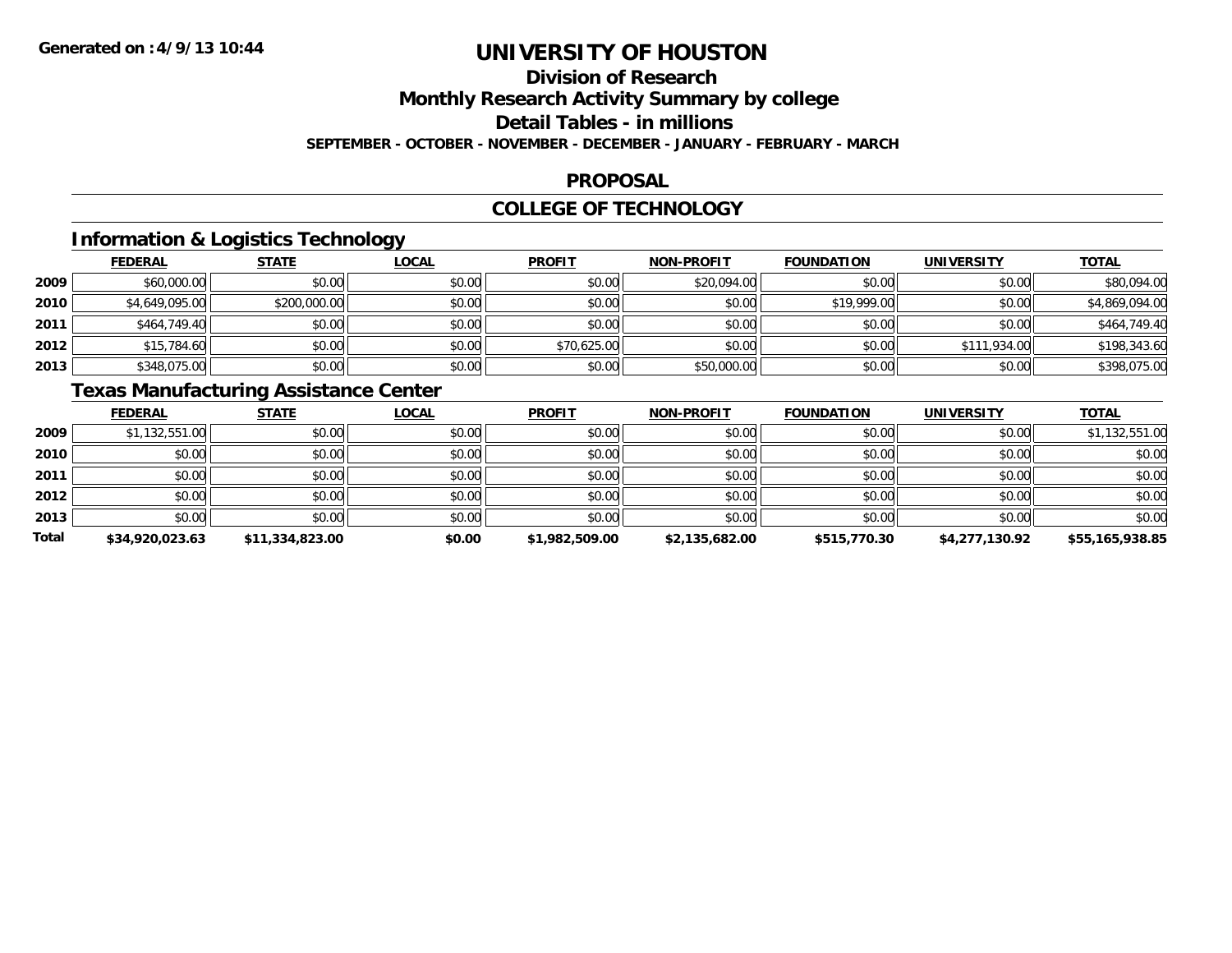**Generated on :4/9/13 10:44**

# UNIVERSITY OF HOUSTON

## Division of Research

## Monthly Research Activity Summary by college

## Detail Tables - in millions

**SEPTEMBER - OCTOBER - NOVEMBER - DECEMBER - JANUARY - FEBRUARY - MARCH**

## PROPOSAL

## COLLEGE OF TECHNOLOGY

### Information & Logistics Technology

| | FEDERAL | STATE | LOCAL | PROFIT | NON-PROFIT | FOUNDATION | UNIVERSITY | TOTAL |
|---|---|---|---|---|---|---|---|---|
| 2009 | $60,000.00 | $0.00 | $0.00 | $0.00 | $20,094.00 | $0.00 | $0.00 | $80,094.00 |
| 2010 | $4,649,095.00 | $200,000.00 | $0.00 | $0.00 | $0.00 | $19,999.00 | $0.00 | $4,869,094.00 |
| 2011 | $464,749.40 | $0.00 | $0.00 | $0.00 | $0.00 | $0.00 | $0.00 | $464,749.40 |
| 2012 | $15,784.60 | $0.00 | $0.00 | $70,625.00 | $0.00 | $0.00 | $111,934.00 | $198,343.60 |
| 2013 | $348,075.00 | $0.00 | $0.00 | $0.00 | $50,000.00 | $0.00 | $0.00 | $398,075.00 |

### Texas Manufacturing Assistance Center

| | FEDERAL | STATE | LOCAL | PROFIT | NON-PROFIT | FOUNDATION | UNIVERSITY | TOTAL |
|---|---|---|---|---|---|---|---|---|
| 2009 | $1,132,551.00 | $0.00 | $0.00 | $0.00 | $0.00 | $0.00 | $0.00 | $1,132,551.00 |
| 2010 | $0.00 | $0.00 | $0.00 | $0.00 | $0.00 | $0.00 | $0.00 | $0.00 |
| 2011 | $0.00 | $0.00 | $0.00 | $0.00 | $0.00 | $0.00 | $0.00 | $0.00 |
| 2012 | $0.00 | $0.00 | $0.00 | $0.00 | $0.00 | $0.00 | $0.00 | $0.00 |
| 2013 | $0.00 | $0.00 | $0.00 | $0.00 | $0.00 | $0.00 | $0.00 | $0.00 |
| **Total** | **$34,920,023.63** | **$11,334,823.00** | **$0.00** | **$1,982,509.00** | **$2,135,682.00** | **$515,770.30** | **$4,277,130.92** | **$55,165,938.85** |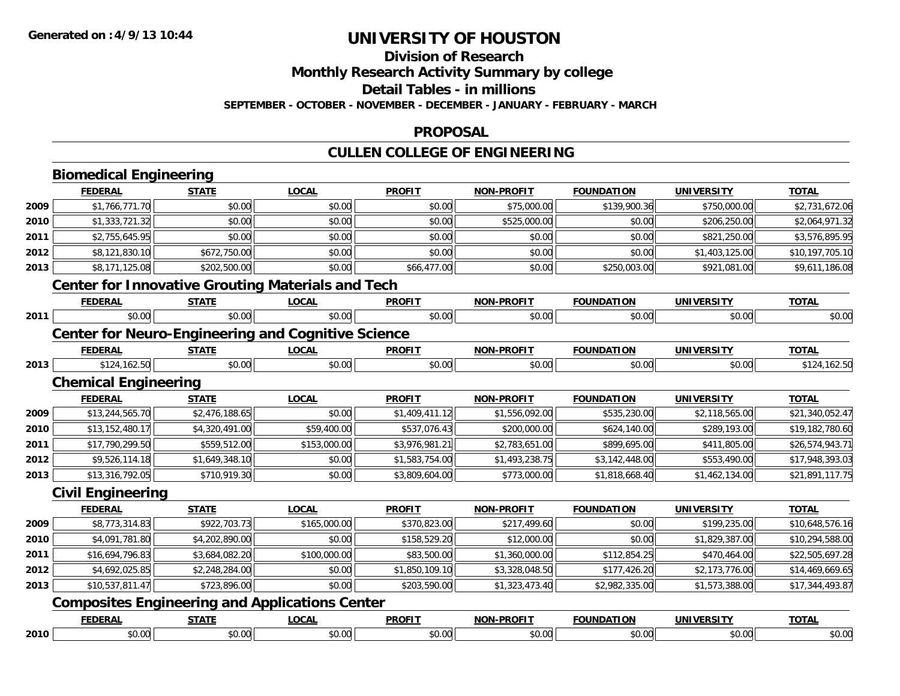# UNIVERSITY OF HOUSTON

## Division of Research

## Monthly Research Activity Summary by college

## Detail Tables - in millions

**SEPTEMBER - OCTOBER - NOVEMBER - DECEMBER - JANUARY - FEBRUARY - MARCH**

## PROPOSAL

## CULLEN COLLEGE OF ENGINEERING

### Biomedical Engineering

| | FEDERAL | STATE | LOCAL | PROFIT | NON-PROFIT | FOUNDATION | UNIVERSITY | TOTAL |
|---|---|---|---|---|---|---|---|---|
| 2009 | $1,766,771.70 | $0.00 | $0.00 | $0.00 | $75,000.00 | $139,900.36 | $750,000.00 | $2,731,672.06 |
| 2010 | $1,333,721.32 | $0.00 | $0.00 | $0.00 | $525,000.00 | $0.00 | $206,250.00 | $2,064,971.32 |
| 2011 | $2,755,645.95 | $0.00 | $0.00 | $0.00 | $0.00 | $0.00 | $821,250.00 | $3,576,895.95 |
| 2012 | $8,121,830.10 | $672,750.00 | $0.00 | $0.00 | $0.00 | $0.00 | $1,403,125.00 | $10,197,705.10 |
| 2013 | $8,171,125.08 | $202,500.00 | $0.00 | $66,477.00 | $0.00 | $250,003.00 | $921,081.00 | $9,611,186.08 |

### Center for Innovative Grouting Materials and Tech

| | FEDERAL | STATE | LOCAL | PROFIT | NON-PROFIT | FOUNDATION | UNIVERSITY | TOTAL |
|---|---|---|---|---|---|---|---|---|
| 2011 | $0.00 | $0.00 | $0.00 | $0.00 | $0.00 | $0.00 | $0.00 | $0.00 |

### Center for Neuro-Engineering and Cognitive Science

| | FEDERAL | STATE | LOCAL | PROFIT | NON-PROFIT | FOUNDATION | UNIVERSITY | TOTAL |
|---|---|---|---|---|---|---|---|---|
| 2013 | $124,162.50 | $0.00 | $0.00 | $0.00 | $0.00 | $0.00 | $0.00 | $124,162.50 |

### Chemical Engineering

| | FEDERAL | STATE | LOCAL | PROFIT | NON-PROFIT | FOUNDATION | UNIVERSITY | TOTAL |
|---|---|---|---|---|---|---|---|---|
| 2009 | $13,244,565.70 | $2,476,188.65 | $0.00 | $1,409,411.12 | $1,556,092.00 | $535,230.00 | $2,118,565.00 | $21,340,052.47 |
| 2010 | $13,152,480.17 | $4,320,491.00 | $59,400.00 | $537,076.43 | $200,000.00 | $624,140.00 | $289,193.00 | $19,182,780.60 |
| 2011 | $17,790,299.50 | $559,512.00 | $153,000.00 | $3,976,981.21 | $2,783,651.00 | $899,695.00 | $411,805.00 | $26,574,943.71 |
| 2012 | $9,526,114.18 | $1,649,348.10 | $0.00 | $1,583,754.00 | $1,493,238.75 | $3,142,448.00 | $553,490.00 | $17,948,393.03 |
| 2013 | $13,316,792.05 | $710,919.30 | $0.00 | $3,809,604.00 | $773,000.00 | $1,818,668.40 | $1,462,134.00 | $21,891,117.75 |

### Civil Engineering

| | FEDERAL | STATE | LOCAL | PROFIT | NON-PROFIT | FOUNDATION | UNIVERSITY | TOTAL |
|---|---|---|---|---|---|---|---|---|
| 2009 | $8,773,314.83 | $922,703.73 | $165,000.00 | $370,823.00 | $217,499.60 | $0.00 | $199,235.00 | $10,648,576.16 |
| 2010 | $4,091,781.80 | $4,202,890.00 | $0.00 | $158,529.20 | $12,000.00 | $0.00 | $1,829,387.00 | $10,294,588.00 |
| 2011 | $16,694,796.83 | $3,684,082.20 | $100,000.00 | $83,500.00 | $1,360,000.00 | $112,854.25 | $470,464.00 | $22,505,697.28 |
| 2012 | $4,692,025.85 | $2,248,284.00 | $0.00 | $1,850,109.10 | $3,328,048.50 | $177,426.20 | $2,173,776.00 | $14,469,669.65 |
| 2013 | $10,537,811.47 | $723,896.00 | $0.00 | $203,590.00 | $1,323,473.40 | $2,982,335.00 | $1,573,388.00 | $17,344,493.87 |

### Composites Engineering and Applications Center

| | FEDERAL | STATE | LOCAL | PROFIT | NON-PROFIT | FOUNDATION | UNIVERSITY | TOTAL |
|---|---|---|---|---|---|---|---|---|
| 2010 | $0.00 | $0.00 | $0.00 | $0.00 | $0.00 | $0.00 | $0.00 | $0.00 |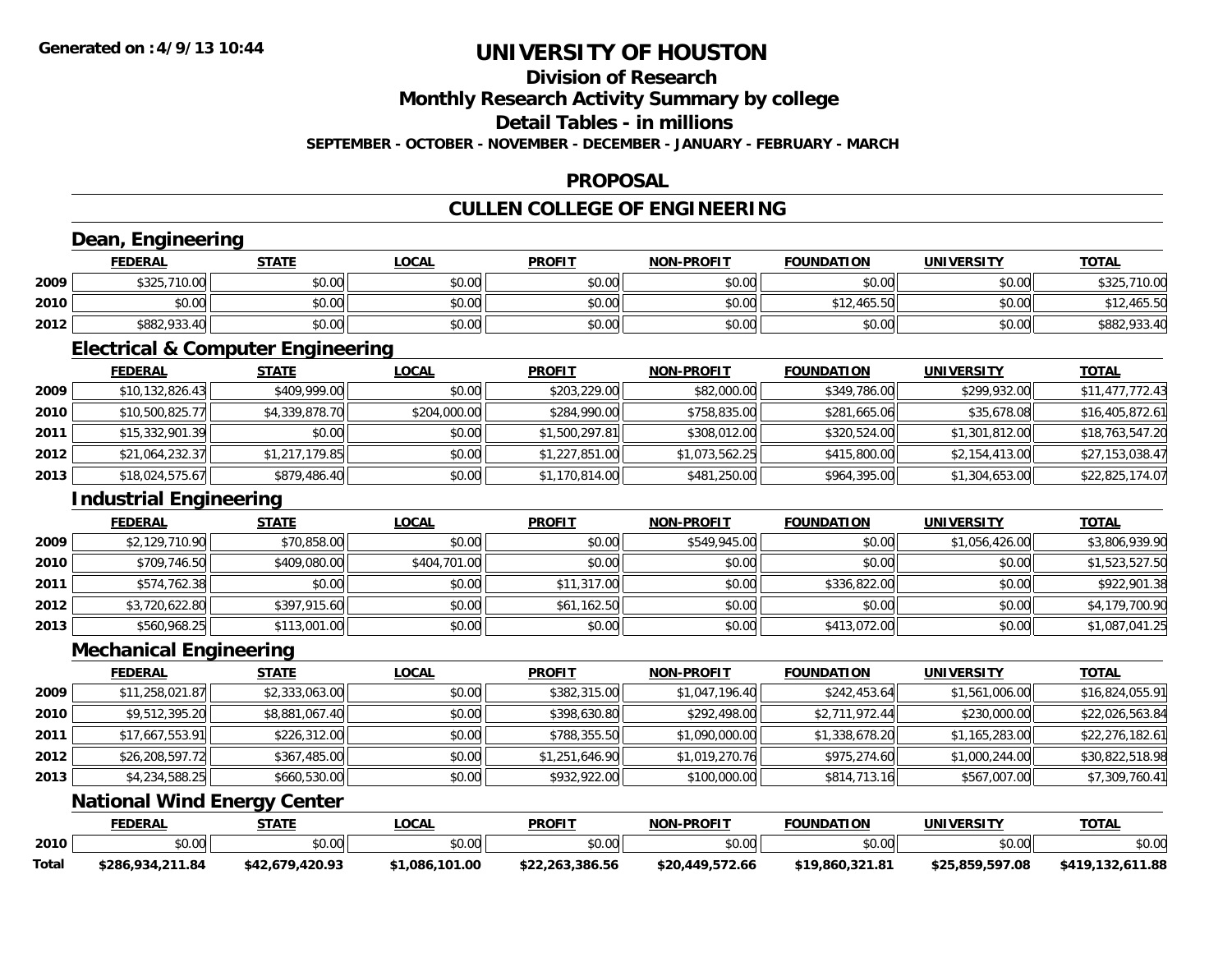**Generated on :4/9/13 10:44**

# UNIVERSITY OF HOUSTON

## Division of Research
## Monthly Research Activity Summary by college
## Detail Tables - in millions

**SEPTEMBER - OCTOBER - NOVEMBER - DECEMBER - JANUARY - FEBRUARY - MARCH**

## PROPOSAL

## CULLEN COLLEGE OF ENGINEERING

### Dean, Engineering

| | FEDERAL | STATE | LOCAL | PROFIT | NON-PROFIT | FOUNDATION | UNIVERSITY | TOTAL |
|---|---|---|---|---|---|---|---|---|
| 2009 | $325,710.00 | $0.00 | $0.00 | $0.00 | $0.00 | $0.00 | $0.00 | $325,710.00 |
| 2010 | $0.00 | $0.00 | $0.00 | $0.00 | $0.00 | $12,465.50 | $0.00 | $12,465.50 |
| 2012 | $882,933.40 | $0.00 | $0.00 | $0.00 | $0.00 | $0.00 | $0.00 | $882,933.40 |

### Electrical & Computer Engineering

| | FEDERAL | STATE | LOCAL | PROFIT | NON-PROFIT | FOUNDATION | UNIVERSITY | TOTAL |
|---|---|---|---|---|---|---|---|---|
| 2009 | $10,132,826.43 | $409,999.00 | $0.00 | $203,229.00 | $82,000.00 | $349,786.00 | $299,932.00 | $11,477,772.43 |
| 2010 | $10,500,825.77 | $4,339,878.70 | $204,000.00 | $284,990.00 | $758,835.00 | $281,665.06 | $35,678.08 | $16,405,872.61 |
| 2011 | $15,332,901.39 | $0.00 | $0.00 | $1,500,297.81 | $308,012.00 | $320,524.00 | $1,301,812.00 | $18,763,547.20 |
| 2012 | $21,064,232.37 | $1,217,179.85 | $0.00 | $1,227,851.00 | $1,073,562.25 | $415,800.00 | $2,154,413.00 | $27,153,038.47 |
| 2013 | $18,024,575.67 | $879,486.40 | $0.00 | $1,170,814.00 | $481,250.00 | $964,395.00 | $1,304,653.00 | $22,825,174.07 |

### Industrial Engineering

| | FEDERAL | STATE | LOCAL | PROFIT | NON-PROFIT | FOUNDATION | UNIVERSITY | TOTAL |
|---|---|---|---|---|---|---|---|---|
| 2009 | $2,129,710.90 | $70,858.00 | $0.00 | $0.00 | $549,945.00 | $0.00 | $1,056,426.00 | $3,806,939.90 |
| 2010 | $709,746.50 | $409,080.00 | $404,701.00 | $0.00 | $0.00 | $0.00 | $0.00 | $1,523,527.50 |
| 2011 | $574,762.38 | $0.00 | $0.00 | $11,317.00 | $0.00 | $336,822.00 | $0.00 | $922,901.38 |
| 2012 | $3,720,622.80 | $397,915.60 | $0.00 | $61,162.50 | $0.00 | $0.00 | $0.00 | $4,179,700.90 |
| 2013 | $560,968.25 | $113,001.00 | $0.00 | $0.00 | $0.00 | $413,072.00 | $0.00 | $1,087,041.25 |

### Mechanical Engineering

| | FEDERAL | STATE | LOCAL | PROFIT | NON-PROFIT | FOUNDATION | UNIVERSITY | TOTAL |
|---|---|---|---|---|---|---|---|---|
| 2009 | $11,258,021.87 | $2,333,063.00 | $0.00 | $382,315.00 | $1,047,196.40 | $242,453.64 | $1,561,006.00 | $16,824,055.91 |
| 2010 | $9,512,395.20 | $8,881,067.40 | $0.00 | $398,630.80 | $292,498.00 | $2,711,972.44 | $230,000.00 | $22,026,563.84 |
| 2011 | $17,667,553.91 | $226,312.00 | $0.00 | $788,355.50 | $1,090,000.00 | $1,338,678.20 | $1,165,283.00 | $22,276,182.61 |
| 2012 | $26,208,597.72 | $367,485.00 | $0.00 | $1,251,646.90 | $1,019,270.76 | $975,274.60 | $1,000,244.00 | $30,822,518.98 |
| 2013 | $4,234,588.25 | $660,530.00 | $0.00 | $932,922.00 | $100,000.00 | $814,713.16 | $567,007.00 | $7,309,760.41 |

### National Wind Energy Center

| | FEDERAL | STATE | LOCAL | PROFIT | NON-PROFIT | FOUNDATION | UNIVERSITY | TOTAL |
|---|---|---|---|---|---|---|---|---|
| 2010 | $0.00 | $0.00 | $0.00 | $0.00 | $0.00 | $0.00 | $0.00 | $0.00 |
| **Total** | **$286,934,211.84** | **$42,679,420.93** | **$1,086,101.00** | **$22,263,386.56** | **$20,449,572.66** | **$19,860,321.81** | **$25,859,597.08** | **$419,132,611.88** |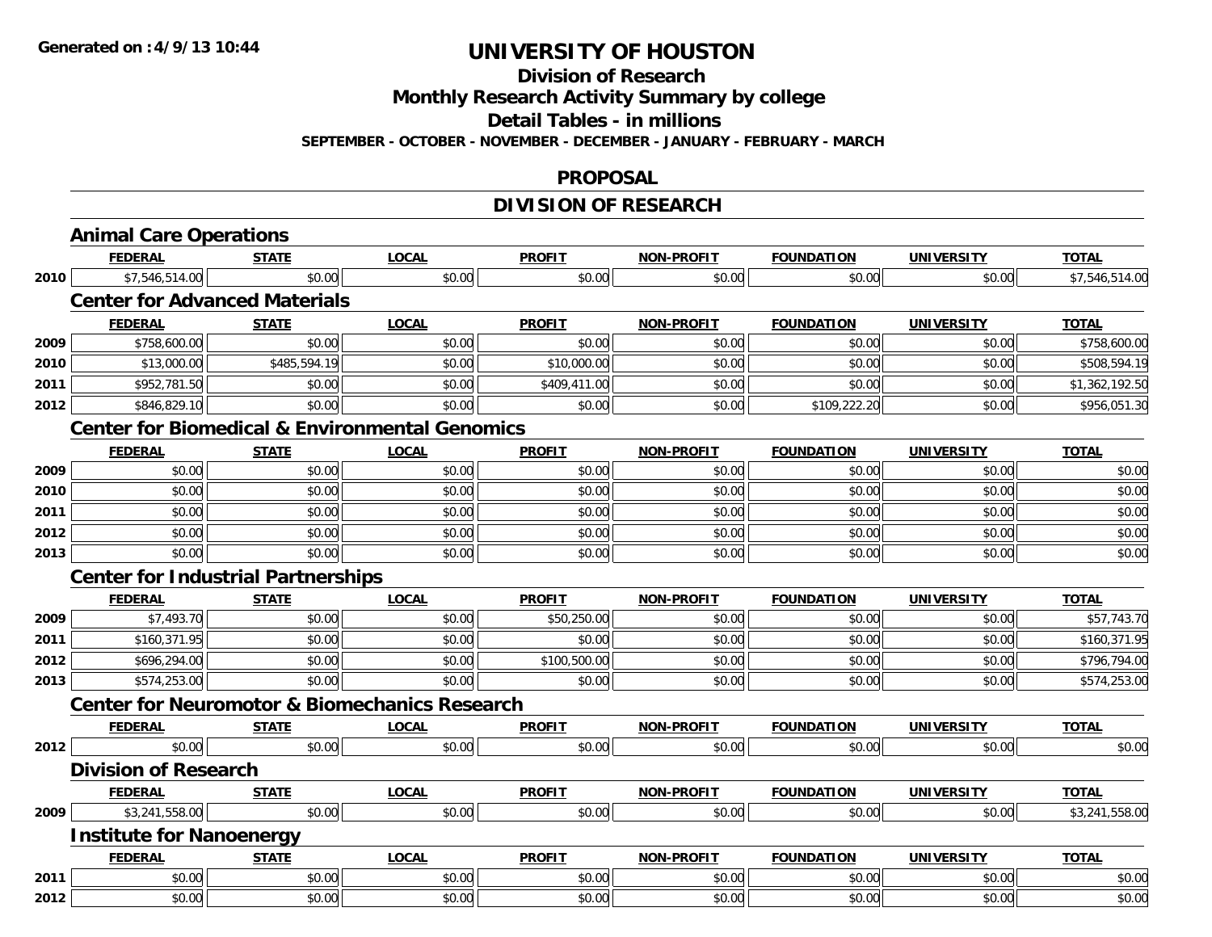# UNIVERSITY OF HOUSTON

## Division of Research

## Monthly Research Activity Summary by college

## Detail Tables - in millions

**SEPTEMBER - OCTOBER - NOVEMBER - DECEMBER - JANUARY - FEBRUARY - MARCH**

## PROPOSAL

## DIVISION OF RESEARCH

### Animal Care Operations

| | FEDERAL | STATE | LOCAL | PROFIT | NON-PROFIT | FOUNDATION | UNIVERSITY | TOTAL |
|---|---|---|---|---|---|---|---|---|
| 2010 | $7,546,514.00 | $0.00 | $0.00 | $0.00 | $0.00 | $0.00 | $0.00 | $7,546,514.00 |

### Center for Advanced Materials

| | FEDERAL | STATE | LOCAL | PROFIT | NON-PROFIT | FOUNDATION | UNIVERSITY | TOTAL |
|---|---|---|---|---|---|---|---|---|
| 2009 | $758,600.00 | $0.00 | $0.00 | $0.00 | $0.00 | $0.00 | $0.00 | $758,600.00 |
| 2010 | $13,000.00 | $485,594.19 | $0.00 | $10,000.00 | $0.00 | $0.00 | $0.00 | $508,594.19 |
| 2011 | $952,781.50 | $0.00 | $0.00 | $409,411.00 | $0.00 | $0.00 | $0.00 | $1,362,192.50 |
| 2012 | $846,829.10 | $0.00 | $0.00 | $0.00 | $0.00 | $109,222.20 | $0.00 | $956,051.30 |

### Center for Biomedical & Environmental Genomics

| | FEDERAL | STATE | LOCAL | PROFIT | NON-PROFIT | FOUNDATION | UNIVERSITY | TOTAL |
|---|---|---|---|---|---|---|---|---|
| 2009 | $0.00 | $0.00 | $0.00 | $0.00 | $0.00 | $0.00 | $0.00 | $0.00 |
| 2010 | $0.00 | $0.00 | $0.00 | $0.00 | $0.00 | $0.00 | $0.00 | $0.00 |
| 2011 | $0.00 | $0.00 | $0.00 | $0.00 | $0.00 | $0.00 | $0.00 | $0.00 |
| 2012 | $0.00 | $0.00 | $0.00 | $0.00 | $0.00 | $0.00 | $0.00 | $0.00 |
| 2013 | $0.00 | $0.00 | $0.00 | $0.00 | $0.00 | $0.00 | $0.00 | $0.00 |

### Center for Industrial Partnerships

| | FEDERAL | STATE | LOCAL | PROFIT | NON-PROFIT | FOUNDATION | UNIVERSITY | TOTAL |
|---|---|---|---|---|---|---|---|---|
| 2009 | $7,493.70 | $0.00 | $0.00 | $50,250.00 | $0.00 | $0.00 | $0.00 | $57,743.70 |
| 2011 | $160,371.95 | $0.00 | $0.00 | $0.00 | $0.00 | $0.00 | $0.00 | $160,371.95 |
| 2012 | $696,294.00 | $0.00 | $0.00 | $100,500.00 | $0.00 | $0.00 | $0.00 | $796,794.00 |
| 2013 | $574,253.00 | $0.00 | $0.00 | $0.00 | $0.00 | $0.00 | $0.00 | $574,253.00 |

### Center for Neuromotor & Biomechanics Research

| | FEDERAL | STATE | LOCAL | PROFIT | NON-PROFIT | FOUNDATION | UNIVERSITY | TOTAL |
|---|---|---|---|---|---|---|---|---|
| 2012 | $0.00 | $0.00 | $0.00 | $0.00 | $0.00 | $0.00 | $0.00 | $0.00 |

### Division of Research

| | FEDERAL | STATE | LOCAL | PROFIT | NON-PROFIT | FOUNDATION | UNIVERSITY | TOTAL |
|---|---|---|---|---|---|---|---|---|
| 2009 | $3,241,558.00 | $0.00 | $0.00 | $0.00 | $0.00 | $0.00 | $0.00 | $3,241,558.00 |

### Institute for Nanoenergy

| | FEDERAL | STATE | LOCAL | PROFIT | NON-PROFIT | FOUNDATION | UNIVERSITY | TOTAL |
|---|---|---|---|---|---|---|---|---|
| 2011 | $0.00 | $0.00 | $0.00 | $0.00 | $0.00 | $0.00 | $0.00 | $0.00 |
| 2012 | $0.00 | $0.00 | $0.00 | $0.00 | $0.00 | $0.00 | $0.00 | $0.00 |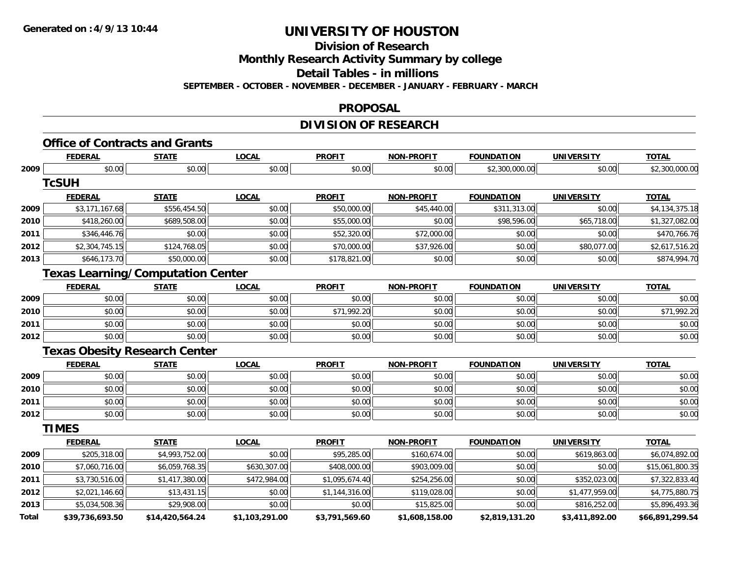# UNIVERSITY OF HOUSTON

## Division of Research

## Monthly Research Activity Summary by college

## Detail Tables - in millions

**SEPTEMBER - OCTOBER - NOVEMBER - DECEMBER - JANUARY - FEBRUARY - MARCH**

## PROPOSAL

## DIVISION OF RESEARCH

### Office of Contracts and Grants

| | FEDERAL | STATE | LOCAL | PROFIT | NON-PROFIT | FOUNDATION | UNIVERSITY | TOTAL |
|---|---|---|---|---|---|---|---|---|
| 2009 | $0.00 | $0.00 | $0.00 | $0.00 | $0.00 | $2,300,000.00 | $0.00 | $2,300,000.00 |

### TcSUH

| | FEDERAL | STATE | LOCAL | PROFIT | NON-PROFIT | FOUNDATION | UNIVERSITY | TOTAL |
|---|---|---|---|---|---|---|---|---|
| 2009 | $3,171,167.68 | $556,454.50 | $0.00 | $50,000.00 | $45,440.00 | $311,313.00 | $0.00 | $4,134,375.18 |
| 2010 | $418,260.00 | $689,508.00 | $0.00 | $55,000.00 | $0.00 | $98,596.00 | $65,718.00 | $1,327,082.00 |
| 2011 | $346,446.76 | $0.00 | $0.00 | $52,320.00 | $72,000.00 | $0.00 | $0.00 | $470,766.76 |
| 2012 | $2,304,745.15 | $124,768.05 | $0.00 | $70,000.00 | $37,926.00 | $0.00 | $80,077.00 | $2,617,516.20 |
| 2013 | $646,173.70 | $50,000.00 | $0.00 | $178,821.00 | $0.00 | $0.00 | $0.00 | $874,994.70 |

### Texas Learning/Computation Center

| | FEDERAL | STATE | LOCAL | PROFIT | NON-PROFIT | FOUNDATION | UNIVERSITY | TOTAL |
|---|---|---|---|---|---|---|---|---|
| 2009 | $0.00 | $0.00 | $0.00 | $0.00 | $0.00 | $0.00 | $0.00 | $0.00 |
| 2010 | $0.00 | $0.00 | $0.00 | $71,992.20 | $0.00 | $0.00 | $0.00 | $71,992.20 |
| 2011 | $0.00 | $0.00 | $0.00 | $0.00 | $0.00 | $0.00 | $0.00 | $0.00 |
| 2012 | $0.00 | $0.00 | $0.00 | $0.00 | $0.00 | $0.00 | $0.00 | $0.00 |

### Texas Obesity Research Center

| | FEDERAL | STATE | LOCAL | PROFIT | NON-PROFIT | FOUNDATION | UNIVERSITY | TOTAL |
|---|---|---|---|---|---|---|---|---|
| 2009 | $0.00 | $0.00 | $0.00 | $0.00 | $0.00 | $0.00 | $0.00 | $0.00 |
| 2010 | $0.00 | $0.00 | $0.00 | $0.00 | $0.00 | $0.00 | $0.00 | $0.00 |
| 2011 | $0.00 | $0.00 | $0.00 | $0.00 | $0.00 | $0.00 | $0.00 | $0.00 |
| 2012 | $0.00 | $0.00 | $0.00 | $0.00 | $0.00 | $0.00 | $0.00 | $0.00 |

### TIMES

| | FEDERAL | STATE | LOCAL | PROFIT | NON-PROFIT | FOUNDATION | UNIVERSITY | TOTAL |
|---|---|---|---|---|---|---|---|---|
| 2009 | $205,318.00 | $4,993,752.00 | $0.00 | $95,285.00 | $160,674.00 | $0.00 | $619,863.00 | $6,074,892.00 |
| 2010 | $7,060,716.00 | $6,059,768.35 | $630,307.00 | $408,000.00 | $903,009.00 | $0.00 | $0.00 | $15,061,800.35 |
| 2011 | $3,730,516.00 | $1,417,380.00 | $472,984.00 | $1,095,674.40 | $254,256.00 | $0.00 | $352,023.00 | $7,322,833.40 |
| 2012 | $2,021,146.60 | $13,431.15 | $0.00 | $1,144,316.00 | $119,028.00 | $0.00 | $1,477,959.00 | $4,775,880.75 |
| 2013 | $5,034,508.36 | $29,908.00 | $0.00 | $0.00 | $15,825.00 | $0.00 | $816,252.00 | $5,896,493.36 |
| **Total** | **$39,736,693.50** | **$14,420,564.24** | **$1,103,291.00** | **$3,791,569.60** | **$1,608,158.00** | **$2,819,131.20** | **$3,411,892.00** | **$66,891,299.54** |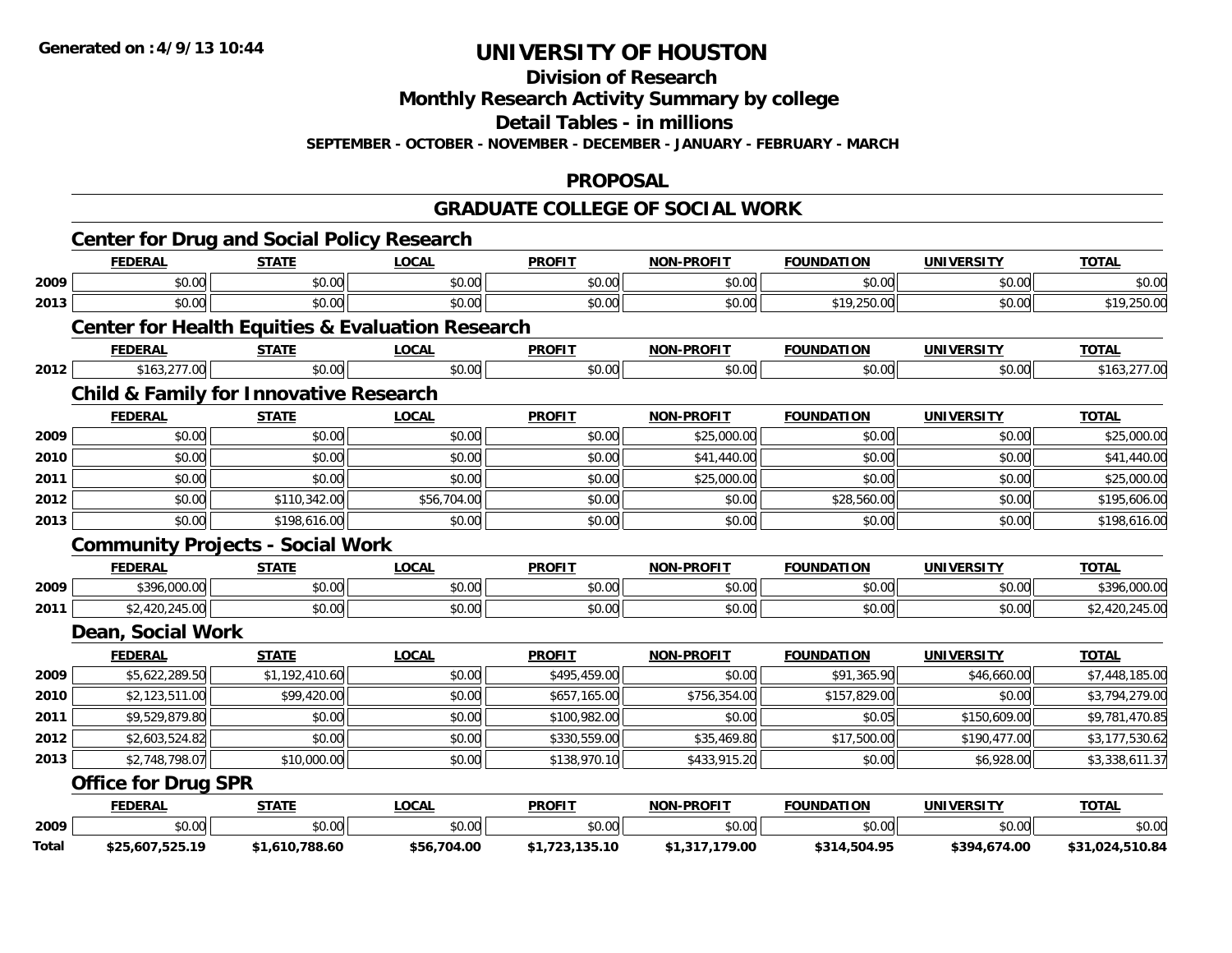Generated on :4/9/13 10:44

# UNIVERSITY OF HOUSTON

## Division of Research

## Monthly Research Activity Summary by college

## Detail Tables - in millions

**SEPTEMBER - OCTOBER - NOVEMBER - DECEMBER - JANUARY - FEBRUARY - MARCH**

## PROPOSAL

## GRADUATE COLLEGE OF SOCIAL WORK

### Center for Drug and Social Policy Research

| | FEDERAL | STATE | LOCAL | PROFIT | NON-PROFIT | FOUNDATION | UNIVERSITY | TOTAL |
|---|---|---|---|---|---|---|---|---|
| 2009 | $0.00 | $0.00 | $0.00 | $0.00 | $0.00 | $0.00 | $0.00 | $0.00 |
| 2013 | $0.00 | $0.00 | $0.00 | $0.00 | $0.00 | $19,250.00 | $0.00 | $19,250.00 |

### Center for Health Equities & Evaluation Research

| | FEDERAL | STATE | LOCAL | PROFIT | NON-PROFIT | FOUNDATION | UNIVERSITY | TOTAL |
|---|---|---|---|---|---|---|---|---|
| 2012 | $163,277.00 | $0.00 | $0.00 | $0.00 | $0.00 | $0.00 | $0.00 | $163,277.00 |

### Child & Family for Innovative Research

| | FEDERAL | STATE | LOCAL | PROFIT | NON-PROFIT | FOUNDATION | UNIVERSITY | TOTAL |
|---|---|---|---|---|---|---|---|---|
| 2009 | $0.00 | $0.00 | $0.00 | $0.00 | $25,000.00 | $0.00 | $0.00 | $25,000.00 |
| 2010 | $0.00 | $0.00 | $0.00 | $0.00 | $41,440.00 | $0.00 | $0.00 | $41,440.00 |
| 2011 | $0.00 | $0.00 | $0.00 | $0.00 | $25,000.00 | $0.00 | $0.00 | $25,000.00 |
| 2012 | $0.00 | $110,342.00 | $56,704.00 | $0.00 | $0.00 | $28,560.00 | $0.00 | $195,606.00 |
| 2013 | $0.00 | $198,616.00 | $0.00 | $0.00 | $0.00 | $0.00 | $0.00 | $198,616.00 |

### Community Projects - Social Work

| | FEDERAL | STATE | LOCAL | PROFIT | NON-PROFIT | FOUNDATION | UNIVERSITY | TOTAL |
|---|---|---|---|---|---|---|---|---|
| 2009 | $396,000.00 | $0.00 | $0.00 | $0.00 | $0.00 | $0.00 | $0.00 | $396,000.00 |
| 2011 | $2,420,245.00 | $0.00 | $0.00 | $0.00 | $0.00 | $0.00 | $0.00 | $2,420,245.00 |

### Dean, Social Work

| | FEDERAL | STATE | LOCAL | PROFIT | NON-PROFIT | FOUNDATION | UNIVERSITY | TOTAL |
|---|---|---|---|---|---|---|---|---|
| 2009 | $5,622,289.50 | $1,192,410.60 | $0.00 | $495,459.00 | $0.00 | $91,365.90 | $46,660.00 | $7,448,185.00 |
| 2010 | $2,123,511.00 | $99,420.00 | $0.00 | $657,165.00 | $756,354.00 | $157,829.00 | $0.00 | $3,794,279.00 |
| 2011 | $9,529,879.80 | $0.00 | $0.00 | $100,982.00 | $0.00 | $0.05 | $150,609.00 | $9,781,470.85 |
| 2012 | $2,603,524.82 | $0.00 | $0.00 | $330,559.00 | $35,469.80 | $17,500.00 | $190,477.00 | $3,177,530.62 |
| 2013 | $2,748,798.07 | $10,000.00 | $0.00 | $138,970.10 | $433,915.20 | $0.00 | $6,928.00 | $3,338,611.37 |

### Office for Drug SPR

| | FEDERAL | STATE | LOCAL | PROFIT | NON-PROFIT | FOUNDATION | UNIVERSITY | TOTAL |
|---|---|---|---|---|---|---|---|---|
| 2009 | $0.00 | $0.00 | $0.00 | $0.00 | $0.00 | $0.00 | $0.00 | $0.00 |
| **Total** | **$25,607,525.19** | **$1,610,788.60** | **$56,704.00** | **$1,723,135.10** | **$1,317,179.00** | **$314,504.95** | **$394,674.00** | **$31,024,510.84** |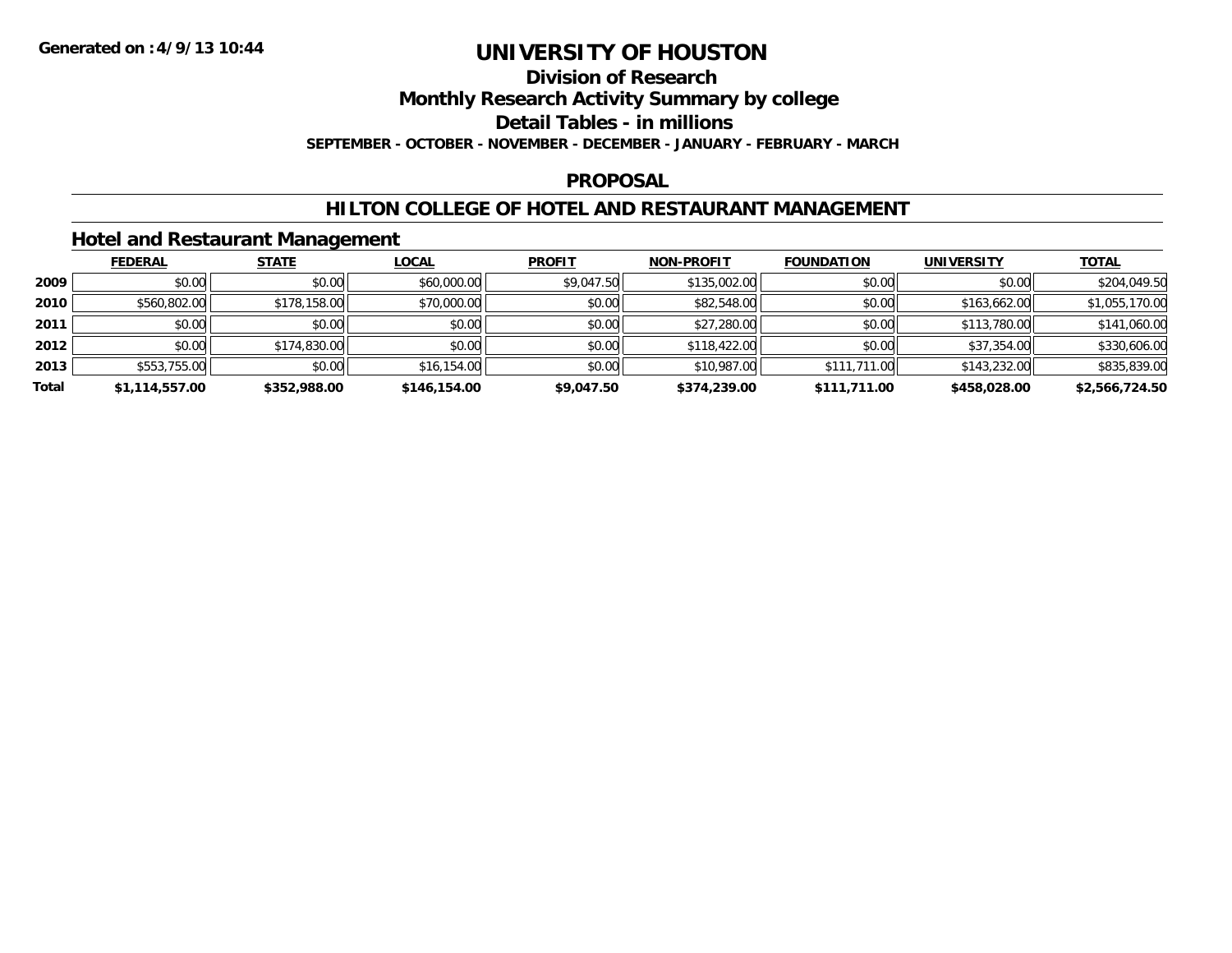Generated on :4/9/13 10:44

# UNIVERSITY OF HOUSTON

## Division of Research

## Monthly Research Activity Summary by college

## Detail Tables - in millions

**SEPTEMBER - OCTOBER - NOVEMBER - DECEMBER - JANUARY - FEBRUARY - MARCH**

## PROPOSAL

## HILTON COLLEGE OF HOTEL AND RESTAURANT MANAGEMENT

### Hotel and Restaurant Management

| | FEDERAL | STATE | LOCAL | PROFIT | NON-PROFIT | FOUNDATION | UNIVERSITY | TOTAL |
|---|---|---|---|---|---|---|---|---|
| 2009 | $0.00 | $0.00 | $60,000.00 | $9,047.50 | $135,002.00 | $0.00 | $0.00 | $204,049.50 |
| 2010 | $560,802.00 | $178,158.00 | $70,000.00 | $0.00 | $82,548.00 | $0.00 | $163,662.00 | $1,055,170.00 |
| 2011 | $0.00 | $0.00 | $0.00 | $0.00 | $27,280.00 | $0.00 | $113,780.00 | $141,060.00 |
| 2012 | $0.00 | $174,830.00 | $0.00 | $0.00 | $118,422.00 | $0.00 | $37,354.00 | $330,606.00 |
| 2013 | $553,755.00 | $0.00 | $16,154.00 | $0.00 | $10,987.00 | $111,711.00 | $143,232.00 | $835,839.00 |
| **Total** | **$1,114,557.00** | **$352,988.00** | **$146,154.00** | **$9,047.50** | **$374,239.00** | **$111,711.00** | **$458,028.00** | **$2,566,724.50** |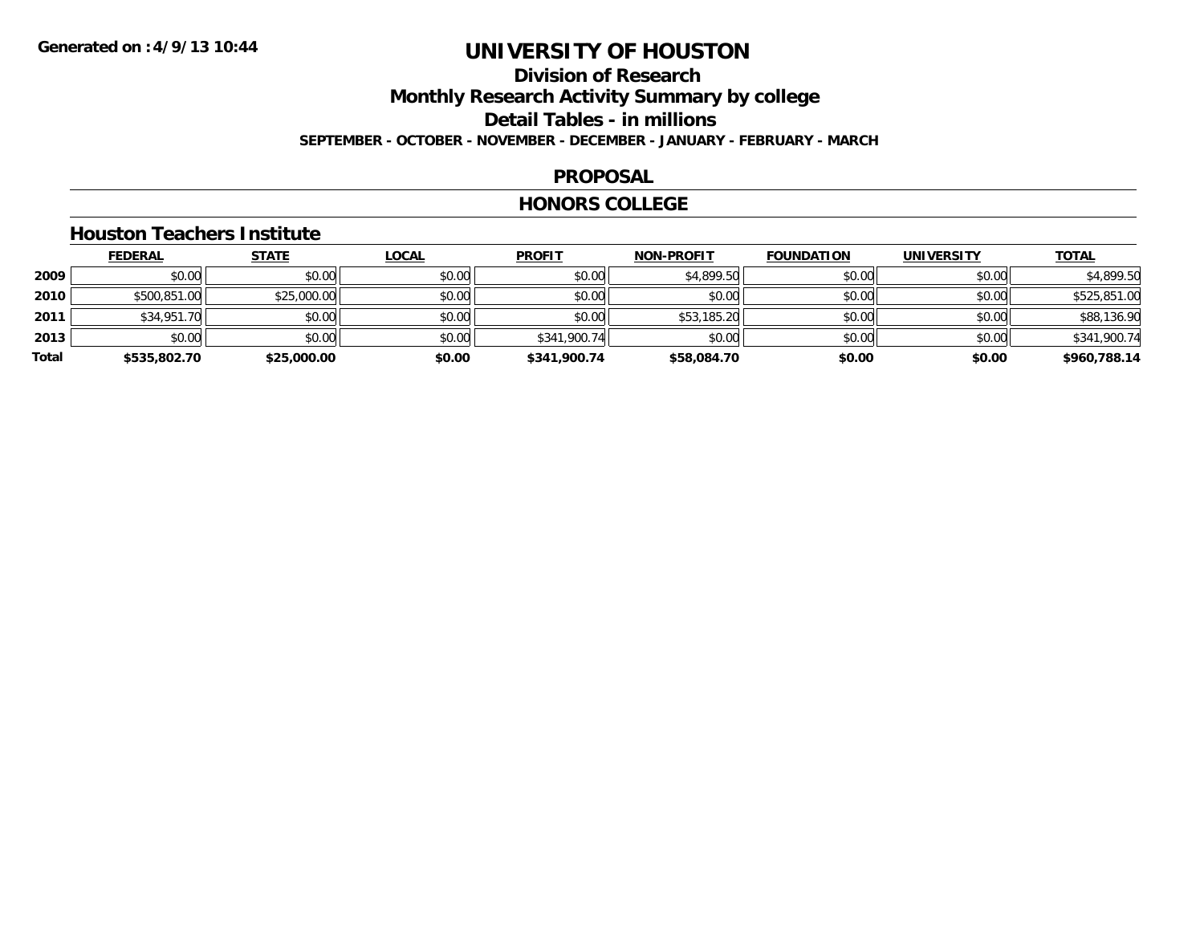**Generated on :4/9/13 10:44**

# UNIVERSITY OF HOUSTON

## Division of Research

## Monthly Research Activity Summary by college

## Detail Tables - in millions

**SEPTEMBER - OCTOBER - NOVEMBER - DECEMBER - JANUARY - FEBRUARY - MARCH**

## PROPOSAL

## HONORS COLLEGE

### Houston Teachers Institute

| | FEDERAL | STATE | LOCAL | PROFIT | NON-PROFIT | FOUNDATION | UNIVERSITY | TOTAL |
|---|---|---|---|---|---|---|---|---|
| **2009** | $0.00 | $0.00 | $0.00 | $0.00 | $4,899.50 | $0.00 | $0.00 | $4,899.50 |
| **2010** | $500,851.00 | $25,000.00 | $0.00 | $0.00 | $0.00 | $0.00 | $0.00 | $525,851.00 |
| **2011** | $34,951.70 | $0.00 | $0.00 | $0.00 | $53,185.20 | $0.00 | $0.00 | $88,136.90 |
| **2013** | $0.00 | $0.00 | $0.00 | $341,900.74 | $0.00 | $0.00 | $0.00 | $341,900.74 |
| **Total** | **$535,802.70** | **$25,000.00** | **$0.00** | **$341,900.74** | **$58,084.70** | **$0.00** | **$0.00** | **$960,788.14** |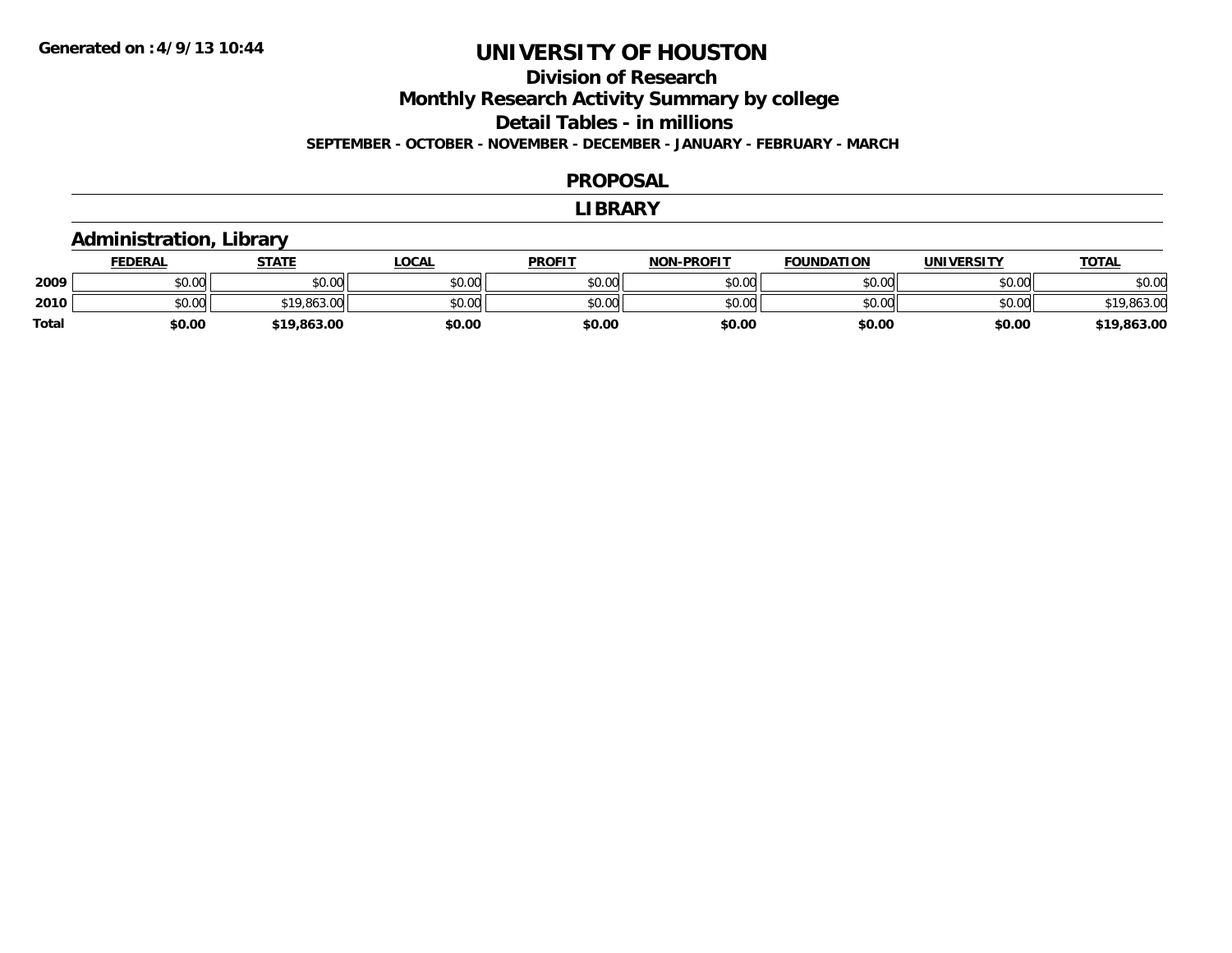**Generated on :4/9/13 10:44**

# UNIVERSITY OF HOUSTON

## Division of Research

## Monthly Research Activity Summary by college

## Detail Tables - in millions

**SEPTEMBER - OCTOBER - NOVEMBER - DECEMBER - JANUARY - FEBRUARY - MARCH**

### PROPOSAL

### LIBRARY

### Administration, Library

| | FEDERAL | STATE | LOCAL | PROFIT | NON-PROFIT | FOUNDATION | UNIVERSITY | TOTAL |
|---|---|---|---|---|---|---|---|---|
| 2009 | $0.00 | $0.00 | $0.00 | $0.00 | $0.00 | $0.00 | $0.00 | $0.00 |
| 2010 | $0.00 | $19,863.00 | $0.00 | $0.00 | $0.00 | $0.00 | $0.00 | $19,863.00 |
| **Total** | **$0.00** | **$19,863.00** | **$0.00** | **$0.00** | **$0.00** | **$0.00** | **$0.00** | **$19,863.00** |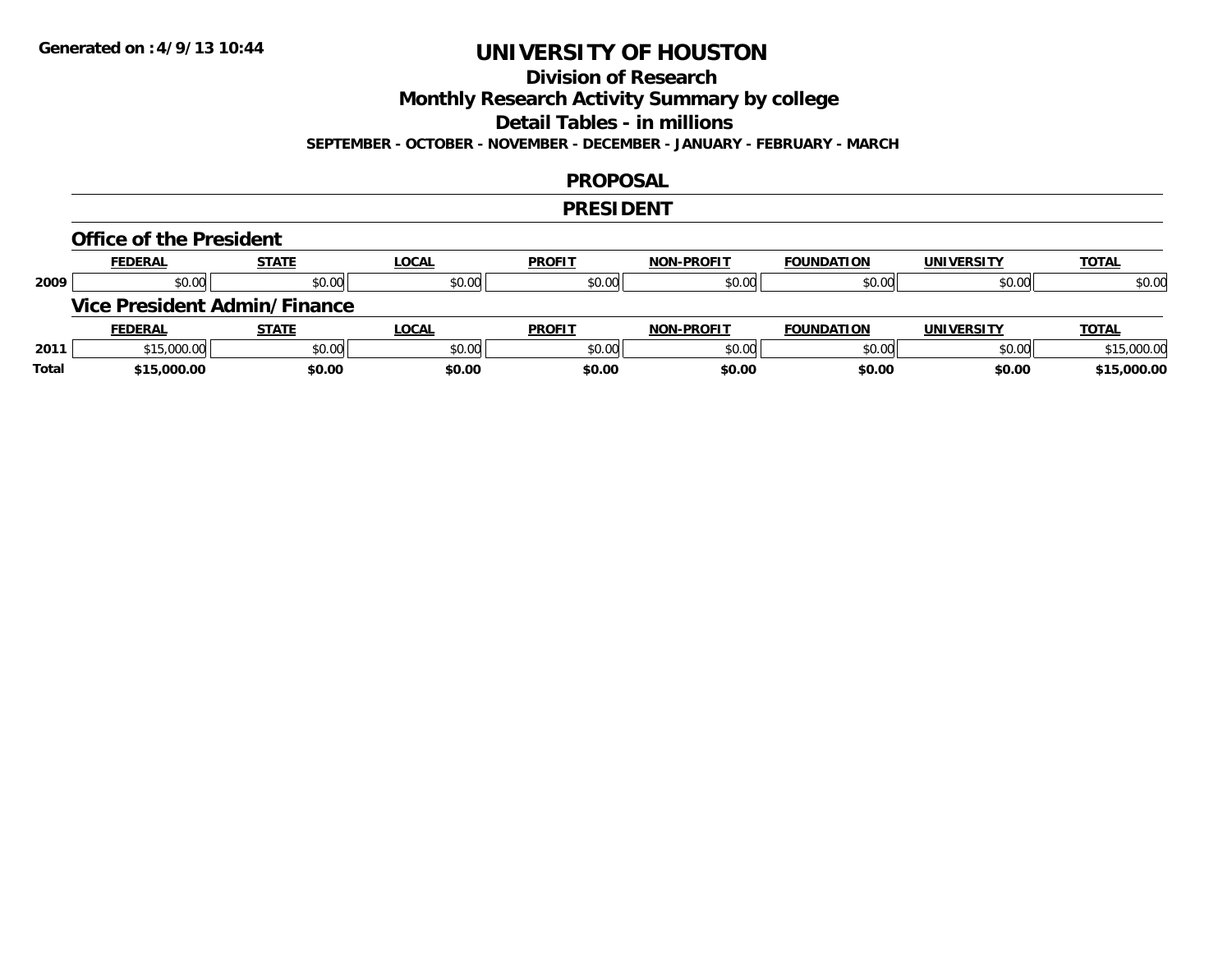**Generated on :4/9/13 10:44**

# UNIVERSITY OF HOUSTON

## Division of Research

## Monthly Research Activity Summary by college

## Detail Tables - in millions

**SEPTEMBER - OCTOBER - NOVEMBER - DECEMBER - JANUARY - FEBRUARY - MARCH**

## PROPOSAL

## PRESIDENT

### Office of the President

| | FEDERAL | STATE | LOCAL | PROFIT | NON-PROFIT | FOUNDATION | UNIVERSITY | TOTAL |
|---|---|---|---|---|---|---|---|---|
| 2009 | $0.00 | $0.00 | $0.00 | $0.00 | $0.00 | $0.00 | $0.00 | $0.00 |

### Vice President Admin/Finance

| | FEDERAL | STATE | LOCAL | PROFIT | NON-PROFIT | FOUNDATION | UNIVERSITY | TOTAL |
|---|---|---|---|---|---|---|---|---|
| 2011 | $15,000.00 | $0.00 | $0.00 | $0.00 | $0.00 | $0.00 | $0.00 | $15,000.00 |
| **Total** | **$15,000.00** | **$0.00** | **$0.00** | **$0.00** | **$0.00** | **$0.00** | **$0.00** | **$15,000.00** |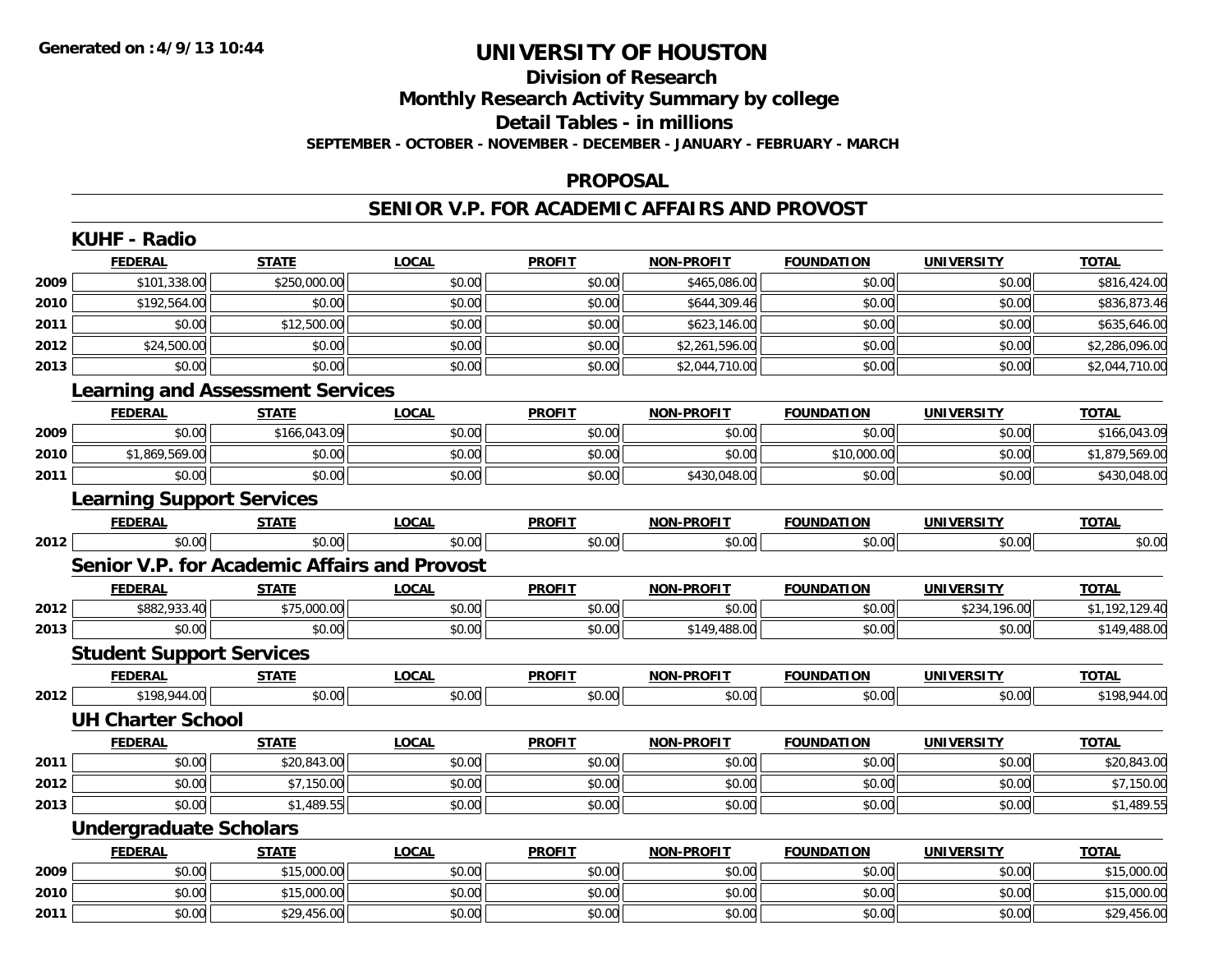**Generated on :4/9/13 10:44**

# UNIVERSITY OF HOUSTON

## Division of Research

## Monthly Research Activity Summary by college

## Detail Tables - in millions

**SEPTEMBER - OCTOBER - NOVEMBER - DECEMBER - JANUARY - FEBRUARY - MARCH**

## PROPOSAL

## SENIOR V.P. FOR ACADEMIC AFFAIRS AND PROVOST

### KUHF - Radio

| | FEDERAL | STATE | LOCAL | PROFIT | NON-PROFIT | FOUNDATION | UNIVERSITY | TOTAL |
|---|---|---|---|---|---|---|---|---|
| 2009 | $101,338.00 | $250,000.00 | $0.00 | $0.00 | $465,086.00 | $0.00 | $0.00 | $816,424.00 |
| 2010 | $192,564.00 | $0.00 | $0.00 | $0.00 | $644,309.46 | $0.00 | $0.00 | $836,873.46 |
| 2011 | $0.00 | $12,500.00 | $0.00 | $0.00 | $623,146.00 | $0.00 | $0.00 | $635,646.00 |
| 2012 | $24,500.00 | $0.00 | $0.00 | $0.00 | $2,261,596.00 | $0.00 | $0.00 | $2,286,096.00 |
| 2013 | $0.00 | $0.00 | $0.00 | $0.00 | $2,044,710.00 | $0.00 | $0.00 | $2,044,710.00 |

### Learning and Assessment Services

| | FEDERAL | STATE | LOCAL | PROFIT | NON-PROFIT | FOUNDATION | UNIVERSITY | TOTAL |
|---|---|---|---|---|---|---|---|---|
| 2009 | $0.00 | $166,043.09 | $0.00 | $0.00 | $0.00 | $0.00 | $0.00 | $166,043.09 |
| 2010 | $1,869,569.00 | $0.00 | $0.00 | $0.00 | $0.00 | $10,000.00 | $0.00 | $1,879,569.00 |
| 2011 | $0.00 | $0.00 | $0.00 | $0.00 | $430,048.00 | $0.00 | $0.00 | $430,048.00 |

### Learning Support Services

| | FEDERAL | STATE | LOCAL | PROFIT | NON-PROFIT | FOUNDATION | UNIVERSITY | TOTAL |
|---|---|---|---|---|---|---|---|---|
| 2012 | $0.00 | $0.00 | $0.00 | $0.00 | $0.00 | $0.00 | $0.00 | $0.00 |

### Senior V.P. for Academic Affairs and Provost

| | FEDERAL | STATE | LOCAL | PROFIT | NON-PROFIT | FOUNDATION | UNIVERSITY | TOTAL |
|---|---|---|---|---|---|---|---|---|
| 2012 | $882,933.40 | $75,000.00 | $0.00 | $0.00 | $0.00 | $0.00 | $234,196.00 | $1,192,129.40 |
| 2013 | $0.00 | $0.00 | $0.00 | $0.00 | $149,488.00 | $0.00 | $0.00 | $149,488.00 |

### Student Support Services

| | FEDERAL | STATE | LOCAL | PROFIT | NON-PROFIT | FOUNDATION | UNIVERSITY | TOTAL |
|---|---|---|---|---|---|---|---|---|
| 2012 | $198,944.00 | $0.00 | $0.00 | $0.00 | $0.00 | $0.00 | $0.00 | $198,944.00 |

### UH Charter School

| | FEDERAL | STATE | LOCAL | PROFIT | NON-PROFIT | FOUNDATION | UNIVERSITY | TOTAL |
|---|---|---|---|---|---|---|---|---|
| 2011 | $0.00 | $20,843.00 | $0.00 | $0.00 | $0.00 | $0.00 | $0.00 | $20,843.00 |
| 2012 | $0.00 | $7,150.00 | $0.00 | $0.00 | $0.00 | $0.00 | $0.00 | $7,150.00 |
| 2013 | $0.00 | $1,489.55 | $0.00 | $0.00 | $0.00 | $0.00 | $0.00 | $1,489.55 |

### Undergraduate Scholars

| | FEDERAL | STATE | LOCAL | PROFIT | NON-PROFIT | FOUNDATION | UNIVERSITY | TOTAL |
|---|---|---|---|---|---|---|---|---|
| 2009 | $0.00 | $15,000.00 | $0.00 | $0.00 | $0.00 | $0.00 | $0.00 | $15,000.00 |
| 2010 | $0.00 | $15,000.00 | $0.00 | $0.00 | $0.00 | $0.00 | $0.00 | $15,000.00 |
| 2011 | $0.00 | $29,456.00 | $0.00 | $0.00 | $0.00 | $0.00 | $0.00 | $29,456.00 |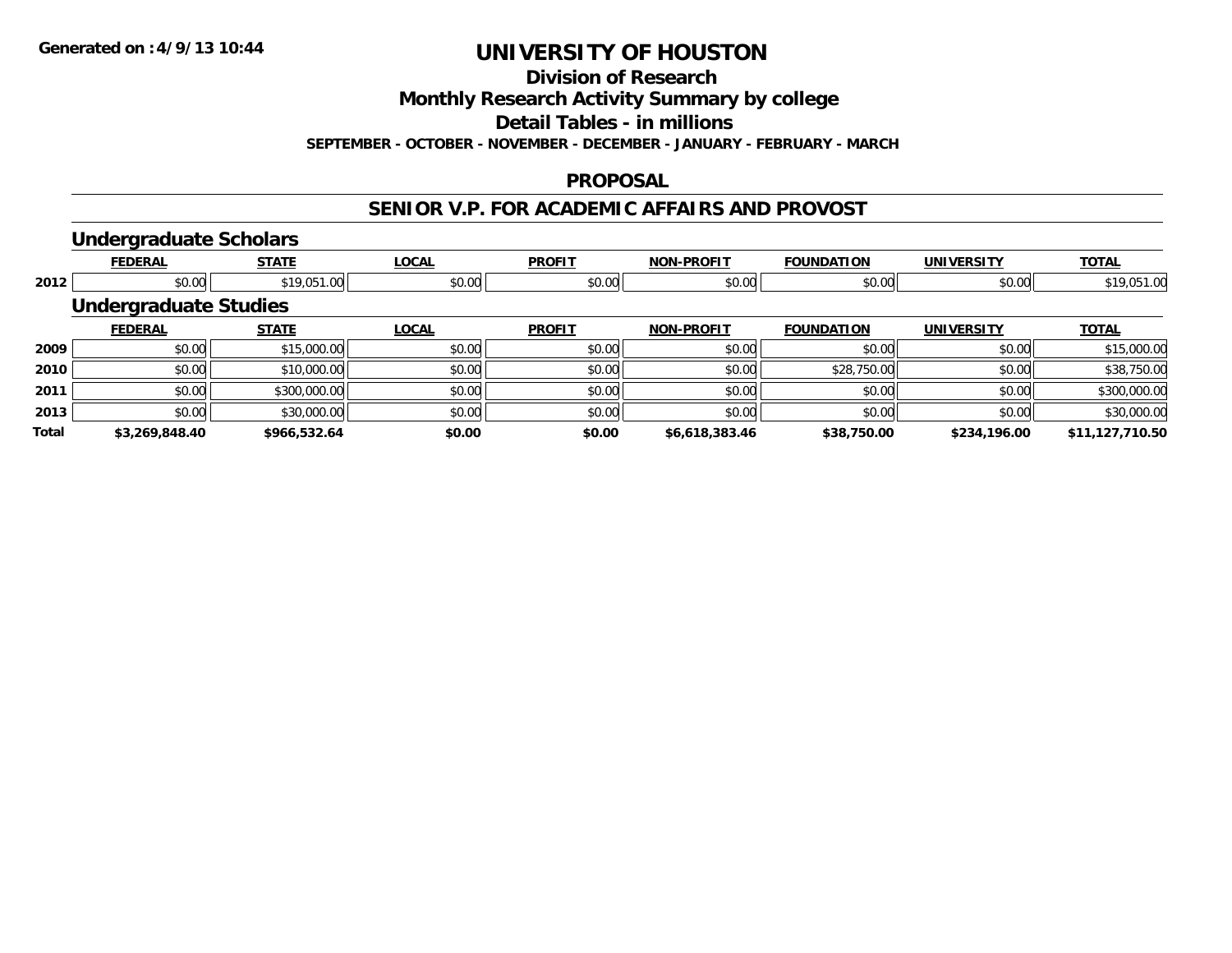# UNIVERSITY OF HOUSTON

## Division of Research

## Monthly Research Activity Summary by college

## Detail Tables - in millions

**SEPTEMBER - OCTOBER - NOVEMBER - DECEMBER - JANUARY - FEBRUARY - MARCH**

## PROPOSAL

## SENIOR V.P. FOR ACADEMIC AFFAIRS AND PROVOST

### Undergraduate Scholars

| | FEDERAL | STATE | LOCAL | PROFIT | NON-PROFIT | FOUNDATION | UNIVERSITY | TOTAL |
|---|---|---|---|---|---|---|---|---|
| 2012 | $0.00 | $19,051.00 | $0.00 | $0.00 | $0.00 | $0.00 | $0.00 | $19,051.00 |

### Undergraduate Studies

| | FEDERAL | STATE | LOCAL | PROFIT | NON-PROFIT | FOUNDATION | UNIVERSITY | TOTAL |
|---|---|---|---|---|---|---|---|---|
| 2009 | $0.00 | $15,000.00 | $0.00 | $0.00 | $0.00 | $0.00 | $0.00 | $15,000.00 |
| 2010 | $0.00 | $10,000.00 | $0.00 | $0.00 | $0.00 | $28,750.00 | $0.00 | $38,750.00 |
| 2011 | $0.00 | $300,000.00 | $0.00 | $0.00 | $0.00 | $0.00 | $0.00 | $300,000.00 |
| 2013 | $0.00 | $30,000.00 | $0.00 | $0.00 | $0.00 | $0.00 | $0.00 | $30,000.00 |
| **Total** | **$3,269,848.40** | **$966,532.64** | **$0.00** | **$0.00** | **$6,618,383.46** | **$38,750.00** | **$234,196.00** | **$11,127,710.50** |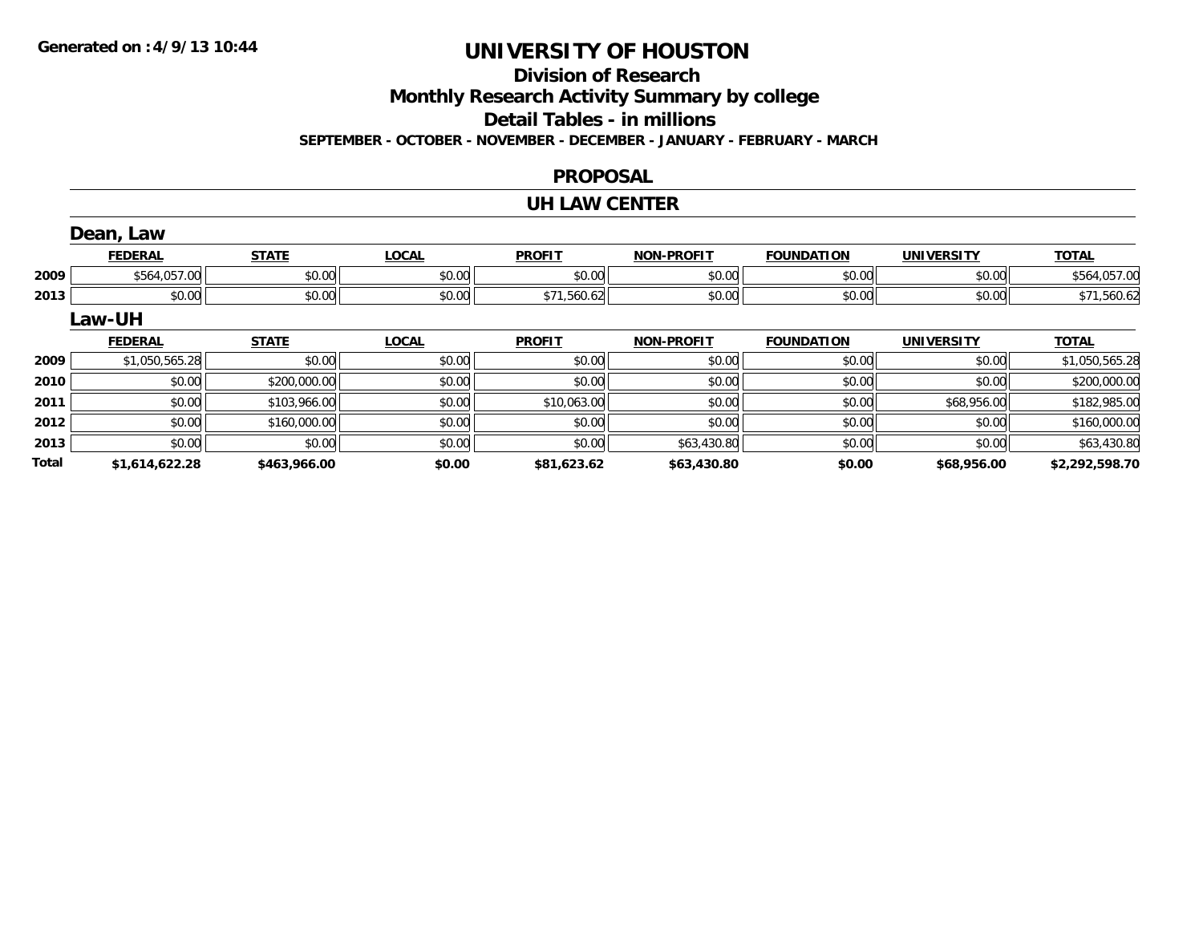Generated on :4/9/13 10:44

# UNIVERSITY OF HOUSTON

## Division of Research

## Monthly Research Activity Summary by college

## Detail Tables - in millions

**SEPTEMBER - OCTOBER - NOVEMBER - DECEMBER - JANUARY - FEBRUARY - MARCH**

## PROPOSAL

## UH LAW CENTER

### Dean, Law

| | FEDERAL | STATE | LOCAL | PROFIT | NON-PROFIT | FOUNDATION | UNIVERSITY | TOTAL |
|---|---|---|---|---|---|---|---|---|
| 2009 | $564,057.00 | $0.00 | $0.00 | $0.00 | $0.00 | $0.00 | $0.00 | $564,057.00 |
| 2013 | $0.00 | $0.00 | $0.00 | $71,560.62 | $0.00 | $0.00 | $0.00 | $71,560.62 |

### Law-UH

| | FEDERAL | STATE | LOCAL | PROFIT | NON-PROFIT | FOUNDATION | UNIVERSITY | TOTAL |
|---|---|---|---|---|---|---|---|---|
| 2009 | $1,050,565.28 | $0.00 | $0.00 | $0.00 | $0.00 | $0.00 | $0.00 | $1,050,565.28 |
| 2010 | $0.00 | $200,000.00 | $0.00 | $0.00 | $0.00 | $0.00 | $0.00 | $200,000.00 |
| 2011 | $0.00 | $103,966.00 | $0.00 | $10,063.00 | $0.00 | $0.00 | $68,956.00 | $182,985.00 |
| 2012 | $0.00 | $160,000.00 | $0.00 | $0.00 | $0.00 | $0.00 | $0.00 | $160,000.00 |
| 2013 | $0.00 | $0.00 | $0.00 | $0.00 | $63,430.80 | $0.00 | $0.00 | $63,430.80 |
| **Total** | **$1,614,622.28** | **$463,966.00** | **$0.00** | **$81,623.62** | **$63,430.80** | **$0.00** | **$68,956.00** | **$2,292,598.70** |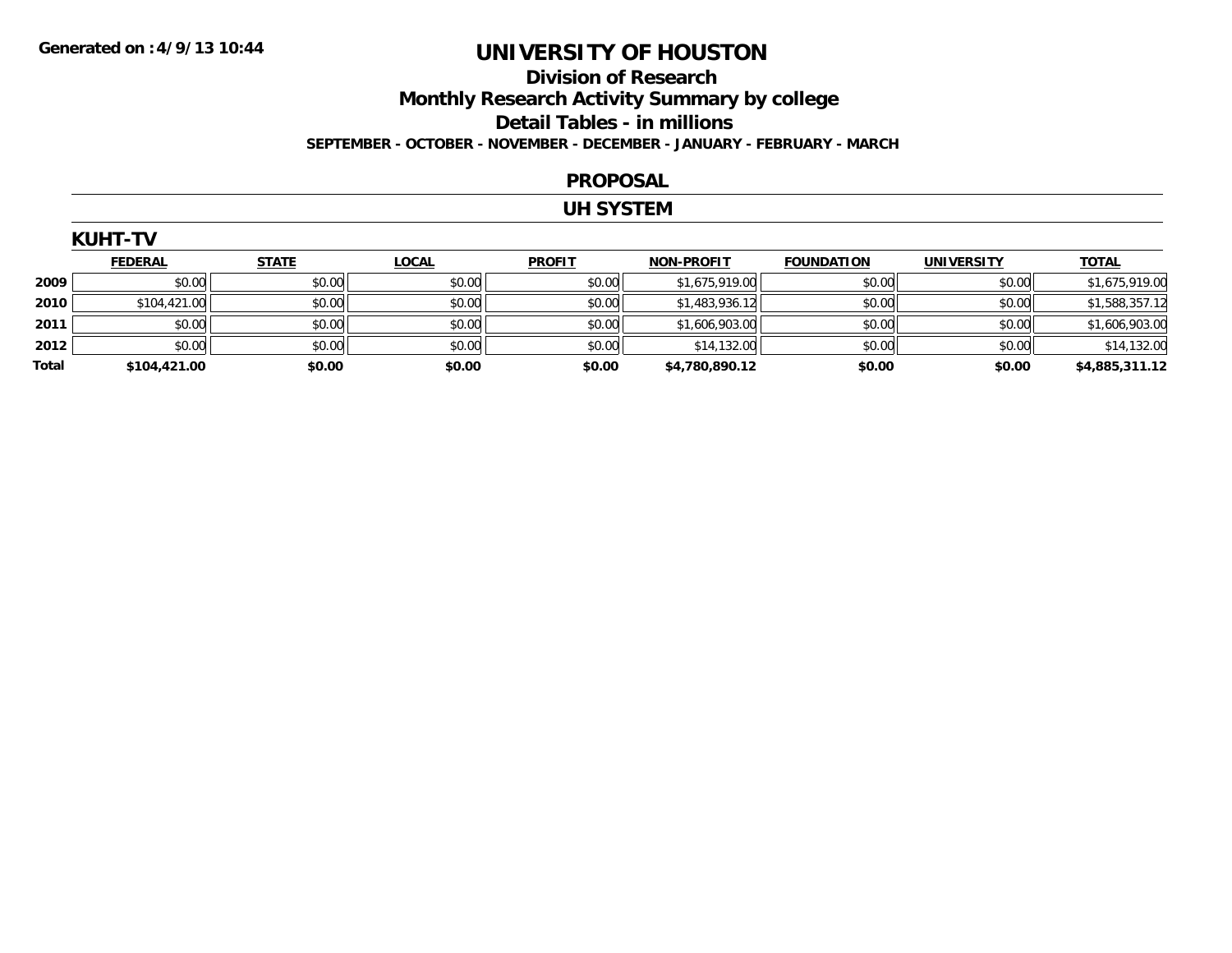**Generated on :4/9/13 10:44**

# UNIVERSITY OF HOUSTON

## Division of Research

## Monthly Research Activity Summary by college

## Detail Tables - in millions

**SEPTEMBER - OCTOBER - NOVEMBER - DECEMBER - JANUARY - FEBRUARY - MARCH**

## PROPOSAL

## UH SYSTEM

### KUHT-TV

| | FEDERAL | STATE | LOCAL | PROFIT | NON-PROFIT | FOUNDATION | UNIVERSITY | TOTAL |
|---|---|---|---|---|---|---|---|---|
| **2009** | $0.00 | $0.00 | $0.00 | $0.00 | $1,675,919.00 | $0.00 | $0.00 | $1,675,919.00 |
| **2010** | $104,421.00 | $0.00 | $0.00 | $0.00 | $1,483,936.12 | $0.00 | $0.00 | $1,588,357.12 |
| **2011** | $0.00 | $0.00 | $0.00 | $0.00 | $1,606,903.00 | $0.00 | $0.00 | $1,606,903.00 |
| **2012** | $0.00 | $0.00 | $0.00 | $0.00 | $14,132.00 | $0.00 | $0.00 | $14,132.00 |
| **Total** | **$104,421.00** | **$0.00** | **$0.00** | **$0.00** | **$4,780,890.12** | **$0.00** | **$0.00** | **$4,885,311.12** |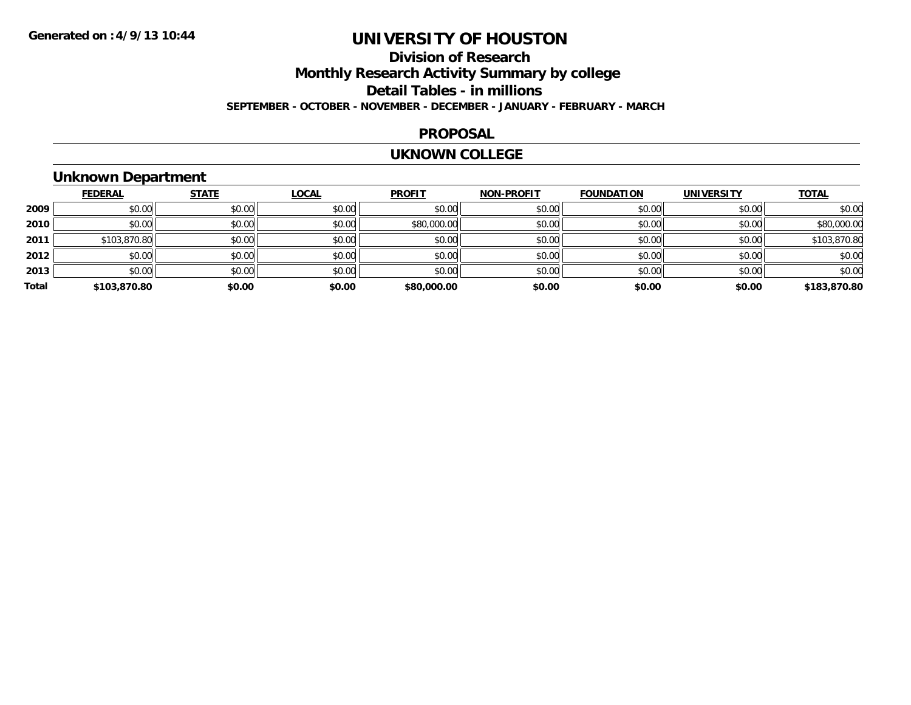# UNIVERSITY OF HOUSTON

## Division of Research

## Monthly Research Activity Summary by college

## Detail Tables - in millions

**SEPTEMBER - OCTOBER - NOVEMBER - DECEMBER - JANUARY - FEBRUARY - MARCH**

### PROPOSAL

### UKNOWN COLLEGE

### Unknown Department

| | FEDERAL | STATE | LOCAL | PROFIT | NON-PROFIT | FOUNDATION | UNIVERSITY | TOTAL |
|---|---|---|---|---|---|---|---|---|
| 2009 | $0.00 | $0.00 | $0.00 | $0.00 | $0.00 | $0.00 | $0.00 | $0.00 |
| 2010 | $0.00 | $0.00 | $0.00 | $80,000.00 | $0.00 | $0.00 | $0.00 | $80,000.00 |
| 2011 | $103,870.80 | $0.00 | $0.00 | $0.00 | $0.00 | $0.00 | $0.00 | $103,870.80 |
| 2012 | $0.00 | $0.00 | $0.00 | $0.00 | $0.00 | $0.00 | $0.00 | $0.00 |
| 2013 | $0.00 | $0.00 | $0.00 | $0.00 | $0.00 | $0.00 | $0.00 | $0.00 |
| **Total** | **$103,870.80** | **$0.00** | **$0.00** | **$80,000.00** | **$0.00** | **$0.00** | **$0.00** | **$183,870.80** |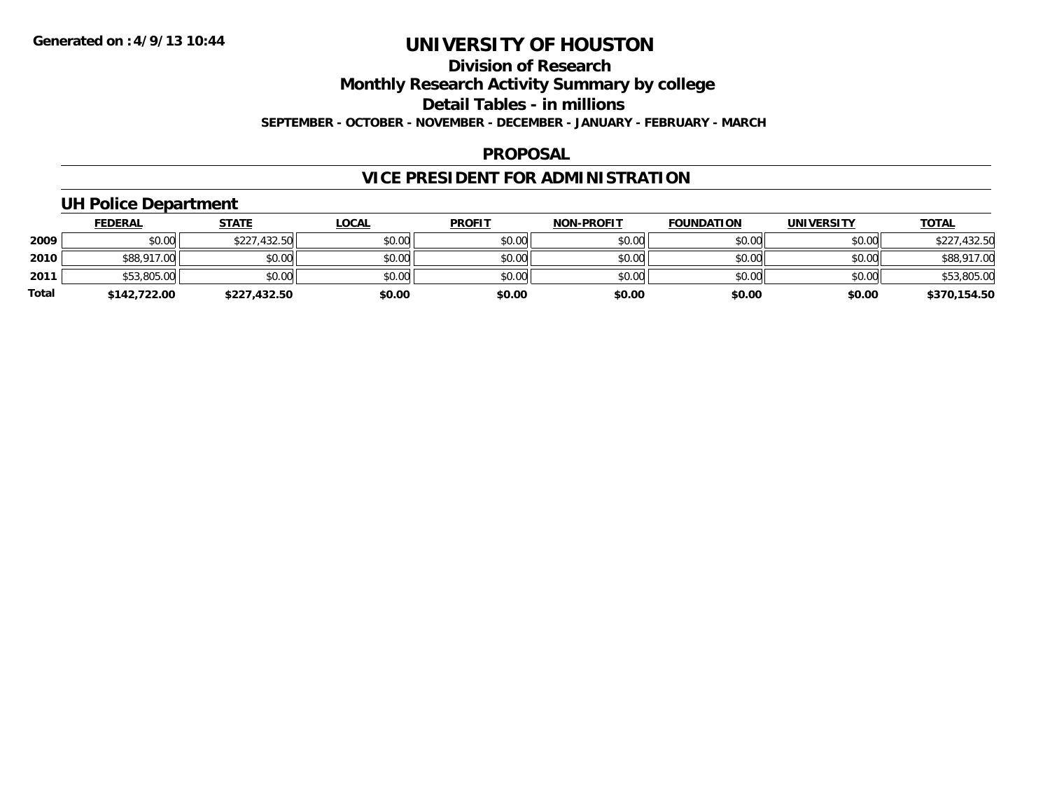Generated on :4/9/13 10:44

# UNIVERSITY OF HOUSTON

## Division of Research

## Monthly Research Activity Summary by college

## Detail Tables - in millions

**SEPTEMBER - OCTOBER - NOVEMBER - DECEMBER - JANUARY - FEBRUARY - MARCH**

## PROPOSAL

## VICE PRESIDENT FOR ADMINISTRATION

### UH Police Department

| | FEDERAL | STATE | LOCAL | PROFIT | NON-PROFIT | FOUNDATION | UNIVERSITY | TOTAL |
|---|---|---|---|---|---|---|---|---|
| 2009 | $0.00 | $227,432.50 | $0.00 | $0.00 | $0.00 | $0.00 | $0.00 | $227,432.50 |
| 2010 | $88,917.00 | $0.00 | $0.00 | $0.00 | $0.00 | $0.00 | $0.00 | $88,917.00 |
| 2011 | $53,805.00 | $0.00 | $0.00 | $0.00 | $0.00 | $0.00 | $0.00 | $53,805.00 |
| **Total** | **$142,722.00** | **$227,432.50** | **$0.00** | **$0.00** | **$0.00** | **$0.00** | **$0.00** | **$370,154.50** |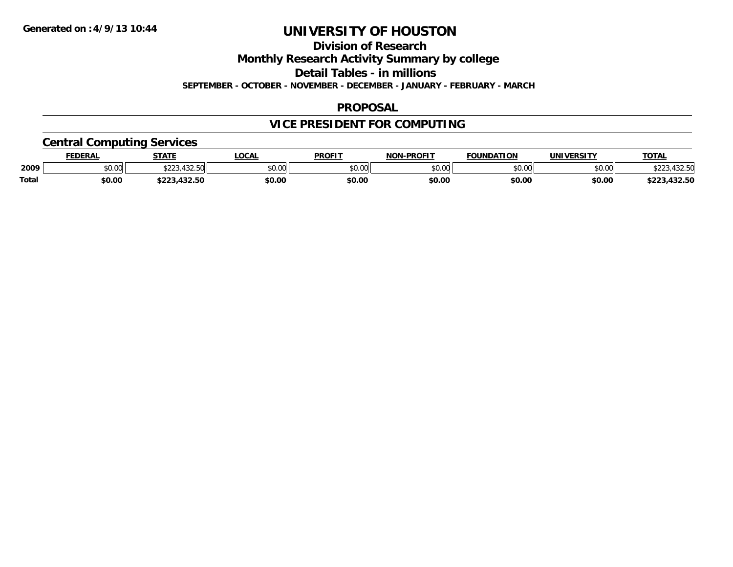Generated on :4/9/13 10:44

# UNIVERSITY OF HOUSTON

## Division of Research

## Monthly Research Activity Summary by college

## Detail Tables - in millions

**SEPTEMBER - OCTOBER - NOVEMBER - DECEMBER - JANUARY - FEBRUARY - MARCH**

## PROPOSAL

## VICE PRESIDENT FOR COMPUTING

### Central Computing Services

| | FEDERAL | STATE | LOCAL | PROFIT | NON-PROFIT | FOUNDATION | UNIVERSITY | TOTAL |
|---|---|---|---|---|---|---|---|---|
| 2009 | $0.00 | $223,432.50 | $0.00 | $0.00 | $0.00 | $0.00 | $0.00 | $223,432.50 |
| **Total** | **$0.00** | **$223,432.50** | **$0.00** | **$0.00** | **$0.00** | **$0.00** | **$0.00** | **$223,432.50** |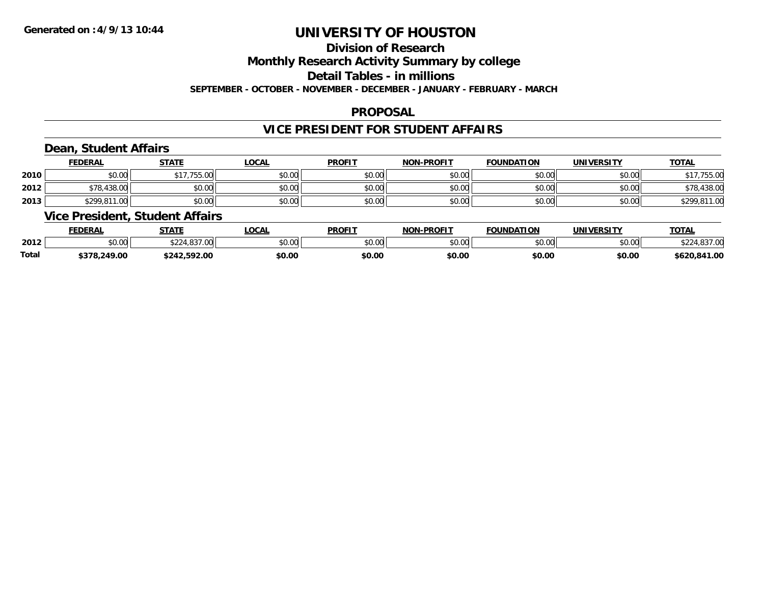**Generated on :4/9/13 10:44**

# UNIVERSITY OF HOUSTON

## Division of Research

## Monthly Research Activity Summary by college

## Detail Tables - in millions

**SEPTEMBER - OCTOBER - NOVEMBER - DECEMBER - JANUARY - FEBRUARY - MARCH**

### PROPOSAL

### VICE PRESIDENT FOR STUDENT AFFAIRS

#### Dean, Student Affairs

| | FEDERAL | STATE | LOCAL | PROFIT | NON-PROFIT | FOUNDATION | UNIVERSITY | TOTAL |
|---|---|---|---|---|---|---|---|---|
| 2010 | $0.00 | $17,755.00 | $0.00 | $0.00 | $0.00 | $0.00 | $0.00 | $17,755.00 |
| 2012 | $78,438.00 | $0.00 | $0.00 | $0.00 | $0.00 | $0.00 | $0.00 | $78,438.00 |
| 2013 | $299,811.00 | $0.00 | $0.00 | $0.00 | $0.00 | $0.00 | $0.00 | $299,811.00 |

#### Vice President, Student Affairs

| | FEDERAL | STATE | LOCAL | PROFIT | NON-PROFIT | FOUNDATION | UNIVERSITY | TOTAL |
|---|---|---|---|---|---|---|---|---|
| 2012 | $0.00 | $224,837.00 | $0.00 | $0.00 | $0.00 | $0.00 | $0.00 | $224,837.00 |
| **Total** | **$378,249.00** | **$242,592.00** | **$0.00** | **$0.00** | **$0.00** | **$0.00** | **$0.00** | **$620,841.00** |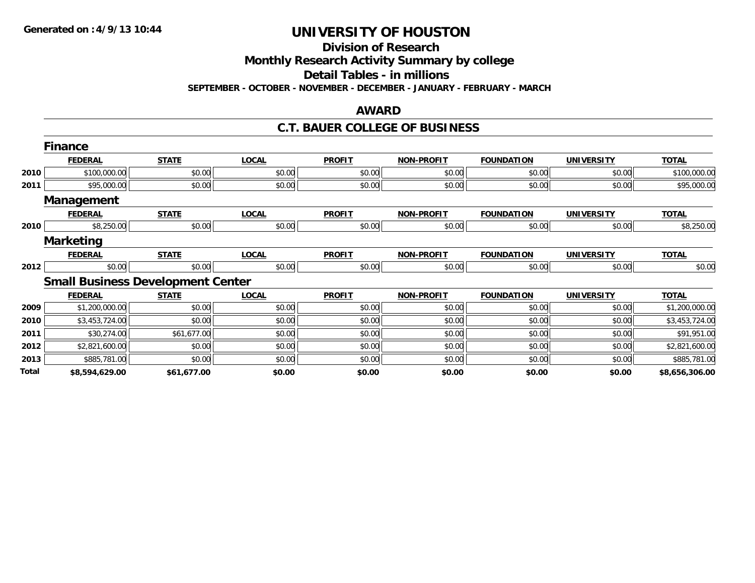Generated on :4/9/13 10:44

# UNIVERSITY OF HOUSTON

## Division of Research

## Monthly Research Activity Summary by college

## Detail Tables - in millions

**SEPTEMBER - OCTOBER - NOVEMBER - DECEMBER - JANUARY - FEBRUARY - MARCH**

## AWARD

## C.T. BAUER COLLEGE OF BUSINESS

### Finance

| | FEDERAL | STATE | LOCAL | PROFIT | NON-PROFIT | FOUNDATION | UNIVERSITY | TOTAL |
|---|---|---|---|---|---|---|---|---|
| 2010 | $100,000.00 | $0.00 | $0.00 | $0.00 | $0.00 | $0.00 | $0.00 | $100,000.00 |
| 2011 | $95,000.00 | $0.00 | $0.00 | $0.00 | $0.00 | $0.00 | $0.00 | $95,000.00 |

### Management

| | FEDERAL | STATE | LOCAL | PROFIT | NON-PROFIT | FOUNDATION | UNIVERSITY | TOTAL |
|---|---|---|---|---|---|---|---|---|
| 2010 | $8,250.00 | $0.00 | $0.00 | $0.00 | $0.00 | $0.00 | $0.00 | $8,250.00 |

### Marketing

| | FEDERAL | STATE | LOCAL | PROFIT | NON-PROFIT | FOUNDATION | UNIVERSITY | TOTAL |
|---|---|---|---|---|---|---|---|---|
| 2012 | $0.00 | $0.00 | $0.00 | $0.00 | $0.00 | $0.00 | $0.00 | $0.00 |

### Small Business Development Center

| | FEDERAL | STATE | LOCAL | PROFIT | NON-PROFIT | FOUNDATION | UNIVERSITY | TOTAL |
|---|---|---|---|---|---|---|---|---|
| 2009 | $1,200,000.00 | $0.00 | $0.00 | $0.00 | $0.00 | $0.00 | $0.00 | $1,200,000.00 |
| 2010 | $3,453,724.00 | $0.00 | $0.00 | $0.00 | $0.00 | $0.00 | $0.00 | $3,453,724.00 |
| 2011 | $30,274.00 | $61,677.00 | $0.00 | $0.00 | $0.00 | $0.00 | $0.00 | $91,951.00 |
| 2012 | $2,821,600.00 | $0.00 | $0.00 | $0.00 | $0.00 | $0.00 | $0.00 | $2,821,600.00 |
| 2013 | $885,781.00 | $0.00 | $0.00 | $0.00 | $0.00 | $0.00 | $0.00 | $885,781.00 |
| **Total** | **$8,594,629.00** | **$61,677.00** | **$0.00** | **$0.00** | **$0.00** | **$0.00** | **$0.00** | **$8,656,306.00** |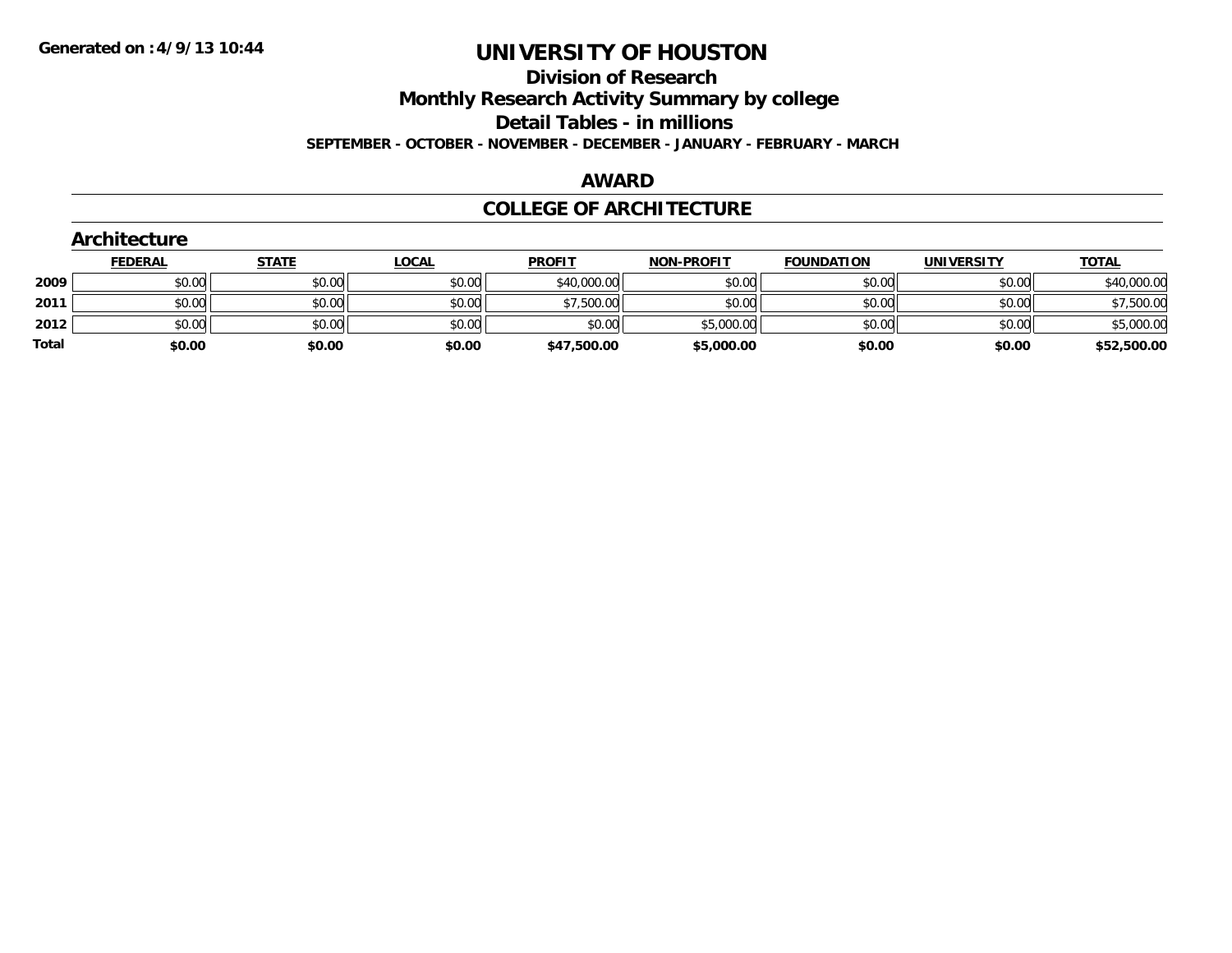# UNIVERSITY OF HOUSTON

## Division of Research

## Monthly Research Activity Summary by college

## Detail Tables - in millions

**SEPTEMBER - OCTOBER - NOVEMBER - DECEMBER - JANUARY - FEBRUARY - MARCH**

## AWARD

## COLLEGE OF ARCHITECTURE

### Architecture

| | FEDERAL | STATE | LOCAL | PROFIT | NON-PROFIT | FOUNDATION | UNIVERSITY | TOTAL |
|---|---|---|---|---|---|---|---|---|
| **2009** | $0.00 | $0.00 | $0.00 | $40,000.00 | $0.00 | $0.00 | $0.00 | $40,000.00 |
| **2011** | $0.00 | $0.00 | $0.00 | $7,500.00 | $0.00 | $0.00 | $0.00 | $7,500.00 |
| **2012** | $0.00 | $0.00 | $0.00 | $0.00 | $5,000.00 | $0.00 | $0.00 | $5,000.00 |
| **Total** | **$0.00** | **$0.00** | **$0.00** | **$47,500.00** | **$5,000.00** | **$0.00** | **$0.00** | **$52,500.00** |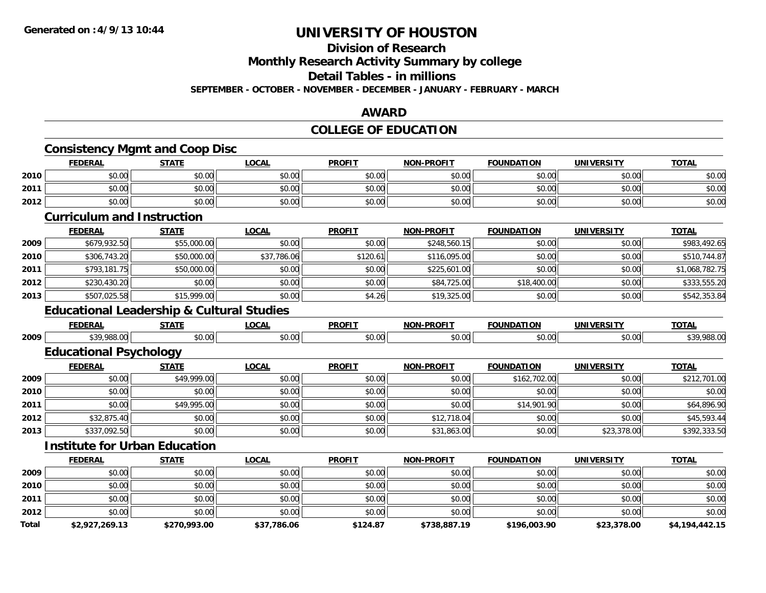Generated on :4/9/13 10:44

# UNIVERSITY OF HOUSTON

## Division of Research
## Monthly Research Activity Summary by college
## Detail Tables - in millions

**SEPTEMBER - OCTOBER - NOVEMBER - DECEMBER - JANUARY - FEBRUARY - MARCH**

## AWARD

## COLLEGE OF EDUCATION

### Consistency Mgmt and Coop Disc

| | FEDERAL | STATE | LOCAL | PROFIT | NON-PROFIT | FOUNDATION | UNIVERSITY | TOTAL |
|---|---|---|---|---|---|---|---|---|
| 2010 | $0.00 | $0.00 | $0.00 | $0.00 | $0.00 | $0.00 | $0.00 | $0.00 |
| 2011 | $0.00 | $0.00 | $0.00 | $0.00 | $0.00 | $0.00 | $0.00 | $0.00 |
| 2012 | $0.00 | $0.00 | $0.00 | $0.00 | $0.00 | $0.00 | $0.00 | $0.00 |

### Curriculum and Instruction

| | FEDERAL | STATE | LOCAL | PROFIT | NON-PROFIT | FOUNDATION | UNIVERSITY | TOTAL |
|---|---|---|---|---|---|---|---|---|
| 2009 | $679,932.50 | $55,000.00 | $0.00 | $0.00 | $248,560.15 | $0.00 | $0.00 | $983,492.65 |
| 2010 | $306,743.20 | $50,000.00 | $37,786.06 | $120.61 | $116,095.00 | $0.00 | $0.00 | $510,744.87 |
| 2011 | $793,181.75 | $50,000.00 | $0.00 | $0.00 | $225,601.00 | $0.00 | $0.00 | $1,068,782.75 |
| 2012 | $230,430.20 | $0.00 | $0.00 | $0.00 | $84,725.00 | $18,400.00 | $0.00 | $333,555.20 |
| 2013 | $507,025.58 | $15,999.00 | $0.00 | $4.26 | $19,325.00 | $0.00 | $0.00 | $542,353.84 |

### Educational Leadership & Cultural Studies

| | FEDERAL | STATE | LOCAL | PROFIT | NON-PROFIT | FOUNDATION | UNIVERSITY | TOTAL |
|---|---|---|---|---|---|---|---|---|
| 2009 | $39,988.00 | $0.00 | $0.00 | $0.00 | $0.00 | $0.00 | $0.00 | $39,988.00 |

### Educational Psychology

| | FEDERAL | STATE | LOCAL | PROFIT | NON-PROFIT | FOUNDATION | UNIVERSITY | TOTAL |
|---|---|---|---|---|---|---|---|---|
| 2009 | $0.00 | $49,999.00 | $0.00 | $0.00 | $0.00 | $162,702.00 | $0.00 | $212,701.00 |
| 2010 | $0.00 | $0.00 | $0.00 | $0.00 | $0.00 | $0.00 | $0.00 | $0.00 |
| 2011 | $0.00 | $49,995.00 | $0.00 | $0.00 | $0.00 | $14,901.90 | $0.00 | $64,896.90 |
| 2012 | $32,875.40 | $0.00 | $0.00 | $0.00 | $12,718.04 | $0.00 | $0.00 | $45,593.44 |
| 2013 | $337,092.50 | $0.00 | $0.00 | $0.00 | $31,863.00 | $0.00 | $23,378.00 | $392,333.50 |

### Institute for Urban Education

| | FEDERAL | STATE | LOCAL | PROFIT | NON-PROFIT | FOUNDATION | UNIVERSITY | TOTAL |
|---|---|---|---|---|---|---|---|---|
| 2009 | $0.00 | $0.00 | $0.00 | $0.00 | $0.00 | $0.00 | $0.00 | $0.00 |
| 2010 | $0.00 | $0.00 | $0.00 | $0.00 | $0.00 | $0.00 | $0.00 | $0.00 |
| 2011 | $0.00 | $0.00 | $0.00 | $0.00 | $0.00 | $0.00 | $0.00 | $0.00 |
| 2012 | $0.00 | $0.00 | $0.00 | $0.00 | $0.00 | $0.00 | $0.00 | $0.00 |
| **Total** | **$2,927,269.13** | **$270,993.00** | **$37,786.06** | **$124.87** | **$738,887.19** | **$196,003.90** | **$23,378.00** | **$4,194,442.15** |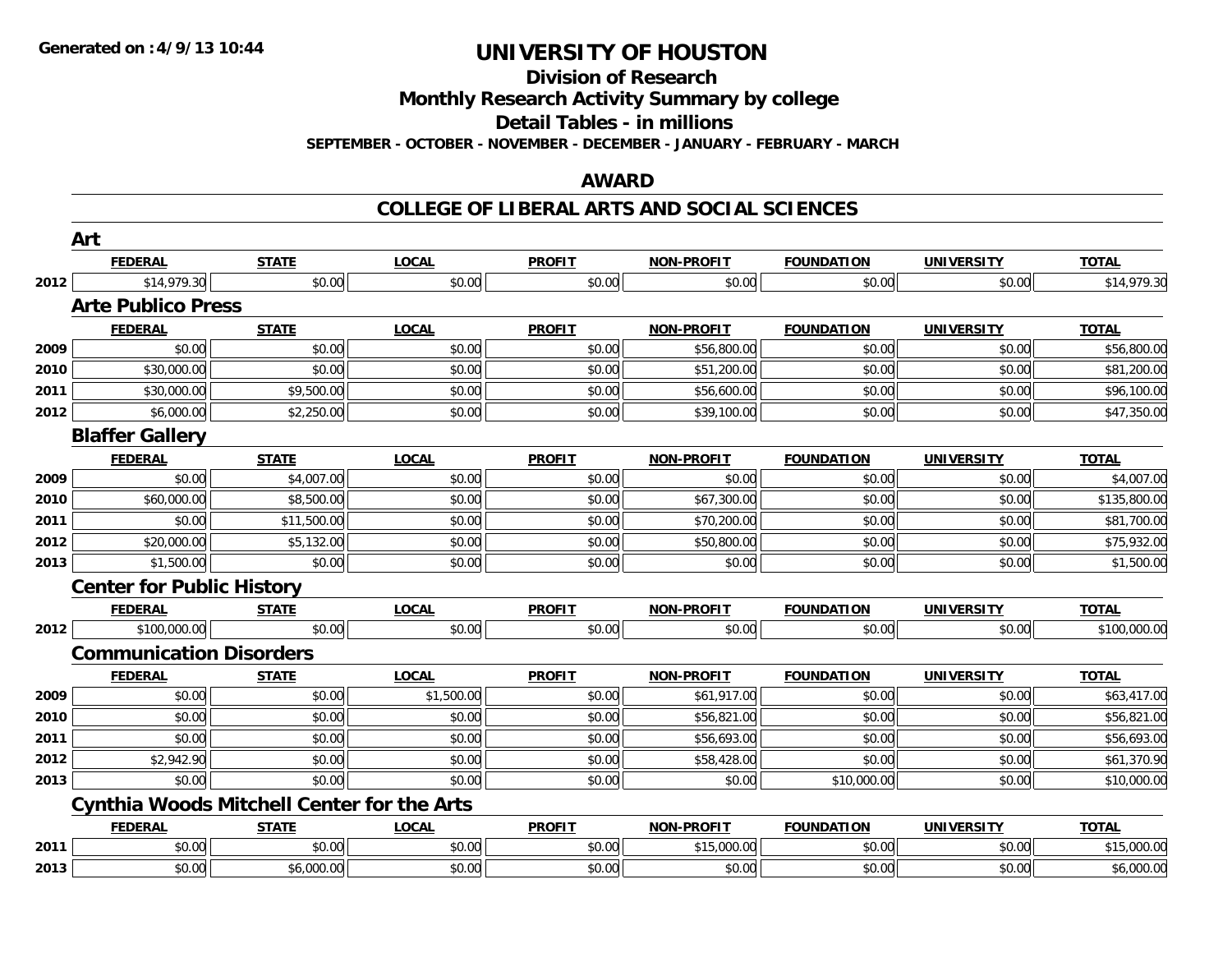# UNIVERSITY OF HOUSTON

## Division of Research

## Monthly Research Activity Summary by college

## Detail Tables - in millions

**SEPTEMBER - OCTOBER - NOVEMBER - DECEMBER - JANUARY - FEBRUARY - MARCH**

## AWARD

## COLLEGE OF LIBERAL ARTS AND SOCIAL SCIENCES

### Art

| | FEDERAL | STATE | LOCAL | PROFIT | NON-PROFIT | FOUNDATION | UNIVERSITY | TOTAL |
|---|---|---|---|---|---|---|---|---|
| 2012 | $14,979.30 | $0.00 | $0.00 | $0.00 | $0.00 | $0.00 | $0.00 | $14,979.30 |

### Arte Publico Press

| | FEDERAL | STATE | LOCAL | PROFIT | NON-PROFIT | FOUNDATION | UNIVERSITY | TOTAL |
|---|---|---|---|---|---|---|---|---|
| 2009 | $0.00 | $0.00 | $0.00 | $0.00 | $56,800.00 | $0.00 | $0.00 | $56,800.00 |
| 2010 | $30,000.00 | $0.00 | $0.00 | $0.00 | $51,200.00 | $0.00 | $0.00 | $81,200.00 |
| 2011 | $30,000.00 | $9,500.00 | $0.00 | $0.00 | $56,600.00 | $0.00 | $0.00 | $96,100.00 |
| 2012 | $6,000.00 | $2,250.00 | $0.00 | $0.00 | $39,100.00 | $0.00 | $0.00 | $47,350.00 |

### Blaffer Gallery

| | FEDERAL | STATE | LOCAL | PROFIT | NON-PROFIT | FOUNDATION | UNIVERSITY | TOTAL |
|---|---|---|---|---|---|---|---|---|
| 2009 | $0.00 | $4,007.00 | $0.00 | $0.00 | $0.00 | $0.00 | $0.00 | $4,007.00 |
| 2010 | $60,000.00 | $8,500.00 | $0.00 | $0.00 | $67,300.00 | $0.00 | $0.00 | $135,800.00 |
| 2011 | $0.00 | $11,500.00 | $0.00 | $0.00 | $70,200.00 | $0.00 | $0.00 | $81,700.00 |
| 2012 | $20,000.00 | $5,132.00 | $0.00 | $0.00 | $50,800.00 | $0.00 | $0.00 | $75,932.00 |
| 2013 | $1,500.00 | $0.00 | $0.00 | $0.00 | $0.00 | $0.00 | $0.00 | $1,500.00 |

### Center for Public History

| | FEDERAL | STATE | LOCAL | PROFIT | NON-PROFIT | FOUNDATION | UNIVERSITY | TOTAL |
|---|---|---|---|---|---|---|---|---|
| 2012 | $100,000.00 | $0.00 | $0.00 | $0.00 | $0.00 | $0.00 | $0.00 | $100,000.00 |

### Communication Disorders

| | FEDERAL | STATE | LOCAL | PROFIT | NON-PROFIT | FOUNDATION | UNIVERSITY | TOTAL |
|---|---|---|---|---|---|---|---|---|
| 2009 | $0.00 | $0.00 | $1,500.00 | $0.00 | $61,917.00 | $0.00 | $0.00 | $63,417.00 |
| 2010 | $0.00 | $0.00 | $0.00 | $0.00 | $56,821.00 | $0.00 | $0.00 | $56,821.00 |
| 2011 | $0.00 | $0.00 | $0.00 | $0.00 | $56,693.00 | $0.00 | $0.00 | $56,693.00 |
| 2012 | $2,942.90 | $0.00 | $0.00 | $0.00 | $58,428.00 | $0.00 | $0.00 | $61,370.90 |
| 2013 | $0.00 | $0.00 | $0.00 | $0.00 | $0.00 | $10,000.00 | $0.00 | $10,000.00 |

### Cynthia Woods Mitchell Center for the Arts

| | FEDERAL | STATE | LOCAL | PROFIT | NON-PROFIT | FOUNDATION | UNIVERSITY | TOTAL |
|---|---|---|---|---|---|---|---|---|
| 2011 | $0.00 | $0.00 | $0.00 | $0.00 | $15,000.00 | $0.00 | $0.00 | $15,000.00 |
| 2013 | $0.00 | $6,000.00 | $0.00 | $0.00 | $0.00 | $0.00 | $0.00 | $6,000.00 |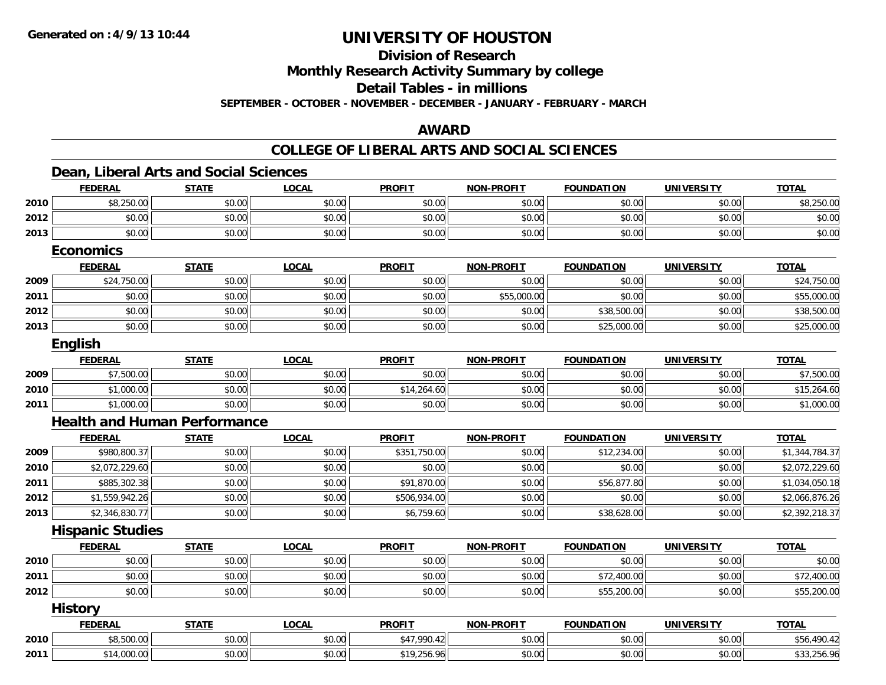**Generated on :4/9/13 10:44**

# UNIVERSITY OF HOUSTON

## Division of Research

## Monthly Research Activity Summary by college

## Detail Tables - in millions

**SEPTEMBER - OCTOBER - NOVEMBER - DECEMBER - JANUARY - FEBRUARY - MARCH**

## AWARD

## COLLEGE OF LIBERAL ARTS AND SOCIAL SCIENCES

### Dean, Liberal Arts and Social Sciences

| | FEDERAL | STATE | LOCAL | PROFIT | NON-PROFIT | FOUNDATION | UNIVERSITY | TOTAL |
|---|---|---|---|---|---|---|---|---|
| 2010 | $8,250.00 | $0.00 | $0.00 | $0.00 | $0.00 | $0.00 | $0.00 | $8,250.00 |
| 2012 | $0.00 | $0.00 | $0.00 | $0.00 | $0.00 | $0.00 | $0.00 | $0.00 |
| 2013 | $0.00 | $0.00 | $0.00 | $0.00 | $0.00 | $0.00 | $0.00 | $0.00 |

### Economics

| | FEDERAL | STATE | LOCAL | PROFIT | NON-PROFIT | FOUNDATION | UNIVERSITY | TOTAL |
|---|---|---|---|---|---|---|---|---|
| 2009 | $24,750.00 | $0.00 | $0.00 | $0.00 | $0.00 | $0.00 | $0.00 | $24,750.00 |
| 2011 | $0.00 | $0.00 | $0.00 | $0.00 | $55,000.00 | $0.00 | $0.00 | $55,000.00 |
| 2012 | $0.00 | $0.00 | $0.00 | $0.00 | $0.00 | $38,500.00 | $0.00 | $38,500.00 |
| 2013 | $0.00 | $0.00 | $0.00 | $0.00 | $0.00 | $25,000.00 | $0.00 | $25,000.00 |

### English

| | FEDERAL | STATE | LOCAL | PROFIT | NON-PROFIT | FOUNDATION | UNIVERSITY | TOTAL |
|---|---|---|---|---|---|---|---|---|
| 2009 | $7,500.00 | $0.00 | $0.00 | $0.00 | $0.00 | $0.00 | $0.00 | $7,500.00 |
| 2010 | $1,000.00 | $0.00 | $0.00 | $14,264.60 | $0.00 | $0.00 | $0.00 | $15,264.60 |
| 2011 | $1,000.00 | $0.00 | $0.00 | $0.00 | $0.00 | $0.00 | $0.00 | $1,000.00 |

### Health and Human Performance

| | FEDERAL | STATE | LOCAL | PROFIT | NON-PROFIT | FOUNDATION | UNIVERSITY | TOTAL |
|---|---|---|---|---|---|---|---|---|
| 2009 | $980,800.37 | $0.00 | $0.00 | $351,750.00 | $0.00 | $12,234.00 | $0.00 | $1,344,784.37 |
| 2010 | $2,072,229.60 | $0.00 | $0.00 | $0.00 | $0.00 | $0.00 | $0.00 | $2,072,229.60 |
| 2011 | $885,302.38 | $0.00 | $0.00 | $91,870.00 | $0.00 | $56,877.80 | $0.00 | $1,034,050.18 |
| 2012 | $1,559,942.26 | $0.00 | $0.00 | $506,934.00 | $0.00 | $0.00 | $0.00 | $2,066,876.26 |
| 2013 | $2,346,830.77 | $0.00 | $0.00 | $6,759.60 | $0.00 | $38,628.00 | $0.00 | $2,392,218.37 |

### Hispanic Studies

| | FEDERAL | STATE | LOCAL | PROFIT | NON-PROFIT | FOUNDATION | UNIVERSITY | TOTAL |
|---|---|---|---|---|---|---|---|---|
| 2010 | $0.00 | $0.00 | $0.00 | $0.00 | $0.00 | $0.00 | $0.00 | $0.00 |
| 2011 | $0.00 | $0.00 | $0.00 | $0.00 | $0.00 | $72,400.00 | $0.00 | $72,400.00 |
| 2012 | $0.00 | $0.00 | $0.00 | $0.00 | $0.00 | $55,200.00 | $0.00 | $55,200.00 |

### History

| | FEDERAL | STATE | LOCAL | PROFIT | NON-PROFIT | FOUNDATION | UNIVERSITY | TOTAL |
|---|---|---|---|---|---|---|---|---|
| 2010 | $8,500.00 | $0.00 | $0.00 | $47,990.42 | $0.00 | $0.00 | $0.00 | $56,490.42 |
| 2011 | $14,000.00 | $0.00 | $0.00 | $19,256.96 | $0.00 | $0.00 | $0.00 | $33,256.96 |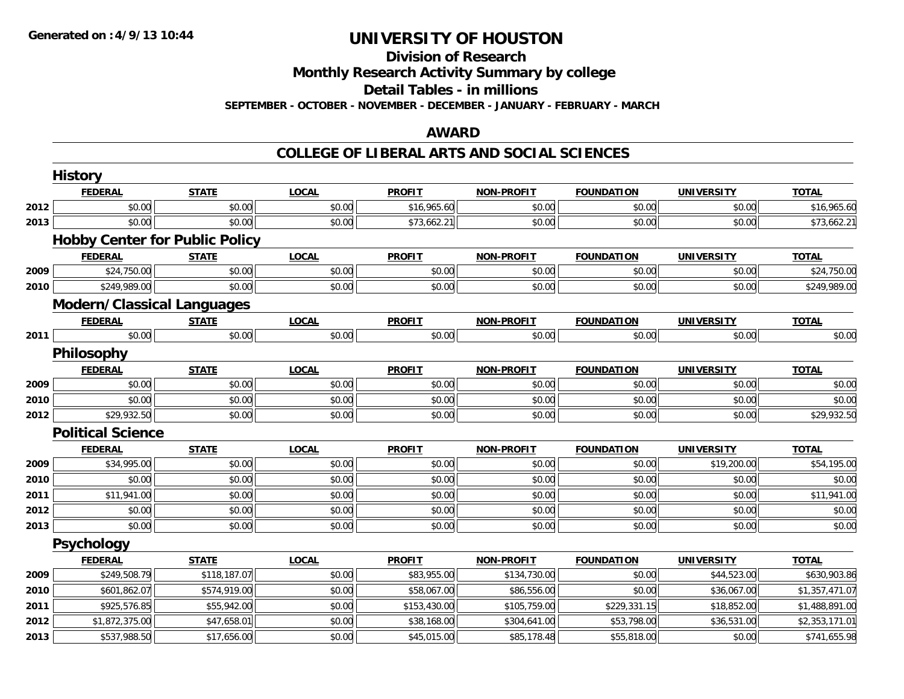# UNIVERSITY OF HOUSTON

## Division of Research
## Monthly Research Activity Summary by college
## Detail Tables - in millions
### SEPTEMBER - OCTOBER - NOVEMBER - DECEMBER - JANUARY - FEBRUARY - MARCH

## AWARD

## COLLEGE OF LIBERAL ARTS AND SOCIAL SCIENCES

### History

| | FEDERAL | STATE | LOCAL | PROFIT | NON-PROFIT | FOUNDATION | UNIVERSITY | TOTAL |
|---|---|---|---|---|---|---|---|---|
| 2012 | $0.00 | $0.00 | $0.00 | $16,965.60 | $0.00 | $0.00 | $0.00 | $16,965.60 |
| 2013 | $0.00 | $0.00 | $0.00 | $73,662.21 | $0.00 | $0.00 | $0.00 | $73,662.21 |

### Hobby Center for Public Policy

| | FEDERAL | STATE | LOCAL | PROFIT | NON-PROFIT | FOUNDATION | UNIVERSITY | TOTAL |
|---|---|---|---|---|---|---|---|---|
| 2009 | $24,750.00 | $0.00 | $0.00 | $0.00 | $0.00 | $0.00 | $0.00 | $24,750.00 |
| 2010 | $249,989.00 | $0.00 | $0.00 | $0.00 | $0.00 | $0.00 | $0.00 | $249,989.00 |

### Modern/Classical Languages

| | FEDERAL | STATE | LOCAL | PROFIT | NON-PROFIT | FOUNDATION | UNIVERSITY | TOTAL |
|---|---|---|---|---|---|---|---|---|
| 2011 | $0.00 | $0.00 | $0.00 | $0.00 | $0.00 | $0.00 | $0.00 | $0.00 |

### Philosophy

| | FEDERAL | STATE | LOCAL | PROFIT | NON-PROFIT | FOUNDATION | UNIVERSITY | TOTAL |
|---|---|---|---|---|---|---|---|---|
| 2009 | $0.00 | $0.00 | $0.00 | $0.00 | $0.00 | $0.00 | $0.00 | $0.00 |
| 2010 | $0.00 | $0.00 | $0.00 | $0.00 | $0.00 | $0.00 | $0.00 | $0.00 |
| 2012 | $29,932.50 | $0.00 | $0.00 | $0.00 | $0.00 | $0.00 | $0.00 | $29,932.50 |

### Political Science

| | FEDERAL | STATE | LOCAL | PROFIT | NON-PROFIT | FOUNDATION | UNIVERSITY | TOTAL |
|---|---|---|---|---|---|---|---|---|
| 2009 | $34,995.00 | $0.00 | $0.00 | $0.00 | $0.00 | $0.00 | $19,200.00 | $54,195.00 |
| 2010 | $0.00 | $0.00 | $0.00 | $0.00 | $0.00 | $0.00 | $0.00 | $0.00 |
| 2011 | $11,941.00 | $0.00 | $0.00 | $0.00 | $0.00 | $0.00 | $0.00 | $11,941.00 |
| 2012 | $0.00 | $0.00 | $0.00 | $0.00 | $0.00 | $0.00 | $0.00 | $0.00 |
| 2013 | $0.00 | $0.00 | $0.00 | $0.00 | $0.00 | $0.00 | $0.00 | $0.00 |

### Psychology

| | FEDERAL | STATE | LOCAL | PROFIT | NON-PROFIT | FOUNDATION | UNIVERSITY | TOTAL |
|---|---|---|---|---|---|---|---|---|
| 2009 | $249,508.79 | $118,187.07 | $0.00 | $83,955.00 | $134,730.00 | $0.00 | $44,523.00 | $630,903.86 |
| 2010 | $601,862.07 | $574,919.00 | $0.00 | $58,067.00 | $86,556.00 | $0.00 | $36,067.00 | $1,357,471.07 |
| 2011 | $925,576.85 | $55,942.00 | $0.00 | $153,430.00 | $105,759.00 | $229,331.15 | $18,852.00 | $1,488,891.00 |
| 2012 | $1,872,375.00 | $47,658.01 | $0.00 | $38,168.00 | $304,641.00 | $53,798.00 | $36,531.00 | $2,353,171.01 |
| 2013 | $537,988.50 | $17,656.00 | $0.00 | $45,015.00 | $85,178.48 | $55,818.00 | $0.00 | $741,655.98 |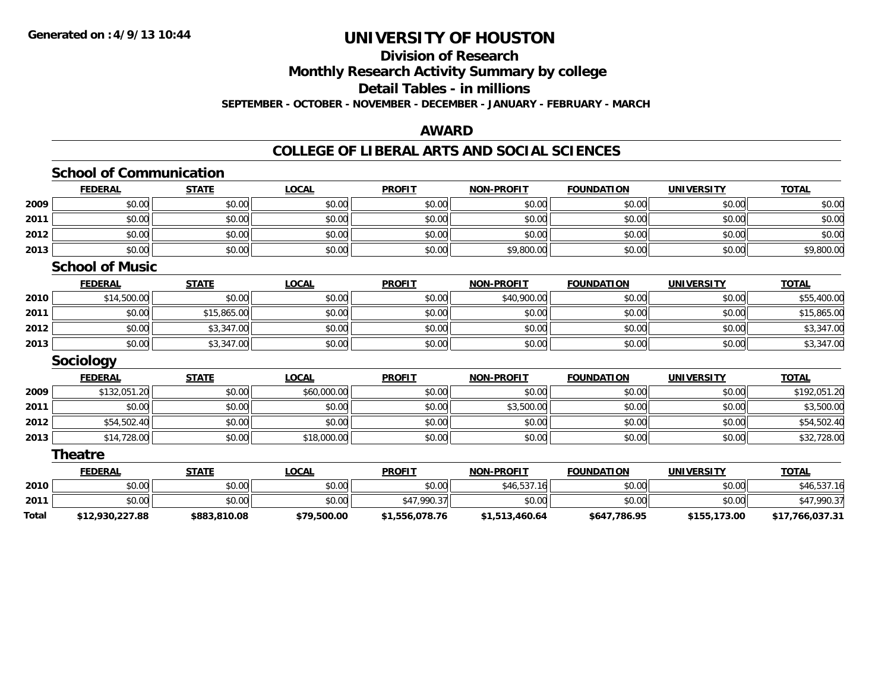# UNIVERSITY OF HOUSTON

## Division of Research

## Monthly Research Activity Summary by college

## Detail Tables - in millions

**SEPTEMBER - OCTOBER - NOVEMBER - DECEMBER - JANUARY - FEBRUARY - MARCH**

**Generated on : 4/9/13 10:44**

## AWARD

## COLLEGE OF LIBERAL ARTS AND SOCIAL SCIENCES

### School of Communication

| | FEDERAL | STATE | LOCAL | PROFIT | NON-PROFIT | FOUNDATION | UNIVERSITY | TOTAL |
|---|---|---|---|---|---|---|---|---|
| 2009 | $0.00 | $0.00 | $0.00 | $0.00 | $0.00 | $0.00 | $0.00 | $0.00 |
| 2011 | $0.00 | $0.00 | $0.00 | $0.00 | $0.00 | $0.00 | $0.00 | $0.00 |
| 2012 | $0.00 | $0.00 | $0.00 | $0.00 | $0.00 | $0.00 | $0.00 | $0.00 |
| 2013 | $0.00 | $0.00 | $0.00 | $0.00 | $9,800.00 | $0.00 | $0.00 | $9,800.00 |

### School of Music

| | FEDERAL | STATE | LOCAL | PROFIT | NON-PROFIT | FOUNDATION | UNIVERSITY | TOTAL |
|---|---|---|---|---|---|---|---|---|
| 2010 | $14,500.00 | $0.00 | $0.00 | $0.00 | $40,900.00 | $0.00 | $0.00 | $55,400.00 |
| 2011 | $0.00 | $15,865.00 | $0.00 | $0.00 | $0.00 | $0.00 | $0.00 | $15,865.00 |
| 2012 | $0.00 | $3,347.00 | $0.00 | $0.00 | $0.00 | $0.00 | $0.00 | $3,347.00 |
| 2013 | $0.00 | $3,347.00 | $0.00 | $0.00 | $0.00 | $0.00 | $0.00 | $3,347.00 |

### Sociology

| | FEDERAL | STATE | LOCAL | PROFIT | NON-PROFIT | FOUNDATION | UNIVERSITY | TOTAL |
|---|---|---|---|---|---|---|---|---|
| 2009 | $132,051.20 | $0.00 | $60,000.00 | $0.00 | $0.00 | $0.00 | $0.00 | $192,051.20 |
| 2011 | $0.00 | $0.00 | $0.00 | $0.00 | $3,500.00 | $0.00 | $0.00 | $3,500.00 |
| 2012 | $54,502.40 | $0.00 | $0.00 | $0.00 | $0.00 | $0.00 | $0.00 | $54,502.40 |
| 2013 | $14,728.00 | $0.00 | $18,000.00 | $0.00 | $0.00 | $0.00 | $0.00 | $32,728.00 |

### Theatre

| | FEDERAL | STATE | LOCAL | PROFIT | NON-PROFIT | FOUNDATION | UNIVERSITY | TOTAL |
|---|---|---|---|---|---|---|---|---|
| 2010 | $0.00 | $0.00 | $0.00 | $0.00 | $46,537.16 | $0.00 | $0.00 | $46,537.16 |
| 2011 | $0.00 | $0.00 | $0.00 | $47,990.37 | $0.00 | $0.00 | $0.00 | $47,990.37 |
| **Total** | **$12,930,227.88** | **$883,810.08** | **$79,500.00** | **$1,556,078.76** | **$1,513,460.64** | **$647,786.95** | **$155,173.00** | **$17,766,037.31** |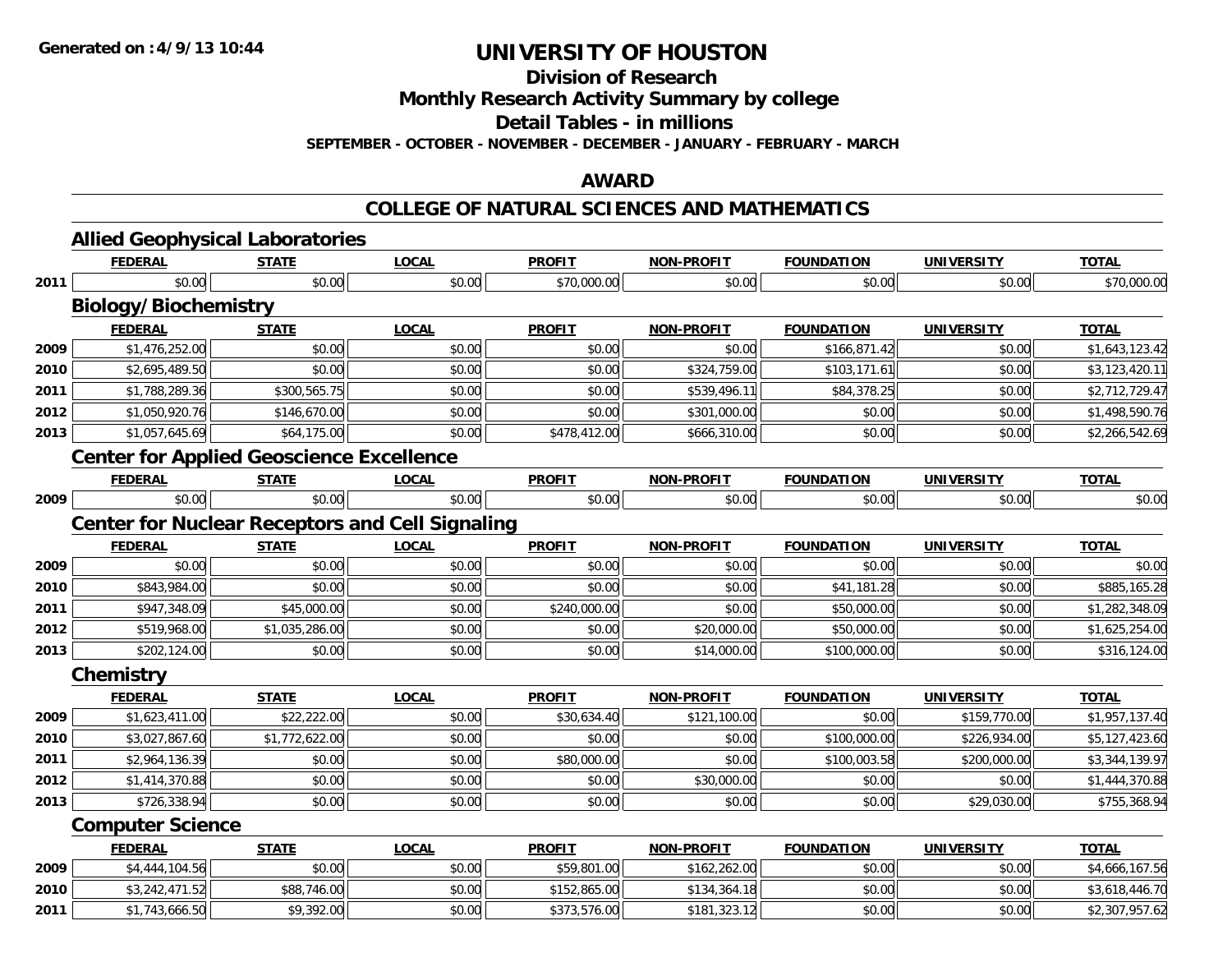**Generated on :4/9/13 10:44**

# UNIVERSITY OF HOUSTON

## Division of Research

## Monthly Research Activity Summary by college

## Detail Tables - in millions

**SEPTEMBER - OCTOBER - NOVEMBER - DECEMBER - JANUARY - FEBRUARY - MARCH**

## AWARD

## COLLEGE OF NATURAL SCIENCES AND MATHEMATICS

### Allied Geophysical Laboratories

| | FEDERAL | STATE | LOCAL | PROFIT | NON-PROFIT | FOUNDATION | UNIVERSITY | TOTAL |
|---|---|---|---|---|---|---|---|---|
| 2011 | $0.00 | $0.00 | $0.00 | $70,000.00 | $0.00 | $0.00 | $0.00 | $70,000.00 |

### Biology/Biochemistry

| | FEDERAL | STATE | LOCAL | PROFIT | NON-PROFIT | FOUNDATION | UNIVERSITY | TOTAL |
|---|---|---|---|---|---|---|---|---|
| 2009 | $1,476,252.00 | $0.00 | $0.00 | $0.00 | $0.00 | $166,871.42 | $0.00 | $1,643,123.42 |
| 2010 | $2,695,489.50 | $0.00 | $0.00 | $0.00 | $324,759.00 | $103,171.61 | $0.00 | $3,123,420.11 |
| 2011 | $1,788,289.36 | $300,565.75 | $0.00 | $0.00 | $539,496.11 | $84,378.25 | $0.00 | $2,712,729.47 |
| 2012 | $1,050,920.76 | $146,670.00 | $0.00 | $0.00 | $301,000.00 | $0.00 | $0.00 | $1,498,590.76 |
| 2013 | $1,057,645.69 | $64,175.00 | $0.00 | $478,412.00 | $666,310.00 | $0.00 | $0.00 | $2,266,542.69 |

### Center for Applied Geoscience Excellence

| | FEDERAL | STATE | LOCAL | PROFIT | NON-PROFIT | FOUNDATION | UNIVERSITY | TOTAL |
|---|---|---|---|---|---|---|---|---|
| 2009 | $0.00 | $0.00 | $0.00 | $0.00 | $0.00 | $0.00 | $0.00 | $0.00 |

### Center for Nuclear Receptors and Cell Signaling

| | FEDERAL | STATE | LOCAL | PROFIT | NON-PROFIT | FOUNDATION | UNIVERSITY | TOTAL |
|---|---|---|---|---|---|---|---|---|
| 2009 | $0.00 | $0.00 | $0.00 | $0.00 | $0.00 | $0.00 | $0.00 | $0.00 |
| 2010 | $843,984.00 | $0.00 | $0.00 | $0.00 | $0.00 | $41,181.28 | $0.00 | $885,165.28 |
| 2011 | $947,348.09 | $45,000.00 | $0.00 | $240,000.00 | $0.00 | $50,000.00 | $0.00 | $1,282,348.09 |
| 2012 | $519,968.00 | $1,035,286.00 | $0.00 | $0.00 | $20,000.00 | $50,000.00 | $0.00 | $1,625,254.00 |
| 2013 | $202,124.00 | $0.00 | $0.00 | $0.00 | $14,000.00 | $100,000.00 | $0.00 | $316,124.00 |

### Chemistry

| | FEDERAL | STATE | LOCAL | PROFIT | NON-PROFIT | FOUNDATION | UNIVERSITY | TOTAL |
|---|---|---|---|---|---|---|---|---|
| 2009 | $1,623,411.00 | $22,222.00 | $0.00 | $30,634.40 | $121,100.00 | $0.00 | $159,770.00 | $1,957,137.40 |
| 2010 | $3,027,867.60 | $1,772,622.00 | $0.00 | $0.00 | $0.00 | $100,000.00 | $226,934.00 | $5,127,423.60 |
| 2011 | $2,964,136.39 | $0.00 | $0.00 | $80,000.00 | $0.00 | $100,003.58 | $200,000.00 | $3,344,139.97 |
| 2012 | $1,414,370.88 | $0.00 | $0.00 | $0.00 | $30,000.00 | $0.00 | $0.00 | $1,444,370.88 |
| 2013 | $726,338.94 | $0.00 | $0.00 | $0.00 | $0.00 | $0.00 | $29,030.00 | $755,368.94 |

### Computer Science

| | FEDERAL | STATE | LOCAL | PROFIT | NON-PROFIT | FOUNDATION | UNIVERSITY | TOTAL |
|---|---|---|---|---|---|---|---|---|
| 2009 | $4,444,104.56 | $0.00 | $0.00 | $59,801.00 | $162,262.00 | $0.00 | $0.00 | $4,666,167.56 |
| 2010 | $3,242,471.52 | $88,746.00 | $0.00 | $152,865.00 | $134,364.18 | $0.00 | $0.00 | $3,618,446.70 |
| 2011 | $1,743,666.50 | $9,392.00 | $0.00 | $373,576.00 | $181,323.12 | $0.00 | $0.00 | $2,307,957.62 |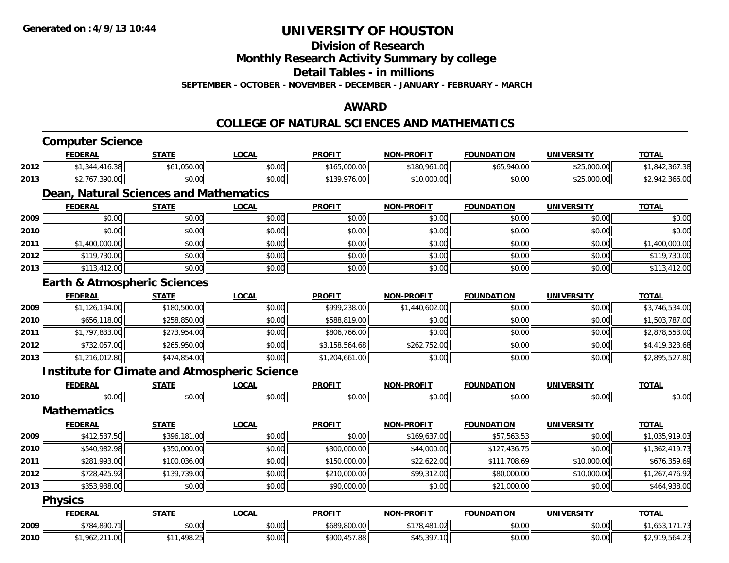**Generated on :4/9/13 10:44**

# UNIVERSITY OF HOUSTON

## Division of Research
## Monthly Research Activity Summary by college
## Detail Tables - in millions

**SEPTEMBER - OCTOBER - NOVEMBER - DECEMBER - JANUARY - FEBRUARY - MARCH**

## AWARD

## COLLEGE OF NATURAL SCIENCES AND MATHEMATICS

### Computer Science

| | FEDERAL | STATE | LOCAL | PROFIT | NON-PROFIT | FOUNDATION | UNIVERSITY | TOTAL |
|---|---|---|---|---|---|---|---|---|
| 2012 | $1,344,416.38 | $61,050.00 | $0.00 | $165,000.00 | $180,961.00 | $65,940.00 | $25,000.00 | $1,842,367.38 |
| 2013 | $2,767,390.00 | $0.00 | $0.00 | $139,976.00 | $10,000.00 | $0.00 | $25,000.00 | $2,942,366.00 |

### Dean, Natural Sciences and Mathematics

| | FEDERAL | STATE | LOCAL | PROFIT | NON-PROFIT | FOUNDATION | UNIVERSITY | TOTAL |
|---|---|---|---|---|---|---|---|---|
| 2009 | $0.00 | $0.00 | $0.00 | $0.00 | $0.00 | $0.00 | $0.00 | $0.00 |
| 2010 | $0.00 | $0.00 | $0.00 | $0.00 | $0.00 | $0.00 | $0.00 | $0.00 |
| 2011 | $1,400,000.00 | $0.00 | $0.00 | $0.00 | $0.00 | $0.00 | $0.00 | $1,400,000.00 |
| 2012 | $119,730.00 | $0.00 | $0.00 | $0.00 | $0.00 | $0.00 | $0.00 | $119,730.00 |
| 2013 | $113,412.00 | $0.00 | $0.00 | $0.00 | $0.00 | $0.00 | $0.00 | $113,412.00 |

### Earth & Atmospheric Sciences

| | FEDERAL | STATE | LOCAL | PROFIT | NON-PROFIT | FOUNDATION | UNIVERSITY | TOTAL |
|---|---|---|---|---|---|---|---|---|
| 2009 | $1,126,194.00 | $180,500.00 | $0.00 | $999,238.00 | $1,440,602.00 | $0.00 | $0.00 | $3,746,534.00 |
| 2010 | $656,118.00 | $258,850.00 | $0.00 | $588,819.00 | $0.00 | $0.00 | $0.00 | $1,503,787.00 |
| 2011 | $1,797,833.00 | $273,954.00 | $0.00 | $806,766.00 | $0.00 | $0.00 | $0.00 | $2,878,553.00 |
| 2012 | $732,057.00 | $265,950.00 | $0.00 | $3,158,564.68 | $262,752.00 | $0.00 | $0.00 | $4,419,323.68 |
| 2013 | $1,216,012.80 | $474,854.00 | $0.00 | $1,204,661.00 | $0.00 | $0.00 | $0.00 | $2,895,527.80 |

### Institute for Climate and Atmospheric Science

| | FEDERAL | STATE | LOCAL | PROFIT | NON-PROFIT | FOUNDATION | UNIVERSITY | TOTAL |
|---|---|---|---|---|---|---|---|---|
| 2010 | $0.00 | $0.00 | $0.00 | $0.00 | $0.00 | $0.00 | $0.00 | $0.00 |

### Mathematics

| | FEDERAL | STATE | LOCAL | PROFIT | NON-PROFIT | FOUNDATION | UNIVERSITY | TOTAL |
|---|---|---|---|---|---|---|---|---|
| 2009 | $412,537.50 | $396,181.00 | $0.00 | $0.00 | $169,637.00 | $57,563.53 | $0.00 | $1,035,919.03 |
| 2010 | $540,982.98 | $350,000.00 | $0.00 | $300,000.00 | $44,000.00 | $127,436.75 | $0.00 | $1,362,419.73 |
| 2011 | $281,993.00 | $100,036.00 | $0.00 | $150,000.00 | $22,622.00 | $111,708.69 | $10,000.00 | $676,359.69 |
| 2012 | $728,425.92 | $139,739.00 | $0.00 | $210,000.00 | $99,312.00 | $80,000.00 | $10,000.00 | $1,267,476.92 |
| 2013 | $353,938.00 | $0.00 | $0.00 | $90,000.00 | $0.00 | $21,000.00 | $0.00 | $464,938.00 |

### Physics

| | FEDERAL | STATE | LOCAL | PROFIT | NON-PROFIT | FOUNDATION | UNIVERSITY | TOTAL |
|---|---|---|---|---|---|---|---|---|
| 2009 | $784,890.71 | $0.00 | $0.00 | $689,800.00 | $178,481.02 | $0.00 | $0.00 | $1,653,171.73 |
| 2010 | $1,962,211.00 | $11,498.25 | $0.00 | $900,457.88 | $45,397.10 | $0.00 | $0.00 | $2,919,564.23 |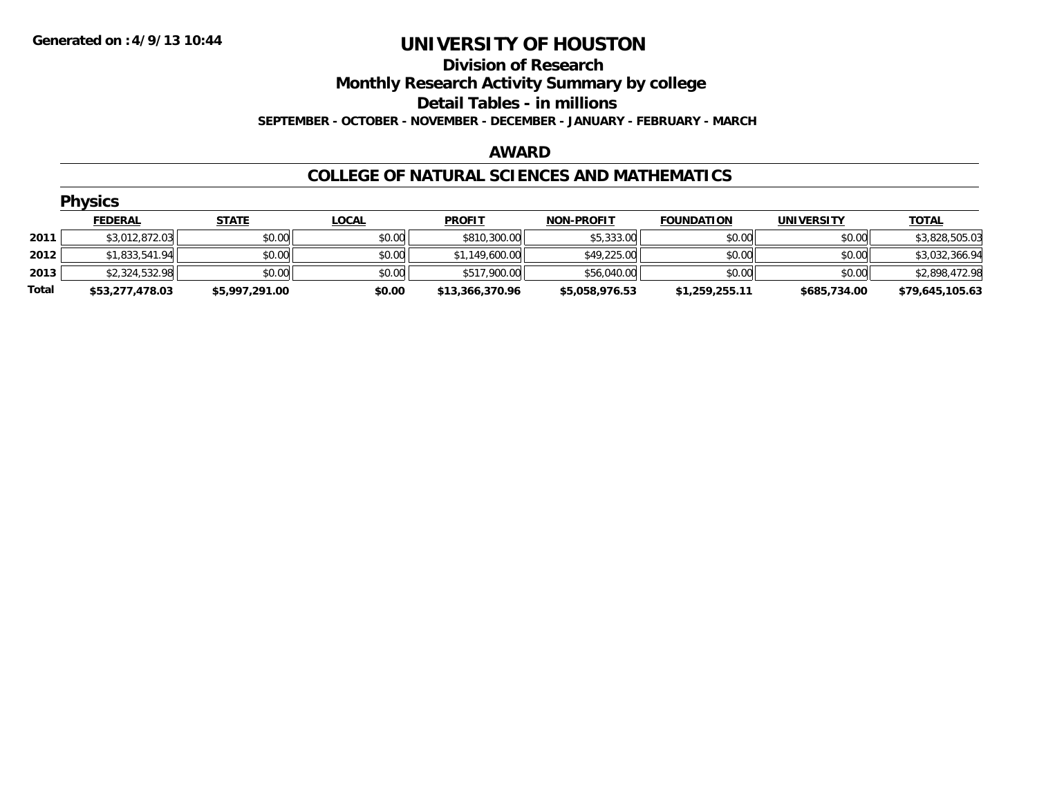**Generated on :4/9/13 10:44**

# UNIVERSITY OF HOUSTON

## Division of Research

## Monthly Research Activity Summary by college

## Detail Tables - in millions

**SEPTEMBER - OCTOBER - NOVEMBER - DECEMBER - JANUARY - FEBRUARY - MARCH**

### AWARD

### COLLEGE OF NATURAL SCIENCES AND MATHEMATICS

#### Physics

| | FEDERAL | STATE | LOCAL | PROFIT | NON-PROFIT | FOUNDATION | UNIVERSITY | TOTAL |
|---|---|---|---|---|---|---|---|---|
| 2011 | $3,012,872.03 | $0.00 | $0.00 | $810,300.00 | $5,333.00 | $0.00 | $0.00 | $3,828,505.03 |
| 2012 | $1,833,541.94 | $0.00 | $0.00 | $1,149,600.00 | $49,225.00 | $0.00 | $0.00 | $3,032,366.94 |
| 2013 | $2,324,532.98 | $0.00 | $0.00 | $517,900.00 | $56,040.00 | $0.00 | $0.00 | $2,898,472.98 |
| **Total** | **$53,277,478.03** | **$5,997,291.00** | **$0.00** | **$13,366,370.96** | **$5,058,976.53** | **$1,259,255.11** | **$685,734.00** | **$79,645,105.63** |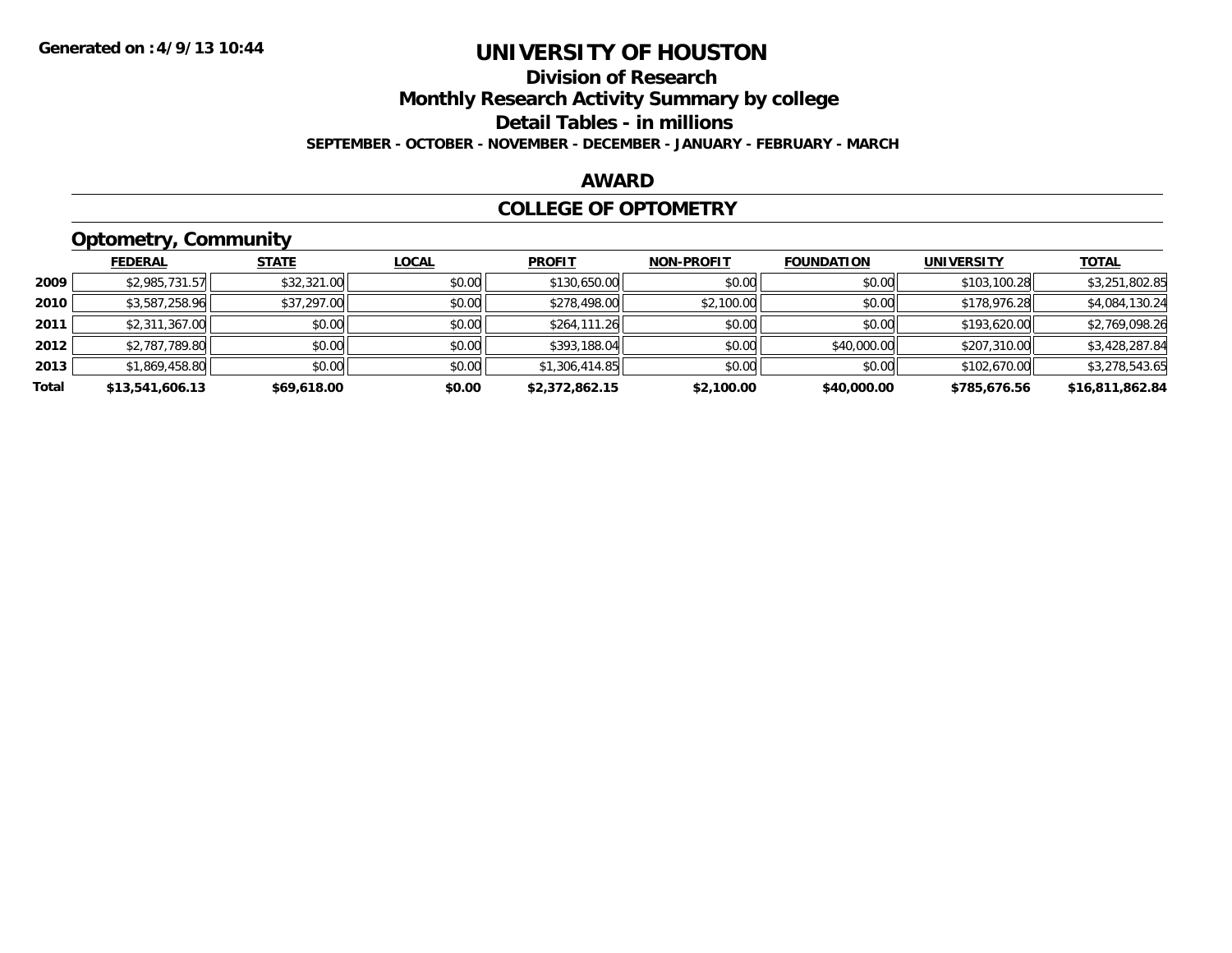Generated on :4/9/13 10:44

# UNIVERSITY OF HOUSTON

## Division of Research

## Monthly Research Activity Summary by college

## Detail Tables - in millions

**SEPTEMBER - OCTOBER - NOVEMBER - DECEMBER - JANUARY - FEBRUARY - MARCH**

## AWARD

## COLLEGE OF OPTOMETRY

### Optometry, Community

| | FEDERAL | STATE | LOCAL | PROFIT | NON-PROFIT | FOUNDATION | UNIVERSITY | TOTAL |
|---|---|---|---|---|---|---|---|---|
| 2009 | $2,985,731.57 | $32,321.00 | $0.00 | $130,650.00 | $0.00 | $0.00 | $103,100.28 | $3,251,802.85 |
| 2010 | $3,587,258.96 | $37,297.00 | $0.00 | $278,498.00 | $2,100.00 | $0.00 | $178,976.28 | $4,084,130.24 |
| 2011 | $2,311,367.00 | $0.00 | $0.00 | $264,111.26 | $0.00 | $0.00 | $193,620.00 | $2,769,098.26 |
| 2012 | $2,787,789.80 | $0.00 | $0.00 | $393,188.04 | $0.00 | $40,000.00 | $207,310.00 | $3,428,287.84 |
| 2013 | $1,869,458.80 | $0.00 | $0.00 | $1,306,414.85 | $0.00 | $0.00 | $102,670.00 | $3,278,543.65 |
| **Total** | **$13,541,606.13** | **$69,618.00** | **$0.00** | **$2,372,862.15** | **$2,100.00** | **$40,000.00** | **$785,676.56** | **$16,811,862.84** |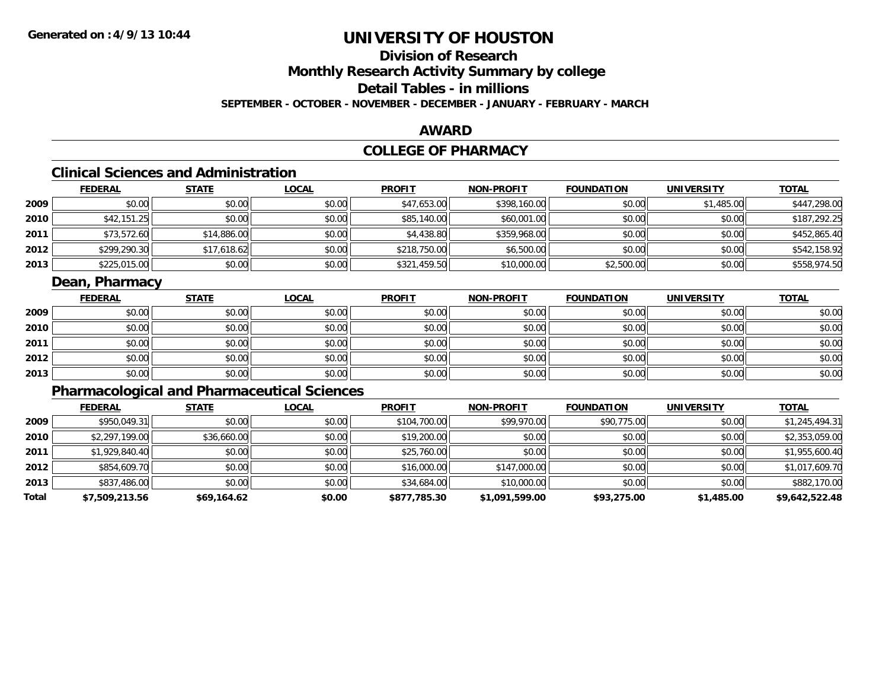Generated on :4/9/13 10:44

# UNIVERSITY OF HOUSTON

## Division of Research

## Monthly Research Activity Summary by college

## Detail Tables - in millions

**SEPTEMBER - OCTOBER - NOVEMBER - DECEMBER - JANUARY - FEBRUARY - MARCH**

### AWARD

### COLLEGE OF PHARMACY

#### Clinical Sciences and Administration

| | FEDERAL | STATE | LOCAL | PROFIT | NON-PROFIT | FOUNDATION | UNIVERSITY | TOTAL |
|---|---|---|---|---|---|---|---|---|
| 2009 | $0.00 | $0.00 | $0.00 | $47,653.00 | $398,160.00 | $0.00 | $1,485.00 | $447,298.00 |
| 2010 | $42,151.25 | $0.00 | $0.00 | $85,140.00 | $60,001.00 | $0.00 | $0.00 | $187,292.25 |
| 2011 | $73,572.60 | $14,886.00 | $0.00 | $4,438.80 | $359,968.00 | $0.00 | $0.00 | $452,865.40 |
| 2012 | $299,290.30 | $17,618.62 | $0.00 | $218,750.00 | $6,500.00 | $0.00 | $0.00 | $542,158.92 |
| 2013 | $225,015.00 | $0.00 | $0.00 | $321,459.50 | $10,000.00 | $2,500.00 | $0.00 | $558,974.50 |

#### Dean, Pharmacy

| | FEDERAL | STATE | LOCAL | PROFIT | NON-PROFIT | FOUNDATION | UNIVERSITY | TOTAL |
|---|---|---|---|---|---|---|---|---|
| 2009 | $0.00 | $0.00 | $0.00 | $0.00 | $0.00 | $0.00 | $0.00 | $0.00 |
| 2010 | $0.00 | $0.00 | $0.00 | $0.00 | $0.00 | $0.00 | $0.00 | $0.00 |
| 2011 | $0.00 | $0.00 | $0.00 | $0.00 | $0.00 | $0.00 | $0.00 | $0.00 |
| 2012 | $0.00 | $0.00 | $0.00 | $0.00 | $0.00 | $0.00 | $0.00 | $0.00 |
| 2013 | $0.00 | $0.00 | $0.00 | $0.00 | $0.00 | $0.00 | $0.00 | $0.00 |

#### Pharmacological and Pharmaceutical Sciences

| | FEDERAL | STATE | LOCAL | PROFIT | NON-PROFIT | FOUNDATION | UNIVERSITY | TOTAL |
|---|---|---|---|---|---|---|---|---|
| 2009 | $950,049.31 | $0.00 | $0.00 | $104,700.00 | $99,970.00 | $90,775.00 | $0.00 | $1,245,494.31 |
| 2010 | $2,297,199.00 | $36,660.00 | $0.00 | $19,200.00 | $0.00 | $0.00 | $0.00 | $2,353,059.00 |
| 2011 | $1,929,840.40 | $0.00 | $0.00 | $25,760.00 | $0.00 | $0.00 | $0.00 | $1,955,600.40 |
| 2012 | $854,609.70 | $0.00 | $0.00 | $16,000.00 | $147,000.00 | $0.00 | $0.00 | $1,017,609.70 |
| 2013 | $837,486.00 | $0.00 | $0.00 | $34,684.00 | $10,000.00 | $0.00 | $0.00 | $882,170.00 |
| **Total** | **$7,509,213.56** | **$69,164.62** | **$0.00** | **$877,785.30** | **$1,091,599.00** | **$93,275.00** | **$1,485.00** | **$9,642,522.48** |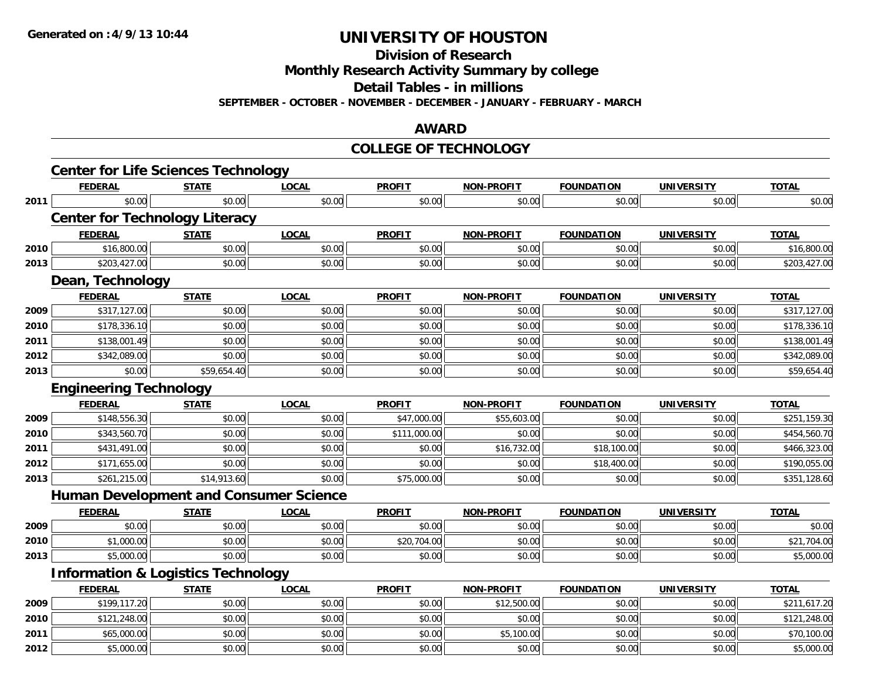**Generated on :4/9/13 10:44**

# UNIVERSITY OF HOUSTON

## Division of Research

## Monthly Research Activity Summary by college

## Detail Tables - in millions

**SEPTEMBER - OCTOBER - NOVEMBER - DECEMBER - JANUARY - FEBRUARY - MARCH**

## AWARD

## COLLEGE OF TECHNOLOGY

### Center for Life Sciences Technology

| | FEDERAL | STATE | LOCAL | PROFIT | NON-PROFIT | FOUNDATION | UNIVERSITY | TOTAL |
|---|---|---|---|---|---|---|---|---|
| 2011 | $0.00 | $0.00 | $0.00 | $0.00 | $0.00 | $0.00 | $0.00 | $0.00 |

### Center for Technology Literacy

| | FEDERAL | STATE | LOCAL | PROFIT | NON-PROFIT | FOUNDATION | UNIVERSITY | TOTAL |
|---|---|---|---|---|---|---|---|---|
| 2010 | $16,800.00 | $0.00 | $0.00 | $0.00 | $0.00 | $0.00 | $0.00 | $16,800.00 |
| 2013 | $203,427.00 | $0.00 | $0.00 | $0.00 | $0.00 | $0.00 | $0.00 | $203,427.00 |

### Dean, Technology

| | FEDERAL | STATE | LOCAL | PROFIT | NON-PROFIT | FOUNDATION | UNIVERSITY | TOTAL |
|---|---|---|---|---|---|---|---|---|
| 2009 | $317,127.00 | $0.00 | $0.00 | $0.00 | $0.00 | $0.00 | $0.00 | $317,127.00 |
| 2010 | $178,336.10 | $0.00 | $0.00 | $0.00 | $0.00 | $0.00 | $0.00 | $178,336.10 |
| 2011 | $138,001.49 | $0.00 | $0.00 | $0.00 | $0.00 | $0.00 | $0.00 | $138,001.49 |
| 2012 | $342,089.00 | $0.00 | $0.00 | $0.00 | $0.00 | $0.00 | $0.00 | $342,089.00 |
| 2013 | $0.00 | $59,654.40 | $0.00 | $0.00 | $0.00 | $0.00 | $0.00 | $59,654.40 |

### Engineering Technology

| | FEDERAL | STATE | LOCAL | PROFIT | NON-PROFIT | FOUNDATION | UNIVERSITY | TOTAL |
|---|---|---|---|---|---|---|---|---|
| 2009 | $148,556.30 | $0.00 | $0.00 | $47,000.00 | $55,603.00 | $0.00 | $0.00 | $251,159.30 |
| 2010 | $343,560.70 | $0.00 | $0.00 | $111,000.00 | $0.00 | $0.00 | $0.00 | $454,560.70 |
| 2011 | $431,491.00 | $0.00 | $0.00 | $0.00 | $16,732.00 | $18,100.00 | $0.00 | $466,323.00 |
| 2012 | $171,655.00 | $0.00 | $0.00 | $0.00 | $0.00 | $18,400.00 | $0.00 | $190,055.00 |
| 2013 | $261,215.00 | $14,913.60 | $0.00 | $75,000.00 | $0.00 | $0.00 | $0.00 | $351,128.60 |

### Human Development and Consumer Science

| | FEDERAL | STATE | LOCAL | PROFIT | NON-PROFIT | FOUNDATION | UNIVERSITY | TOTAL |
|---|---|---|---|---|---|---|---|---|
| 2009 | $0.00 | $0.00 | $0.00 | $0.00 | $0.00 | $0.00 | $0.00 | $0.00 |
| 2010 | $1,000.00 | $0.00 | $0.00 | $20,704.00 | $0.00 | $0.00 | $0.00 | $21,704.00 |
| 2013 | $5,000.00 | $0.00 | $0.00 | $0.00 | $0.00 | $0.00 | $0.00 | $5,000.00 |

### Information & Logistics Technology

| | FEDERAL | STATE | LOCAL | PROFIT | NON-PROFIT | FOUNDATION | UNIVERSITY | TOTAL |
|---|---|---|---|---|---|---|---|---|
| 2009 | $199,117.20 | $0.00 | $0.00 | $0.00 | $12,500.00 | $0.00 | $0.00 | $211,617.20 |
| 2010 | $121,248.00 | $0.00 | $0.00 | $0.00 | $0.00 | $0.00 | $0.00 | $121,248.00 |
| 2011 | $65,000.00 | $0.00 | $0.00 | $0.00 | $5,100.00 | $0.00 | $0.00 | $70,100.00 |
| 2012 | $5,000.00 | $0.00 | $0.00 | $0.00 | $0.00 | $0.00 | $0.00 | $5,000.00 |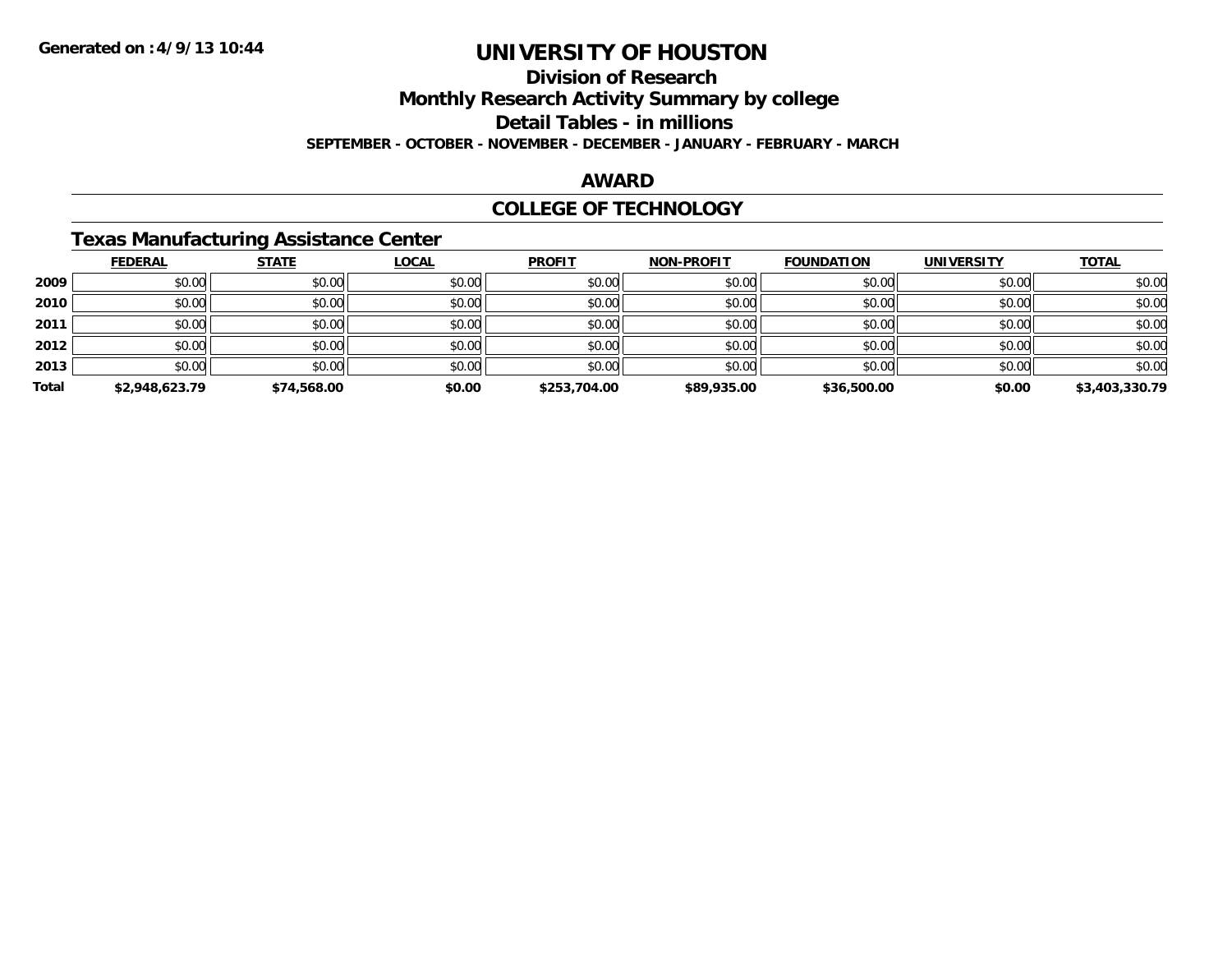**Generated on :4/9/13 10:44**

# UNIVERSITY OF HOUSTON

## Division of Research

## Monthly Research Activity Summary by college

## Detail Tables - in millions

**SEPTEMBER - OCTOBER - NOVEMBER - DECEMBER - JANUARY - FEBRUARY - MARCH**

## AWARD

## COLLEGE OF TECHNOLOGY

### Texas Manufacturing Assistance Center

| | FEDERAL | STATE | LOCAL | PROFIT | NON-PROFIT | FOUNDATION | UNIVERSITY | TOTAL |
|---|---|---|---|---|---|---|---|---|
| **2009** | $0.00 | $0.00 | $0.00 | $0.00 | $0.00 | $0.00 | $0.00 | $0.00 |
| **2010** | $0.00 | $0.00 | $0.00 | $0.00 | $0.00 | $0.00 | $0.00 | $0.00 |
| **2011** | $0.00 | $0.00 | $0.00 | $0.00 | $0.00 | $0.00 | $0.00 | $0.00 |
| **2012** | $0.00 | $0.00 | $0.00 | $0.00 | $0.00 | $0.00 | $0.00 | $0.00 |
| **2013** | $0.00 | $0.00 | $0.00 | $0.00 | $0.00 | $0.00 | $0.00 | $0.00 |
| **Total** | **$2,948,623.79** | **$74,568.00** | **$0.00** | **$253,704.00** | **$89,935.00** | **$36,500.00** | **$0.00** | **$3,403,330.79** |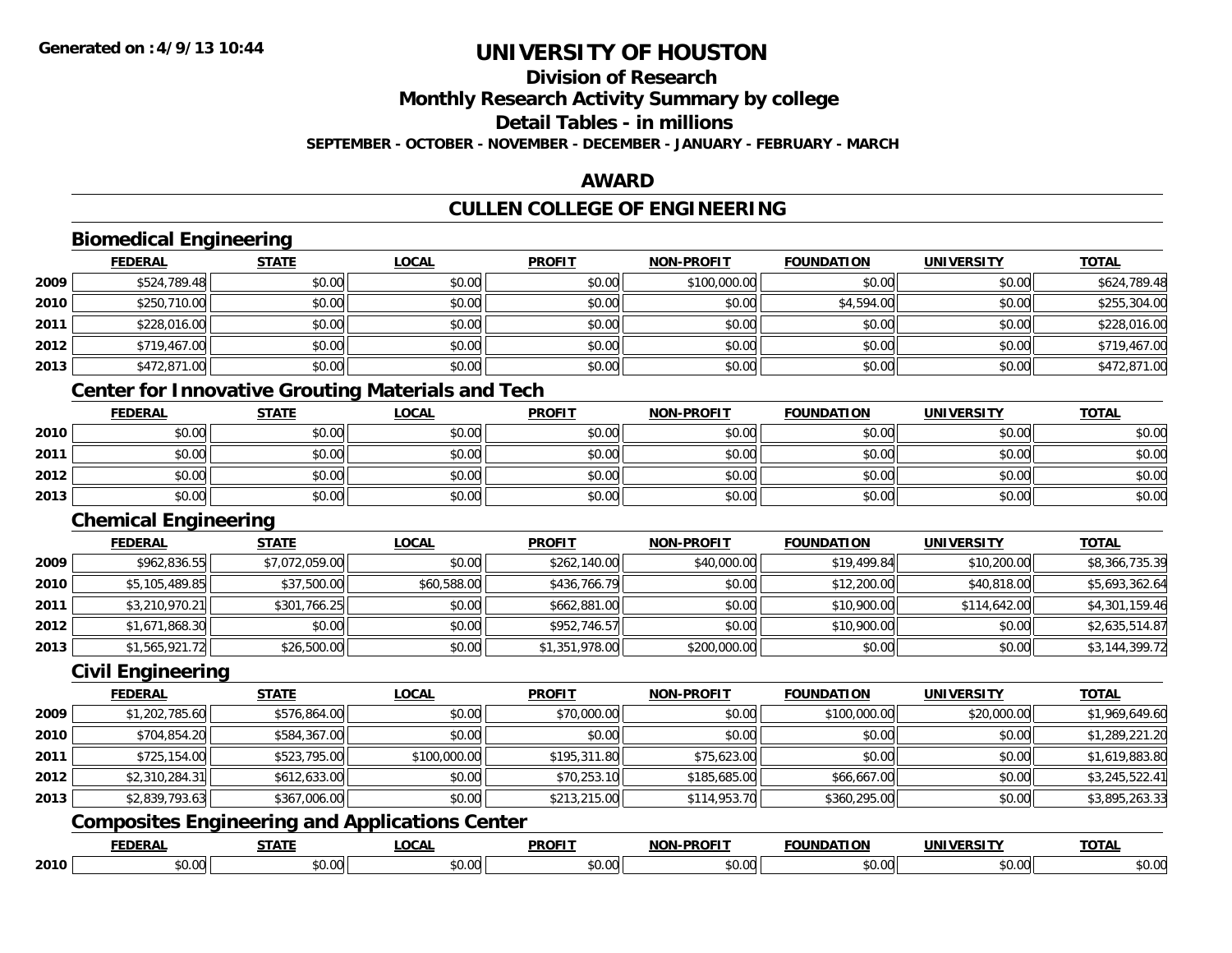**Generated on :4/9/13 10:44**

# UNIVERSITY OF HOUSTON

## Division of Research
## Monthly Research Activity Summary by college
## Detail Tables - in millions

**SEPTEMBER - OCTOBER - NOVEMBER - DECEMBER - JANUARY - FEBRUARY - MARCH**

## AWARD

## CULLEN COLLEGE OF ENGINEERING

### Biomedical Engineering

| | FEDERAL | STATE | LOCAL | PROFIT | NON-PROFIT | FOUNDATION | UNIVERSITY | TOTAL |
|---|---|---|---|---|---|---|---|---|
| 2009 | $524,789.48 | $0.00 | $0.00 | $0.00 | $100,000.00 | $0.00 | $0.00 | $624,789.48 |
| 2010 | $250,710.00 | $0.00 | $0.00 | $0.00 | $0.00 | $4,594.00 | $0.00 | $255,304.00 |
| 2011 | $228,016.00 | $0.00 | $0.00 | $0.00 | $0.00 | $0.00 | $0.00 | $228,016.00 |
| 2012 | $719,467.00 | $0.00 | $0.00 | $0.00 | $0.00 | $0.00 | $0.00 | $719,467.00 |
| 2013 | $472,871.00 | $0.00 | $0.00 | $0.00 | $0.00 | $0.00 | $0.00 | $472,871.00 |

### Center for Innovative Grouting Materials and Tech

| | FEDERAL | STATE | LOCAL | PROFIT | NON-PROFIT | FOUNDATION | UNIVERSITY | TOTAL |
|---|---|---|---|---|---|---|---|---|
| 2010 | $0.00 | $0.00 | $0.00 | $0.00 | $0.00 | $0.00 | $0.00 | $0.00 |
| 2011 | $0.00 | $0.00 | $0.00 | $0.00 | $0.00 | $0.00 | $0.00 | $0.00 |
| 2012 | $0.00 | $0.00 | $0.00 | $0.00 | $0.00 | $0.00 | $0.00 | $0.00 |
| 2013 | $0.00 | $0.00 | $0.00 | $0.00 | $0.00 | $0.00 | $0.00 | $0.00 |

### Chemical Engineering

| | FEDERAL | STATE | LOCAL | PROFIT | NON-PROFIT | FOUNDATION | UNIVERSITY | TOTAL |
|---|---|---|---|---|---|---|---|---|
| 2009 | $962,836.55 | $7,072,059.00 | $0.00 | $262,140.00 | $40,000.00 | $19,499.84 | $10,200.00 | $8,366,735.39 |
| 2010 | $5,105,489.85 | $37,500.00 | $60,588.00 | $436,766.79 | $0.00 | $12,200.00 | $40,818.00 | $5,693,362.64 |
| 2011 | $3,210,970.21 | $301,766.25 | $0.00 | $662,881.00 | $0.00 | $10,900.00 | $114,642.00 | $4,301,159.46 |
| 2012 | $1,671,868.30 | $0.00 | $0.00 | $952,746.57 | $0.00 | $10,900.00 | $0.00 | $2,635,514.87 |
| 2013 | $1,565,921.72 | $26,500.00 | $0.00 | $1,351,978.00 | $200,000.00 | $0.00 | $0.00 | $3,144,399.72 |

### Civil Engineering

| | FEDERAL | STATE | LOCAL | PROFIT | NON-PROFIT | FOUNDATION | UNIVERSITY | TOTAL |
|---|---|---|---|---|---|---|---|---|
| 2009 | $1,202,785.60 | $576,864.00 | $0.00 | $70,000.00 | $0.00 | $100,000.00 | $20,000.00 | $1,969,649.60 |
| 2010 | $704,854.20 | $584,367.00 | $0.00 | $0.00 | $0.00 | $0.00 | $0.00 | $1,289,221.20 |
| 2011 | $725,154.00 | $523,795.00 | $100,000.00 | $195,311.80 | $75,623.00 | $0.00 | $0.00 | $1,619,883.80 |
| 2012 | $2,310,284.31 | $612,633.00 | $0.00 | $70,253.10 | $185,685.00 | $66,667.00 | $0.00 | $3,245,522.41 |
| 2013 | $2,839,793.63 | $367,006.00 | $0.00 | $213,215.00 | $114,953.70 | $360,295.00 | $0.00 | $3,895,263.33 |

### Composites Engineering and Applications Center

| | FEDERAL | STATE | LOCAL | PROFIT | NON-PROFIT | FOUNDATION | UNIVERSITY | TOTAL |
|---|---|---|---|---|---|---|---|---|
| 2010 | $0.00 | $0.00 | $0.00 | $0.00 | $0.00 | $0.00 | $0.00 | $0.00 |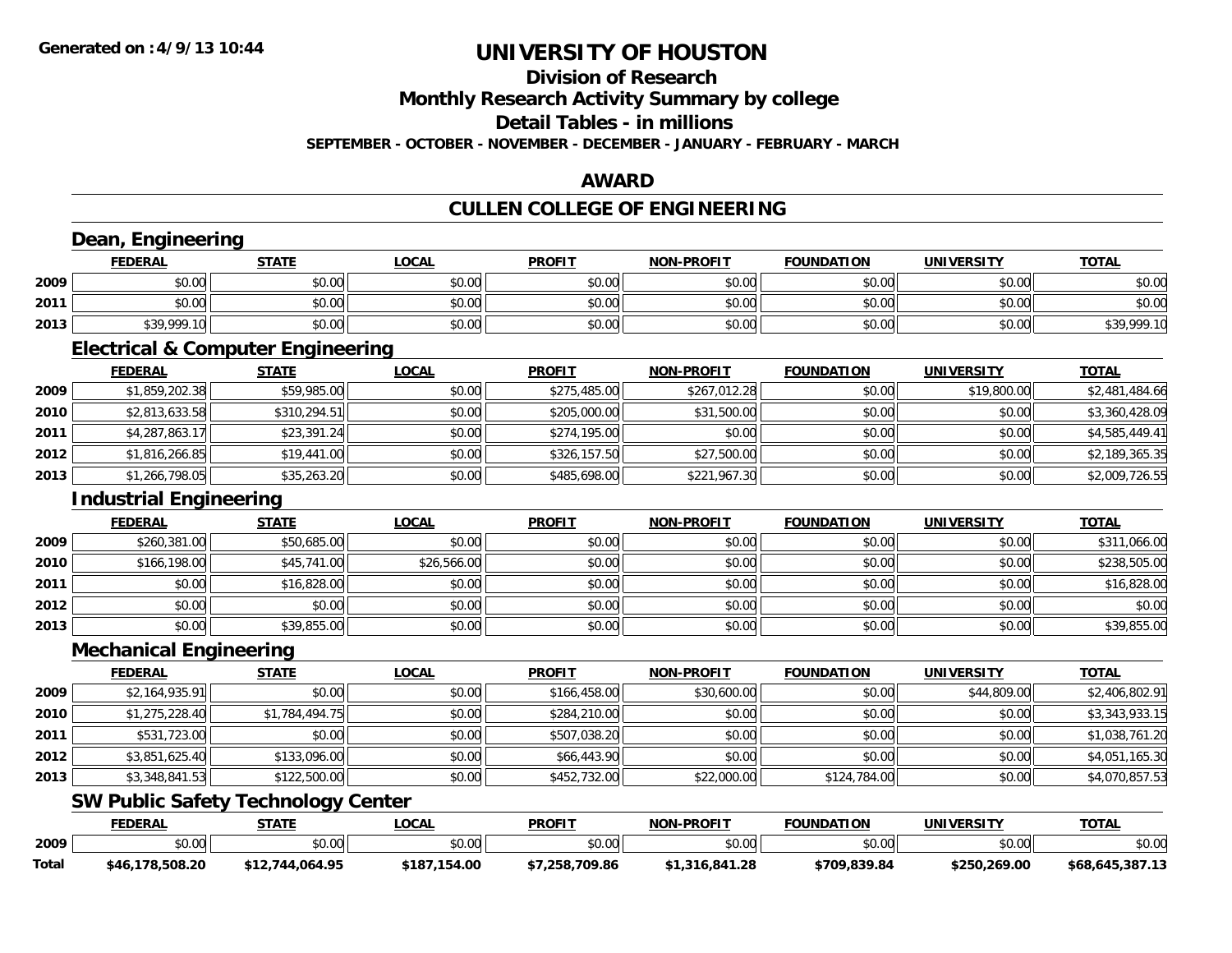# UNIVERSITY OF HOUSTON

## Division of Research

## Monthly Research Activity Summary by college

## Detail Tables - in millions

**SEPTEMBER - OCTOBER - NOVEMBER - DECEMBER - JANUARY - FEBRUARY - MARCH**

## AWARD

## CULLEN COLLEGE OF ENGINEERING

### Dean, Engineering

| | FEDERAL | STATE | LOCAL | PROFIT | NON-PROFIT | FOUNDATION | UNIVERSITY | TOTAL |
|---|---|---|---|---|---|---|---|---|
| 2009 | $0.00 | $0.00 | $0.00 | $0.00 | $0.00 | $0.00 | $0.00 | $0.00 |
| 2011 | $0.00 | $0.00 | $0.00 | $0.00 | $0.00 | $0.00 | $0.00 | $0.00 |
| 2013 | $39,999.10 | $0.00 | $0.00 | $0.00 | $0.00 | $0.00 | $0.00 | $39,999.10 |

### Electrical & Computer Engineering

| | FEDERAL | STATE | LOCAL | PROFIT | NON-PROFIT | FOUNDATION | UNIVERSITY | TOTAL |
|---|---|---|---|---|---|---|---|---|
| 2009 | $1,859,202.38 | $59,985.00 | $0.00 | $275,485.00 | $267,012.28 | $0.00 | $19,800.00 | $2,481,484.66 |
| 2010 | $2,813,633.58 | $310,294.51 | $0.00 | $205,000.00 | $31,500.00 | $0.00 | $0.00 | $3,360,428.09 |
| 2011 | $4,287,863.17 | $23,391.24 | $0.00 | $274,195.00 | $0.00 | $0.00 | $0.00 | $4,585,449.41 |
| 2012 | $1,816,266.85 | $19,441.00 | $0.00 | $326,157.50 | $27,500.00 | $0.00 | $0.00 | $2,189,365.35 |
| 2013 | $1,266,798.05 | $35,263.20 | $0.00 | $485,698.00 | $221,967.30 | $0.00 | $0.00 | $2,009,726.55 |

### Industrial Engineering

| | FEDERAL | STATE | LOCAL | PROFIT | NON-PROFIT | FOUNDATION | UNIVERSITY | TOTAL |
|---|---|---|---|---|---|---|---|---|
| 2009 | $260,381.00 | $50,685.00 | $0.00 | $0.00 | $0.00 | $0.00 | $0.00 | $311,066.00 |
| 2010 | $166,198.00 | $45,741.00 | $26,566.00 | $0.00 | $0.00 | $0.00 | $0.00 | $238,505.00 |
| 2011 | $0.00 | $16,828.00 | $0.00 | $0.00 | $0.00 | $0.00 | $0.00 | $16,828.00 |
| 2012 | $0.00 | $0.00 | $0.00 | $0.00 | $0.00 | $0.00 | $0.00 | $0.00 |
| 2013 | $0.00 | $39,855.00 | $0.00 | $0.00 | $0.00 | $0.00 | $0.00 | $39,855.00 |

### Mechanical Engineering

| | FEDERAL | STATE | LOCAL | PROFIT | NON-PROFIT | FOUNDATION | UNIVERSITY | TOTAL |
|---|---|---|---|---|---|---|---|---|
| 2009 | $2,164,935.91 | $0.00 | $0.00 | $166,458.00 | $30,600.00 | $0.00 | $44,809.00 | $2,406,802.91 |
| 2010 | $1,275,228.40 | $1,784,494.75 | $0.00 | $284,210.00 | $0.00 | $0.00 | $0.00 | $3,343,933.15 |
| 2011 | $531,723.00 | $0.00 | $0.00 | $507,038.20 | $0.00 | $0.00 | $0.00 | $1,038,761.20 |
| 2012 | $3,851,625.40 | $133,096.00 | $0.00 | $66,443.90 | $0.00 | $0.00 | $0.00 | $4,051,165.30 |
| 2013 | $3,348,841.53 | $122,500.00 | $0.00 | $452,732.00 | $22,000.00 | $124,784.00 | $0.00 | $4,070,857.53 |

### SW Public Safety Technology Center

| | FEDERAL | STATE | LOCAL | PROFIT | NON-PROFIT | FOUNDATION | UNIVERSITY | TOTAL |
|---|---|---|---|---|---|---|---|---|
| 2009 | $0.00 | $0.00 | $0.00 | $0.00 | $0.00 | $0.00 | $0.00 | $0.00 |
| **Total** | **$46,178,508.20** | **$12,744,064.95** | **$187,154.00** | **$7,258,709.86** | **$1,316,841.28** | **$709,839.84** | **$250,269.00** | **$68,645,387.13** |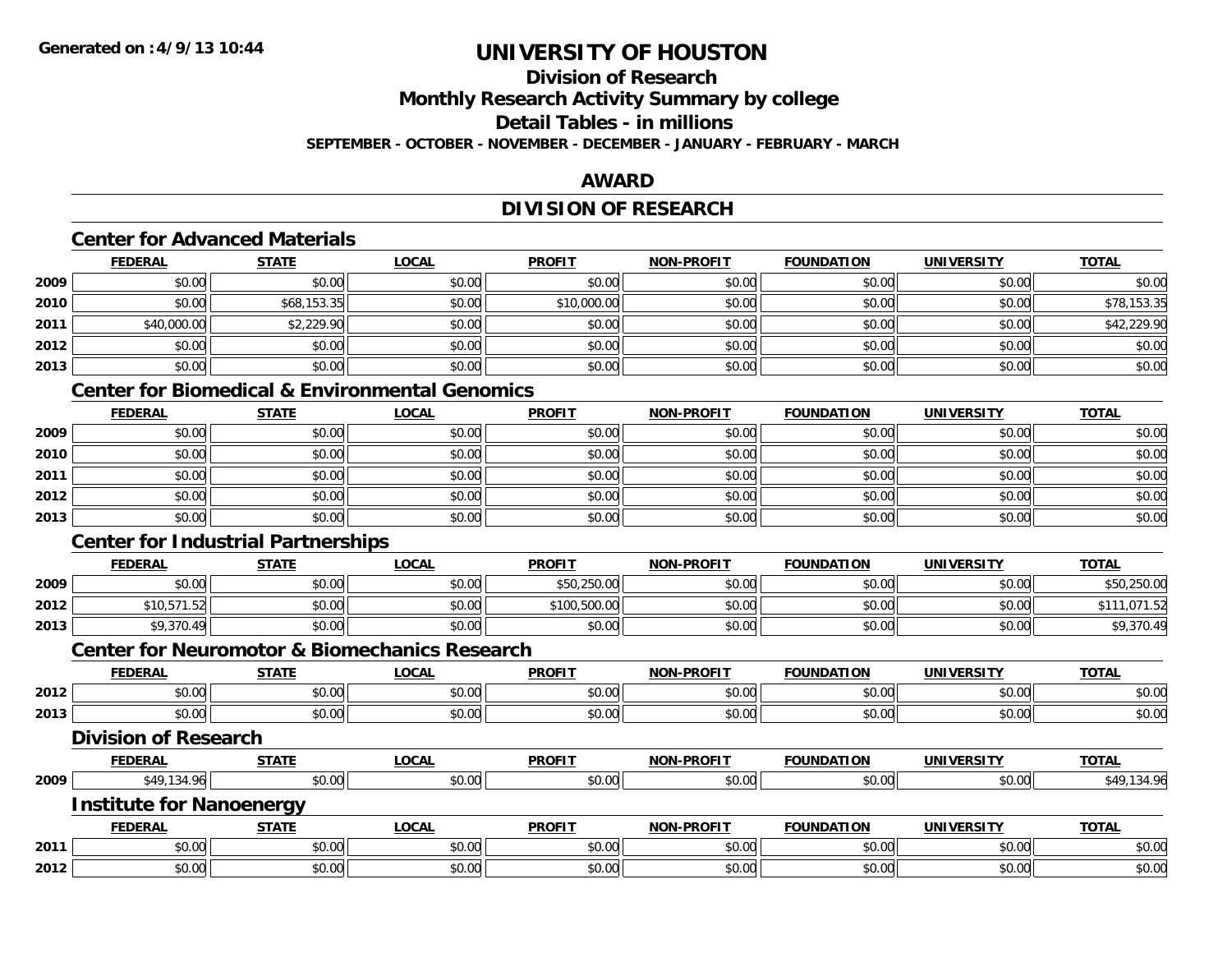**Generated on :4/9/13 10:44**

# UNIVERSITY OF HOUSTON

## Division of Research

## Monthly Research Activity Summary by college

## Detail Tables - in millions

**SEPTEMBER - OCTOBER - NOVEMBER - DECEMBER - JANUARY - FEBRUARY - MARCH**

## AWARD

## DIVISION OF RESEARCH

### Center for Advanced Materials

| | FEDERAL | STATE | LOCAL | PROFIT | NON-PROFIT | FOUNDATION | UNIVERSITY | TOTAL |
|---|---|---|---|---|---|---|---|---|
| 2009 | $0.00 | $0.00 | $0.00 | $0.00 | $0.00 | $0.00 | $0.00 | $0.00 |
| 2010 | $0.00 | $68,153.35 | $0.00 | $10,000.00 | $0.00 | $0.00 | $0.00 | $78,153.35 |
| 2011 | $40,000.00 | $2,229.90 | $0.00 | $0.00 | $0.00 | $0.00 | $0.00 | $42,229.90 |
| 2012 | $0.00 | $0.00 | $0.00 | $0.00 | $0.00 | $0.00 | $0.00 | $0.00 |
| 2013 | $0.00 | $0.00 | $0.00 | $0.00 | $0.00 | $0.00 | $0.00 | $0.00 |

### Center for Biomedical & Environmental Genomics

| | FEDERAL | STATE | LOCAL | PROFIT | NON-PROFIT | FOUNDATION | UNIVERSITY | TOTAL |
|---|---|---|---|---|---|---|---|---|
| 2009 | $0.00 | $0.00 | $0.00 | $0.00 | $0.00 | $0.00 | $0.00 | $0.00 |
| 2010 | $0.00 | $0.00 | $0.00 | $0.00 | $0.00 | $0.00 | $0.00 | $0.00 |
| 2011 | $0.00 | $0.00 | $0.00 | $0.00 | $0.00 | $0.00 | $0.00 | $0.00 |
| 2012 | $0.00 | $0.00 | $0.00 | $0.00 | $0.00 | $0.00 | $0.00 | $0.00 |
| 2013 | $0.00 | $0.00 | $0.00 | $0.00 | $0.00 | $0.00 | $0.00 | $0.00 |

### Center for Industrial Partnerships

| | FEDERAL | STATE | LOCAL | PROFIT | NON-PROFIT | FOUNDATION | UNIVERSITY | TOTAL |
|---|---|---|---|---|---|---|---|---|
| 2009 | $0.00 | $0.00 | $0.00 | $50,250.00 | $0.00 | $0.00 | $0.00 | $50,250.00 |
| 2012 | $10,571.52 | $0.00 | $0.00 | $100,500.00 | $0.00 | $0.00 | $0.00 | $111,071.52 |
| 2013 | $9,370.49 | $0.00 | $0.00 | $0.00 | $0.00 | $0.00 | $0.00 | $9,370.49 |

### Center for Neuromotor & Biomechanics Research

| | FEDERAL | STATE | LOCAL | PROFIT | NON-PROFIT | FOUNDATION | UNIVERSITY | TOTAL |
|---|---|---|---|---|---|---|---|---|
| 2012 | $0.00 | $0.00 | $0.00 | $0.00 | $0.00 | $0.00 | $0.00 | $0.00 |
| 2013 | $0.00 | $0.00 | $0.00 | $0.00 | $0.00 | $0.00 | $0.00 | $0.00 |

### Division of Research

| | FEDERAL | STATE | LOCAL | PROFIT | NON-PROFIT | FOUNDATION | UNIVERSITY | TOTAL |
|---|---|---|---|---|---|---|---|---|
| 2009 | $49,134.96 | $0.00 | $0.00 | $0.00 | $0.00 | $0.00 | $0.00 | $49,134.96 |

### Institute for Nanoenergy

| | FEDERAL | STATE | LOCAL | PROFIT | NON-PROFIT | FOUNDATION | UNIVERSITY | TOTAL |
|---|---|---|---|---|---|---|---|---|
| 2011 | $0.00 | $0.00 | $0.00 | $0.00 | $0.00 | $0.00 | $0.00 | $0.00 |
| 2012 | $0.00 | $0.00 | $0.00 | $0.00 | $0.00 | $0.00 | $0.00 | $0.00 |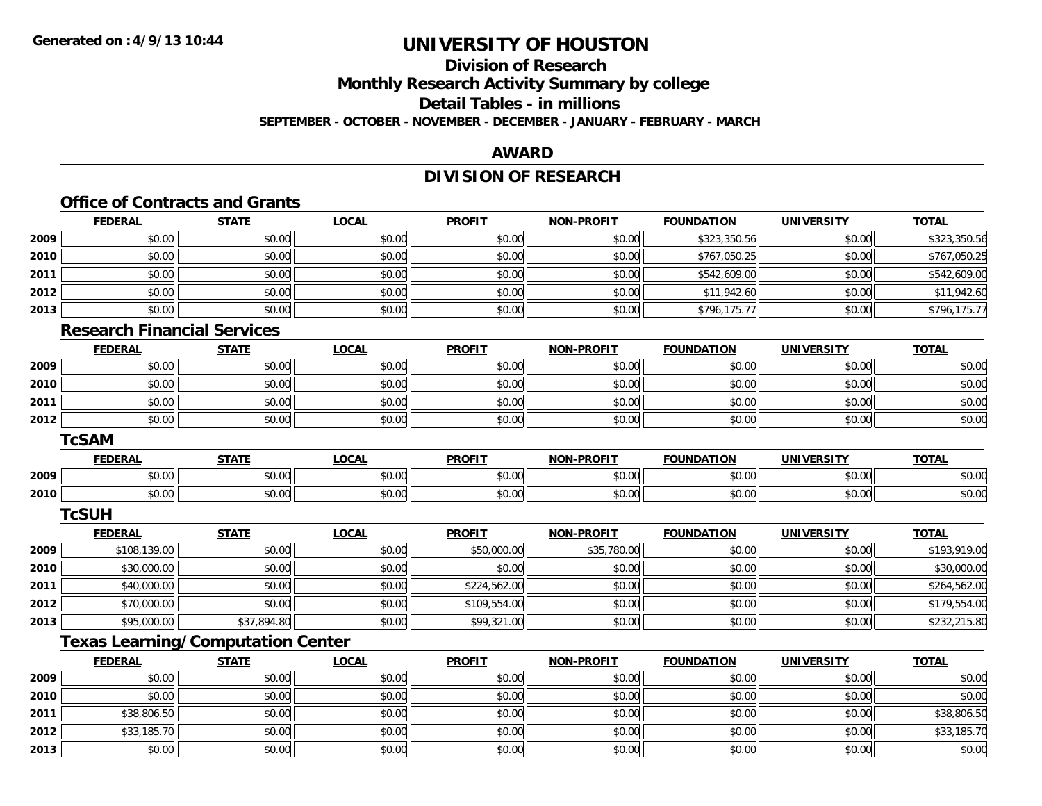# UNIVERSITY OF HOUSTON

## Division of Research

## Monthly Research Activity Summary by college

## Detail Tables - in millions

**SEPTEMBER - OCTOBER - NOVEMBER - DECEMBER - JANUARY - FEBRUARY - MARCH**

## AWARD

## DIVISION OF RESEARCH

### Office of Contracts and Grants

| | FEDERAL | STATE | LOCAL | PROFIT | NON-PROFIT | FOUNDATION | UNIVERSITY | TOTAL |
|---|---|---|---|---|---|---|---|---|
| 2009 | $0.00 | $0.00 | $0.00 | $0.00 | $0.00 | $323,350.56 | $0.00 | $323,350.56 |
| 2010 | $0.00 | $0.00 | $0.00 | $0.00 | $0.00 | $767,050.25 | $0.00 | $767,050.25 |
| 2011 | $0.00 | $0.00 | $0.00 | $0.00 | $0.00 | $542,609.00 | $0.00 | $542,609.00 |
| 2012 | $0.00 | $0.00 | $0.00 | $0.00 | $0.00 | $11,942.60 | $0.00 | $11,942.60 |
| 2013 | $0.00 | $0.00 | $0.00 | $0.00 | $0.00 | $796,175.77 | $0.00 | $796,175.77 |

### Research Financial Services

| | FEDERAL | STATE | LOCAL | PROFIT | NON-PROFIT | FOUNDATION | UNIVERSITY | TOTAL |
|---|---|---|---|---|---|---|---|---|
| 2009 | $0.00 | $0.00 | $0.00 | $0.00 | $0.00 | $0.00 | $0.00 | $0.00 |
| 2010 | $0.00 | $0.00 | $0.00 | $0.00 | $0.00 | $0.00 | $0.00 | $0.00 |
| 2011 | $0.00 | $0.00 | $0.00 | $0.00 | $0.00 | $0.00 | $0.00 | $0.00 |
| 2012 | $0.00 | $0.00 | $0.00 | $0.00 | $0.00 | $0.00 | $0.00 | $0.00 |

### TcSAM

| | FEDERAL | STATE | LOCAL | PROFIT | NON-PROFIT | FOUNDATION | UNIVERSITY | TOTAL |
|---|---|---|---|---|---|---|---|---|
| 2009 | $0.00 | $0.00 | $0.00 | $0.00 | $0.00 | $0.00 | $0.00 | $0.00 |
| 2010 | $0.00 | $0.00 | $0.00 | $0.00 | $0.00 | $0.00 | $0.00 | $0.00 |

### TcSUH

| | FEDERAL | STATE | LOCAL | PROFIT | NON-PROFIT | FOUNDATION | UNIVERSITY | TOTAL |
|---|---|---|---|---|---|---|---|---|
| 2009 | $108,139.00 | $0.00 | $0.00 | $50,000.00 | $35,780.00 | $0.00 | $0.00 | $193,919.00 |
| 2010 | $30,000.00 | $0.00 | $0.00 | $0.00 | $0.00 | $0.00 | $0.00 | $30,000.00 |
| 2011 | $40,000.00 | $0.00 | $0.00 | $224,562.00 | $0.00 | $0.00 | $0.00 | $264,562.00 |
| 2012 | $70,000.00 | $0.00 | $0.00 | $109,554.00 | $0.00 | $0.00 | $0.00 | $179,554.00 |
| 2013 | $95,000.00 | $37,894.80 | $0.00 | $99,321.00 | $0.00 | $0.00 | $0.00 | $232,215.80 |

### Texas Learning/Computation Center

| | FEDERAL | STATE | LOCAL | PROFIT | NON-PROFIT | FOUNDATION | UNIVERSITY | TOTAL |
|---|---|---|---|---|---|---|---|---|
| 2009 | $0.00 | $0.00 | $0.00 | $0.00 | $0.00 | $0.00 | $0.00 | $0.00 |
| 2010 | $0.00 | $0.00 | $0.00 | $0.00 | $0.00 | $0.00 | $0.00 | $0.00 |
| 2011 | $38,806.50 | $0.00 | $0.00 | $0.00 | $0.00 | $0.00 | $0.00 | $38,806.50 |
| 2012 | $33,185.70 | $0.00 | $0.00 | $0.00 | $0.00 | $0.00 | $0.00 | $33,185.70 |
| 2013 | $0.00 | $0.00 | $0.00 | $0.00 | $0.00 | $0.00 | $0.00 | $0.00 |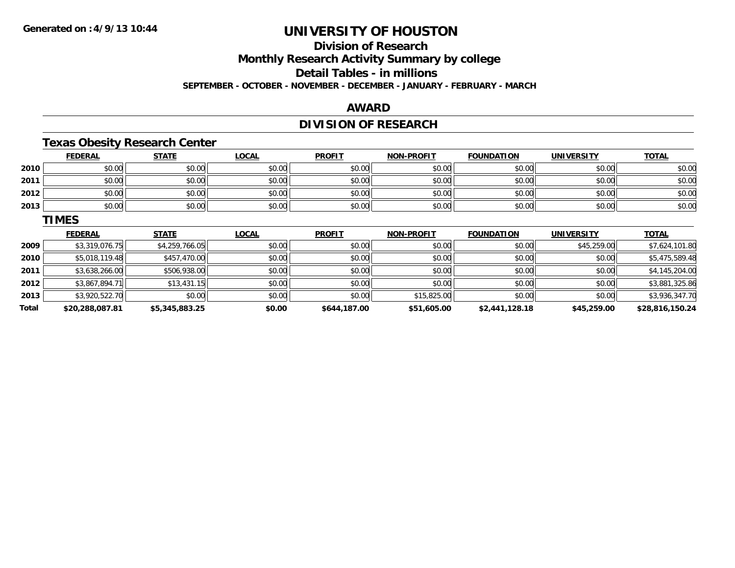# UNIVERSITY OF HOUSTON

## Division of Research

## Monthly Research Activity Summary by college

## Detail Tables - in millions

**SEPTEMBER - OCTOBER - NOVEMBER - DECEMBER - JANUARY - FEBRUARY - MARCH**

## AWARD

## DIVISION OF RESEARCH

### Texas Obesity Research Center

| | FEDERAL | STATE | LOCAL | PROFIT | NON-PROFIT | FOUNDATION | UNIVERSITY | TOTAL |
|---|---|---|---|---|---|---|---|---|
| 2010 | $0.00 | $0.00 | $0.00 | $0.00 | $0.00 | $0.00 | $0.00 | $0.00 |
| 2011 | $0.00 | $0.00 | $0.00 | $0.00 | $0.00 | $0.00 | $0.00 | $0.00 |
| 2012 | $0.00 | $0.00 | $0.00 | $0.00 | $0.00 | $0.00 | $0.00 | $0.00 |
| 2013 | $0.00 | $0.00 | $0.00 | $0.00 | $0.00 | $0.00 | $0.00 | $0.00 |

### TIMES

| | FEDERAL | STATE | LOCAL | PROFIT | NON-PROFIT | FOUNDATION | UNIVERSITY | TOTAL |
|---|---|---|---|---|---|---|---|---|
| 2009 | $3,319,076.75 | $4,259,766.05 | $0.00 | $0.00 | $0.00 | $0.00 | $45,259.00 | $7,624,101.80 |
| 2010 | $5,018,119.48 | $457,470.00 | $0.00 | $0.00 | $0.00 | $0.00 | $0.00 | $5,475,589.48 |
| 2011 | $3,638,266.00 | $506,938.00 | $0.00 | $0.00 | $0.00 | $0.00 | $0.00 | $4,145,204.00 |
| 2012 | $3,867,894.71 | $13,431.15 | $0.00 | $0.00 | $0.00 | $0.00 | $0.00 | $3,881,325.86 |
| 2013 | $3,920,522.70 | $0.00 | $0.00 | $0.00 | $15,825.00 | $0.00 | $0.00 | $3,936,347.70 |
| **Total** | **$20,288,087.81** | **$5,345,883.25** | **$0.00** | **$644,187.00** | **$51,605.00** | **$2,441,128.18** | **$45,259.00** | **$28,816,150.24** |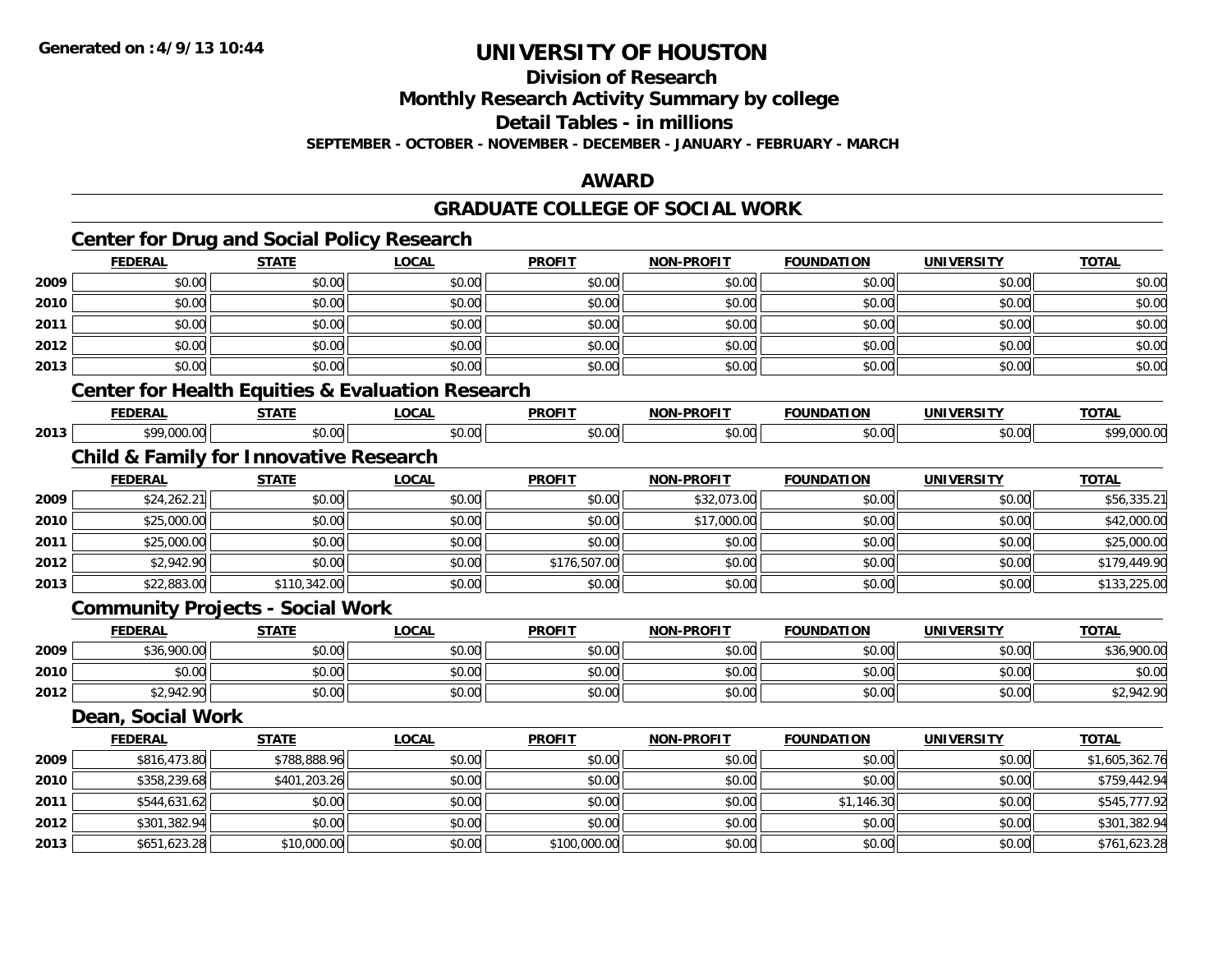**Generated on :4/9/13 10:44**

# UNIVERSITY OF HOUSTON

## Division of Research
## Monthly Research Activity Summary by college
## Detail Tables - in millions

**SEPTEMBER - OCTOBER - NOVEMBER - DECEMBER - JANUARY - FEBRUARY - MARCH**

## AWARD

## GRADUATE COLLEGE OF SOCIAL WORK

### Center for Drug and Social Policy Research

| | FEDERAL | STATE | LOCAL | PROFIT | NON-PROFIT | FOUNDATION | UNIVERSITY | TOTAL |
|---|---|---|---|---|---|---|---|---|
| 2009 | $0.00 | $0.00 | $0.00 | $0.00 | $0.00 | $0.00 | $0.00 | $0.00 |
| 2010 | $0.00 | $0.00 | $0.00 | $0.00 | $0.00 | $0.00 | $0.00 | $0.00 |
| 2011 | $0.00 | $0.00 | $0.00 | $0.00 | $0.00 | $0.00 | $0.00 | $0.00 |
| 2012 | $0.00 | $0.00 | $0.00 | $0.00 | $0.00 | $0.00 | $0.00 | $0.00 |
| 2013 | $0.00 | $0.00 | $0.00 | $0.00 | $0.00 | $0.00 | $0.00 | $0.00 |

### Center for Health Equities & Evaluation Research

| | FEDERAL | STATE | LOCAL | PROFIT | NON-PROFIT | FOUNDATION | UNIVERSITY | TOTAL |
|---|---|---|---|---|---|---|---|---|
| 2013 | $99,000.00 | $0.00 | $0.00 | $0.00 | $0.00 | $0.00 | $0.00 | $99,000.00 |

### Child & Family for Innovative Research

| | FEDERAL | STATE | LOCAL | PROFIT | NON-PROFIT | FOUNDATION | UNIVERSITY | TOTAL |
|---|---|---|---|---|---|---|---|---|
| 2009 | $24,262.21 | $0.00 | $0.00 | $0.00 | $32,073.00 | $0.00 | $0.00 | $56,335.21 |
| 2010 | $25,000.00 | $0.00 | $0.00 | $0.00 | $17,000.00 | $0.00 | $0.00 | $42,000.00 |
| 2011 | $25,000.00 | $0.00 | $0.00 | $0.00 | $0.00 | $0.00 | $0.00 | $25,000.00 |
| 2012 | $2,942.90 | $0.00 | $0.00 | $176,507.00 | $0.00 | $0.00 | $0.00 | $179,449.90 |
| 2013 | $22,883.00 | $110,342.00 | $0.00 | $0.00 | $0.00 | $0.00 | $0.00 | $133,225.00 |

### Community Projects - Social Work

| | FEDERAL | STATE | LOCAL | PROFIT | NON-PROFIT | FOUNDATION | UNIVERSITY | TOTAL |
|---|---|---|---|---|---|---|---|---|
| 2009 | $36,900.00 | $0.00 | $0.00 | $0.00 | $0.00 | $0.00 | $0.00 | $36,900.00 |
| 2010 | $0.00 | $0.00 | $0.00 | $0.00 | $0.00 | $0.00 | $0.00 | $0.00 |
| 2012 | $2,942.90 | $0.00 | $0.00 | $0.00 | $0.00 | $0.00 | $0.00 | $2,942.90 |

### Dean, Social Work

| | FEDERAL | STATE | LOCAL | PROFIT | NON-PROFIT | FOUNDATION | UNIVERSITY | TOTAL |
|---|---|---|---|---|---|---|---|---|
| 2009 | $816,473.80 | $788,888.96 | $0.00 | $0.00 | $0.00 | $0.00 | $0.00 | $1,605,362.76 |
| 2010 | $358,239.68 | $401,203.26 | $0.00 | $0.00 | $0.00 | $0.00 | $0.00 | $759,442.94 |
| 2011 | $544,631.62 | $0.00 | $0.00 | $0.00 | $0.00 | $1,146.30 | $0.00 | $545,777.92 |
| 2012 | $301,382.94 | $0.00 | $0.00 | $0.00 | $0.00 | $0.00 | $0.00 | $301,382.94 |
| 2013 | $651,623.28 | $10,000.00 | $0.00 | $100,000.00 | $0.00 | $0.00 | $0.00 | $761,623.28 |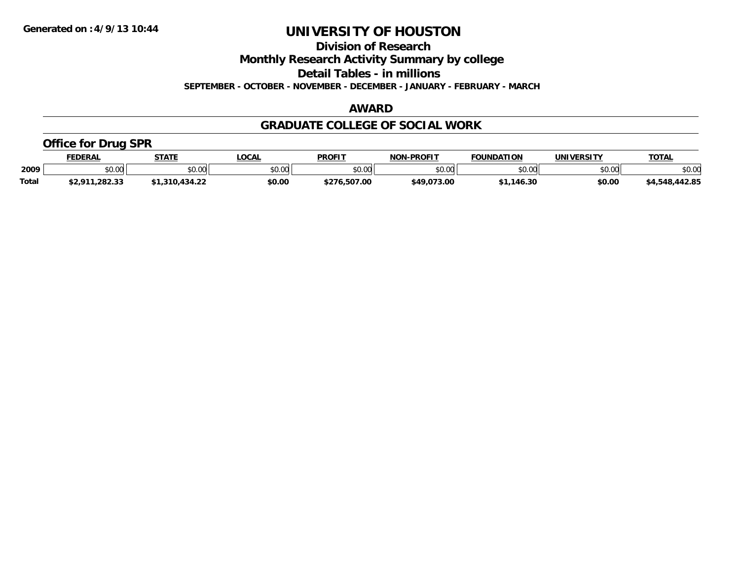# UNIVERSITY OF HOUSTON

## Division of Research

## Monthly Research Activity Summary by college

## Detail Tables - in millions

**SEPTEMBER - OCTOBER - NOVEMBER - DECEMBER - JANUARY - FEBRUARY - MARCH**

**Generated on : 4/9/13 10:44**

### AWARD

### GRADUATE COLLEGE OF SOCIAL WORK

#### Office for Drug SPR

| | FEDERAL | STATE | LOCAL | PROFIT | NON-PROFIT | FOUNDATION | UNIVERSITY | TOTAL |
|---|---|---|---|---|---|---|---|---|
| 2009 | $0.00 | $0.00 | $0.00 | $0.00 | $0.00 | $0.00 | $0.00 | $0.00 |
| **Total** | **$2,911,282.33** | **$1,310,434.22** | **$0.00** | **$276,507.00** | **$49,073.00** | **$1,146.30** | **$0.00** | **$4,548,442.85** |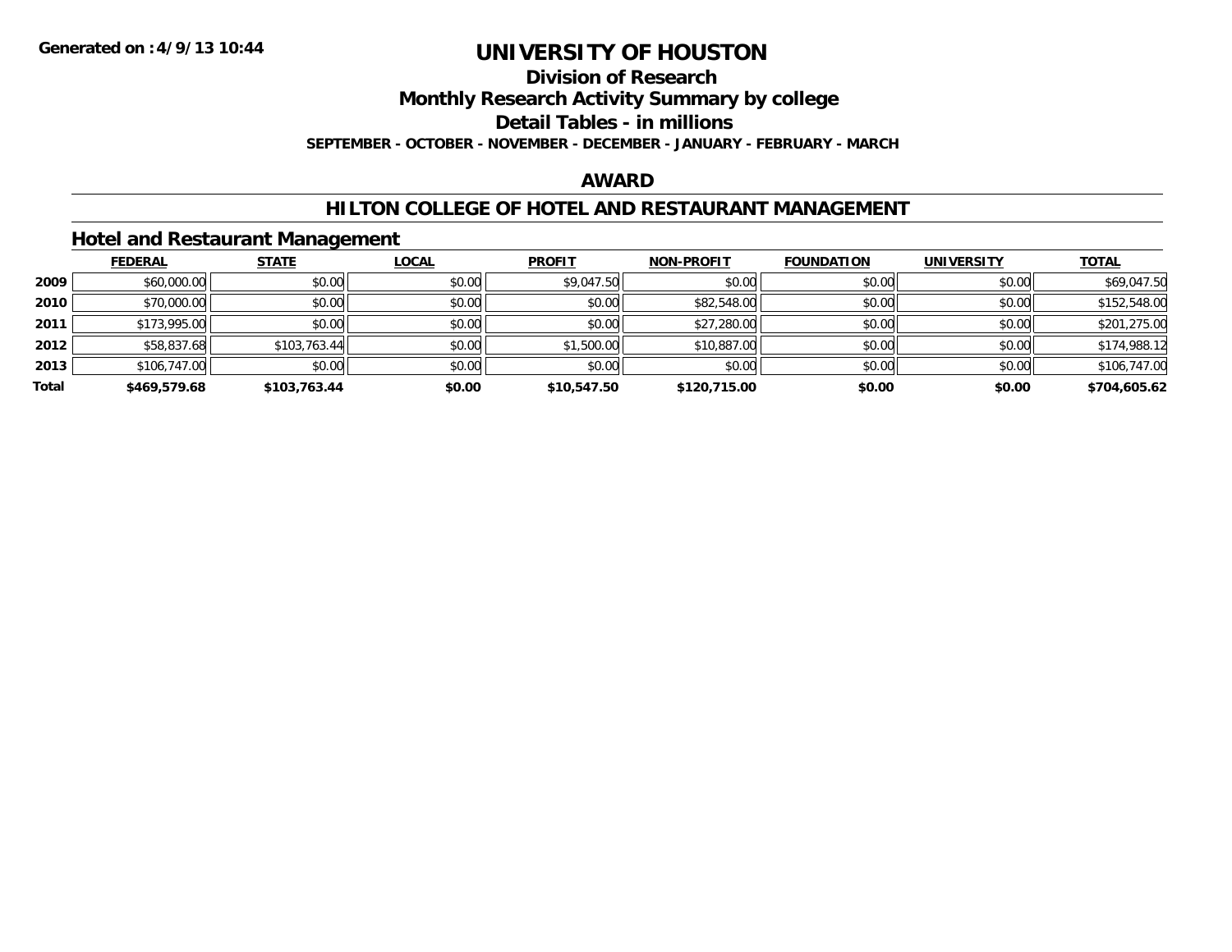# UNIVERSITY OF HOUSTON

## Division of Research

## Monthly Research Activity Summary by college

## Detail Tables - in millions

**SEPTEMBER - OCTOBER - NOVEMBER - DECEMBER - JANUARY - FEBRUARY - MARCH**

## AWARD

## HILTON COLLEGE OF HOTEL AND RESTAURANT MANAGEMENT

### Hotel and Restaurant Management

| | FEDERAL | STATE | LOCAL | PROFIT | NON-PROFIT | FOUNDATION | UNIVERSITY | TOTAL |
|---|---|---|---|---|---|---|---|---|
| 2009 | $60,000.00 | $0.00 | $0.00 | $9,047.50 | $0.00 | $0.00 | $0.00 | $69,047.50 |
| 2010 | $70,000.00 | $0.00 | $0.00 | $0.00 | $82,548.00 | $0.00 | $0.00 | $152,548.00 |
| 2011 | $173,995.00 | $0.00 | $0.00 | $0.00 | $27,280.00 | $0.00 | $0.00 | $201,275.00 |
| 2012 | $58,837.68 | $103,763.44 | $0.00 | $1,500.00 | $10,887.00 | $0.00 | $0.00 | $174,988.12 |
| 2013 | $106,747.00 | $0.00 | $0.00 | $0.00 | $0.00 | $0.00 | $0.00 | $106,747.00 |
| **Total** | **$469,579.68** | **$103,763.44** | **$0.00** | **$10,547.50** | **$120,715.00** | **$0.00** | **$0.00** | **$704,605.62** |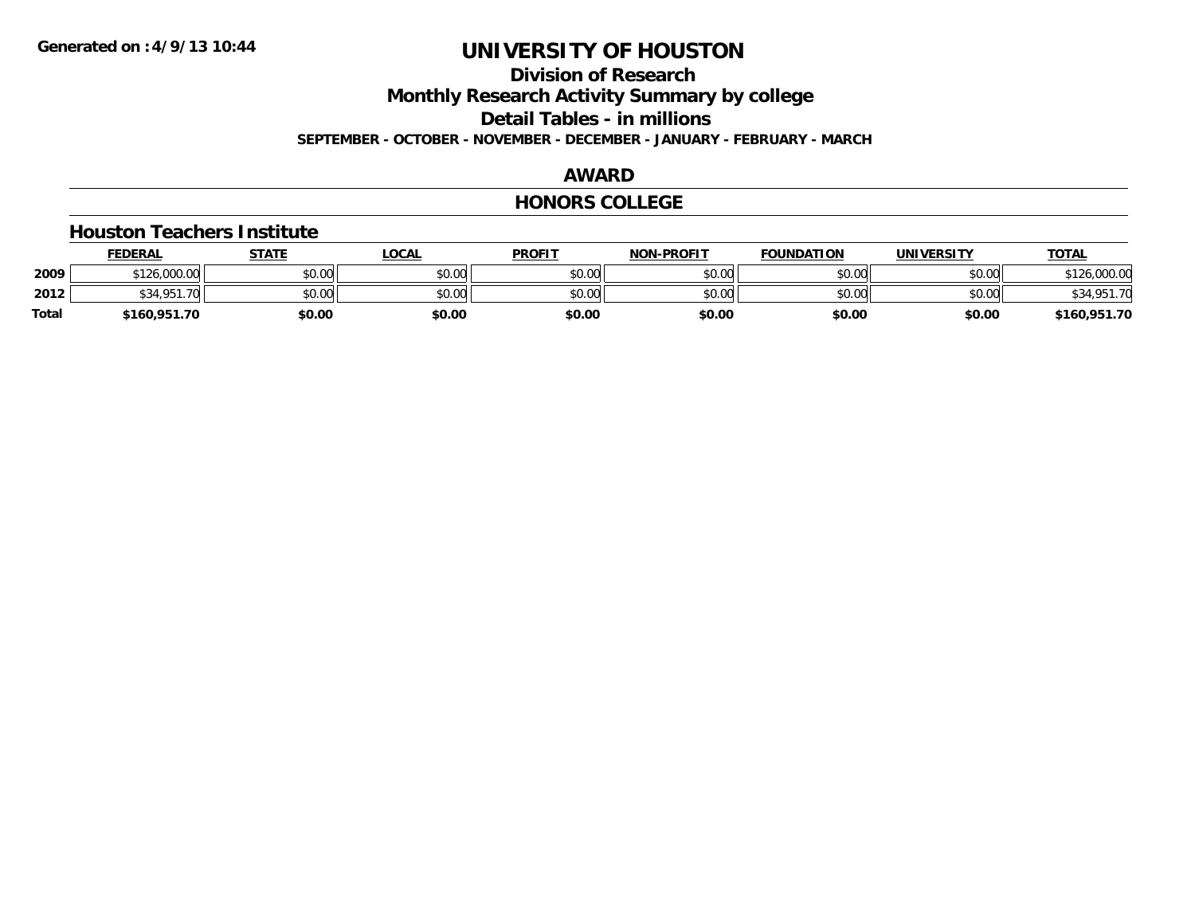Generated on :4/9/13 10:44

# UNIVERSITY OF HOUSTON

## Division of Research

## Monthly Research Activity Summary by college

## Detail Tables - in millions

**SEPTEMBER - OCTOBER - NOVEMBER - DECEMBER - JANUARY - FEBRUARY - MARCH**

## AWARD

## HONORS COLLEGE

### Houston Teachers Institute

| | FEDERAL | STATE | LOCAL | PROFIT | NON-PROFIT | FOUNDATION | UNIVERSITY | TOTAL |
|---|---|---|---|---|---|---|---|---|
| 2009 | $126,000.00 | $0.00 | $0.00 | $0.00 | $0.00 | $0.00 | $0.00 | $126,000.00 |
| 2012 | $34,951.70 | $0.00 | $0.00 | $0.00 | $0.00 | $0.00 | $0.00 | $34,951.70 |
| **Total** | **$160,951.70** | **$0.00** | **$0.00** | **$0.00** | **$0.00** | **$0.00** | **$0.00** | **$160,951.70** |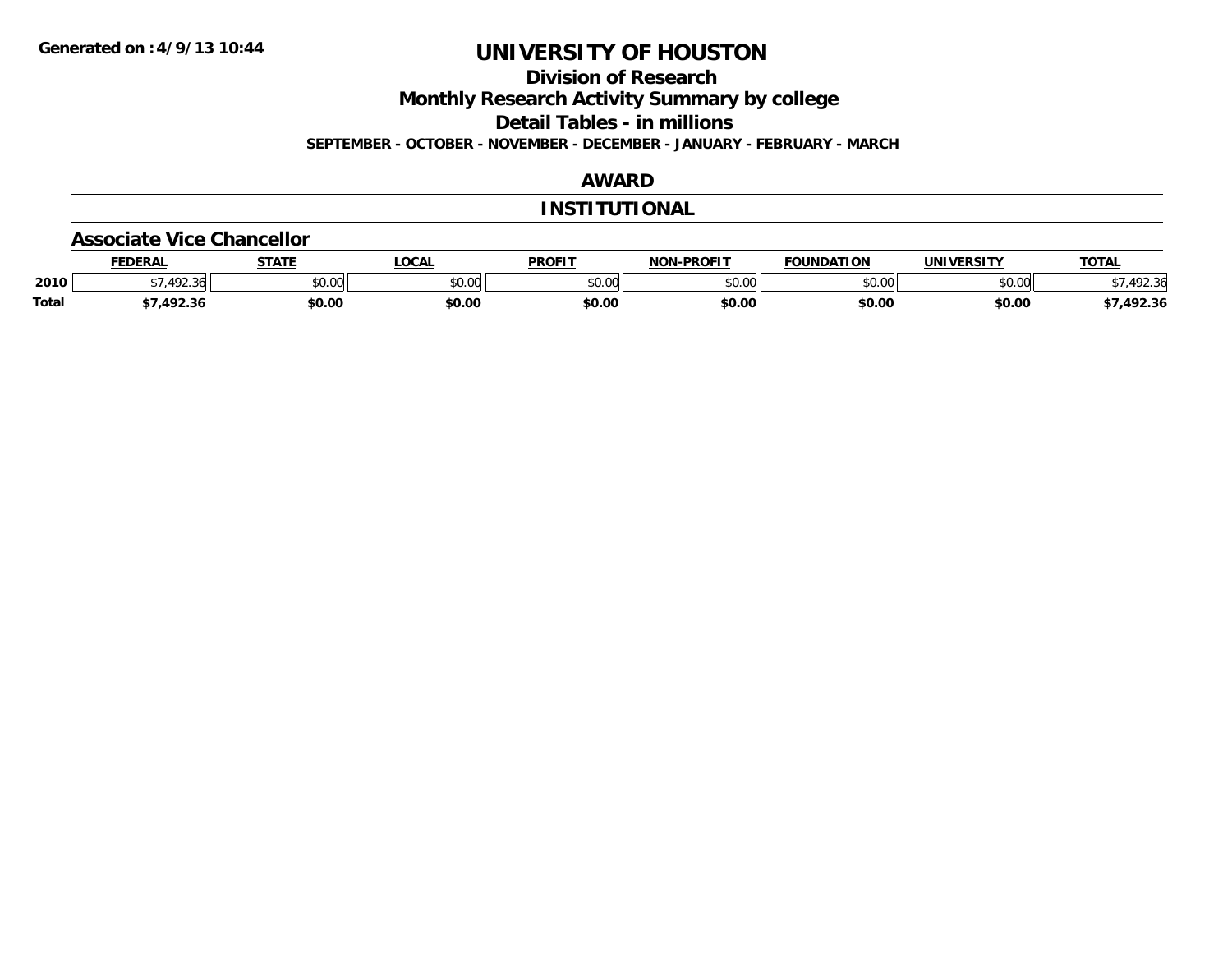**Generated on :4/9/13 10:44**

# UNIVERSITY OF HOUSTON

## Division of Research

## Monthly Research Activity Summary by college

## Detail Tables - in millions

**SEPTEMBER - OCTOBER - NOVEMBER - DECEMBER - JANUARY - FEBRUARY - MARCH**

## AWARD

## INSTITUTIONAL

### Associate Vice Chancellor

| | FEDERAL | STATE | LOCAL | PROFIT | NON-PROFIT | FOUNDATION | UNIVERSITY | TOTAL |
|---|---|---|---|---|---|---|---|---|
| 2010 | $7,492.36 | $0.00 | $0.00 | $0.00 | $0.00 | $0.00 | $0.00 | $7,492.36 |
| **Total** | **$7,492.36** | **$0.00** | **$0.00** | **$0.00** | **$0.00** | **$0.00** | **$0.00** | **$7,492.36** |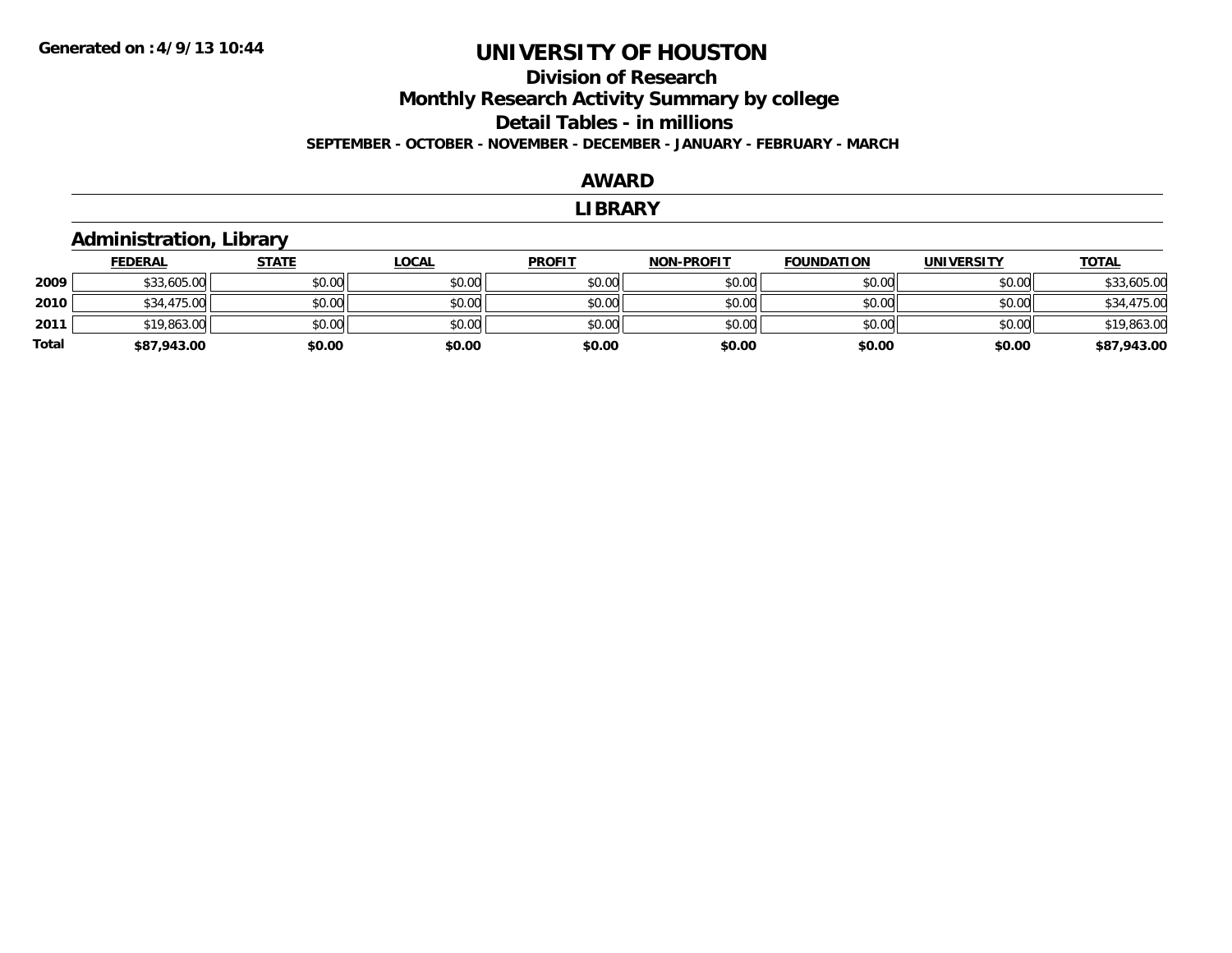**Generated on :4/9/13 10:44**

# UNIVERSITY OF HOUSTON

## Division of Research
## Monthly Research Activity Summary by college
## Detail Tables - in millions
### SEPTEMBER - OCTOBER - NOVEMBER - DECEMBER - JANUARY - FEBRUARY - MARCH

## AWARD

## LIBRARY

### Administration, Library

| | FEDERAL | STATE | LOCAL | PROFIT | NON-PROFIT | FOUNDATION | UNIVERSITY | TOTAL |
|---|---|---|---|---|---|---|---|---|
| **2009** | $33,605.00 | $0.00 | $0.00 | $0.00 | $0.00 | $0.00 | $0.00 | $33,605.00 |
| **2010** | $34,475.00 | $0.00 | $0.00 | $0.00 | $0.00 | $0.00 | $0.00 | $34,475.00 |
| **2011** | $19,863.00 | $0.00 | $0.00 | $0.00 | $0.00 | $0.00 | $0.00 | $19,863.00 |
| **Total** | **$87,943.00** | **$0.00** | **$0.00** | **$0.00** | **$0.00** | **$0.00** | **$0.00** | **$87,943.00** |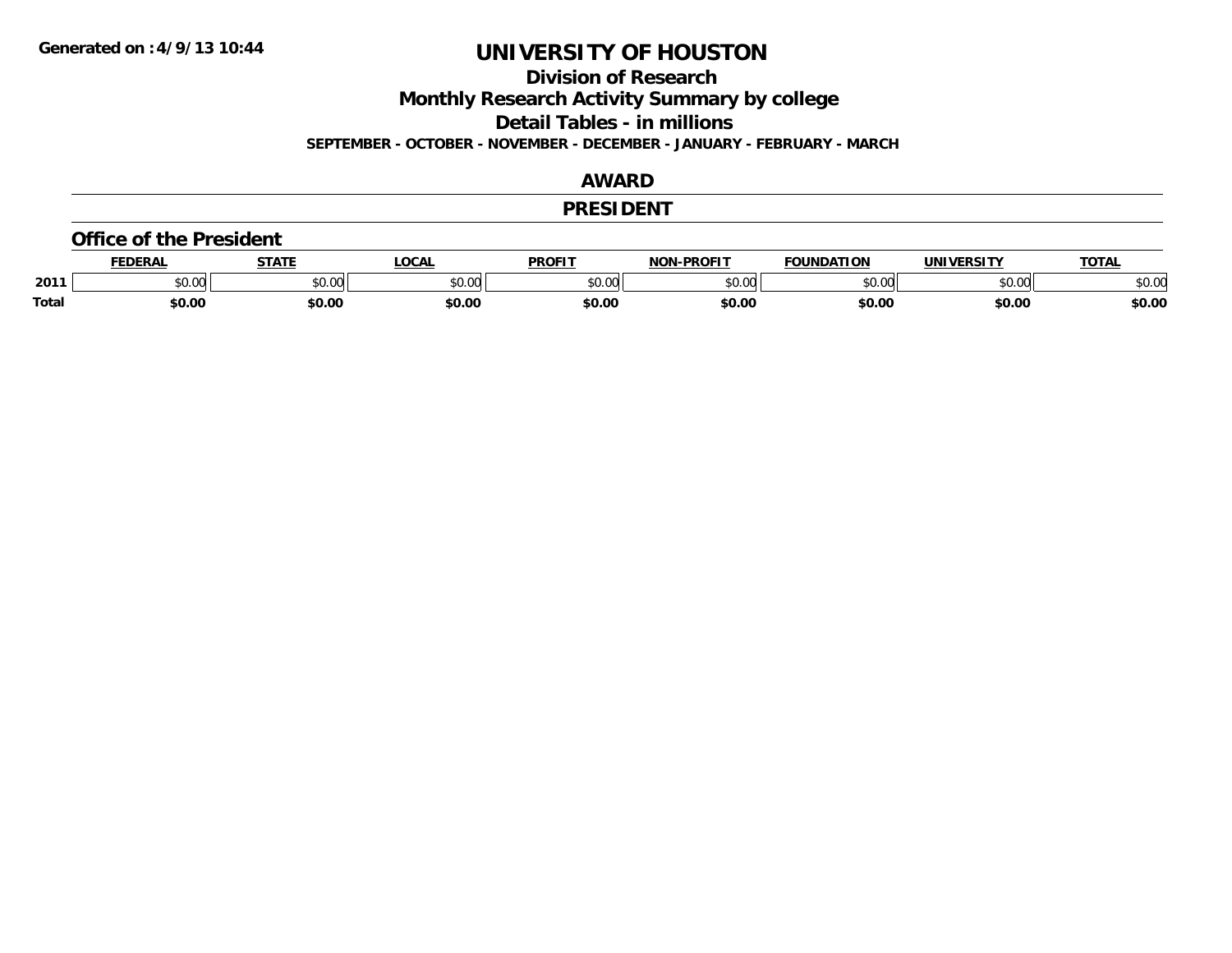# UNIVERSITY OF HOUSTON

## Division of Research

## Monthly Research Activity Summary by college

## Detail Tables - in millions

**SEPTEMBER - OCTOBER - NOVEMBER - DECEMBER - JANUARY - FEBRUARY - MARCH**

**Generated on : 4/9/13 10:44**

## AWARD

## PRESIDENT

### Office of the President

| | FEDERAL | STATE | LOCAL | PROFIT | NON-PROFIT | FOUNDATION | UNIVERSITY | TOTAL |
|---|---|---|---|---|---|---|---|---|
| 2011 | $0.00 | $0.00 | $0.00 | $0.00 | $0.00 | $0.00 | $0.00 | $0.00 |
| **Total** | **$0.00** | **$0.00** | **$0.00** | **$0.00** | **$0.00** | **$0.00** | **$0.00** | **$0.00** |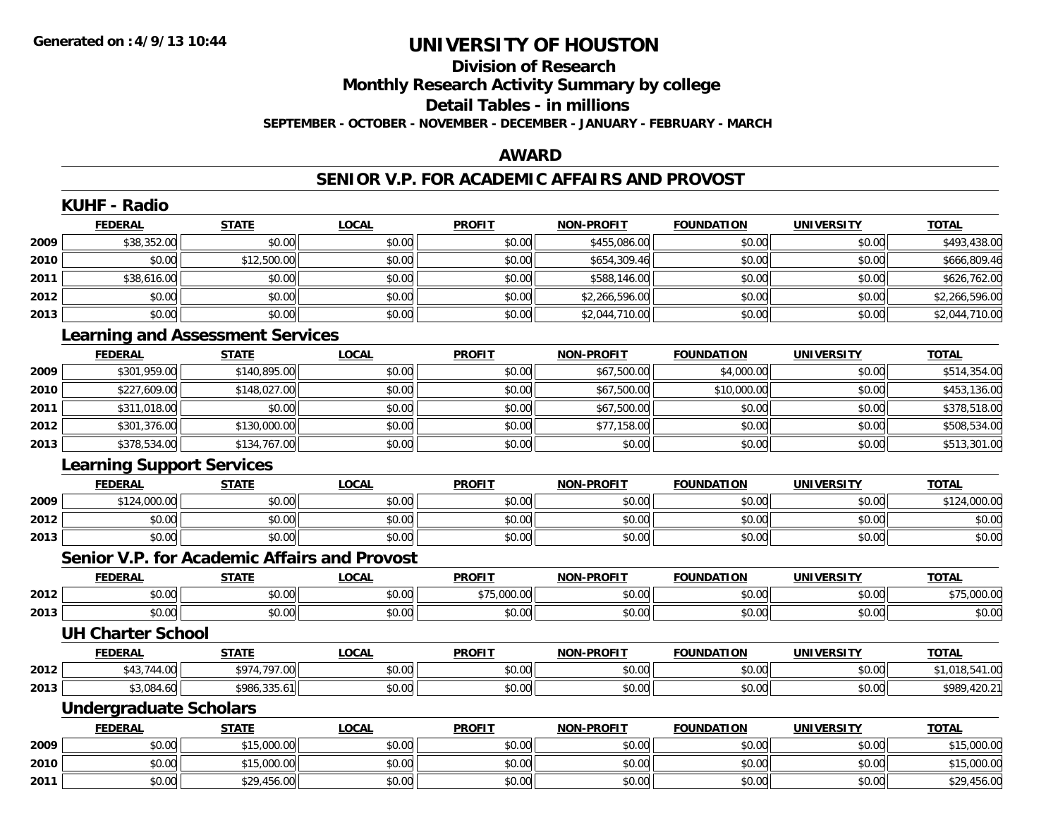# UNIVERSITY OF HOUSTON

## Division of Research

## Monthly Research Activity Summary by college

## Detail Tables - in millions

**SEPTEMBER - OCTOBER - NOVEMBER - DECEMBER - JANUARY - FEBRUARY - MARCH**

## AWARD

## SENIOR V.P. FOR ACADEMIC AFFAIRS AND PROVOST

### KUHF - Radio

| | FEDERAL | STATE | LOCAL | PROFIT | NON-PROFIT | FOUNDATION | UNIVERSITY | TOTAL |
|---|---|---|---|---|---|---|---|---|
| 2009 | $38,352.00 | $0.00 | $0.00 | $0.00 | $455,086.00 | $0.00 | $0.00 | $493,438.00 |
| 2010 | $0.00 | $12,500.00 | $0.00 | $0.00 | $654,309.46 | $0.00 | $0.00 | $666,809.46 |
| 2011 | $38,616.00 | $0.00 | $0.00 | $0.00 | $588,146.00 | $0.00 | $0.00 | $626,762.00 |
| 2012 | $0.00 | $0.00 | $0.00 | $0.00 | $2,266,596.00 | $0.00 | $0.00 | $2,266,596.00 |
| 2013 | $0.00 | $0.00 | $0.00 | $0.00 | $2,044,710.00 | $0.00 | $0.00 | $2,044,710.00 |

### Learning and Assessment Services

| | FEDERAL | STATE | LOCAL | PROFIT | NON-PROFIT | FOUNDATION | UNIVERSITY | TOTAL |
|---|---|---|---|---|---|---|---|---|
| 2009 | $301,959.00 | $140,895.00 | $0.00 | $0.00 | $67,500.00 | $4,000.00 | $0.00 | $514,354.00 |
| 2010 | $227,609.00 | $148,027.00 | $0.00 | $0.00 | $67,500.00 | $10,000.00 | $0.00 | $453,136.00 |
| 2011 | $311,018.00 | $0.00 | $0.00 | $0.00 | $67,500.00 | $0.00 | $0.00 | $378,518.00 |
| 2012 | $301,376.00 | $130,000.00 | $0.00 | $0.00 | $77,158.00 | $0.00 | $0.00 | $508,534.00 |
| 2013 | $378,534.00 | $134,767.00 | $0.00 | $0.00 | $0.00 | $0.00 | $0.00 | $513,301.00 |

### Learning Support Services

| | FEDERAL | STATE | LOCAL | PROFIT | NON-PROFIT | FOUNDATION | UNIVERSITY | TOTAL |
|---|---|---|---|---|---|---|---|---|
| 2009 | $124,000.00 | $0.00 | $0.00 | $0.00 | $0.00 | $0.00 | $0.00 | $124,000.00 |
| 2012 | $0.00 | $0.00 | $0.00 | $0.00 | $0.00 | $0.00 | $0.00 | $0.00 |
| 2013 | $0.00 | $0.00 | $0.00 | $0.00 | $0.00 | $0.00 | $0.00 | $0.00 |

### Senior V.P. for Academic Affairs and Provost

| | FEDERAL | STATE | LOCAL | PROFIT | NON-PROFIT | FOUNDATION | UNIVERSITY | TOTAL |
|---|---|---|---|---|---|---|---|---|
| 2012 | $0.00 | $0.00 | $0.00 | $75,000.00 | $0.00 | $0.00 | $0.00 | $75,000.00 |
| 2013 | $0.00 | $0.00 | $0.00 | $0.00 | $0.00 | $0.00 | $0.00 | $0.00 |

### UH Charter School

| | FEDERAL | STATE | LOCAL | PROFIT | NON-PROFIT | FOUNDATION | UNIVERSITY | TOTAL |
|---|---|---|---|---|---|---|---|---|
| 2012 | $43,744.00 | $974,797.00 | $0.00 | $0.00 | $0.00 | $0.00 | $0.00 | $1,018,541.00 |
| 2013 | $3,084.60 | $986,335.61 | $0.00 | $0.00 | $0.00 | $0.00 | $0.00 | $989,420.21 |

### Undergraduate Scholars

| | FEDERAL | STATE | LOCAL | PROFIT | NON-PROFIT | FOUNDATION | UNIVERSITY | TOTAL |
|---|---|---|---|---|---|---|---|---|
| 2009 | $0.00 | $15,000.00 | $0.00 | $0.00 | $0.00 | $0.00 | $0.00 | $15,000.00 |
| 2010 | $0.00 | $15,000.00 | $0.00 | $0.00 | $0.00 | $0.00 | $0.00 | $15,000.00 |
| 2011 | $0.00 | $29,456.00 | $0.00 | $0.00 | $0.00 | $0.00 | $0.00 | $29,456.00 |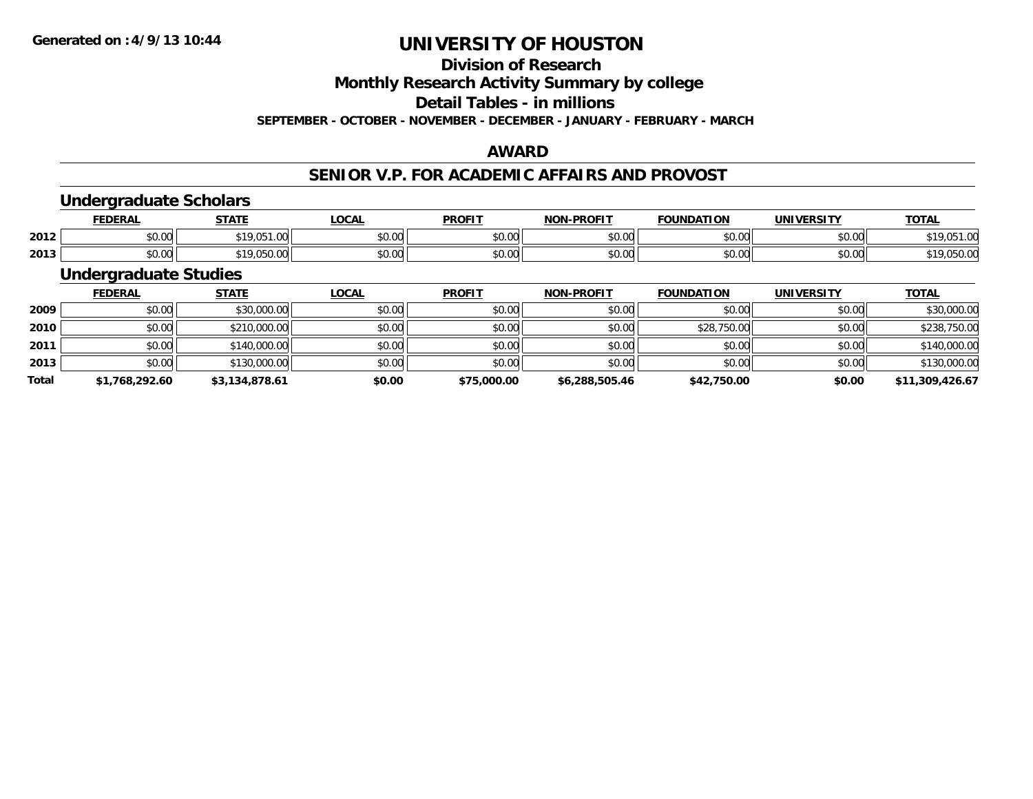# UNIVERSITY OF HOUSTON

## Division of Research

## Monthly Research Activity Summary by college

## Detail Tables - in millions

**SEPTEMBER - OCTOBER - NOVEMBER - DECEMBER - JANUARY - FEBRUARY - MARCH**

Generated on :4/9/13 10:44

### AWARD

### SENIOR V.P. FOR ACADEMIC AFFAIRS AND PROVOST

#### Undergraduate Scholars

| | FEDERAL | STATE | LOCAL | PROFIT | NON-PROFIT | FOUNDATION | UNIVERSITY | TOTAL |
|---|---|---|---|---|---|---|---|---|
| 2012 | $0.00 | $19,051.00 | $0.00 | $0.00 | $0.00 | $0.00 | $0.00 | $19,051.00 |
| 2013 | $0.00 | $19,050.00 | $0.00 | $0.00 | $0.00 | $0.00 | $0.00 | $19,050.00 |

#### Undergraduate Studies

| | FEDERAL | STATE | LOCAL | PROFIT | NON-PROFIT | FOUNDATION | UNIVERSITY | TOTAL |
|---|---|---|---|---|---|---|---|---|
| 2009 | $0.00 | $30,000.00 | $0.00 | $0.00 | $0.00 | $0.00 | $0.00 | $30,000.00 |
| 2010 | $0.00 | $210,000.00 | $0.00 | $0.00 | $0.00 | $28,750.00 | $0.00 | $238,750.00 |
| 2011 | $0.00 | $140,000.00 | $0.00 | $0.00 | $0.00 | $0.00 | $0.00 | $140,000.00 |
| 2013 | $0.00 | $130,000.00 | $0.00 | $0.00 | $0.00 | $0.00 | $0.00 | $130,000.00 |
| **Total** | **$1,768,292.60** | **$3,134,878.61** | **$0.00** | **$75,000.00** | **$6,288,505.46** | **$42,750.00** | **$0.00** | **$11,309,426.67** |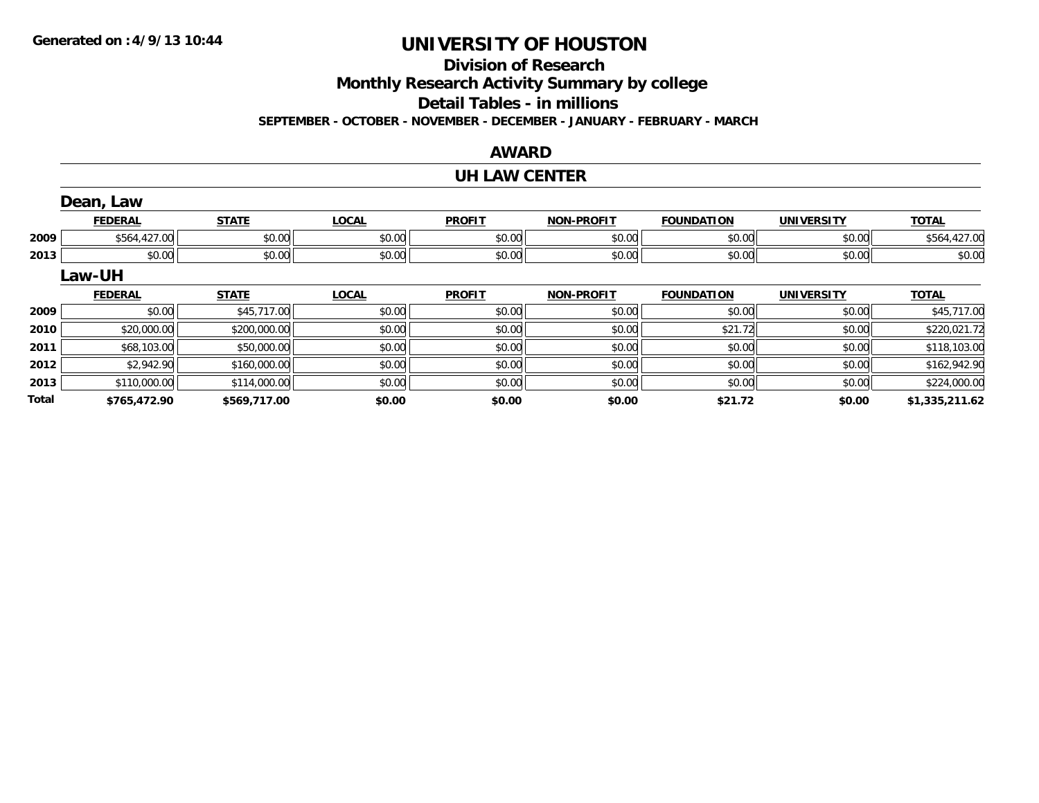Generated on :4/9/13 10:44

# UNIVERSITY OF HOUSTON

## Division of Research

## Monthly Research Activity Summary by college

## Detail Tables - in millions

**SEPTEMBER - OCTOBER - NOVEMBER - DECEMBER - JANUARY - FEBRUARY - MARCH**

## AWARD

## UH LAW CENTER

### Dean, Law

| | FEDERAL | STATE | LOCAL | PROFIT | NON-PROFIT | FOUNDATION | UNIVERSITY | TOTAL |
|---|---|---|---|---|---|---|---|---|
| 2009 | $564,427.00 | $0.00 | $0.00 | $0.00 | $0.00 | $0.00 | $0.00 | $564,427.00 |
| 2013 | $0.00 | $0.00 | $0.00 | $0.00 | $0.00 | $0.00 | $0.00 | $0.00 |

### Law-UH

| | FEDERAL | STATE | LOCAL | PROFIT | NON-PROFIT | FOUNDATION | UNIVERSITY | TOTAL |
|---|---|---|---|---|---|---|---|---|
| 2009 | $0.00 | $45,717.00 | $0.00 | $0.00 | $0.00 | $0.00 | $0.00 | $45,717.00 |
| 2010 | $20,000.00 | $200,000.00 | $0.00 | $0.00 | $0.00 | $21.72 | $0.00 | $220,021.72 |
| 2011 | $68,103.00 | $50,000.00 | $0.00 | $0.00 | $0.00 | $0.00 | $0.00 | $118,103.00 |
| 2012 | $2,942.90 | $160,000.00 | $0.00 | $0.00 | $0.00 | $0.00 | $0.00 | $162,942.90 |
| 2013 | $110,000.00 | $114,000.00 | $0.00 | $0.00 | $0.00 | $0.00 | $0.00 | $224,000.00 |
| **Total** | **$765,472.90** | **$569,717.00** | **$0.00** | **$0.00** | **$0.00** | **$21.72** | **$0.00** | **$1,335,211.62** |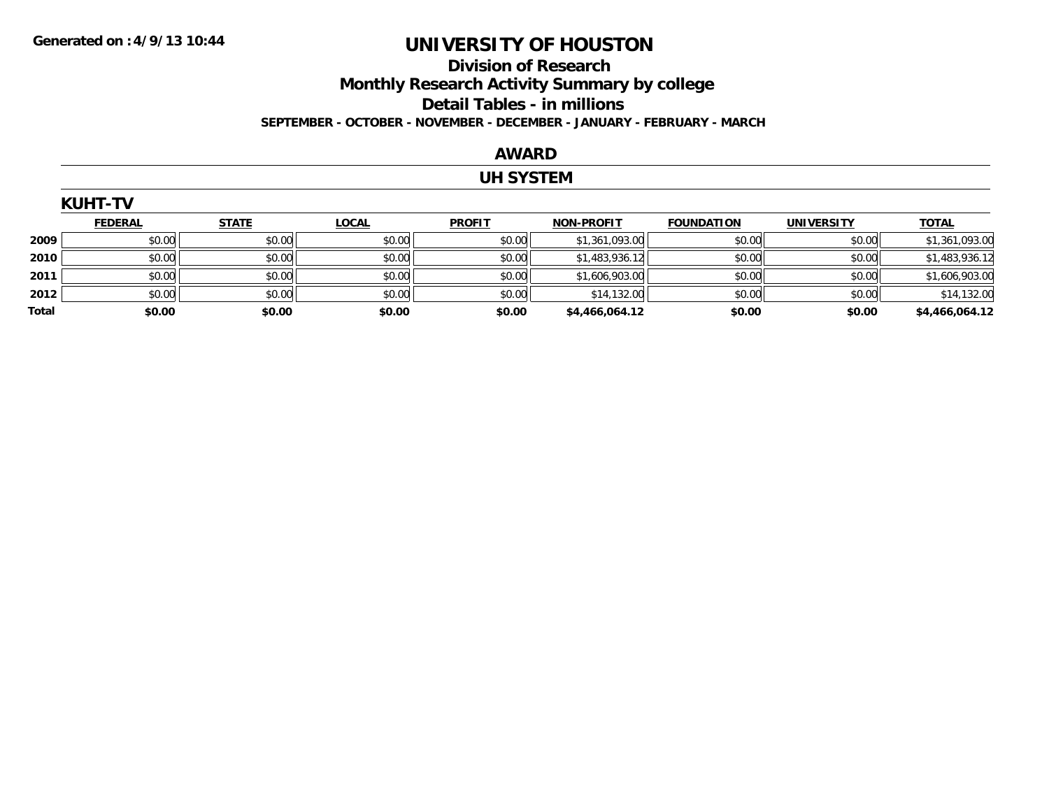**Generated on :4/9/13 10:44**

# UNIVERSITY OF HOUSTON

## Division of Research

## Monthly Research Activity Summary by college

## Detail Tables - in millions

**SEPTEMBER - OCTOBER - NOVEMBER - DECEMBER - JANUARY - FEBRUARY - MARCH**

## AWARD

## UH SYSTEM

### KUHT-TV

| | FEDERAL | STATE | LOCAL | PROFIT | NON-PROFIT | FOUNDATION | UNIVERSITY | TOTAL |
|---|---|---|---|---|---|---|---|---|
| **2009** | $0.00 | $0.00 | $0.00 | $0.00 | $1,361,093.00 | $0.00 | $0.00 | $1,361,093.00 |
| **2010** | $0.00 | $0.00 | $0.00 | $0.00 | $1,483,936.12 | $0.00 | $0.00 | $1,483,936.12 |
| **2011** | $0.00 | $0.00 | $0.00 | $0.00 | $1,606,903.00 | $0.00 | $0.00 | $1,606,903.00 |
| **2012** | $0.00 | $0.00 | $0.00 | $0.00 | $14,132.00 | $0.00 | $0.00 | $14,132.00 |
| **Total** | **$0.00** | **$0.00** | **$0.00** | **$0.00** | **$4,466,064.12** | **$0.00** | **$0.00** | **$4,466,064.12** |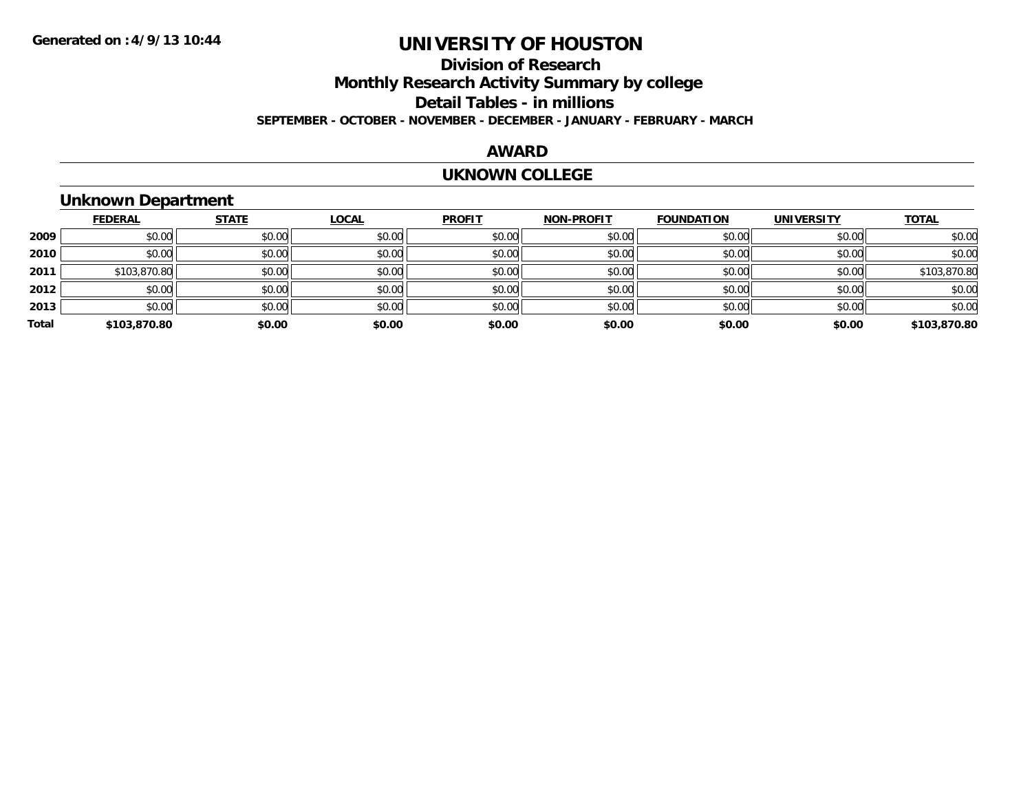Generated on :4/9/13 10:44

# UNIVERSITY OF HOUSTON

## Division of Research

## Monthly Research Activity Summary by college

## Detail Tables - in millions

**SEPTEMBER - OCTOBER - NOVEMBER - DECEMBER - JANUARY - FEBRUARY - MARCH**

## AWARD

## UKNOWN COLLEGE

### Unknown Department

| | FEDERAL | STATE | LOCAL | PROFIT | NON-PROFIT | FOUNDATION | UNIVERSITY | TOTAL |
|---|---|---|---|---|---|---|---|---|
| 2009 | $0.00 | $0.00 | $0.00 | $0.00 | $0.00 | $0.00 | $0.00 | $0.00 |
| 2010 | $0.00 | $0.00 | $0.00 | $0.00 | $0.00 | $0.00 | $0.00 | $0.00 |
| 2011 | $103,870.80 | $0.00 | $0.00 | $0.00 | $0.00 | $0.00 | $0.00 | $103,870.80 |
| 2012 | $0.00 | $0.00 | $0.00 | $0.00 | $0.00 | $0.00 | $0.00 | $0.00 |
| 2013 | $0.00 | $0.00 | $0.00 | $0.00 | $0.00 | $0.00 | $0.00 | $0.00 |
| **Total** | **$103,870.80** | **$0.00** | **$0.00** | **$0.00** | **$0.00** | **$0.00** | **$0.00** | **$103,870.80** |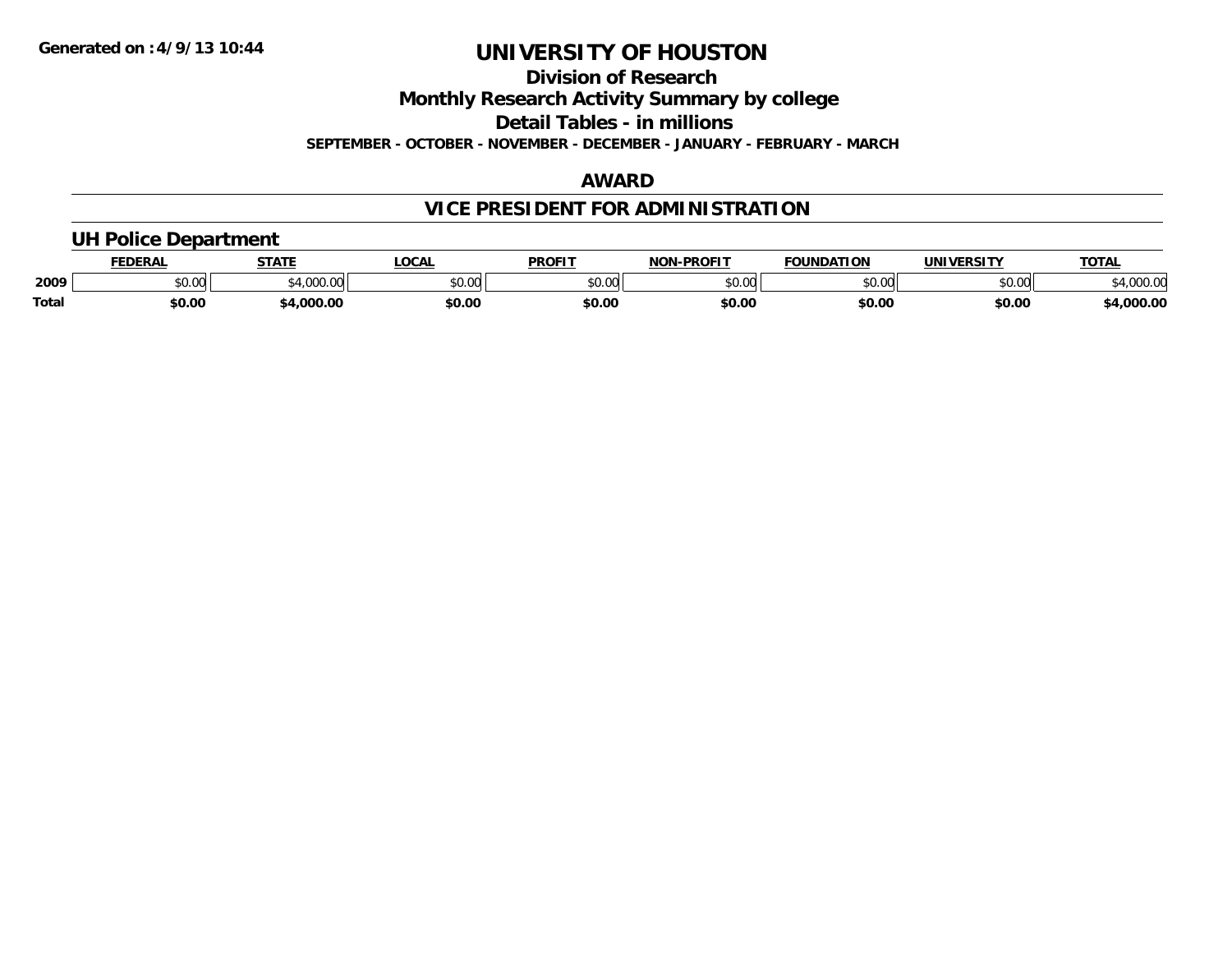**Generated on :4/9/13 10:44**

# UNIVERSITY OF HOUSTON

## Division of Research

## Monthly Research Activity Summary by college

## Detail Tables - in millions

**SEPTEMBER - OCTOBER - NOVEMBER - DECEMBER - JANUARY - FEBRUARY - MARCH**

## AWARD

## VICE PRESIDENT FOR ADMINISTRATION

### UH Police Department

| | FEDERAL | STATE | LOCAL | PROFIT | NON-PROFIT | FOUNDATION | UNIVERSITY | TOTAL |
|---|---|---|---|---|---|---|---|---|
| 2009 | $0.00 | $4,000.00 | $0.00 | $0.00 | $0.00 | $0.00 | $0.00 | $4,000.00 |
| **Total** | **$0.00** | **$4,000.00** | **$0.00** | **$0.00** | **$0.00** | **$0.00** | **$0.00** | **$4,000.00** |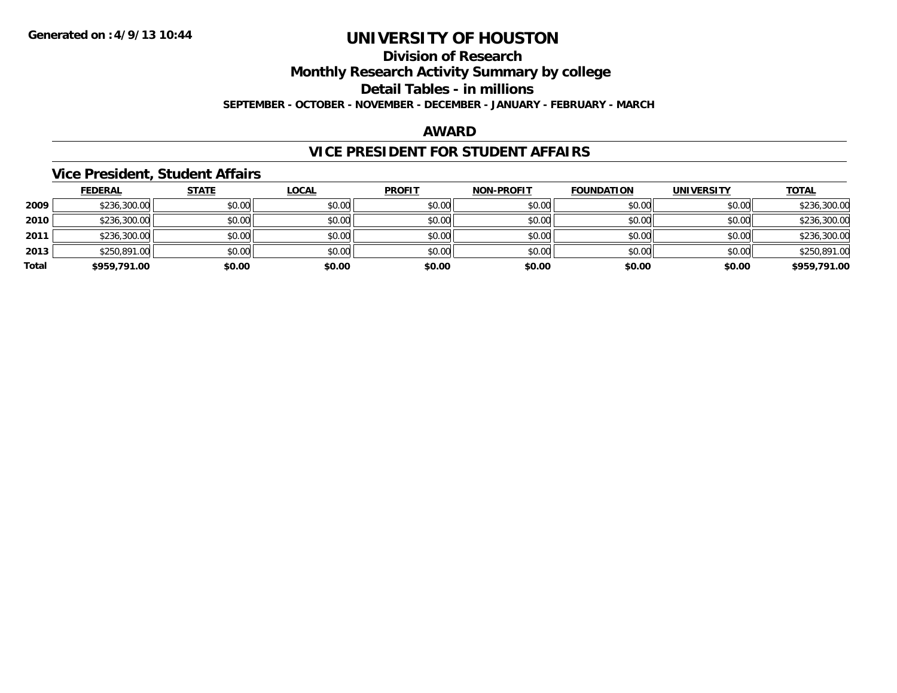**Generated on :4/9/13 10:44**

# UNIVERSITY OF HOUSTON

## Division of Research

## Monthly Research Activity Summary by college

## Detail Tables - in millions

**SEPTEMBER - OCTOBER - NOVEMBER - DECEMBER - JANUARY - FEBRUARY - MARCH**

## AWARD

## VICE PRESIDENT FOR STUDENT AFFAIRS

### Vice President, Student Affairs

| | FEDERAL | STATE | LOCAL | PROFIT | NON-PROFIT | FOUNDATION | UNIVERSITY | TOTAL |
|---|---|---|---|---|---|---|---|---|
| **2009** | $236,300.00 | $0.00 | $0.00 | $0.00 | $0.00 | $0.00 | $0.00 | $236,300.00 |
| **2010** | $236,300.00 | $0.00 | $0.00 | $0.00 | $0.00 | $0.00 | $0.00 | $236,300.00 |
| **2011** | $236,300.00 | $0.00 | $0.00 | $0.00 | $0.00 | $0.00 | $0.00 | $236,300.00 |
| **2013** | $250,891.00 | $0.00 | $0.00 | $0.00 | $0.00 | $0.00 | $0.00 | $250,891.00 |
| **Total** | **$959,791.00** | **$0.00** | **$0.00** | **$0.00** | **$0.00** | **$0.00** | **$0.00** | **$959,791.00** |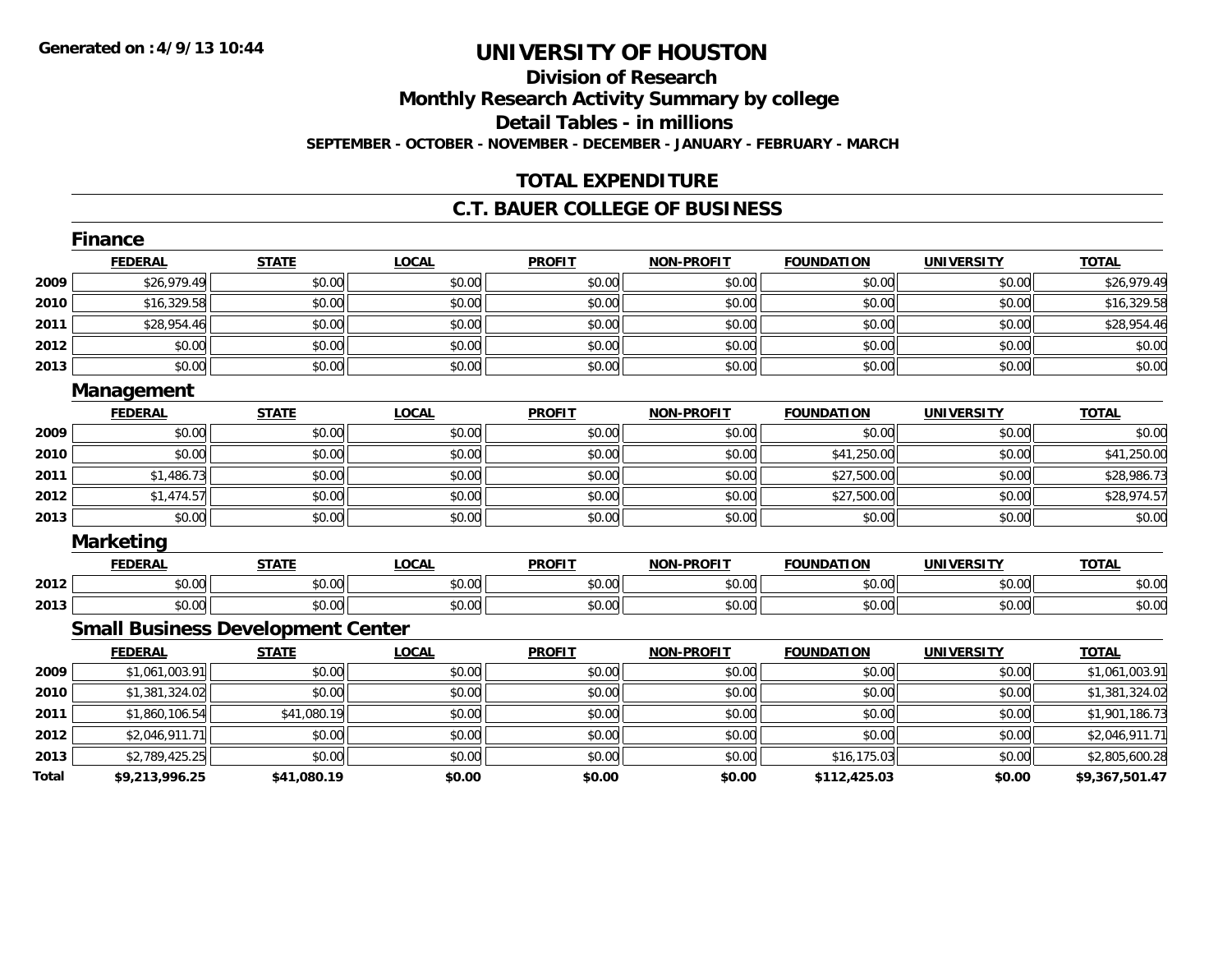**Generated on :4/9/13 10:44**

# UNIVERSITY OF HOUSTON

## Division of Research

## Monthly Research Activity Summary by college

## Detail Tables - in millions

**SEPTEMBER - OCTOBER - NOVEMBER - DECEMBER - JANUARY - FEBRUARY - MARCH**

## TOTAL EXPENDITURE

## C.T. BAUER COLLEGE OF BUSINESS

### Finance

| | FEDERAL | STATE | LOCAL | PROFIT | NON-PROFIT | FOUNDATION | UNIVERSITY | TOTAL |
|---|---|---|---|---|---|---|---|---|
| 2009 | $26,979.49 | $0.00 | $0.00 | $0.00 | $0.00 | $0.00 | $0.00 | $26,979.49 |
| 2010 | $16,329.58 | $0.00 | $0.00 | $0.00 | $0.00 | $0.00 | $0.00 | $16,329.58 |
| 2011 | $28,954.46 | $0.00 | $0.00 | $0.00 | $0.00 | $0.00 | $0.00 | $28,954.46 |
| 2012 | $0.00 | $0.00 | $0.00 | $0.00 | $0.00 | $0.00 | $0.00 | $0.00 |
| 2013 | $0.00 | $0.00 | $0.00 | $0.00 | $0.00 | $0.00 | $0.00 | $0.00 |

### Management

| | FEDERAL | STATE | LOCAL | PROFIT | NON-PROFIT | FOUNDATION | UNIVERSITY | TOTAL |
|---|---|---|---|---|---|---|---|---|
| 2009 | $0.00 | $0.00 | $0.00 | $0.00 | $0.00 | $0.00 | $0.00 | $0.00 |
| 2010 | $0.00 | $0.00 | $0.00 | $0.00 | $0.00 | $41,250.00 | $0.00 | $41,250.00 |
| 2011 | $1,486.73 | $0.00 | $0.00 | $0.00 | $0.00 | $27,500.00 | $0.00 | $28,986.73 |
| 2012 | $1,474.57 | $0.00 | $0.00 | $0.00 | $0.00 | $27,500.00 | $0.00 | $28,974.57 |
| 2013 | $0.00 | $0.00 | $0.00 | $0.00 | $0.00 | $0.00 | $0.00 | $0.00 |

### Marketing

| | FEDERAL | STATE | LOCAL | PROFIT | NON-PROFIT | FOUNDATION | UNIVERSITY | TOTAL |
|---|---|---|---|---|---|---|---|---|
| 2012 | $0.00 | $0.00 | $0.00 | $0.00 | $0.00 | $0.00 | $0.00 | $0.00 |
| 2013 | $0.00 | $0.00 | $0.00 | $0.00 | $0.00 | $0.00 | $0.00 | $0.00 |

### Small Business Development Center

| | FEDERAL | STATE | LOCAL | PROFIT | NON-PROFIT | FOUNDATION | UNIVERSITY | TOTAL |
|---|---|---|---|---|---|---|---|---|
| 2009 | $1,061,003.91 | $0.00 | $0.00 | $0.00 | $0.00 | $0.00 | $0.00 | $1,061,003.91 |
| 2010 | $1,381,324.02 | $0.00 | $0.00 | $0.00 | $0.00 | $0.00 | $0.00 | $1,381,324.02 |
| 2011 | $1,860,106.54 | $41,080.19 | $0.00 | $0.00 | $0.00 | $0.00 | $0.00 | $1,901,186.73 |
| 2012 | $2,046,911.71 | $0.00 | $0.00 | $0.00 | $0.00 | $0.00 | $0.00 | $2,046,911.71 |
| 2013 | $2,789,425.25 | $0.00 | $0.00 | $0.00 | $0.00 | $16,175.03 | $0.00 | $2,805,600.28 |
| **Total** | **$9,213,996.25** | **$41,080.19** | **$0.00** | **$0.00** | **$0.00** | **$112,425.03** | **$0.00** | **$9,367,501.47** |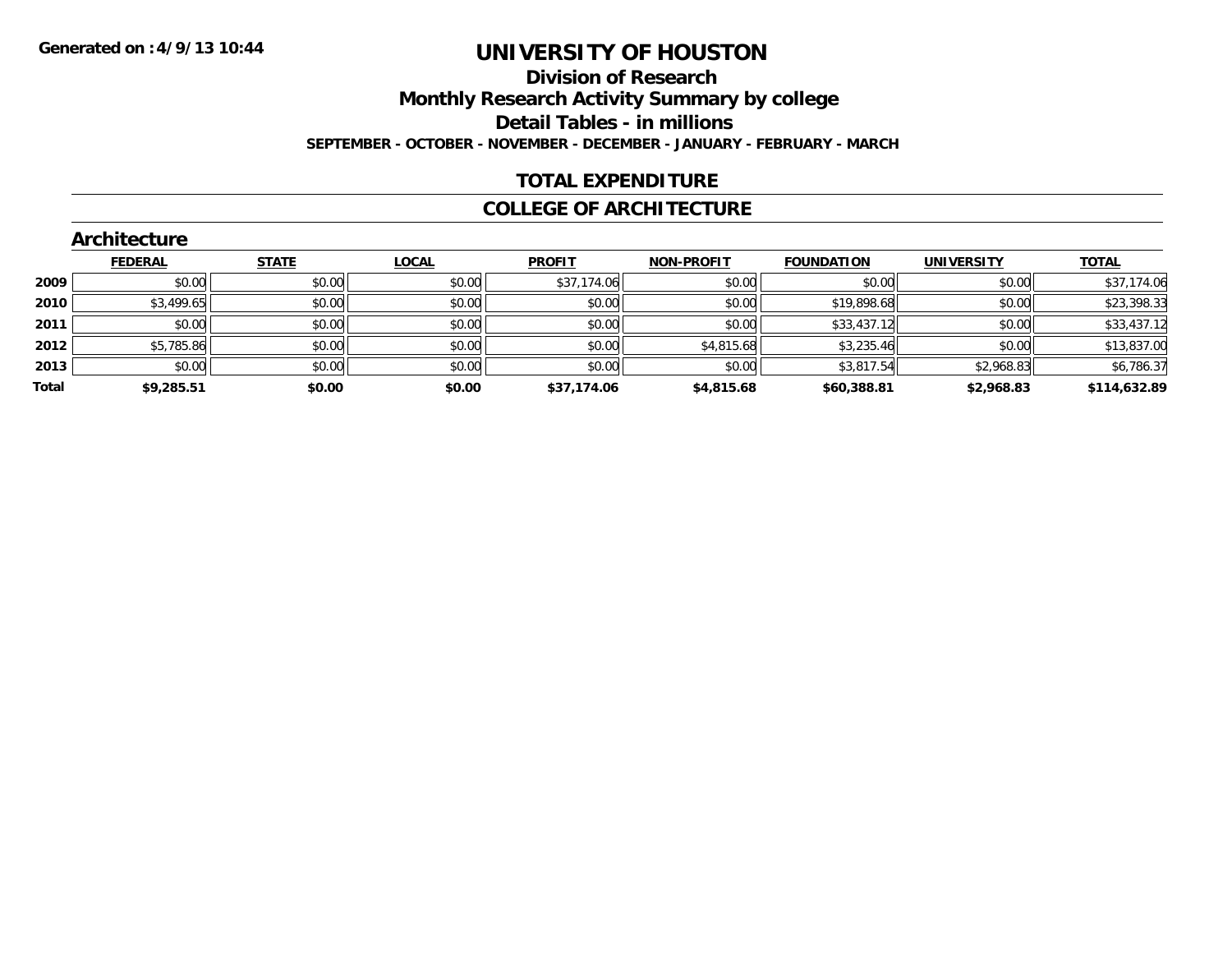**Generated on :4/9/13 10:44**

# UNIVERSITY OF HOUSTON

## Division of Research

## Monthly Research Activity Summary by college

## Detail Tables - in millions

**SEPTEMBER - OCTOBER - NOVEMBER - DECEMBER - JANUARY - FEBRUARY - MARCH**

## TOTAL EXPENDITURE

## COLLEGE OF ARCHITECTURE

### Architecture

| | FEDERAL | STATE | LOCAL | PROFIT | NON-PROFIT | FOUNDATION | UNIVERSITY | TOTAL |
|---|---|---|---|---|---|---|---|---|
| **2009** | $0.00 | $0.00 | $0.00 | $37,174.06 | $0.00 | $0.00 | $0.00 | $37,174.06 |
| **2010** | $3,499.65 | $0.00 | $0.00 | $0.00 | $0.00 | $19,898.68 | $0.00 | $23,398.33 |
| **2011** | $0.00 | $0.00 | $0.00 | $0.00 | $0.00 | $33,437.12 | $0.00 | $33,437.12 |
| **2012** | $5,785.86 | $0.00 | $0.00 | $0.00 | $4,815.68 | $3,235.46 | $0.00 | $13,837.00 |
| **2013** | $0.00 | $0.00 | $0.00 | $0.00 | $0.00 | $3,817.54 | $2,968.83 | $6,786.37 |
| **Total** | **$9,285.51** | **$0.00** | **$0.00** | **$37,174.06** | **$4,815.68** | **$60,388.81** | **$2,968.83** | **$114,632.89** |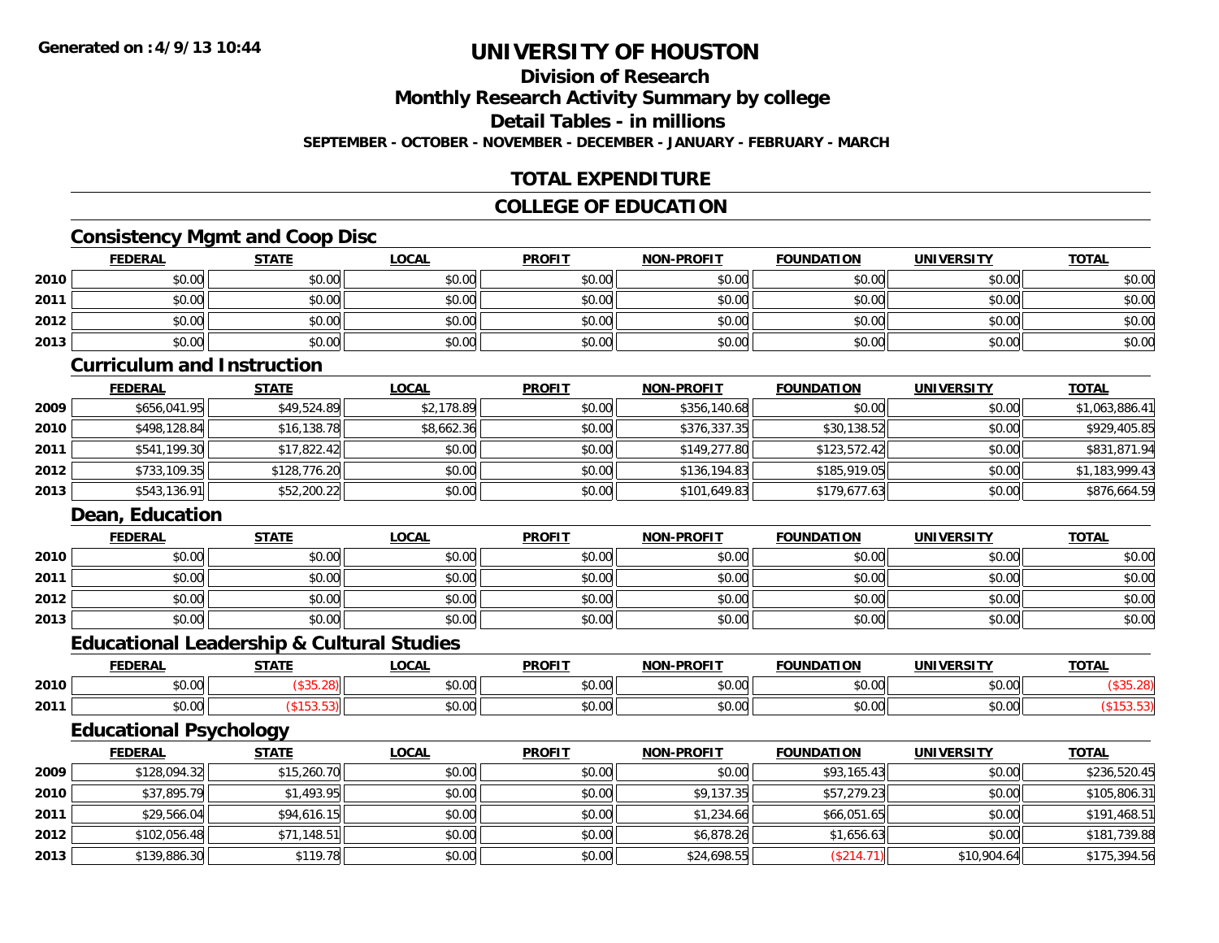**Generated on :4/9/13 10:44**

# UNIVERSITY OF HOUSTON

## Division of Research
## Monthly Research Activity Summary by college
## Detail Tables - in millions

**SEPTEMBER - OCTOBER - NOVEMBER - DECEMBER - JANUARY - FEBRUARY - MARCH**

## TOTAL EXPENDITURE

## COLLEGE OF EDUCATION

### Consistency Mgmt and Coop Disc

| | FEDERAL | STATE | LOCAL | PROFIT | NON-PROFIT | FOUNDATION | UNIVERSITY | TOTAL |
|---|---|---|---|---|---|---|---|---|
| 2010 | $0.00 | $0.00 | $0.00 | $0.00 | $0.00 | $0.00 | $0.00 | $0.00 |
| 2011 | $0.00 | $0.00 | $0.00 | $0.00 | $0.00 | $0.00 | $0.00 | $0.00 |
| 2012 | $0.00 | $0.00 | $0.00 | $0.00 | $0.00 | $0.00 | $0.00 | $0.00 |
| 2013 | $0.00 | $0.00 | $0.00 | $0.00 | $0.00 | $0.00 | $0.00 | $0.00 |

### Curriculum and Instruction

| | FEDERAL | STATE | LOCAL | PROFIT | NON-PROFIT | FOUNDATION | UNIVERSITY | TOTAL |
|---|---|---|---|---|---|---|---|---|
| 2009 | $656,041.95 | $49,524.89 | $2,178.89 | $0.00 | $356,140.68 | $0.00 | $0.00 | $1,063,886.41 |
| 2010 | $498,128.84 | $16,138.78 | $8,662.36 | $0.00 | $376,337.35 | $30,138.52 | $0.00 | $929,405.85 |
| 2011 | $541,199.30 | $17,822.42 | $0.00 | $0.00 | $149,277.80 | $123,572.42 | $0.00 | $831,871.94 |
| 2012 | $733,109.35 | $128,776.20 | $0.00 | $0.00 | $136,194.83 | $185,919.05 | $0.00 | $1,183,999.43 |
| 2013 | $543,136.91 | $52,200.22 | $0.00 | $0.00 | $101,649.83 | $179,677.63 | $0.00 | $876,664.59 |

### Dean, Education

| | FEDERAL | STATE | LOCAL | PROFIT | NON-PROFIT | FOUNDATION | UNIVERSITY | TOTAL |
|---|---|---|---|---|---|---|---|---|
| 2010 | $0.00 | $0.00 | $0.00 | $0.00 | $0.00 | $0.00 | $0.00 | $0.00 |
| 2011 | $0.00 | $0.00 | $0.00 | $0.00 | $0.00 | $0.00 | $0.00 | $0.00 |
| 2012 | $0.00 | $0.00 | $0.00 | $0.00 | $0.00 | $0.00 | $0.00 | $0.00 |
| 2013 | $0.00 | $0.00 | $0.00 | $0.00 | $0.00 | $0.00 | $0.00 | $0.00 |

### Educational Leadership & Cultural Studies

| | FEDERAL | STATE | LOCAL | PROFIT | NON-PROFIT | FOUNDATION | UNIVERSITY | TOTAL |
|---|---|---|---|---|---|---|---|---|
| 2010 | $0.00 | ($35.28) | $0.00 | $0.00 | $0.00 | $0.00 | $0.00 | ($35.28) |
| 2011 | $0.00 | ($153.53) | $0.00 | $0.00 | $0.00 | $0.00 | $0.00 | ($153.53) |

### Educational Psychology

| | FEDERAL | STATE | LOCAL | PROFIT | NON-PROFIT | FOUNDATION | UNIVERSITY | TOTAL |
|---|---|---|---|---|---|---|---|---|
| 2009 | $128,094.32 | $15,260.70 | $0.00 | $0.00 | $0.00 | $93,165.43 | $0.00 | $236,520.45 |
| 2010 | $37,895.79 | $1,493.95 | $0.00 | $0.00 | $9,137.35 | $57,279.23 | $0.00 | $105,806.31 |
| 2011 | $29,566.04 | $94,616.15 | $0.00 | $0.00 | $1,234.66 | $66,051.65 | $0.00 | $191,468.51 |
| 2012 | $102,056.48 | $71,148.51 | $0.00 | $0.00 | $6,878.26 | $1,656.63 | $0.00 | $181,739.88 |
| 2013 | $139,886.30 | $119.78 | $0.00 | $0.00 | $24,698.55 | ($214.71) | $10,904.64 | $175,394.56 |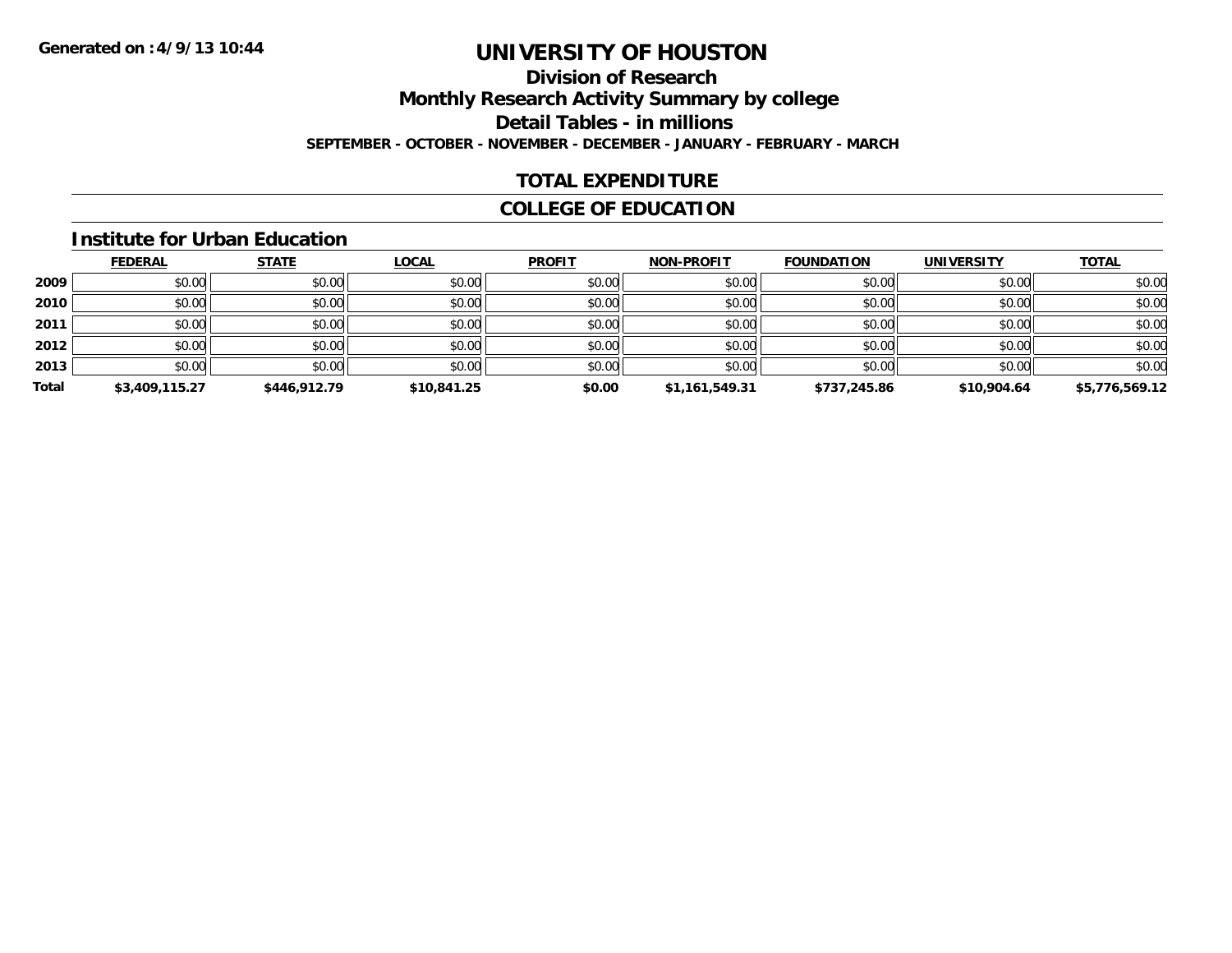**Generated on :4/9/13 10:44**

# UNIVERSITY OF HOUSTON

## Division of Research

## Monthly Research Activity Summary by college

## Detail Tables - in millions

**SEPTEMBER - OCTOBER - NOVEMBER - DECEMBER - JANUARY - FEBRUARY - MARCH**

## TOTAL EXPENDITURE

## COLLEGE OF EDUCATION

### Institute for Urban Education

| | FEDERAL | STATE | LOCAL | PROFIT | NON-PROFIT | FOUNDATION | UNIVERSITY | TOTAL |
|---|---|---|---|---|---|---|---|---|
| **2009** | $0.00 | $0.00 | $0.00 | $0.00 | $0.00 | $0.00 | $0.00 | $0.00 |
| **2010** | $0.00 | $0.00 | $0.00 | $0.00 | $0.00 | $0.00 | $0.00 | $0.00 |
| **2011** | $0.00 | $0.00 | $0.00 | $0.00 | $0.00 | $0.00 | $0.00 | $0.00 |
| **2012** | $0.00 | $0.00 | $0.00 | $0.00 | $0.00 | $0.00 | $0.00 | $0.00 |
| **2013** | $0.00 | $0.00 | $0.00 | $0.00 | $0.00 | $0.00 | $0.00 | $0.00 |
| **Total** | **$3,409,115.27** | **$446,912.79** | **$10,841.25** | **$0.00** | **$1,161,549.31** | **$737,245.86** | **$10,904.64** | **$5,776,569.12** |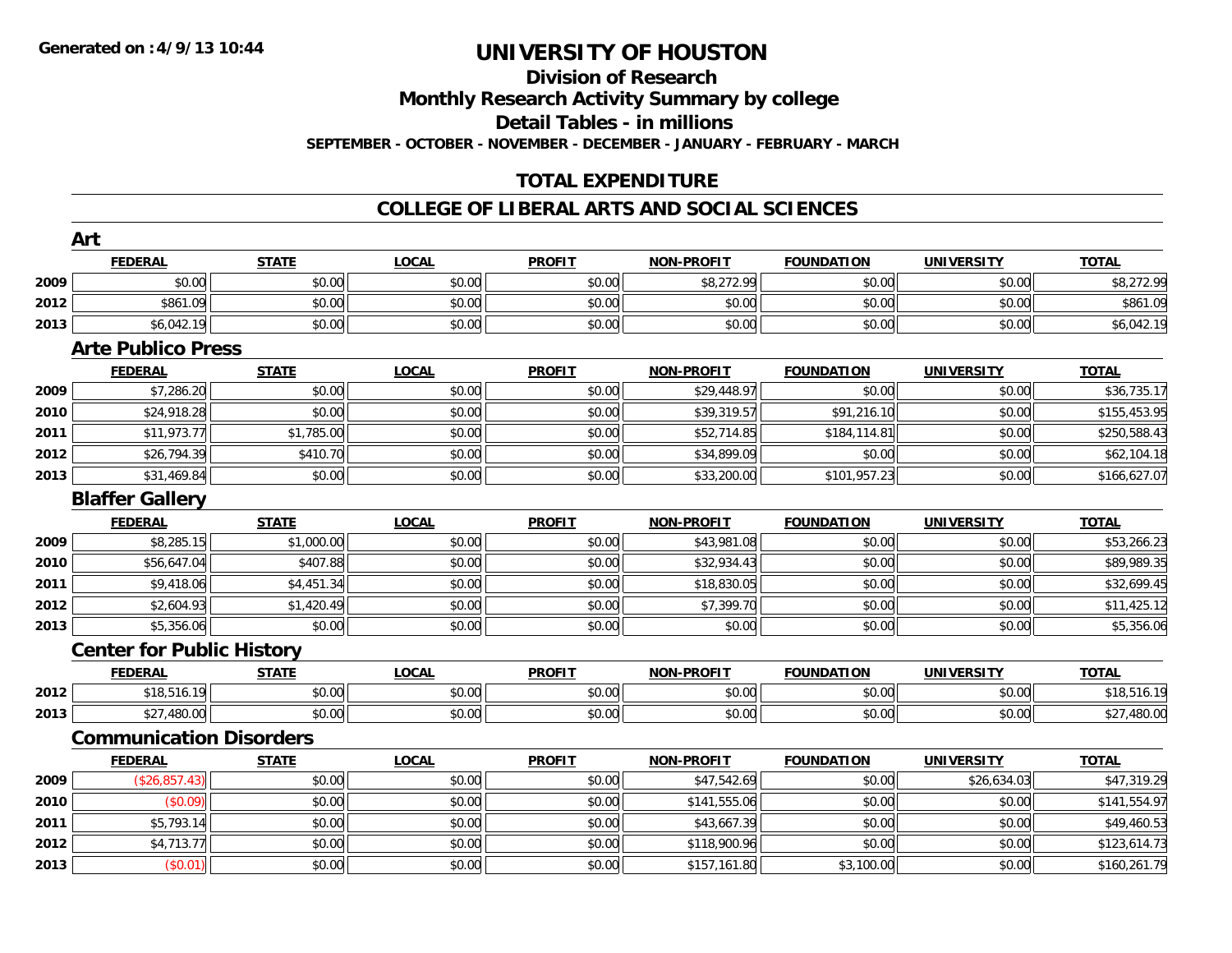**Generated on :4/9/13 10:44**

# UNIVERSITY OF HOUSTON

## Division of Research

## Monthly Research Activity Summary by college

## Detail Tables - in millions

**SEPTEMBER - OCTOBER - NOVEMBER - DECEMBER - JANUARY - FEBRUARY - MARCH**

## TOTAL EXPENDITURE

## COLLEGE OF LIBERAL ARTS AND SOCIAL SCIENCES

### Art

| | FEDERAL | STATE | LOCAL | PROFIT | NON-PROFIT | FOUNDATION | UNIVERSITY | TOTAL |
|---|---|---|---|---|---|---|---|---|
| 2009 | $0.00 | $0.00 | $0.00 | $0.00 | $8,272.99 | $0.00 | $0.00 | $8,272.99 |
| 2012 | $861.09 | $0.00 | $0.00 | $0.00 | $0.00 | $0.00 | $0.00 | $861.09 |
| 2013 | $6,042.19 | $0.00 | $0.00 | $0.00 | $0.00 | $0.00 | $0.00 | $6,042.19 |

### Arte Publico Press

| | FEDERAL | STATE | LOCAL | PROFIT | NON-PROFIT | FOUNDATION | UNIVERSITY | TOTAL |
|---|---|---|---|---|---|---|---|---|
| 2009 | $7,286.20 | $0.00 | $0.00 | $0.00 | $29,448.97 | $0.00 | $0.00 | $36,735.17 |
| 2010 | $24,918.28 | $0.00 | $0.00 | $0.00 | $39,319.57 | $91,216.10 | $0.00 | $155,453.95 |
| 2011 | $11,973.77 | $1,785.00 | $0.00 | $0.00 | $52,714.85 | $184,114.81 | $0.00 | $250,588.43 |
| 2012 | $26,794.39 | $410.70 | $0.00 | $0.00 | $34,899.09 | $0.00 | $0.00 | $62,104.18 |
| 2013 | $31,469.84 | $0.00 | $0.00 | $0.00 | $33,200.00 | $101,957.23 | $0.00 | $166,627.07 |

### Blaffer Gallery

| | FEDERAL | STATE | LOCAL | PROFIT | NON-PROFIT | FOUNDATION | UNIVERSITY | TOTAL |
|---|---|---|---|---|---|---|---|---|
| 2009 | $8,285.15 | $1,000.00 | $0.00 | $0.00 | $43,981.08 | $0.00 | $0.00 | $53,266.23 |
| 2010 | $56,647.04 | $407.88 | $0.00 | $0.00 | $32,934.43 | $0.00 | $0.00 | $89,989.35 |
| 2011 | $9,418.06 | $4,451.34 | $0.00 | $0.00 | $18,830.05 | $0.00 | $0.00 | $32,699.45 |
| 2012 | $2,604.93 | $1,420.49 | $0.00 | $0.00 | $7,399.70 | $0.00 | $0.00 | $11,425.12 |
| 2013 | $5,356.06 | $0.00 | $0.00 | $0.00 | $0.00 | $0.00 | $0.00 | $5,356.06 |

### Center for Public History

| | FEDERAL | STATE | LOCAL | PROFIT | NON-PROFIT | FOUNDATION | UNIVERSITY | TOTAL |
|---|---|---|---|---|---|---|---|---|
| 2012 | $18,516.19 | $0.00 | $0.00 | $0.00 | $0.00 | $0.00 | $0.00 | $18,516.19 |
| 2013 | $27,480.00 | $0.00 | $0.00 | $0.00 | $0.00 | $0.00 | $0.00 | $27,480.00 |

### Communication Disorders

| | FEDERAL | STATE | LOCAL | PROFIT | NON-PROFIT | FOUNDATION | UNIVERSITY | TOTAL |
|---|---|---|---|---|---|---|---|---|
| 2009 | ($26,857.43) | $0.00 | $0.00 | $0.00 | $47,542.69 | $0.00 | $26,634.03 | $47,319.29 |
| 2010 | ($0.09) | $0.00 | $0.00 | $0.00 | $141,555.06 | $0.00 | $0.00 | $141,554.97 |
| 2011 | $5,793.14 | $0.00 | $0.00 | $0.00 | $43,667.39 | $0.00 | $0.00 | $49,460.53 |
| 2012 | $4,713.77 | $0.00 | $0.00 | $0.00 | $118,900.96 | $0.00 | $0.00 | $123,614.73 |
| 2013 | ($0.01) | $0.00 | $0.00 | $0.00 | $157,161.80 | $3,100.00 | $0.00 | $160,261.79 |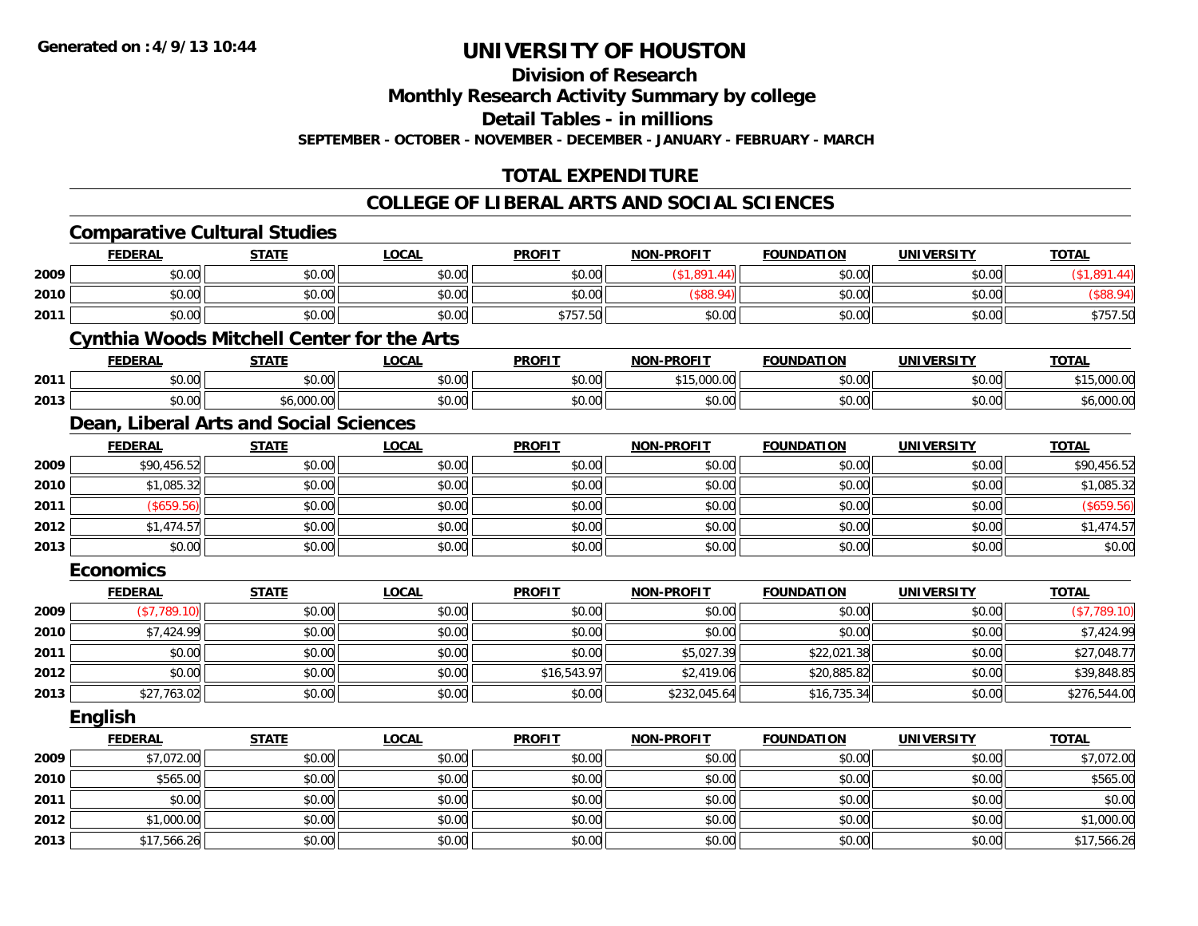# UNIVERSITY OF HOUSTON

## Division of Research

## Monthly Research Activity Summary by college

## Detail Tables - in millions

**SEPTEMBER - OCTOBER - NOVEMBER - DECEMBER - JANUARY - FEBRUARY - MARCH**

## TOTAL EXPENDITURE

## COLLEGE OF LIBERAL ARTS AND SOCIAL SCIENCES

### Comparative Cultural Studies

| | FEDERAL | STATE | LOCAL | PROFIT | NON-PROFIT | FOUNDATION | UNIVERSITY | TOTAL |
|---|---|---|---|---|---|---|---|---|
| 2009 | $0.00 | $0.00 | $0.00 | $0.00 | ($1,891.44) | $0.00 | $0.00 | ($1,891.44) |
| 2010 | $0.00 | $0.00 | $0.00 | $0.00 | ($88.94) | $0.00 | $0.00 | ($88.94) |
| 2011 | $0.00 | $0.00 | $0.00 | $757.50 | $0.00 | $0.00 | $0.00 | $757.50 |

### Cynthia Woods Mitchell Center for the Arts

| | FEDERAL | STATE | LOCAL | PROFIT | NON-PROFIT | FOUNDATION | UNIVERSITY | TOTAL |
|---|---|---|---|---|---|---|---|---|
| 2011 | $0.00 | $0.00 | $0.00 | $0.00 | $15,000.00 | $0.00 | $0.00 | $15,000.00 |
| 2013 | $0.00 | $6,000.00 | $0.00 | $0.00 | $0.00 | $0.00 | $0.00 | $6,000.00 |

### Dean, Liberal Arts and Social Sciences

| | FEDERAL | STATE | LOCAL | PROFIT | NON-PROFIT | FOUNDATION | UNIVERSITY | TOTAL |
|---|---|---|---|---|---|---|---|---|
| 2009 | $90,456.52 | $0.00 | $0.00 | $0.00 | $0.00 | $0.00 | $0.00 | $90,456.52 |
| 2010 | $1,085.32 | $0.00 | $0.00 | $0.00 | $0.00 | $0.00 | $0.00 | $1,085.32 |
| 2011 | ($659.56) | $0.00 | $0.00 | $0.00 | $0.00 | $0.00 | $0.00 | ($659.56) |
| 2012 | $1,474.57 | $0.00 | $0.00 | $0.00 | $0.00 | $0.00 | $0.00 | $1,474.57 |
| 2013 | $0.00 | $0.00 | $0.00 | $0.00 | $0.00 | $0.00 | $0.00 | $0.00 |

### Economics

| | FEDERAL | STATE | LOCAL | PROFIT | NON-PROFIT | FOUNDATION | UNIVERSITY | TOTAL |
|---|---|---|---|---|---|---|---|---|
| 2009 | ($7,789.10) | $0.00 | $0.00 | $0.00 | $0.00 | $0.00 | $0.00 | ($7,789.10) |
| 2010 | $7,424.99 | $0.00 | $0.00 | $0.00 | $0.00 | $0.00 | $0.00 | $7,424.99 |
| 2011 | $0.00 | $0.00 | $0.00 | $0.00 | $5,027.39 | $22,021.38 | $0.00 | $27,048.77 |
| 2012 | $0.00 | $0.00 | $0.00 | $16,543.97 | $2,419.06 | $20,885.82 | $0.00 | $39,848.85 |
| 2013 | $27,763.02 | $0.00 | $0.00 | $0.00 | $232,045.64 | $16,735.34 | $0.00 | $276,544.00 |

### English

| | FEDERAL | STATE | LOCAL | PROFIT | NON-PROFIT | FOUNDATION | UNIVERSITY | TOTAL |
|---|---|---|---|---|---|---|---|---|
| 2009 | $7,072.00 | $0.00 | $0.00 | $0.00 | $0.00 | $0.00 | $0.00 | $7,072.00 |
| 2010 | $565.00 | $0.00 | $0.00 | $0.00 | $0.00 | $0.00 | $0.00 | $565.00 |
| 2011 | $0.00 | $0.00 | $0.00 | $0.00 | $0.00 | $0.00 | $0.00 | $0.00 |
| 2012 | $1,000.00 | $0.00 | $0.00 | $0.00 | $0.00 | $0.00 | $0.00 | $1,000.00 |
| 2013 | $17,566.26 | $0.00 | $0.00 | $0.00 | $0.00 | $0.00 | $0.00 | $17,566.26 |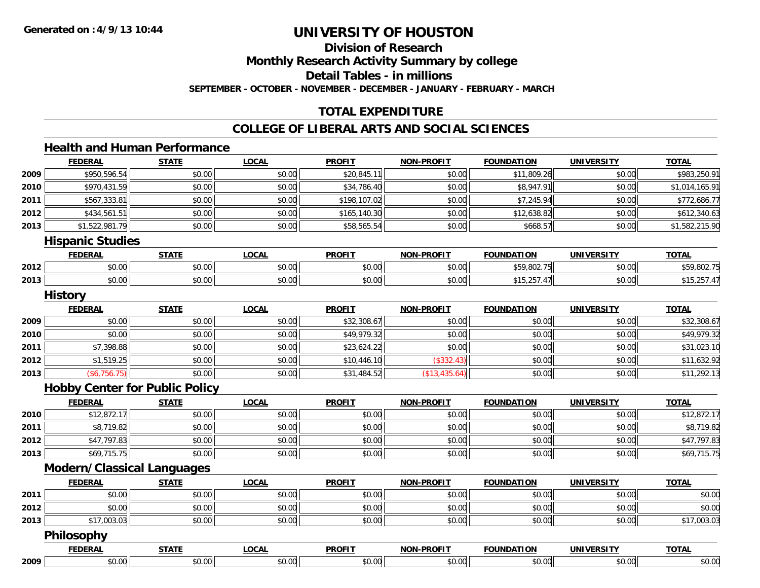**Generated on :4/9/13 10:44**

# UNIVERSITY OF HOUSTON

## Division of Research

## Monthly Research Activity Summary by college

## Detail Tables - in millions

**SEPTEMBER - OCTOBER - NOVEMBER - DECEMBER - JANUARY - FEBRUARY - MARCH**

## TOTAL EXPENDITURE

## COLLEGE OF LIBERAL ARTS AND SOCIAL SCIENCES

### Health and Human Performance

| | FEDERAL | STATE | LOCAL | PROFIT | NON-PROFIT | FOUNDATION | UNIVERSITY | TOTAL |
|---|---|---|---|---|---|---|---|---|
| 2009 | $950,596.54 | $0.00 | $0.00 | $20,845.11 | $0.00 | $11,809.26 | $0.00 | $983,250.91 |
| 2010 | $970,431.59 | $0.00 | $0.00 | $34,786.40 | $0.00 | $8,947.91 | $0.00 | $1,014,165.91 |
| 2011 | $567,333.81 | $0.00 | $0.00 | $198,107.02 | $0.00 | $7,245.94 | $0.00 | $772,686.77 |
| 2012 | $434,561.51 | $0.00 | $0.00 | $165,140.30 | $0.00 | $12,638.82 | $0.00 | $612,340.63 |
| 2013 | $1,522,981.79 | $0.00 | $0.00 | $58,565.54 | $0.00 | $668.57 | $0.00 | $1,582,215.90 |

### Hispanic Studies

| | FEDERAL | STATE | LOCAL | PROFIT | NON-PROFIT | FOUNDATION | UNIVERSITY | TOTAL |
|---|---|---|---|---|---|---|---|---|
| 2012 | $0.00 | $0.00 | $0.00 | $0.00 | $0.00 | $59,802.75 | $0.00 | $59,802.75 |
| 2013 | $0.00 | $0.00 | $0.00 | $0.00 | $0.00 | $15,257.47 | $0.00 | $15,257.47 |

### History

| | FEDERAL | STATE | LOCAL | PROFIT | NON-PROFIT | FOUNDATION | UNIVERSITY | TOTAL |
|---|---|---|---|---|---|---|---|---|
| 2009 | $0.00 | $0.00 | $0.00 | $32,308.67 | $0.00 | $0.00 | $0.00 | $32,308.67 |
| 2010 | $0.00 | $0.00 | $0.00 | $49,979.32 | $0.00 | $0.00 | $0.00 | $49,979.32 |
| 2011 | $7,398.88 | $0.00 | $0.00 | $23,624.22 | $0.00 | $0.00 | $0.00 | $31,023.10 |
| 2012 | $1,519.25 | $0.00 | $0.00 | $10,446.10 | ($332.43) | $0.00 | $0.00 | $11,632.92 |
| 2013 | ($6,756.75) | $0.00 | $0.00 | $31,484.52 | ($13,435.64) | $0.00 | $0.00 | $11,292.13 |

### Hobby Center for Public Policy

| | FEDERAL | STATE | LOCAL | PROFIT | NON-PROFIT | FOUNDATION | UNIVERSITY | TOTAL |
|---|---|---|---|---|---|---|---|---|
| 2010 | $12,872.17 | $0.00 | $0.00 | $0.00 | $0.00 | $0.00 | $0.00 | $12,872.17 |
| 2011 | $8,719.82 | $0.00 | $0.00 | $0.00 | $0.00 | $0.00 | $0.00 | $8,719.82 |
| 2012 | $47,797.83 | $0.00 | $0.00 | $0.00 | $0.00 | $0.00 | $0.00 | $47,797.83 |
| 2013 | $69,715.75 | $0.00 | $0.00 | $0.00 | $0.00 | $0.00 | $0.00 | $69,715.75 |

### Modern/Classical Languages

| | FEDERAL | STATE | LOCAL | PROFIT | NON-PROFIT | FOUNDATION | UNIVERSITY | TOTAL |
|---|---|---|---|---|---|---|---|---|
| 2011 | $0.00 | $0.00 | $0.00 | $0.00 | $0.00 | $0.00 | $0.00 | $0.00 |
| 2012 | $0.00 | $0.00 | $0.00 | $0.00 | $0.00 | $0.00 | $0.00 | $0.00 |
| 2013 | $17,003.03 | $0.00 | $0.00 | $0.00 | $0.00 | $0.00 | $0.00 | $17,003.03 |

### Philosophy

| | FEDERAL | STATE | LOCAL | PROFIT | NON-PROFIT | FOUNDATION | UNIVERSITY | TOTAL |
|---|---|---|---|---|---|---|---|---|
| 2009 | $0.00 | $0.00 | $0.00 | $0.00 | $0.00 | $0.00 | $0.00 | $0.00 |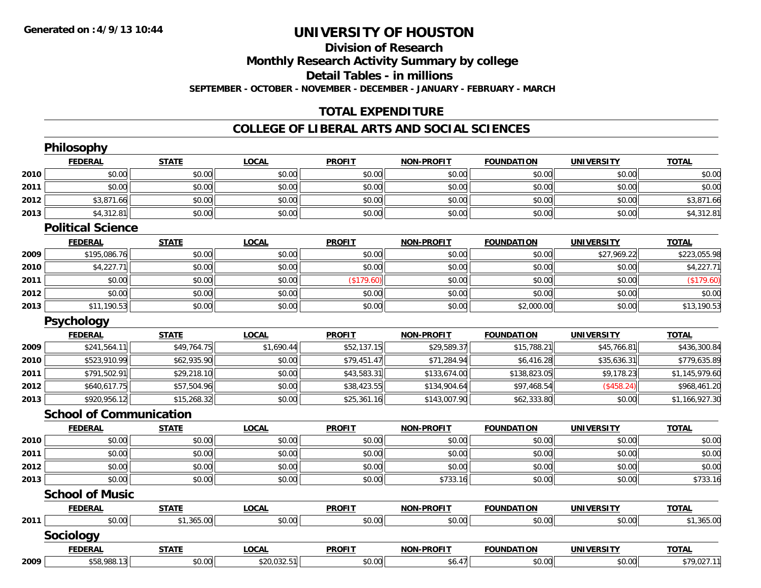Generated on :4/9/13 10:44

# UNIVERSITY OF HOUSTON

## Division of Research

## Monthly Research Activity Summary by college

## Detail Tables - in millions

**SEPTEMBER - OCTOBER - NOVEMBER - DECEMBER - JANUARY - FEBRUARY - MARCH**

## TOTAL EXPENDITURE

## COLLEGE OF LIBERAL ARTS AND SOCIAL SCIENCES

### Philosophy

| | FEDERAL | STATE | LOCAL | PROFIT | NON-PROFIT | FOUNDATION | UNIVERSITY | TOTAL |
|---|---|---|---|---|---|---|---|---|
| 2010 | $0.00 | $0.00 | $0.00 | $0.00 | $0.00 | $0.00 | $0.00 | $0.00 |
| 2011 | $0.00 | $0.00 | $0.00 | $0.00 | $0.00 | $0.00 | $0.00 | $0.00 |
| 2012 | $3,871.66 | $0.00 | $0.00 | $0.00 | $0.00 | $0.00 | $0.00 | $3,871.66 |
| 2013 | $4,312.81 | $0.00 | $0.00 | $0.00 | $0.00 | $0.00 | $0.00 | $4,312.81 |

### Political Science

| | FEDERAL | STATE | LOCAL | PROFIT | NON-PROFIT | FOUNDATION | UNIVERSITY | TOTAL |
|---|---|---|---|---|---|---|---|---|
| 2009 | $195,086.76 | $0.00 | $0.00 | $0.00 | $0.00 | $0.00 | $27,969.22 | $223,055.98 |
| 2010 | $4,227.71 | $0.00 | $0.00 | $0.00 | $0.00 | $0.00 | $0.00 | $4,227.71 |
| 2011 | $0.00 | $0.00 | $0.00 | ($179.60) | $0.00 | $0.00 | $0.00 | ($179.60) |
| 2012 | $0.00 | $0.00 | $0.00 | $0.00 | $0.00 | $0.00 | $0.00 | $0.00 |
| 2013 | $11,190.53 | $0.00 | $0.00 | $0.00 | $0.00 | $2,000.00 | $0.00 | $13,190.53 |

### Psychology

| | FEDERAL | STATE | LOCAL | PROFIT | NON-PROFIT | FOUNDATION | UNIVERSITY | TOTAL |
|---|---|---|---|---|---|---|---|---|
| 2009 | $241,564.11 | $49,764.75 | $1,690.44 | $52,137.15 | $29,589.37 | $15,788.21 | $45,766.81 | $436,300.84 |
| 2010 | $523,910.99 | $62,935.90 | $0.00 | $79,451.47 | $71,284.94 | $6,416.28 | $35,636.31 | $779,635.89 |
| 2011 | $791,502.91 | $29,218.10 | $0.00 | $43,583.31 | $133,674.00 | $138,823.05 | $9,178.23 | $1,145,979.60 |
| 2012 | $640,617.75 | $57,504.96 | $0.00 | $38,423.55 | $134,904.64 | $97,468.54 | ($458.24) | $968,461.20 |
| 2013 | $920,956.12 | $15,268.32 | $0.00 | $25,361.16 | $143,007.90 | $62,333.80 | $0.00 | $1,166,927.30 |

### School of Communication

| | FEDERAL | STATE | LOCAL | PROFIT | NON-PROFIT | FOUNDATION | UNIVERSITY | TOTAL |
|---|---|---|---|---|---|---|---|---|
| 2010 | $0.00 | $0.00 | $0.00 | $0.00 | $0.00 | $0.00 | $0.00 | $0.00 |
| 2011 | $0.00 | $0.00 | $0.00 | $0.00 | $0.00 | $0.00 | $0.00 | $0.00 |
| 2012 | $0.00 | $0.00 | $0.00 | $0.00 | $0.00 | $0.00 | $0.00 | $0.00 |
| 2013 | $0.00 | $0.00 | $0.00 | $0.00 | $733.16 | $0.00 | $0.00 | $733.16 |

### School of Music

| | FEDERAL | STATE | LOCAL | PROFIT | NON-PROFIT | FOUNDATION | UNIVERSITY | TOTAL |
|---|---|---|---|---|---|---|---|---|
| 2011 | $0.00 | $1,365.00 | $0.00 | $0.00 | $0.00 | $0.00 | $0.00 | $1,365.00 |

### Sociology

| | FEDERAL | STATE | LOCAL | PROFIT | NON-PROFIT | FOUNDATION | UNIVERSITY | TOTAL |
|---|---|---|---|---|---|---|---|---|
| 2009 | $58,988.13 | $0.00 | $20,032.51 | $0.00 | $6.47 | $0.00 | $0.00 | $79,027.11 |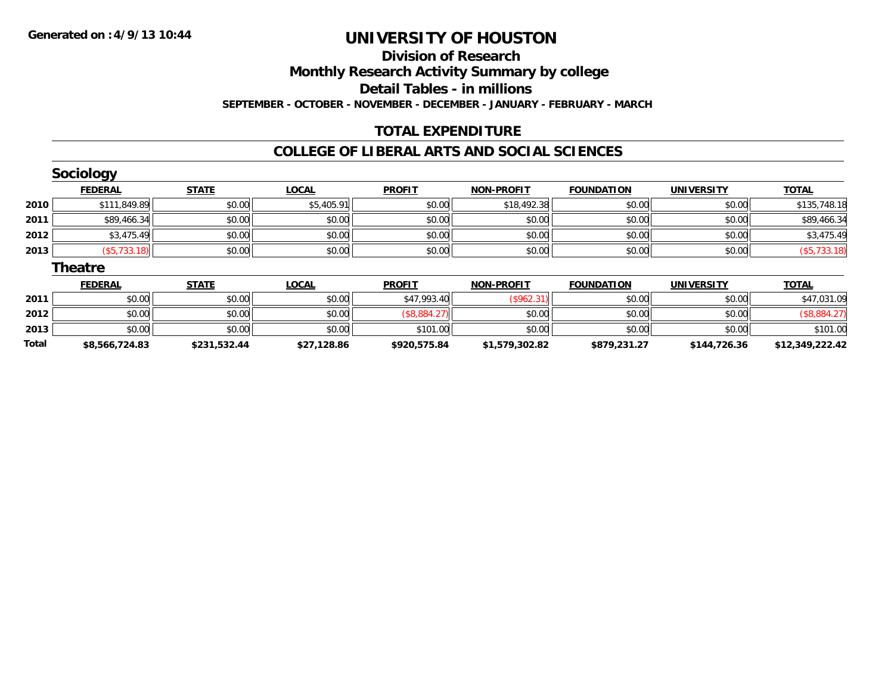**Generated on :4/9/13 10:44**

# UNIVERSITY OF HOUSTON

## Division of Research

## Monthly Research Activity Summary by college

## Detail Tables - in millions

**SEPTEMBER - OCTOBER - NOVEMBER - DECEMBER - JANUARY - FEBRUARY - MARCH**

## TOTAL EXPENDITURE

## COLLEGE OF LIBERAL ARTS AND SOCIAL SCIENCES

### Sociology

| | FEDERAL | STATE | LOCAL | PROFIT | NON-PROFIT | FOUNDATION | UNIVERSITY | TOTAL |
|---|---|---|---|---|---|---|---|---|
| **2010** | $111,849.89 | $0.00 | $5,405.91 | $0.00 | $18,492.38 | $0.00 | $0.00 | $135,748.18 |
| **2011** | $89,466.34 | $0.00 | $0.00 | $0.00 | $0.00 | $0.00 | $0.00 | $89,466.34 |
| **2012** | $3,475.49 | $0.00 | $0.00 | $0.00 | $0.00 | $0.00 | $0.00 | $3,475.49 |
| **2013** | ($5,733.18) | $0.00 | $0.00 | $0.00 | $0.00 | $0.00 | $0.00 | ($5,733.18) |

### Theatre

| | FEDERAL | STATE | LOCAL | PROFIT | NON-PROFIT | FOUNDATION | UNIVERSITY | TOTAL |
|---|---|---|---|---|---|---|---|---|
| **2011** | $0.00 | $0.00 | $0.00 | $47,993.40 | ($962.31) | $0.00 | $0.00 | $47,031.09 |
| **2012** | $0.00 | $0.00 | $0.00 | ($8,884.27) | $0.00 | $0.00 | $0.00 | ($8,884.27) |
| **2013** | $0.00 | $0.00 | $0.00 | $101.00 | $0.00 | $0.00 | $0.00 | $101.00 |
| **Total** | **$8,566,724.83** | **$231,532.44** | **$27,128.86** | **$920,575.84** | **$1,579,302.82** | **$879,231.27** | **$144,726.36** | **$12,349,222.42** |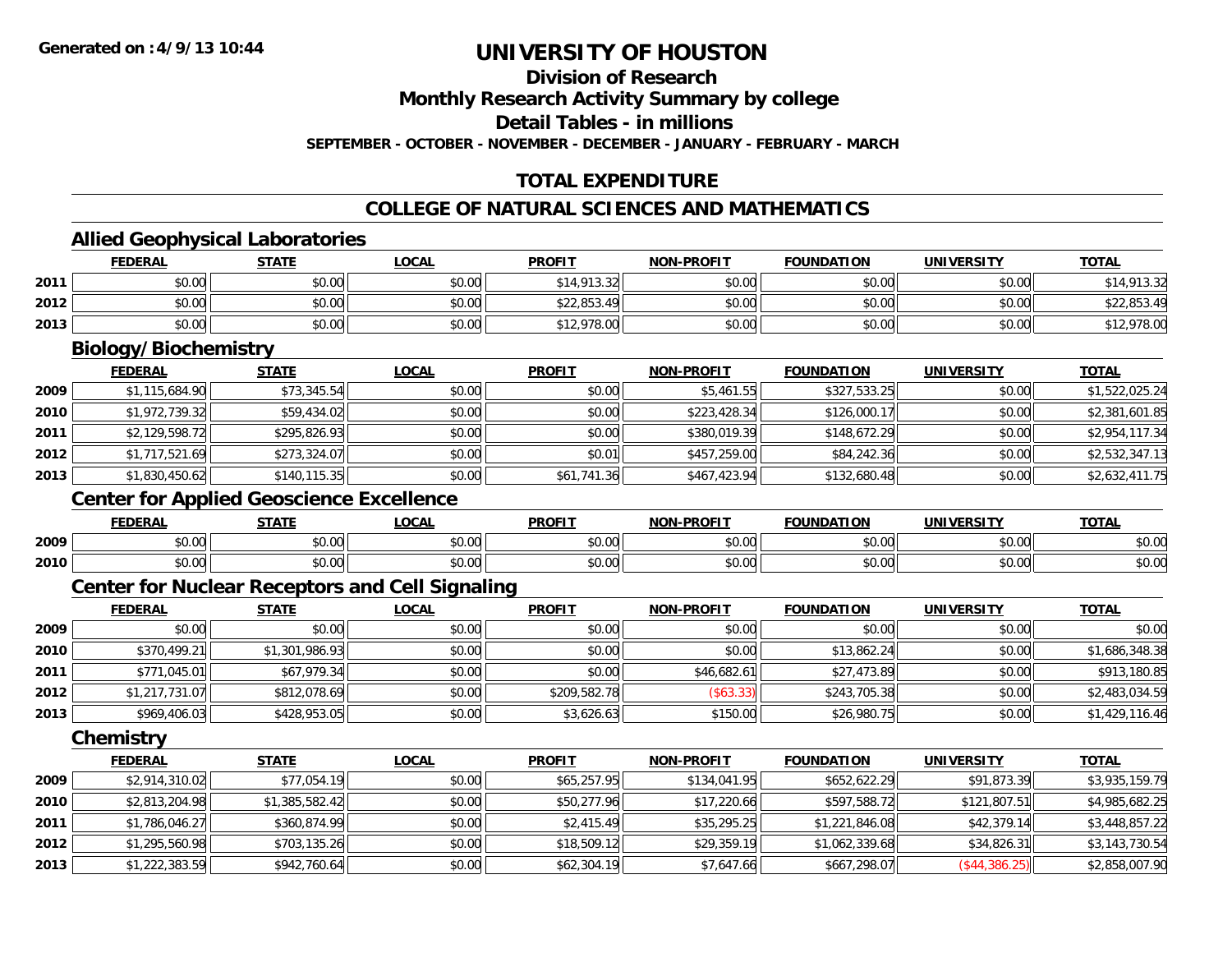# UNIVERSITY OF HOUSTON

## Division of Research

## Monthly Research Activity Summary by college

## Detail Tables - in millions

**SEPTEMBER - OCTOBER - NOVEMBER - DECEMBER - JANUARY - FEBRUARY - MARCH**

## TOTAL EXPENDITURE

## COLLEGE OF NATURAL SCIENCES AND MATHEMATICS

### Allied Geophysical Laboratories

| | FEDERAL | STATE | LOCAL | PROFIT | NON-PROFIT | FOUNDATION | UNIVERSITY | TOTAL |
|---|---|---|---|---|---|---|---|---|
| 2011 | $0.00 | $0.00 | $0.00 | $14,913.32 | $0.00 | $0.00 | $0.00 | $14,913.32 |
| 2012 | $0.00 | $0.00 | $0.00 | $22,853.49 | $0.00 | $0.00 | $0.00 | $22,853.49 |
| 2013 | $0.00 | $0.00 | $0.00 | $12,978.00 | $0.00 | $0.00 | $0.00 | $12,978.00 |

### Biology/Biochemistry

| | FEDERAL | STATE | LOCAL | PROFIT | NON-PROFIT | FOUNDATION | UNIVERSITY | TOTAL |
|---|---|---|---|---|---|---|---|---|
| 2009 | $1,115,684.90 | $73,345.54 | $0.00 | $0.00 | $5,461.55 | $327,533.25 | $0.00 | $1,522,025.24 |
| 2010 | $1,972,739.32 | $59,434.02 | $0.00 | $0.00 | $223,428.34 | $126,000.17 | $0.00 | $2,381,601.85 |
| 2011 | $2,129,598.72 | $295,826.93 | $0.00 | $0.00 | $380,019.39 | $148,672.29 | $0.00 | $2,954,117.34 |
| 2012 | $1,717,521.69 | $273,324.07 | $0.00 | $0.01 | $457,259.00 | $84,242.36 | $0.00 | $2,532,347.13 |
| 2013 | $1,830,450.62 | $140,115.35 | $0.00 | $61,741.36 | $467,423.94 | $132,680.48 | $0.00 | $2,632,411.75 |

### Center for Applied Geoscience Excellence

| | FEDERAL | STATE | LOCAL | PROFIT | NON-PROFIT | FOUNDATION | UNIVERSITY | TOTAL |
|---|---|---|---|---|---|---|---|---|
| 2009 | $0.00 | $0.00 | $0.00 | $0.00 | $0.00 | $0.00 | $0.00 | $0.00 |
| 2010 | $0.00 | $0.00 | $0.00 | $0.00 | $0.00 | $0.00 | $0.00 | $0.00 |

### Center for Nuclear Receptors and Cell Signaling

| | FEDERAL | STATE | LOCAL | PROFIT | NON-PROFIT | FOUNDATION | UNIVERSITY | TOTAL |
|---|---|---|---|---|---|---|---|---|
| 2009 | $0.00 | $0.00 | $0.00 | $0.00 | $0.00 | $0.00 | $0.00 | $0.00 |
| 2010 | $370,499.21 | $1,301,986.93 | $0.00 | $0.00 | $0.00 | $13,862.24 | $0.00 | $1,686,348.38 |
| 2011 | $771,045.01 | $67,979.34 | $0.00 | $0.00 | $46,682.61 | $27,473.89 | $0.00 | $913,180.85 |
| 2012 | $1,217,731.07 | $812,078.69 | $0.00 | $209,582.78 | ($63.33) | $243,705.38 | $0.00 | $2,483,034.59 |
| 2013 | $969,406.03 | $428,953.05 | $0.00 | $3,626.63 | $150.00 | $26,980.75 | $0.00 | $1,429,116.46 |

### Chemistry

| | FEDERAL | STATE | LOCAL | PROFIT | NON-PROFIT | FOUNDATION | UNIVERSITY | TOTAL |
|---|---|---|---|---|---|---|---|---|
| 2009 | $2,914,310.02 | $77,054.19 | $0.00 | $65,257.95 | $134,041.95 | $652,622.29 | $91,873.39 | $3,935,159.79 |
| 2010 | $2,813,204.98 | $1,385,582.42 | $0.00 | $50,277.96 | $17,220.66 | $597,588.72 | $121,807.51 | $4,985,682.25 |
| 2011 | $1,786,046.27 | $360,874.99 | $0.00 | $2,415.49 | $35,295.25 | $1,221,846.08 | $42,379.14 | $3,448,857.22 |
| 2012 | $1,295,560.98 | $703,135.26 | $0.00 | $18,509.12 | $29,359.19 | $1,062,339.68 | $34,826.31 | $3,143,730.54 |
| 2013 | $1,222,383.59 | $942,760.64 | $0.00 | $62,304.19 | $7,647.66 | $667,298.07 | ($44,386.25) | $2,858,007.90 |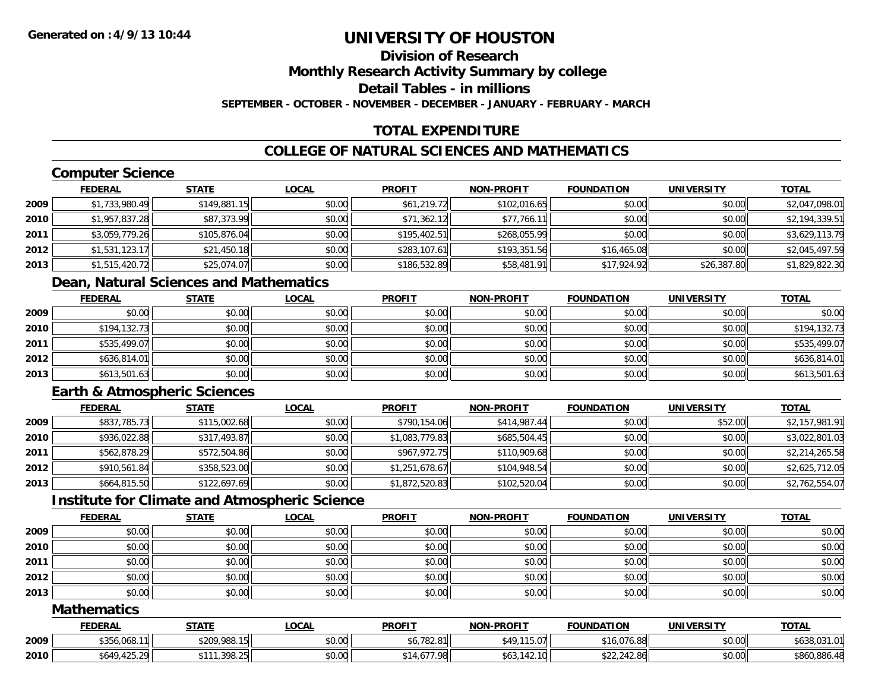**Generated on :4/9/13 10:44**

# UNIVERSITY OF HOUSTON

## Division of Research
## Monthly Research Activity Summary by college
## Detail Tables - in millions

**SEPTEMBER - OCTOBER - NOVEMBER - DECEMBER - JANUARY - FEBRUARY - MARCH**

## TOTAL EXPENDITURE

## COLLEGE OF NATURAL SCIENCES AND MATHEMATICS

### Computer Science

| | FEDERAL | STATE | LOCAL | PROFIT | NON-PROFIT | FOUNDATION | UNIVERSITY | TOTAL |
|---|---|---|---|---|---|---|---|---|
| 2009 | $1,733,980.49 | $149,881.15 | $0.00 | $61,219.72 | $102,016.65 | $0.00 | $0.00 | $2,047,098.01 |
| 2010 | $1,957,837.28 | $87,373.99 | $0.00 | $71,362.12 | $77,766.11 | $0.00 | $0.00 | $2,194,339.51 |
| 2011 | $3,059,779.26 | $105,876.04 | $0.00 | $195,402.51 | $268,055.99 | $0.00 | $0.00 | $3,629,113.79 |
| 2012 | $1,531,123.17 | $21,450.18 | $0.00 | $283,107.61 | $193,351.56 | $16,465.08 | $0.00 | $2,045,497.59 |
| 2013 | $1,515,420.72 | $25,074.07 | $0.00 | $186,532.89 | $58,481.91 | $17,924.92 | $26,387.80 | $1,829,822.30 |

### Dean, Natural Sciences and Mathematics

| | FEDERAL | STATE | LOCAL | PROFIT | NON-PROFIT | FOUNDATION | UNIVERSITY | TOTAL |
|---|---|---|---|---|---|---|---|---|
| 2009 | $0.00 | $0.00 | $0.00 | $0.00 | $0.00 | $0.00 | $0.00 | $0.00 |
| 2010 | $194,132.73 | $0.00 | $0.00 | $0.00 | $0.00 | $0.00 | $0.00 | $194,132.73 |
| 2011 | $535,499.07 | $0.00 | $0.00 | $0.00 | $0.00 | $0.00 | $0.00 | $535,499.07 |
| 2012 | $636,814.01 | $0.00 | $0.00 | $0.00 | $0.00 | $0.00 | $0.00 | $636,814.01 |
| 2013 | $613,501.63 | $0.00 | $0.00 | $0.00 | $0.00 | $0.00 | $0.00 | $613,501.63 |

### Earth & Atmospheric Sciences

| | FEDERAL | STATE | LOCAL | PROFIT | NON-PROFIT | FOUNDATION | UNIVERSITY | TOTAL |
|---|---|---|---|---|---|---|---|---|
| 2009 | $837,785.73 | $115,002.68 | $0.00 | $790,154.06 | $414,987.44 | $0.00 | $52.00 | $2,157,981.91 |
| 2010 | $936,022.88 | $317,493.87 | $0.00 | $1,083,779.83 | $685,504.45 | $0.00 | $0.00 | $3,022,801.03 |
| 2011 | $562,878.29 | $572,504.86 | $0.00 | $967,972.75 | $110,909.68 | $0.00 | $0.00 | $2,214,265.58 |
| 2012 | $910,561.84 | $358,523.00 | $0.00 | $1,251,678.67 | $104,948.54 | $0.00 | $0.00 | $2,625,712.05 |
| 2013 | $664,815.50 | $122,697.69 | $0.00 | $1,872,520.83 | $102,520.04 | $0.00 | $0.00 | $2,762,554.07 |

### Institute for Climate and Atmospheric Science

| | FEDERAL | STATE | LOCAL | PROFIT | NON-PROFIT | FOUNDATION | UNIVERSITY | TOTAL |
|---|---|---|---|---|---|---|---|---|
| 2009 | $0.00 | $0.00 | $0.00 | $0.00 | $0.00 | $0.00 | $0.00 | $0.00 |
| 2010 | $0.00 | $0.00 | $0.00 | $0.00 | $0.00 | $0.00 | $0.00 | $0.00 |
| 2011 | $0.00 | $0.00 | $0.00 | $0.00 | $0.00 | $0.00 | $0.00 | $0.00 |
| 2012 | $0.00 | $0.00 | $0.00 | $0.00 | $0.00 | $0.00 | $0.00 | $0.00 |
| 2013 | $0.00 | $0.00 | $0.00 | $0.00 | $0.00 | $0.00 | $0.00 | $0.00 |

### Mathematics

| | FEDERAL | STATE | LOCAL | PROFIT | NON-PROFIT | FOUNDATION | UNIVERSITY | TOTAL |
|---|---|---|---|---|---|---|---|---|
| 2009 | $356,068.11 | $209,988.15 | $0.00 | $6,782.81 | $49,115.07 | $16,076.88 | $0.00 | $638,031.01 |
| 2010 | $649,425.29 | $111,398.25 | $0.00 | $14,677.98 | $63,142.10 | $22,242.86 | $0.00 | $860,886.48 |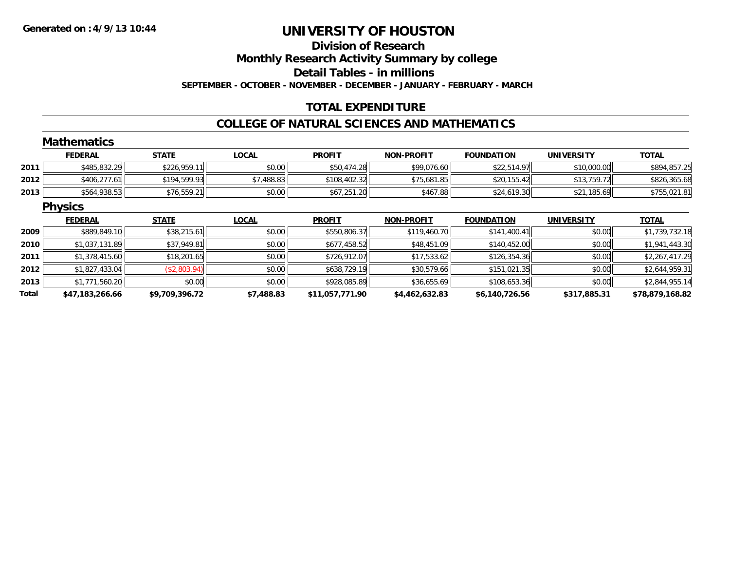# UNIVERSITY OF HOUSTON

## Division of Research

## Monthly Research Activity Summary by college

## Detail Tables - in millions

**SEPTEMBER - OCTOBER - NOVEMBER - DECEMBER - JANUARY - FEBRUARY - MARCH**

## TOTAL EXPENDITURE

## COLLEGE OF NATURAL SCIENCES AND MATHEMATICS

### Mathematics

| | FEDERAL | STATE | LOCAL | PROFIT | NON-PROFIT | FOUNDATION | UNIVERSITY | TOTAL |
|---|---|---|---|---|---|---|---|---|
| 2011 | $485,832.29 | $226,959.11 | $0.00 | $50,474.28 | $99,076.60 | $22,514.97 | $10,000.00 | $894,857.25 |
| 2012 | $406,277.61 | $194,599.93 | $7,488.83 | $108,402.32 | $75,681.85 | $20,155.42 | $13,759.72 | $826,365.68 |
| 2013 | $564,938.53 | $76,559.21 | $0.00 | $67,251.20 | $467.88 | $24,619.30 | $21,185.69 | $755,021.81 |

### Physics

| | FEDERAL | STATE | LOCAL | PROFIT | NON-PROFIT | FOUNDATION | UNIVERSITY | TOTAL |
|---|---|---|---|---|---|---|---|---|
| 2009 | $889,849.10 | $38,215.61 | $0.00 | $550,806.37 | $119,460.70 | $141,400.41 | $0.00 | $1,739,732.18 |
| 2010 | $1,037,131.89 | $37,949.81 | $0.00 | $677,458.52 | $48,451.09 | $140,452.00 | $0.00 | $1,941,443.30 |
| 2011 | $1,378,415.60 | $18,201.65 | $0.00 | $726,912.07 | $17,533.62 | $126,354.36 | $0.00 | $2,267,417.29 |
| 2012 | $1,827,433.04 | ($2,803.94) | $0.00 | $638,729.19 | $30,579.66 | $151,021.35 | $0.00 | $2,644,959.31 |
| 2013 | $1,771,560.20 | $0.00 | $0.00 | $928,085.89 | $36,655.69 | $108,653.36 | $0.00 | $2,844,955.14 |
| **Total** | **$47,183,266.66** | **$9,709,396.72** | **$7,488.83** | **$11,057,771.90** | **$4,462,632.83** | **$6,140,726.56** | **$317,885.31** | **$78,879,168.82** |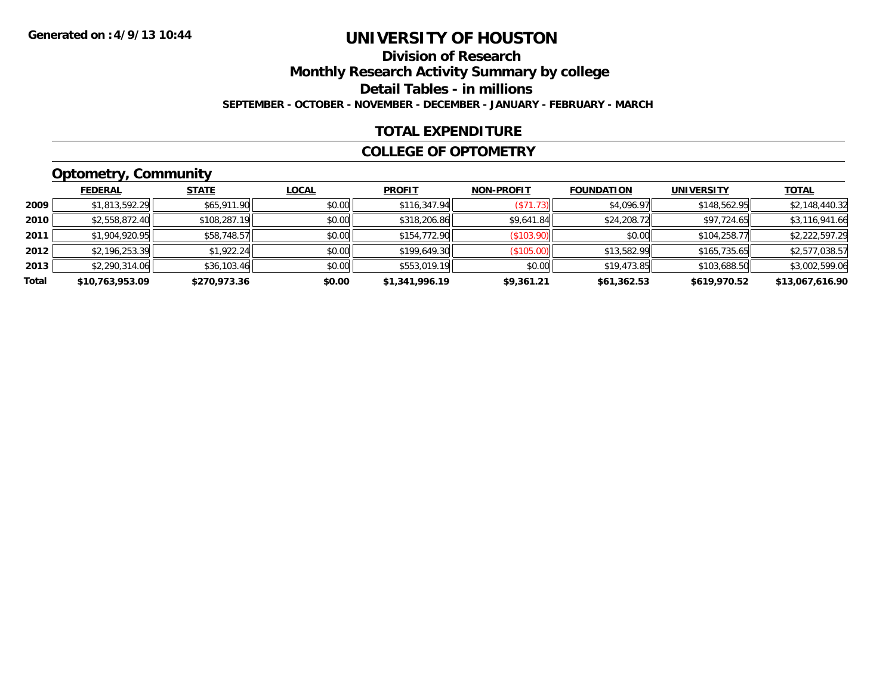Generated on :4/9/13 10:44

# UNIVERSITY OF HOUSTON

## Division of Research

## Monthly Research Activity Summary by college

## Detail Tables - in millions

**SEPTEMBER - OCTOBER - NOVEMBER - DECEMBER - JANUARY - FEBRUARY - MARCH**

## TOTAL EXPENDITURE

## COLLEGE OF OPTOMETRY

### Optometry, Community

| | FEDERAL | STATE | LOCAL | PROFIT | NON-PROFIT | FOUNDATION | UNIVERSITY | TOTAL |
|---|---|---|---|---|---|---|---|---|
| **2009** | $1,813,592.29 | $65,911.90 | $0.00 | $116,347.94 | ($71.73) | $4,096.97 | $148,562.95 | $2,148,440.32 |
| **2010** | $2,558,872.40 | $108,287.19 | $0.00 | $318,206.86 | $9,641.84 | $24,208.72 | $97,724.65 | $3,116,941.66 |
| **2011** | $1,904,920.95 | $58,748.57 | $0.00 | $154,772.90 | ($103.90) | $0.00 | $104,258.77 | $2,222,597.29 |
| **2012** | $2,196,253.39 | $1,922.24 | $0.00 | $199,649.30 | ($105.00) | $13,582.99 | $165,735.65 | $2,577,038.57 |
| **2013** | $2,290,314.06 | $36,103.46 | $0.00 | $553,019.19 | $0.00 | $19,473.85 | $103,688.50 | $3,002,599.06 |
| **Total** | **$10,763,953.09** | **$270,973.36** | **$0.00** | **$1,341,996.19** | **$9,361.21** | **$61,362.53** | **$619,970.52** | **$13,067,616.90** |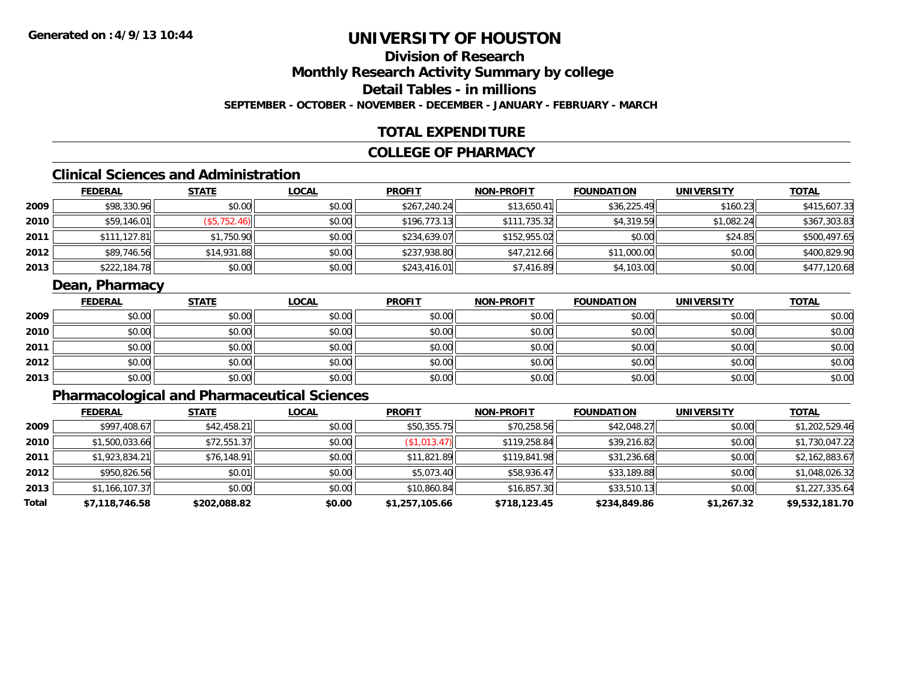Generated on :4/9/13 10:44

# UNIVERSITY OF HOUSTON

## Division of Research

## Monthly Research Activity Summary by college

## Detail Tables - in millions

**SEPTEMBER - OCTOBER - NOVEMBER - DECEMBER - JANUARY - FEBRUARY - MARCH**

## TOTAL EXPENDITURE

## COLLEGE OF PHARMACY

### Clinical Sciences and Administration

| | FEDERAL | STATE | LOCAL | PROFIT | NON-PROFIT | FOUNDATION | UNIVERSITY | TOTAL |
|---|---|---|---|---|---|---|---|---|
| 2009 | $98,330.96 | $0.00 | $0.00 | $267,240.24 | $13,650.41 | $36,225.49 | $160.23 | $415,607.33 |
| 2010 | $59,146.01 | ($5,752.46) | $0.00 | $196,773.13 | $111,735.32 | $4,319.59 | $1,082.24 | $367,303.83 |
| 2011 | $111,127.81 | $1,750.90 | $0.00 | $234,639.07 | $152,955.02 | $0.00 | $24.85 | $500,497.65 |
| 2012 | $89,746.56 | $14,931.88 | $0.00 | $237,938.80 | $47,212.66 | $11,000.00 | $0.00 | $400,829.90 |
| 2013 | $222,184.78 | $0.00 | $0.00 | $243,416.01 | $7,416.89 | $4,103.00 | $0.00 | $477,120.68 |

### Dean, Pharmacy

| | FEDERAL | STATE | LOCAL | PROFIT | NON-PROFIT | FOUNDATION | UNIVERSITY | TOTAL |
|---|---|---|---|---|---|---|---|---|
| 2009 | $0.00 | $0.00 | $0.00 | $0.00 | $0.00 | $0.00 | $0.00 | $0.00 |
| 2010 | $0.00 | $0.00 | $0.00 | $0.00 | $0.00 | $0.00 | $0.00 | $0.00 |
| 2011 | $0.00 | $0.00 | $0.00 | $0.00 | $0.00 | $0.00 | $0.00 | $0.00 |
| 2012 | $0.00 | $0.00 | $0.00 | $0.00 | $0.00 | $0.00 | $0.00 | $0.00 |
| 2013 | $0.00 | $0.00 | $0.00 | $0.00 | $0.00 | $0.00 | $0.00 | $0.00 |

### Pharmacological and Pharmaceutical Sciences

| | FEDERAL | STATE | LOCAL | PROFIT | NON-PROFIT | FOUNDATION | UNIVERSITY | TOTAL |
|---|---|---|---|---|---|---|---|---|
| 2009 | $997,408.67 | $42,458.21 | $0.00 | $50,355.75 | $70,258.56 | $42,048.27 | $0.00 | $1,202,529.46 |
| 2010 | $1,500,033.66 | $72,551.37 | $0.00 | ($1,013.47) | $119,258.84 | $39,216.82 | $0.00 | $1,730,047.22 |
| 2011 | $1,923,834.21 | $76,148.91 | $0.00 | $11,821.89 | $119,841.98 | $31,236.68 | $0.00 | $2,162,883.67 |
| 2012 | $950,826.56 | $0.01 | $0.00 | $5,073.40 | $58,936.47 | $33,189.88 | $0.00 | $1,048,026.32 |
| 2013 | $1,166,107.37 | $0.00 | $0.00 | $10,860.84 | $16,857.30 | $33,510.13 | $0.00 | $1,227,335.64 |
| **Total** | **$7,118,746.58** | **$202,088.82** | **$0.00** | **$1,257,105.66** | **$718,123.45** | **$234,849.86** | **$1,267.32** | **$9,532,181.70** |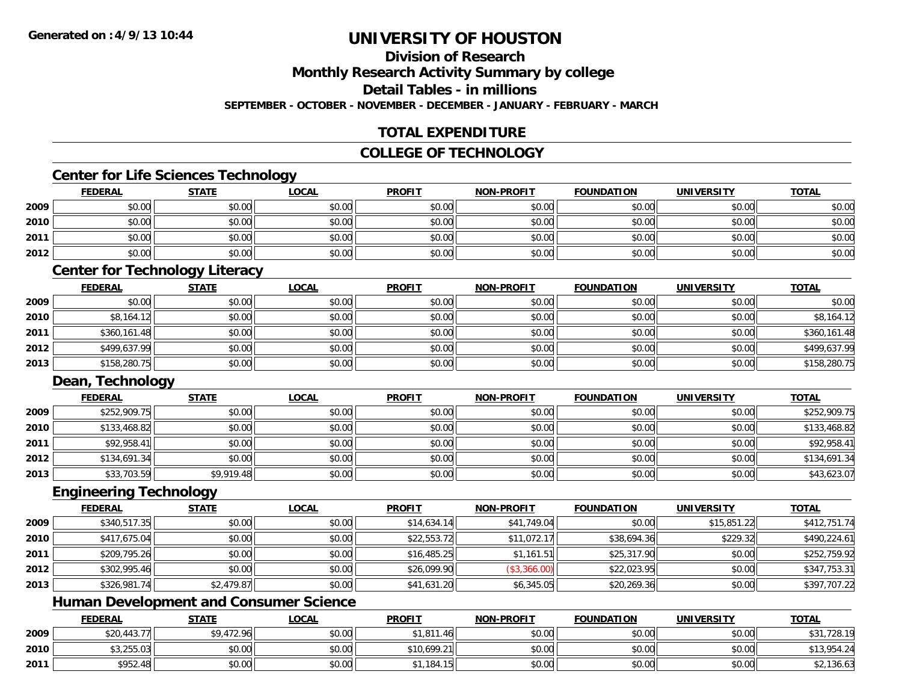# UNIVERSITY OF HOUSTON

## Division of Research

## Monthly Research Activity Summary by college

## Detail Tables - in millions

**SEPTEMBER - OCTOBER - NOVEMBER - DECEMBER - JANUARY - FEBRUARY - MARCH**

## TOTAL EXPENDITURE

## COLLEGE OF TECHNOLOGY

### Center for Life Sciences Technology

| | FEDERAL | STATE | LOCAL | PROFIT | NON-PROFIT | FOUNDATION | UNIVERSITY | TOTAL |
|---|---|---|---|---|---|---|---|---|
| 2009 | $0.00 | $0.00 | $0.00 | $0.00 | $0.00 | $0.00 | $0.00 | $0.00 |
| 2010 | $0.00 | $0.00 | $0.00 | $0.00 | $0.00 | $0.00 | $0.00 | $0.00 |
| 2011 | $0.00 | $0.00 | $0.00 | $0.00 | $0.00 | $0.00 | $0.00 | $0.00 |
| 2012 | $0.00 | $0.00 | $0.00 | $0.00 | $0.00 | $0.00 | $0.00 | $0.00 |

### Center for Technology Literacy

| | FEDERAL | STATE | LOCAL | PROFIT | NON-PROFIT | FOUNDATION | UNIVERSITY | TOTAL |
|---|---|---|---|---|---|---|---|---|
| 2009 | $0.00 | $0.00 | $0.00 | $0.00 | $0.00 | $0.00 | $0.00 | $0.00 |
| 2010 | $8,164.12 | $0.00 | $0.00 | $0.00 | $0.00 | $0.00 | $0.00 | $8,164.12 |
| 2011 | $360,161.48 | $0.00 | $0.00 | $0.00 | $0.00 | $0.00 | $0.00 | $360,161.48 |
| 2012 | $499,637.99 | $0.00 | $0.00 | $0.00 | $0.00 | $0.00 | $0.00 | $499,637.99 |
| 2013 | $158,280.75 | $0.00 | $0.00 | $0.00 | $0.00 | $0.00 | $0.00 | $158,280.75 |

### Dean, Technology

| | FEDERAL | STATE | LOCAL | PROFIT | NON-PROFIT | FOUNDATION | UNIVERSITY | TOTAL |
|---|---|---|---|---|---|---|---|---|
| 2009 | $252,909.75 | $0.00 | $0.00 | $0.00 | $0.00 | $0.00 | $0.00 | $252,909.75 |
| 2010 | $133,468.82 | $0.00 | $0.00 | $0.00 | $0.00 | $0.00 | $0.00 | $133,468.82 |
| 2011 | $92,958.41 | $0.00 | $0.00 | $0.00 | $0.00 | $0.00 | $0.00 | $92,958.41 |
| 2012 | $134,691.34 | $0.00 | $0.00 | $0.00 | $0.00 | $0.00 | $0.00 | $134,691.34 |
| 2013 | $33,703.59 | $9,919.48 | $0.00 | $0.00 | $0.00 | $0.00 | $0.00 | $43,623.07 |

### Engineering Technology

| | FEDERAL | STATE | LOCAL | PROFIT | NON-PROFIT | FOUNDATION | UNIVERSITY | TOTAL |
|---|---|---|---|---|---|---|---|---|
| 2009 | $340,517.35 | $0.00 | $0.00 | $14,634.14 | $41,749.04 | $0.00 | $15,851.22 | $412,751.74 |
| 2010 | $417,675.04 | $0.00 | $0.00 | $22,553.72 | $11,072.17 | $38,694.36 | $229.32 | $490,224.61 |
| 2011 | $209,795.26 | $0.00 | $0.00 | $16,485.25 | $1,161.51 | $25,317.90 | $0.00 | $252,759.92 |
| 2012 | $302,995.46 | $0.00 | $0.00 | $26,099.90 | ($3,366.00) | $22,023.95 | $0.00 | $347,753.31 |
| 2013 | $326,981.74 | $2,479.87 | $0.00 | $41,631.20 | $6,345.05 | $20,269.36 | $0.00 | $397,707.22 |

### Human Development and Consumer Science

| | FEDERAL | STATE | LOCAL | PROFIT | NON-PROFIT | FOUNDATION | UNIVERSITY | TOTAL |
|---|---|---|---|---|---|---|---|---|
| 2009 | $20,443.77 | $9,472.96 | $0.00 | $1,811.46 | $0.00 | $0.00 | $0.00 | $31,728.19 |
| 2010 | $3,255.03 | $0.00 | $0.00 | $10,699.21 | $0.00 | $0.00 | $0.00 | $13,954.24 |
| 2011 | $952.48 | $0.00 | $0.00 | $1,184.15 | $0.00 | $0.00 | $0.00 | $2,136.63 |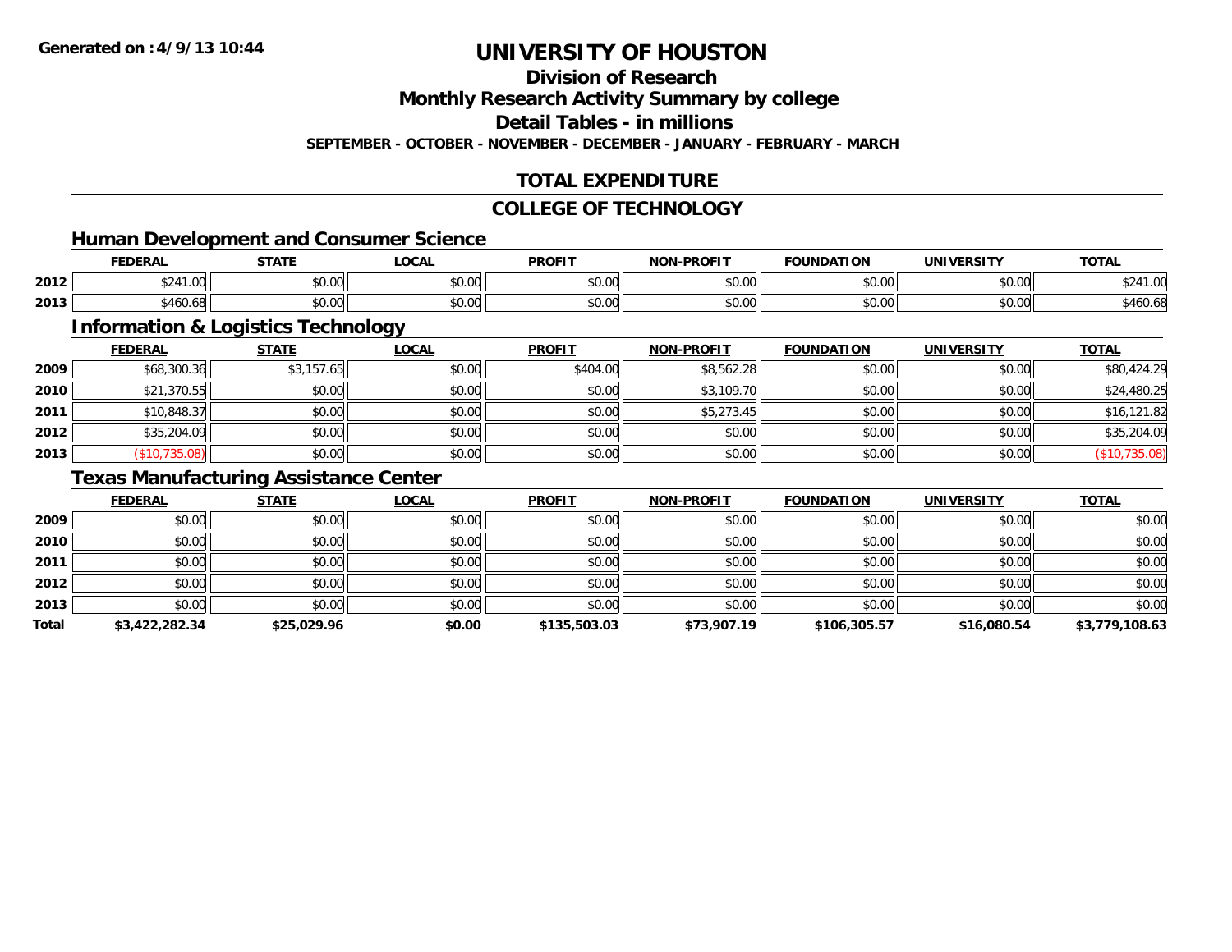**Generated on :4/9/13 10:44**

# UNIVERSITY OF HOUSTON

## Division of Research

## Monthly Research Activity Summary by college

## Detail Tables - in millions

**SEPTEMBER - OCTOBER - NOVEMBER - DECEMBER - JANUARY - FEBRUARY - MARCH**

## TOTAL EXPENDITURE

## COLLEGE OF TECHNOLOGY

### Human Development and Consumer Science

| | FEDERAL | STATE | LOCAL | PROFIT | NON-PROFIT | FOUNDATION | UNIVERSITY | TOTAL |
|---|---|---|---|---|---|---|---|---|
| 2012 | $241.00 | $0.00 | $0.00 | $0.00 | $0.00 | $0.00 | $0.00 | $241.00 |
| 2013 | $460.68 | $0.00 | $0.00 | $0.00 | $0.00 | $0.00 | $0.00 | $460.68 |

### Information & Logistics Technology

| | FEDERAL | STATE | LOCAL | PROFIT | NON-PROFIT | FOUNDATION | UNIVERSITY | TOTAL |
|---|---|---|---|---|---|---|---|---|
| 2009 | $68,300.36 | $3,157.65 | $0.00 | $404.00 | $8,562.28 | $0.00 | $0.00 | $80,424.29 |
| 2010 | $21,370.55 | $0.00 | $0.00 | $0.00 | $3,109.70 | $0.00 | $0.00 | $24,480.25 |
| 2011 | $10,848.37 | $0.00 | $0.00 | $0.00 | $5,273.45 | $0.00 | $0.00 | $16,121.82 |
| 2012 | $35,204.09 | $0.00 | $0.00 | $0.00 | $0.00 | $0.00 | $0.00 | $35,204.09 |
| 2013 | ($10,735.08) | $0.00 | $0.00 | $0.00 | $0.00 | $0.00 | $0.00 | ($10,735.08) |

### Texas Manufacturing Assistance Center

| | FEDERAL | STATE | LOCAL | PROFIT | NON-PROFIT | FOUNDATION | UNIVERSITY | TOTAL |
|---|---|---|---|---|---|---|---|---|
| 2009 | $0.00 | $0.00 | $0.00 | $0.00 | $0.00 | $0.00 | $0.00 | $0.00 |
| 2010 | $0.00 | $0.00 | $0.00 | $0.00 | $0.00 | $0.00 | $0.00 | $0.00 |
| 2011 | $0.00 | $0.00 | $0.00 | $0.00 | $0.00 | $0.00 | $0.00 | $0.00 |
| 2012 | $0.00 | $0.00 | $0.00 | $0.00 | $0.00 | $0.00 | $0.00 | $0.00 |
| 2013 | $0.00 | $0.00 | $0.00 | $0.00 | $0.00 | $0.00 | $0.00 | $0.00 |
| **Total** | **$3,422,282.34** | **$25,029.96** | **$0.00** | **$135,503.03** | **$73,907.19** | **$106,305.57** | **$16,080.54** | **$3,779,108.63** |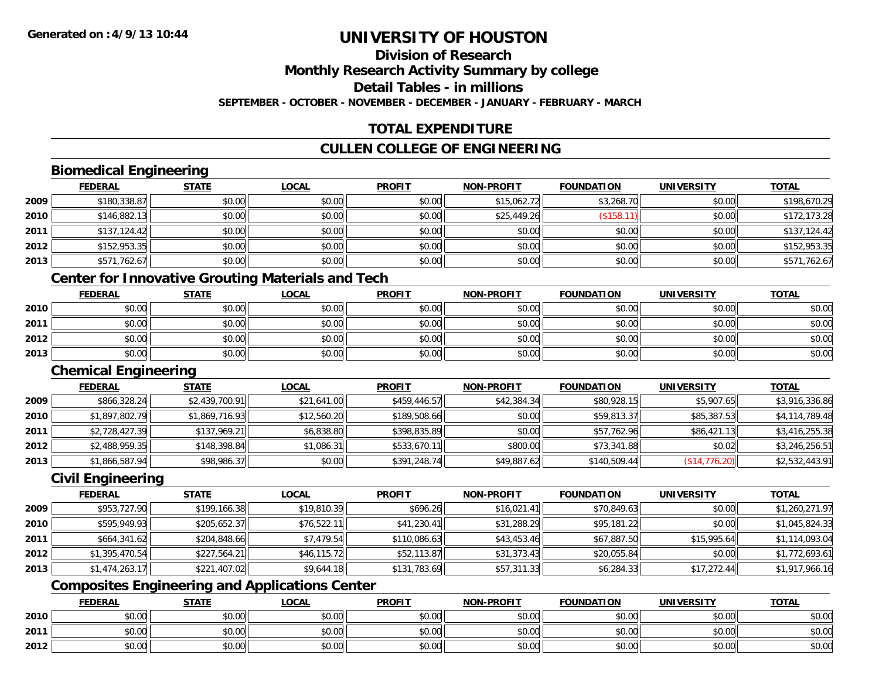# UNIVERSITY OF HOUSTON

## Division of Research

## Monthly Research Activity Summary by college

## Detail Tables - in millions

**SEPTEMBER - OCTOBER - NOVEMBER - DECEMBER - JANUARY - FEBRUARY - MARCH**

## TOTAL EXPENDITURE

## CULLEN COLLEGE OF ENGINEERING

### Biomedical Engineering

| | FEDERAL | STATE | LOCAL | PROFIT | NON-PROFIT | FOUNDATION | UNIVERSITY | TOTAL |
|---|---|---|---|---|---|---|---|---|
| 2009 | $180,338.87 | $0.00 | $0.00 | $0.00 | $15,062.72 | $3,268.70 | $0.00 | $198,670.29 |
| 2010 | $146,882.13 | $0.00 | $0.00 | $0.00 | $25,449.26 | ($158.11) | $0.00 | $172,173.28 |
| 2011 | $137,124.42 | $0.00 | $0.00 | $0.00 | $0.00 | $0.00 | $0.00 | $137,124.42 |
| 2012 | $152,953.35 | $0.00 | $0.00 | $0.00 | $0.00 | $0.00 | $0.00 | $152,953.35 |
| 2013 | $571,762.67 | $0.00 | $0.00 | $0.00 | $0.00 | $0.00 | $0.00 | $571,762.67 |

### Center for Innovative Grouting Materials and Tech

| | FEDERAL | STATE | LOCAL | PROFIT | NON-PROFIT | FOUNDATION | UNIVERSITY | TOTAL |
|---|---|---|---|---|---|---|---|---|
| 2010 | $0.00 | $0.00 | $0.00 | $0.00 | $0.00 | $0.00 | $0.00 | $0.00 |
| 2011 | $0.00 | $0.00 | $0.00 | $0.00 | $0.00 | $0.00 | $0.00 | $0.00 |
| 2012 | $0.00 | $0.00 | $0.00 | $0.00 | $0.00 | $0.00 | $0.00 | $0.00 |
| 2013 | $0.00 | $0.00 | $0.00 | $0.00 | $0.00 | $0.00 | $0.00 | $0.00 |

### Chemical Engineering

| | FEDERAL | STATE | LOCAL | PROFIT | NON-PROFIT | FOUNDATION | UNIVERSITY | TOTAL |
|---|---|---|---|---|---|---|---|---|
| 2009 | $866,328.24 | $2,439,700.91 | $21,641.00 | $459,446.57 | $42,384.34 | $80,928.15 | $5,907.65 | $3,916,336.86 |
| 2010 | $1,897,802.79 | $1,869,716.93 | $12,560.20 | $189,508.66 | $0.00 | $59,813.37 | $85,387.53 | $4,114,789.48 |
| 2011 | $2,728,427.39 | $137,969.21 | $6,838.80 | $398,835.89 | $0.00 | $57,762.96 | $86,421.13 | $3,416,255.38 |
| 2012 | $2,488,959.35 | $148,398.84 | $1,086.31 | $533,670.11 | $800.00 | $73,341.88 | $0.02 | $3,246,256.51 |
| 2013 | $1,866,587.94 | $98,986.37 | $0.00 | $391,248.74 | $49,887.62 | $140,509.44 | ($14,776.20) | $2,532,443.91 |

### Civil Engineering

| | FEDERAL | STATE | LOCAL | PROFIT | NON-PROFIT | FOUNDATION | UNIVERSITY | TOTAL |
|---|---|---|---|---|---|---|---|---|
| 2009 | $953,727.90 | $199,166.38 | $19,810.39 | $696.26 | $16,021.41 | $70,849.63 | $0.00 | $1,260,271.97 |
| 2010 | $595,949.93 | $205,652.37 | $76,522.11 | $41,230.41 | $31,288.29 | $95,181.22 | $0.00 | $1,045,824.33 |
| 2011 | $664,341.62 | $204,848.66 | $7,479.54 | $110,086.63 | $43,453.46 | $67,887.50 | $15,995.64 | $1,114,093.04 |
| 2012 | $1,395,470.54 | $227,564.21 | $46,115.72 | $52,113.87 | $31,373.43 | $20,055.84 | $0.00 | $1,772,693.61 |
| 2013 | $1,474,263.17 | $221,407.02 | $9,644.18 | $131,783.69 | $57,311.33 | $6,284.33 | $17,272.44 | $1,917,966.16 |

### Composites Engineering and Applications Center

| | FEDERAL | STATE | LOCAL | PROFIT | NON-PROFIT | FOUNDATION | UNIVERSITY | TOTAL |
|---|---|---|---|---|---|---|---|---|
| 2010 | $0.00 | $0.00 | $0.00 | $0.00 | $0.00 | $0.00 | $0.00 | $0.00 |
| 2011 | $0.00 | $0.00 | $0.00 | $0.00 | $0.00 | $0.00 | $0.00 | $0.00 |
| 2012 | $0.00 | $0.00 | $0.00 | $0.00 | $0.00 | $0.00 | $0.00 | $0.00 |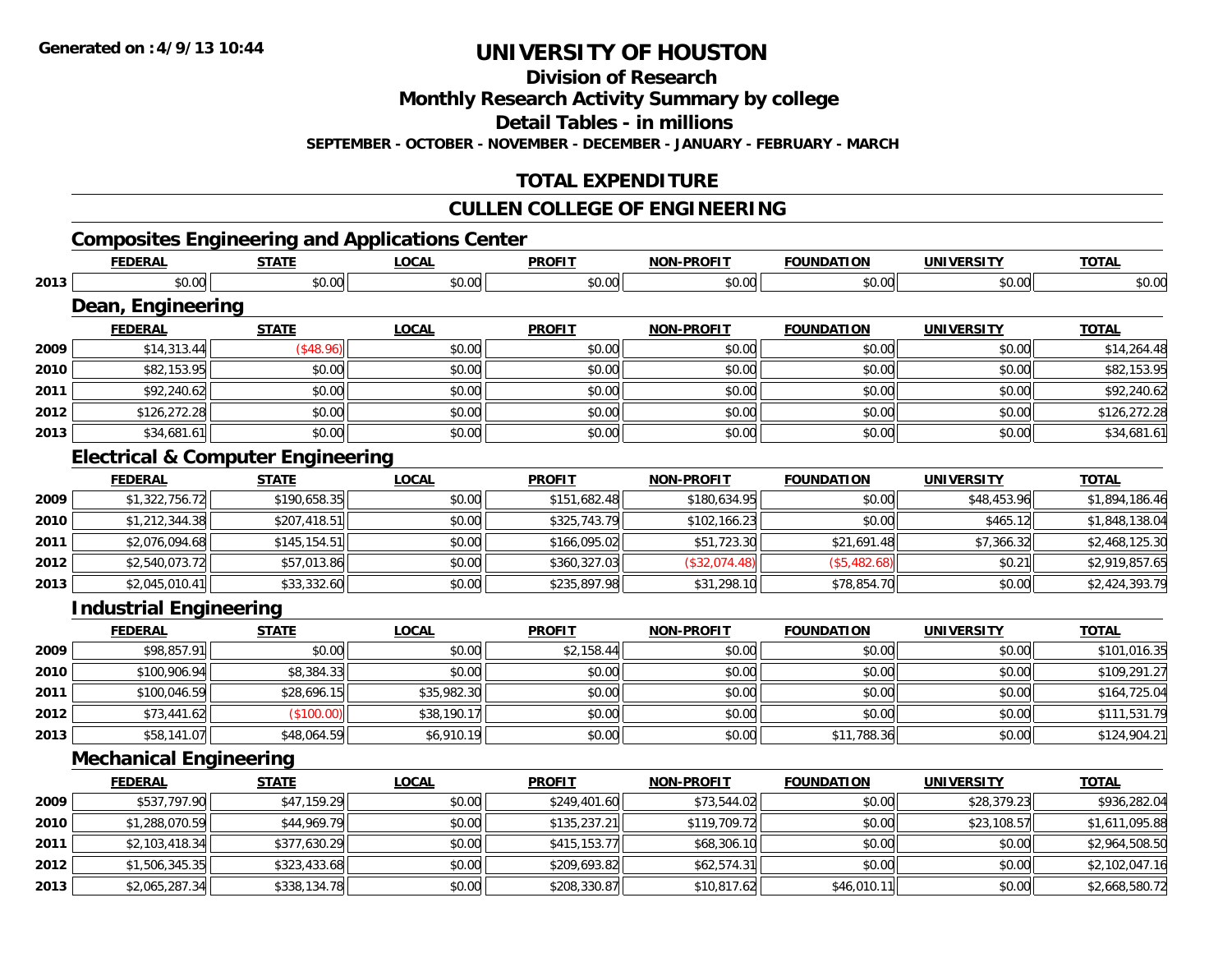Generated on :4/9/13 10:44

# UNIVERSITY OF HOUSTON

## Division of Research

## Monthly Research Activity Summary by college

## Detail Tables - in millions

**SEPTEMBER - OCTOBER - NOVEMBER - DECEMBER - JANUARY - FEBRUARY - MARCH**

## TOTAL EXPENDITURE

## CULLEN COLLEGE OF ENGINEERING

### Composites Engineering and Applications Center

| | FEDERAL | STATE | LOCAL | PROFIT | NON-PROFIT | FOUNDATION | UNIVERSITY | TOTAL |
|---|---|---|---|---|---|---|---|---|
| 2013 | $0.00 | $0.00 | $0.00 | $0.00 | $0.00 | $0.00 | $0.00 | $0.00 |

### Dean, Engineering

| | FEDERAL | STATE | LOCAL | PROFIT | NON-PROFIT | FOUNDATION | UNIVERSITY | TOTAL |
|---|---|---|---|---|---|---|---|---|
| 2009 | $14,313.44 | ($48.96) | $0.00 | $0.00 | $0.00 | $0.00 | $0.00 | $14,264.48 |
| 2010 | $82,153.95 | $0.00 | $0.00 | $0.00 | $0.00 | $0.00 | $0.00 | $82,153.95 |
| 2011 | $92,240.62 | $0.00 | $0.00 | $0.00 | $0.00 | $0.00 | $0.00 | $92,240.62 |
| 2012 | $126,272.28 | $0.00 | $0.00 | $0.00 | $0.00 | $0.00 | $0.00 | $126,272.28 |
| 2013 | $34,681.61 | $0.00 | $0.00 | $0.00 | $0.00 | $0.00 | $0.00 | $34,681.61 |

### Electrical & Computer Engineering

| | FEDERAL | STATE | LOCAL | PROFIT | NON-PROFIT | FOUNDATION | UNIVERSITY | TOTAL |
|---|---|---|---|---|---|---|---|---|
| 2009 | $1,322,756.72 | $190,658.35 | $0.00 | $151,682.48 | $180,634.95 | $0.00 | $48,453.96 | $1,894,186.46 |
| 2010 | $1,212,344.38 | $207,418.51 | $0.00 | $325,743.79 | $102,166.23 | $0.00 | $465.12 | $1,848,138.04 |
| 2011 | $2,076,094.68 | $145,154.51 | $0.00 | $166,095.02 | $51,723.30 | $21,691.48 | $7,366.32 | $2,468,125.30 |
| 2012 | $2,540,073.72 | $57,013.86 | $0.00 | $360,327.03 | ($32,074.48) | ($5,482.68) | $0.21 | $2,919,857.65 |
| 2013 | $2,045,010.41 | $33,332.60 | $0.00 | $235,897.98 | $31,298.10 | $78,854.70 | $0.00 | $2,424,393.79 |

### Industrial Engineering

| | FEDERAL | STATE | LOCAL | PROFIT | NON-PROFIT | FOUNDATION | UNIVERSITY | TOTAL |
|---|---|---|---|---|---|---|---|---|
| 2009 | $98,857.91 | $0.00 | $0.00 | $2,158.44 | $0.00 | $0.00 | $0.00 | $101,016.35 |
| 2010 | $100,906.94 | $8,384.33 | $0.00 | $0.00 | $0.00 | $0.00 | $0.00 | $109,291.27 |
| 2011 | $100,046.59 | $28,696.15 | $35,982.30 | $0.00 | $0.00 | $0.00 | $0.00 | $164,725.04 |
| 2012 | $73,441.62 | ($100.00) | $38,190.17 | $0.00 | $0.00 | $0.00 | $0.00 | $111,531.79 |
| 2013 | $58,141.07 | $48,064.59 | $6,910.19 | $0.00 | $0.00 | $11,788.36 | $0.00 | $124,904.21 |

### Mechanical Engineering

| | FEDERAL | STATE | LOCAL | PROFIT | NON-PROFIT | FOUNDATION | UNIVERSITY | TOTAL |
|---|---|---|---|---|---|---|---|---|
| 2009 | $537,797.90 | $47,159.29 | $0.00 | $249,401.60 | $73,544.02 | $0.00 | $28,379.23 | $936,282.04 |
| 2010 | $1,288,070.59 | $44,969.79 | $0.00 | $135,237.21 | $119,709.72 | $0.00 | $23,108.57 | $1,611,095.88 |
| 2011 | $2,103,418.34 | $377,630.29 | $0.00 | $415,153.77 | $68,306.10 | $0.00 | $0.00 | $2,964,508.50 |
| 2012 | $1,506,345.35 | $323,433.68 | $0.00 | $209,693.82 | $62,574.31 | $0.00 | $0.00 | $2,102,047.16 |
| 2013 | $2,065,287.34 | $338,134.78 | $0.00 | $208,330.87 | $10,817.62 | $46,010.11 | $0.00 | $2,668,580.72 |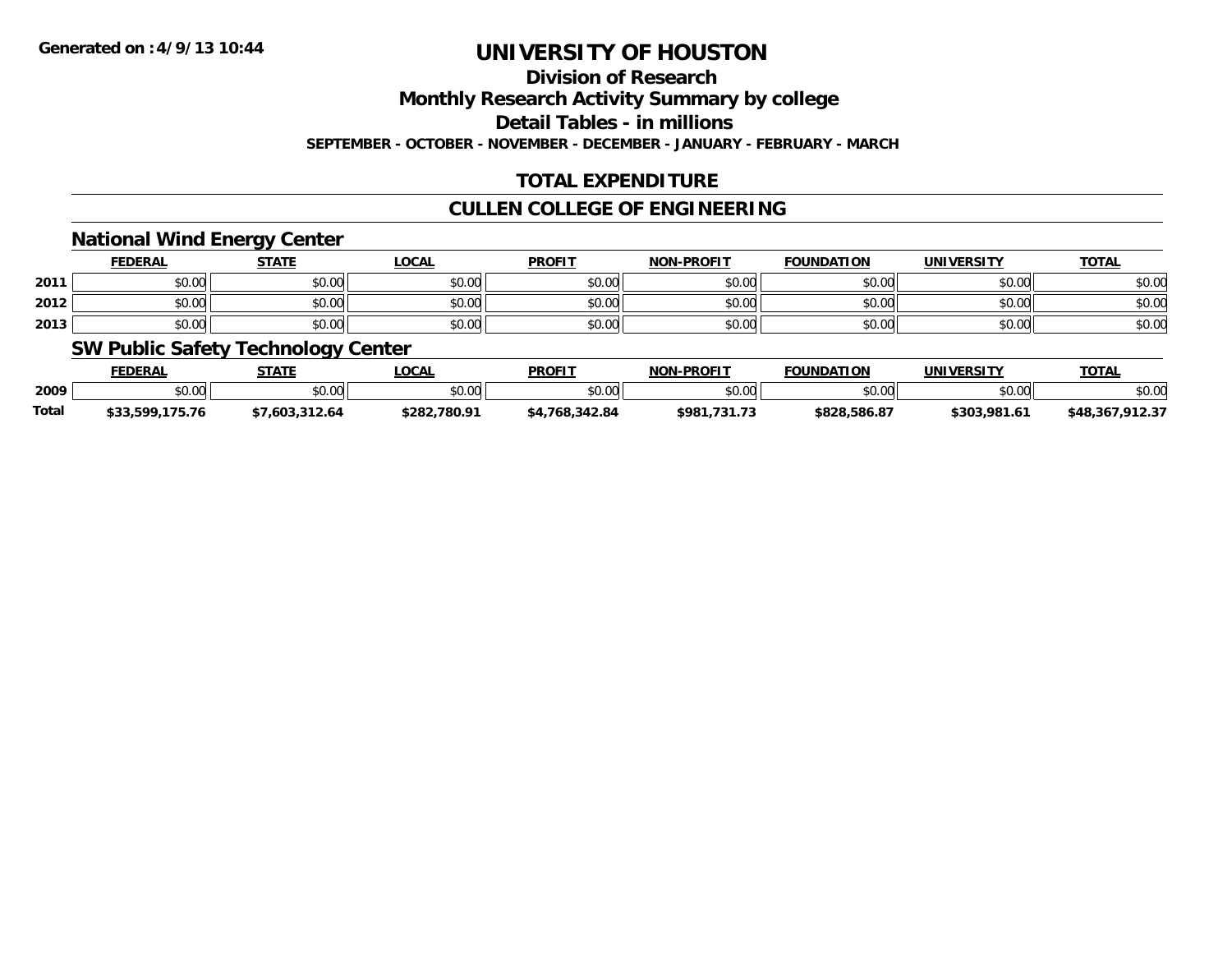Generated on :4/9/13 10:44

# UNIVERSITY OF HOUSTON

## Division of Research

## Monthly Research Activity Summary by college

## Detail Tables - in millions

**SEPTEMBER - OCTOBER - NOVEMBER - DECEMBER - JANUARY - FEBRUARY - MARCH**

## TOTAL EXPENDITURE

## CULLEN COLLEGE OF ENGINEERING

### National Wind Energy Center

| | FEDERAL | STATE | LOCAL | PROFIT | NON-PROFIT | FOUNDATION | UNIVERSITY | TOTAL |
|---|---|---|---|---|---|---|---|---|
| 2011 | $0.00 | $0.00 | $0.00 | $0.00 | $0.00 | $0.00 | $0.00 | $0.00 |
| 2012 | $0.00 | $0.00 | $0.00 | $0.00 | $0.00 | $0.00 | $0.00 | $0.00 |
| 2013 | $0.00 | $0.00 | $0.00 | $0.00 | $0.00 | $0.00 | $0.00 | $0.00 |

### SW Public Safety Technology Center

| | FEDERAL | STATE | LOCAL | PROFIT | NON-PROFIT | FOUNDATION | UNIVERSITY | TOTAL |
|---|---|---|---|---|---|---|---|---|
| 2009 | $0.00 | $0.00 | $0.00 | $0.00 | $0.00 | $0.00 | $0.00 | $0.00 |
| **Total** | **$33,599,175.76** | **$7,603,312.64** | **$282,780.91** | **$4,768,342.84** | **$981,731.73** | **$828,586.87** | **$303,981.61** | **$48,367,912.37** |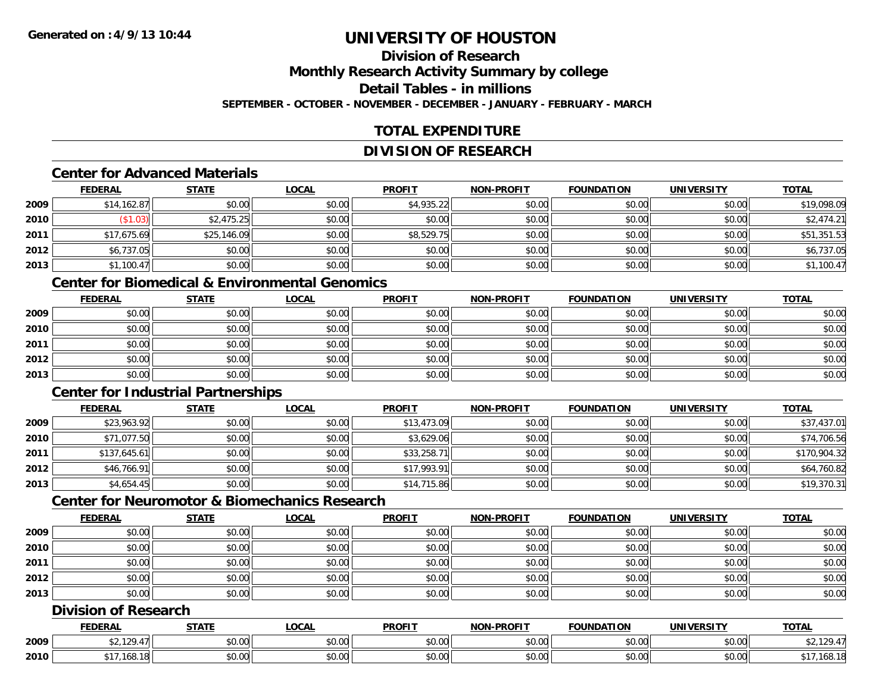**Generated on :4/9/13 10:44**

# UNIVERSITY OF HOUSTON

## Division of Research

## Monthly Research Activity Summary by college

## Detail Tables - in millions

**SEPTEMBER - OCTOBER - NOVEMBER - DECEMBER - JANUARY - FEBRUARY - MARCH**

## TOTAL EXPENDITURE

## DIVISION OF RESEARCH

### Center for Advanced Materials

| | FEDERAL | STATE | LOCAL | PROFIT | NON-PROFIT | FOUNDATION | UNIVERSITY | TOTAL |
|---|---|---|---|---|---|---|---|---|
| 2009 | $14,162.87 | $0.00 | $0.00 | $4,935.22 | $0.00 | $0.00 | $0.00 | $19,098.09 |
| 2010 | ($1.03) | $2,475.25 | $0.00 | $0.00 | $0.00 | $0.00 | $0.00 | $2,474.21 |
| 2011 | $17,675.69 | $25,146.09 | $0.00 | $8,529.75 | $0.00 | $0.00 | $0.00 | $51,351.53 |
| 2012 | $6,737.05 | $0.00 | $0.00 | $0.00 | $0.00 | $0.00 | $0.00 | $6,737.05 |
| 2013 | $1,100.47 | $0.00 | $0.00 | $0.00 | $0.00 | $0.00 | $0.00 | $1,100.47 |

### Center for Biomedical & Environmental Genomics

| | FEDERAL | STATE | LOCAL | PROFIT | NON-PROFIT | FOUNDATION | UNIVERSITY | TOTAL |
|---|---|---|---|---|---|---|---|---|
| 2009 | $0.00 | $0.00 | $0.00 | $0.00 | $0.00 | $0.00 | $0.00 | $0.00 |
| 2010 | $0.00 | $0.00 | $0.00 | $0.00 | $0.00 | $0.00 | $0.00 | $0.00 |
| 2011 | $0.00 | $0.00 | $0.00 | $0.00 | $0.00 | $0.00 | $0.00 | $0.00 |
| 2012 | $0.00 | $0.00 | $0.00 | $0.00 | $0.00 | $0.00 | $0.00 | $0.00 |
| 2013 | $0.00 | $0.00 | $0.00 | $0.00 | $0.00 | $0.00 | $0.00 | $0.00 |

### Center for Industrial Partnerships

| | FEDERAL | STATE | LOCAL | PROFIT | NON-PROFIT | FOUNDATION | UNIVERSITY | TOTAL |
|---|---|---|---|---|---|---|---|---|
| 2009 | $23,963.92 | $0.00 | $0.00 | $13,473.09 | $0.00 | $0.00 | $0.00 | $37,437.01 |
| 2010 | $71,077.50 | $0.00 | $0.00 | $3,629.06 | $0.00 | $0.00 | $0.00 | $74,706.56 |
| 2011 | $137,645.61 | $0.00 | $0.00 | $33,258.71 | $0.00 | $0.00 | $0.00 | $170,904.32 |
| 2012 | $46,766.91 | $0.00 | $0.00 | $17,993.91 | $0.00 | $0.00 | $0.00 | $64,760.82 |
| 2013 | $4,654.45 | $0.00 | $0.00 | $14,715.86 | $0.00 | $0.00 | $0.00 | $19,370.31 |

### Center for Neuromotor & Biomechanics Research

| | FEDERAL | STATE | LOCAL | PROFIT | NON-PROFIT | FOUNDATION | UNIVERSITY | TOTAL |
|---|---|---|---|---|---|---|---|---|
| 2009 | $0.00 | $0.00 | $0.00 | $0.00 | $0.00 | $0.00 | $0.00 | $0.00 |
| 2010 | $0.00 | $0.00 | $0.00 | $0.00 | $0.00 | $0.00 | $0.00 | $0.00 |
| 2011 | $0.00 | $0.00 | $0.00 | $0.00 | $0.00 | $0.00 | $0.00 | $0.00 |
| 2012 | $0.00 | $0.00 | $0.00 | $0.00 | $0.00 | $0.00 | $0.00 | $0.00 |
| 2013 | $0.00 | $0.00 | $0.00 | $0.00 | $0.00 | $0.00 | $0.00 | $0.00 |

### Division of Research

| | FEDERAL | STATE | LOCAL | PROFIT | NON-PROFIT | FOUNDATION | UNIVERSITY | TOTAL |
|---|---|---|---|---|---|---|---|---|
| 2009 | $2,129.47 | $0.00 | $0.00 | $0.00 | $0.00 | $0.00 | $0.00 | $2,129.47 |
| 2010 | $17,168.18 | $0.00 | $0.00 | $0.00 | $0.00 | $0.00 | $0.00 | $17,168.18 |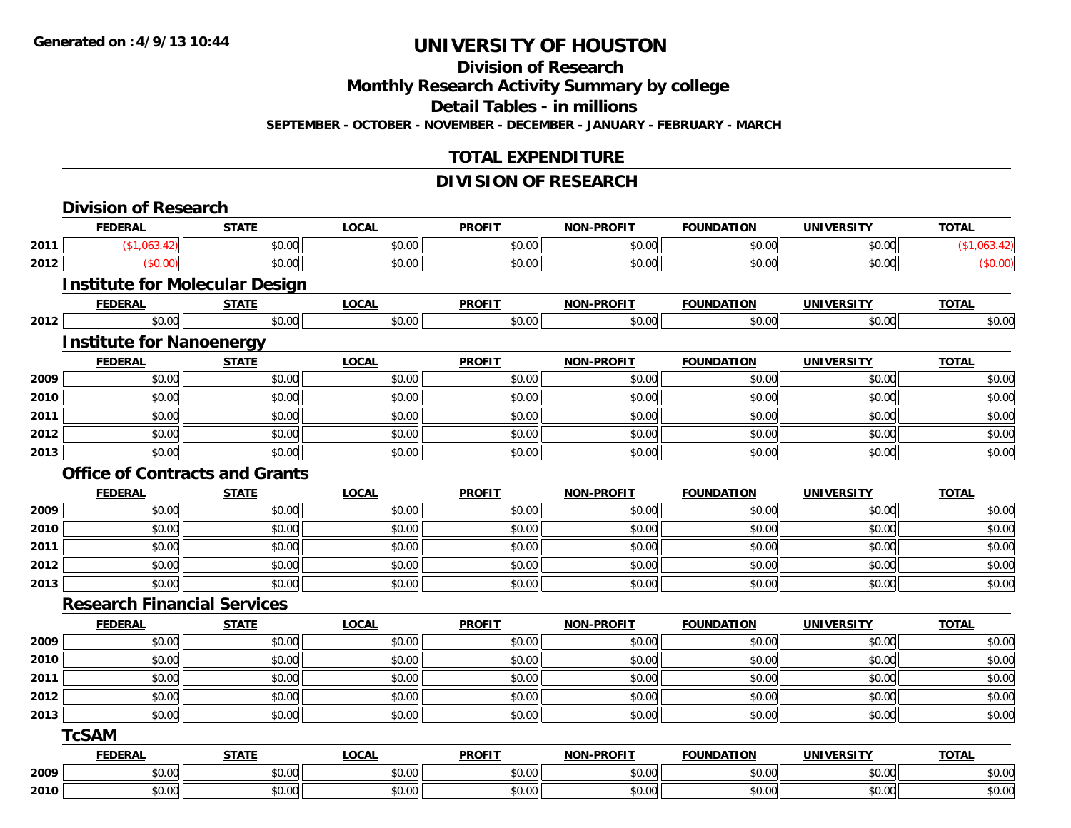Generated on :4/9/13 10:44

# UNIVERSITY OF HOUSTON

## Division of Research

## Monthly Research Activity Summary by college

## Detail Tables - in millions

**SEPTEMBER - OCTOBER - NOVEMBER - DECEMBER - JANUARY - FEBRUARY - MARCH**

## TOTAL EXPENDITURE

## DIVISION OF RESEARCH

### Division of Research

| | FEDERAL | STATE | LOCAL | PROFIT | NON-PROFIT | FOUNDATION | UNIVERSITY | TOTAL |
|---|---|---|---|---|---|---|---|---|
| 2011 | ($1,063.42) | $0.00 | $0.00 | $0.00 | $0.00 | $0.00 | $0.00 | ($1,063.42) |
| 2012 | ($0.00) | $0.00 | $0.00 | $0.00 | $0.00 | $0.00 | $0.00 | ($0.00) |

### Institute for Molecular Design

| | FEDERAL | STATE | LOCAL | PROFIT | NON-PROFIT | FOUNDATION | UNIVERSITY | TOTAL |
|---|---|---|---|---|---|---|---|---|
| 2012 | $0.00 | $0.00 | $0.00 | $0.00 | $0.00 | $0.00 | $0.00 | $0.00 |

### Institute for Nanoenergy

| | FEDERAL | STATE | LOCAL | PROFIT | NON-PROFIT | FOUNDATION | UNIVERSITY | TOTAL |
|---|---|---|---|---|---|---|---|---|
| 2009 | $0.00 | $0.00 | $0.00 | $0.00 | $0.00 | $0.00 | $0.00 | $0.00 |
| 2010 | $0.00 | $0.00 | $0.00 | $0.00 | $0.00 | $0.00 | $0.00 | $0.00 |
| 2011 | $0.00 | $0.00 | $0.00 | $0.00 | $0.00 | $0.00 | $0.00 | $0.00 |
| 2012 | $0.00 | $0.00 | $0.00 | $0.00 | $0.00 | $0.00 | $0.00 | $0.00 |
| 2013 | $0.00 | $0.00 | $0.00 | $0.00 | $0.00 | $0.00 | $0.00 | $0.00 |

### Office of Contracts and Grants

| | FEDERAL | STATE | LOCAL | PROFIT | NON-PROFIT | FOUNDATION | UNIVERSITY | TOTAL |
|---|---|---|---|---|---|---|---|---|
| 2009 | $0.00 | $0.00 | $0.00 | $0.00 | $0.00 | $0.00 | $0.00 | $0.00 |
| 2010 | $0.00 | $0.00 | $0.00 | $0.00 | $0.00 | $0.00 | $0.00 | $0.00 |
| 2011 | $0.00 | $0.00 | $0.00 | $0.00 | $0.00 | $0.00 | $0.00 | $0.00 |
| 2012 | $0.00 | $0.00 | $0.00 | $0.00 | $0.00 | $0.00 | $0.00 | $0.00 |
| 2013 | $0.00 | $0.00 | $0.00 | $0.00 | $0.00 | $0.00 | $0.00 | $0.00 |

### Research Financial Services

| | FEDERAL | STATE | LOCAL | PROFIT | NON-PROFIT | FOUNDATION | UNIVERSITY | TOTAL |
|---|---|---|---|---|---|---|---|---|
| 2009 | $0.00 | $0.00 | $0.00 | $0.00 | $0.00 | $0.00 | $0.00 | $0.00 |
| 2010 | $0.00 | $0.00 | $0.00 | $0.00 | $0.00 | $0.00 | $0.00 | $0.00 |
| 2011 | $0.00 | $0.00 | $0.00 | $0.00 | $0.00 | $0.00 | $0.00 | $0.00 |
| 2012 | $0.00 | $0.00 | $0.00 | $0.00 | $0.00 | $0.00 | $0.00 | $0.00 |
| 2013 | $0.00 | $0.00 | $0.00 | $0.00 | $0.00 | $0.00 | $0.00 | $0.00 |

### TcSAM

| | FEDERAL | STATE | LOCAL | PROFIT | NON-PROFIT | FOUNDATION | UNIVERSITY | TOTAL |
|---|---|---|---|---|---|---|---|---|
| 2009 | $0.00 | $0.00 | $0.00 | $0.00 | $0.00 | $0.00 | $0.00 | $0.00 |
| 2010 | $0.00 | $0.00 | $0.00 | $0.00 | $0.00 | $0.00 | $0.00 | $0.00 |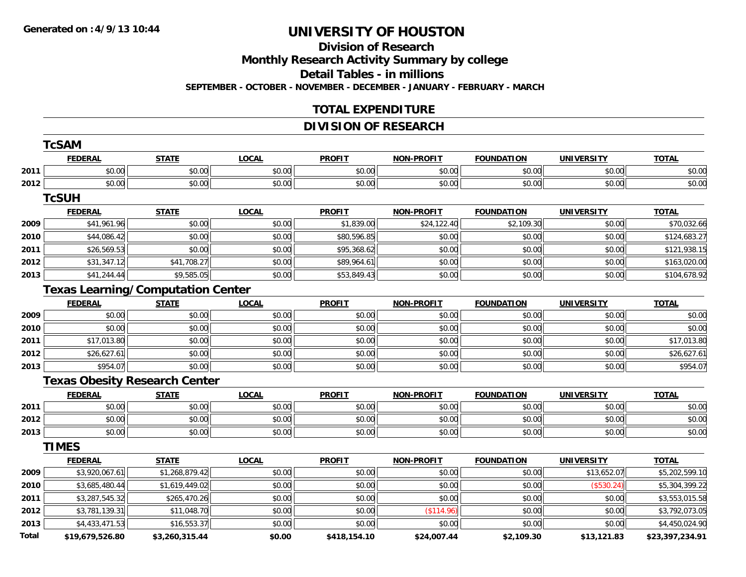**Generated on :4/9/13 10:44**

# UNIVERSITY OF HOUSTON

## Division of Research

## Monthly Research Activity Summary by college

## Detail Tables - in millions

**SEPTEMBER - OCTOBER - NOVEMBER - DECEMBER - JANUARY - FEBRUARY - MARCH**

## TOTAL EXPENDITURE

## DIVISION OF RESEARCH

### TcSAM

| | FEDERAL | STATE | LOCAL | PROFIT | NON-PROFIT | FOUNDATION | UNIVERSITY | TOTAL |
|---|---|---|---|---|---|---|---|---|
| 2011 | $0.00 | $0.00 | $0.00 | $0.00 | $0.00 | $0.00 | $0.00 | $0.00 |
| 2012 | $0.00 | $0.00 | $0.00 | $0.00 | $0.00 | $0.00 | $0.00 | $0.00 |

### TcSUH

| | FEDERAL | STATE | LOCAL | PROFIT | NON-PROFIT | FOUNDATION | UNIVERSITY | TOTAL |
|---|---|---|---|---|---|---|---|---|
| 2009 | $41,961.96 | $0.00 | $0.00 | $1,839.00 | $24,122.40 | $2,109.30 | $0.00 | $70,032.66 |
| 2010 | $44,086.42 | $0.00 | $0.00 | $80,596.85 | $0.00 | $0.00 | $0.00 | $124,683.27 |
| 2011 | $26,569.53 | $0.00 | $0.00 | $95,368.62 | $0.00 | $0.00 | $0.00 | $121,938.15 |
| 2012 | $31,347.12 | $41,708.27 | $0.00 | $89,964.61 | $0.00 | $0.00 | $0.00 | $163,020.00 |
| 2013 | $41,244.44 | $9,585.05 | $0.00 | $53,849.43 | $0.00 | $0.00 | $0.00 | $104,678.92 |

### Texas Learning/Computation Center

| | FEDERAL | STATE | LOCAL | PROFIT | NON-PROFIT | FOUNDATION | UNIVERSITY | TOTAL |
|---|---|---|---|---|---|---|---|---|
| 2009 | $0.00 | $0.00 | $0.00 | $0.00 | $0.00 | $0.00 | $0.00 | $0.00 |
| 2010 | $0.00 | $0.00 | $0.00 | $0.00 | $0.00 | $0.00 | $0.00 | $0.00 |
| 2011 | $17,013.80 | $0.00 | $0.00 | $0.00 | $0.00 | $0.00 | $0.00 | $17,013.80 |
| 2012 | $26,627.61 | $0.00 | $0.00 | $0.00 | $0.00 | $0.00 | $0.00 | $26,627.61 |
| 2013 | $954.07 | $0.00 | $0.00 | $0.00 | $0.00 | $0.00 | $0.00 | $954.07 |

### Texas Obesity Research Center

| | FEDERAL | STATE | LOCAL | PROFIT | NON-PROFIT | FOUNDATION | UNIVERSITY | TOTAL |
|---|---|---|---|---|---|---|---|---|
| 2011 | $0.00 | $0.00 | $0.00 | $0.00 | $0.00 | $0.00 | $0.00 | $0.00 |
| 2012 | $0.00 | $0.00 | $0.00 | $0.00 | $0.00 | $0.00 | $0.00 | $0.00 |
| 2013 | $0.00 | $0.00 | $0.00 | $0.00 | $0.00 | $0.00 | $0.00 | $0.00 |

### TIMES

| | FEDERAL | STATE | LOCAL | PROFIT | NON-PROFIT | FOUNDATION | UNIVERSITY | TOTAL |
|---|---|---|---|---|---|---|---|---|
| 2009 | $3,920,067.61 | $1,268,879.42 | $0.00 | $0.00 | $0.00 | $0.00 | $13,652.07 | $5,202,599.10 |
| 2010 | $3,685,480.44 | $1,619,449.02 | $0.00 | $0.00 | $0.00 | $0.00 | ($530.24) | $5,304,399.22 |
| 2011 | $3,287,545.32 | $265,470.26 | $0.00 | $0.00 | $0.00 | $0.00 | $0.00 | $3,553,015.58 |
| 2012 | $3,781,139.31 | $11,048.70 | $0.00 | $0.00 | ($114.96) | $0.00 | $0.00 | $3,792,073.05 |
| 2013 | $4,433,471.53 | $16,553.37 | $0.00 | $0.00 | $0.00 | $0.00 | $0.00 | $4,450,024.90 |
| **Total** | **$19,679,526.80** | **$3,260,315.44** | **$0.00** | **$418,154.10** | **$24,007.44** | **$2,109.30** | **$13,121.83** | **$23,397,234.91** |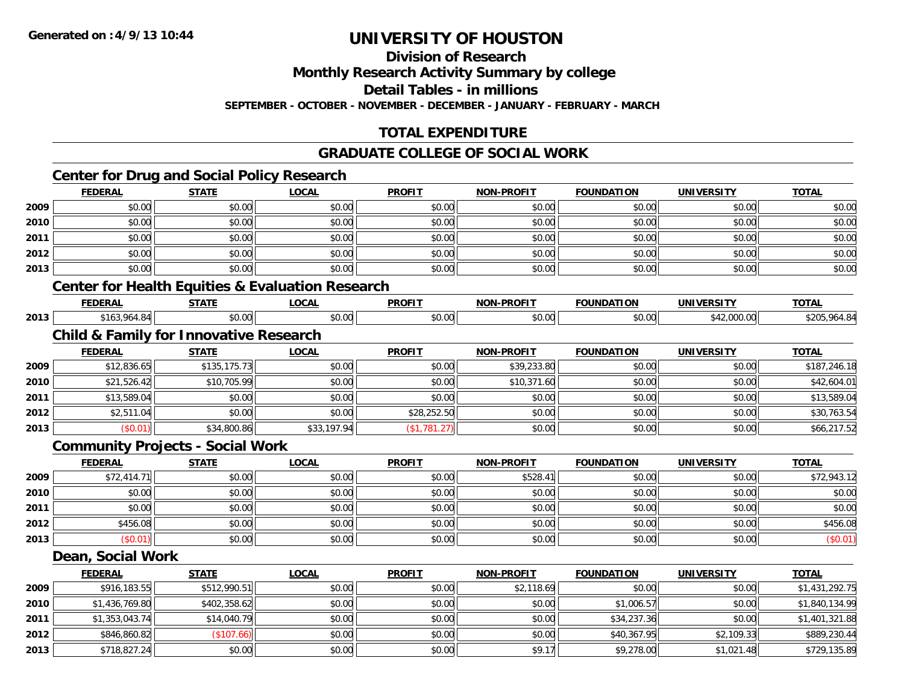**Generated on :4/9/13 10:44**

# UNIVERSITY OF HOUSTON

## Division of Research

## Monthly Research Activity Summary by college

## Detail Tables - in millions

**SEPTEMBER - OCTOBER - NOVEMBER - DECEMBER - JANUARY - FEBRUARY - MARCH**

## TOTAL EXPENDITURE

## GRADUATE COLLEGE OF SOCIAL WORK

### Center for Drug and Social Policy Research

| | FEDERAL | STATE | LOCAL | PROFIT | NON-PROFIT | FOUNDATION | UNIVERSITY | TOTAL |
|---|---|---|---|---|---|---|---|---|
| 2009 | $0.00 | $0.00 | $0.00 | $0.00 | $0.00 | $0.00 | $0.00 | $0.00 |
| 2010 | $0.00 | $0.00 | $0.00 | $0.00 | $0.00 | $0.00 | $0.00 | $0.00 |
| 2011 | $0.00 | $0.00 | $0.00 | $0.00 | $0.00 | $0.00 | $0.00 | $0.00 |
| 2012 | $0.00 | $0.00 | $0.00 | $0.00 | $0.00 | $0.00 | $0.00 | $0.00 |
| 2013 | $0.00 | $0.00 | $0.00 | $0.00 | $0.00 | $0.00 | $0.00 | $0.00 |

### Center for Health Equities & Evaluation Research

| | FEDERAL | STATE | LOCAL | PROFIT | NON-PROFIT | FOUNDATION | UNIVERSITY | TOTAL |
|---|---|---|---|---|---|---|---|---|
| 2013 | $163,964.84 | $0.00 | $0.00 | $0.00 | $0.00 | $0.00 | $42,000.00 | $205,964.84 |

### Child & Family for Innovative Research

| | FEDERAL | STATE | LOCAL | PROFIT | NON-PROFIT | FOUNDATION | UNIVERSITY | TOTAL |
|---|---|---|---|---|---|---|---|---|
| 2009 | $12,836.65 | $135,175.73 | $0.00 | $0.00 | $39,233.80 | $0.00 | $0.00 | $187,246.18 |
| 2010 | $21,526.42 | $10,705.99 | $0.00 | $0.00 | $10,371.60 | $0.00 | $0.00 | $42,604.01 |
| 2011 | $13,589.04 | $0.00 | $0.00 | $0.00 | $0.00 | $0.00 | $0.00 | $13,589.04 |
| 2012 | $2,511.04 | $0.00 | $0.00 | $28,252.50 | $0.00 | $0.00 | $0.00 | $30,763.54 |
| 2013 | ($0.01) | $34,800.86 | $33,197.94 | ($1,781.27) | $0.00 | $0.00 | $0.00 | $66,217.52 |

### Community Projects - Social Work

| | FEDERAL | STATE | LOCAL | PROFIT | NON-PROFIT | FOUNDATION | UNIVERSITY | TOTAL |
|---|---|---|---|---|---|---|---|---|
| 2009 | $72,414.71 | $0.00 | $0.00 | $0.00 | $528.41 | $0.00 | $0.00 | $72,943.12 |
| 2010 | $0.00 | $0.00 | $0.00 | $0.00 | $0.00 | $0.00 | $0.00 | $0.00 |
| 2011 | $0.00 | $0.00 | $0.00 | $0.00 | $0.00 | $0.00 | $0.00 | $0.00 |
| 2012 | $456.08 | $0.00 | $0.00 | $0.00 | $0.00 | $0.00 | $0.00 | $456.08 |
| 2013 | ($0.01) | $0.00 | $0.00 | $0.00 | $0.00 | $0.00 | $0.00 | ($0.01) |

### Dean, Social Work

| | FEDERAL | STATE | LOCAL | PROFIT | NON-PROFIT | FOUNDATION | UNIVERSITY | TOTAL |
|---|---|---|---|---|---|---|---|---|
| 2009 | $916,183.55 | $512,990.51 | $0.00 | $0.00 | $2,118.69 | $0.00 | $0.00 | $1,431,292.75 |
| 2010 | $1,436,769.80 | $402,358.62 | $0.00 | $0.00 | $0.00 | $1,006.57 | $0.00 | $1,840,134.99 |
| 2011 | $1,353,043.74 | $14,040.79 | $0.00 | $0.00 | $0.00 | $34,237.36 | $0.00 | $1,401,321.88 |
| 2012 | $846,860.82 | ($107.66) | $0.00 | $0.00 | $0.00 | $40,367.95 | $2,109.33 | $889,230.44 |
| 2013 | $718,827.24 | $0.00 | $0.00 | $0.00 | $9.17 | $9,278.00 | $1,021.48 | $729,135.89 |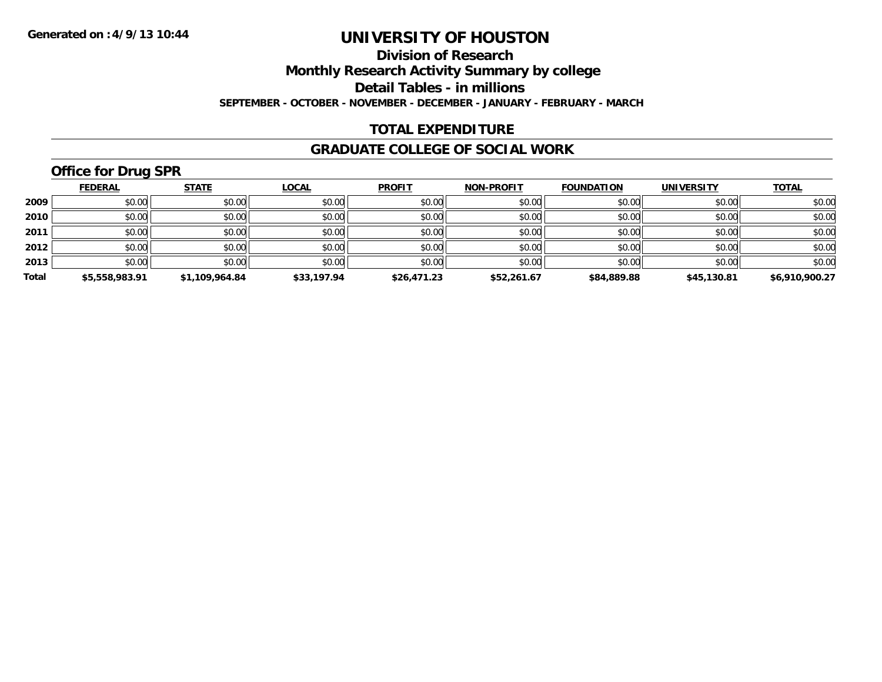**Generated on :4/9/13 10:44**

# UNIVERSITY OF HOUSTON

## Division of Research

## Monthly Research Activity Summary by college

## Detail Tables - in millions

**SEPTEMBER - OCTOBER - NOVEMBER - DECEMBER - JANUARY - FEBRUARY - MARCH**

## TOTAL EXPENDITURE

## GRADUATE COLLEGE OF SOCIAL WORK

### Office for Drug SPR

| | FEDERAL | STATE | LOCAL | PROFIT | NON-PROFIT | FOUNDATION | UNIVERSITY | TOTAL |
|---|---|---|---|---|---|---|---|---|
| 2009 | $0.00 | $0.00 | $0.00 | $0.00 | $0.00 | $0.00 | $0.00 | $0.00 |
| 2010 | $0.00 | $0.00 | $0.00 | $0.00 | $0.00 | $0.00 | $0.00 | $0.00 |
| 2011 | $0.00 | $0.00 | $0.00 | $0.00 | $0.00 | $0.00 | $0.00 | $0.00 |
| 2012 | $0.00 | $0.00 | $0.00 | $0.00 | $0.00 | $0.00 | $0.00 | $0.00 |
| 2013 | $0.00 | $0.00 | $0.00 | $0.00 | $0.00 | $0.00 | $0.00 | $0.00 |
| **Total** | **$5,558,983.91** | **$1,109,964.84** | **$33,197.94** | **$26,471.23** | **$52,261.67** | **$84,889.88** | **$45,130.81** | **$6,910,900.27** |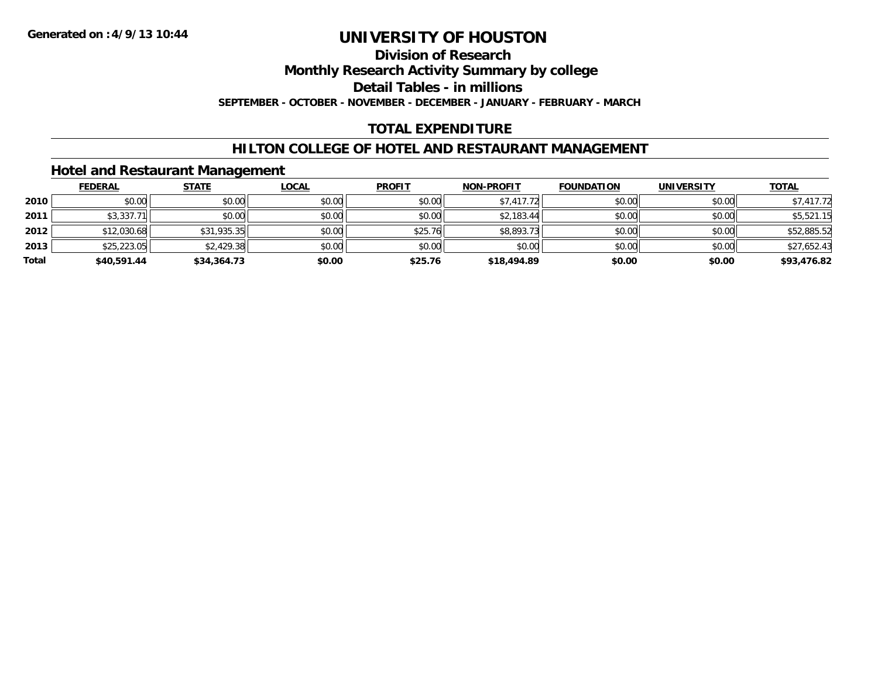Generated on :4/9/13 10:44

# UNIVERSITY OF HOUSTON

## Division of Research

## Monthly Research Activity Summary by college

## Detail Tables - in millions

**SEPTEMBER - OCTOBER - NOVEMBER - DECEMBER - JANUARY - FEBRUARY - MARCH**

## TOTAL EXPENDITURE

## HILTON COLLEGE OF HOTEL AND RESTAURANT MANAGEMENT

### Hotel and Restaurant Management

| | FEDERAL | STATE | LOCAL | PROFIT | NON-PROFIT | FOUNDATION | UNIVERSITY | TOTAL |
|---|---|---|---|---|---|---|---|---|
| **2010** | $0.00 | $0.00 | $0.00 | $0.00 | $7,417.72 | $0.00 | $0.00 | $7,417.72 |
| **2011** | $3,337.71 | $0.00 | $0.00 | $0.00 | $2,183.44 | $0.00 | $0.00 | $5,521.15 |
| **2012** | $12,030.68 | $31,935.35 | $0.00 | $25.76 | $8,893.73 | $0.00 | $0.00 | $52,885.52 |
| **2013** | $25,223.05 | $2,429.38 | $0.00 | $0.00 | $0.00 | $0.00 | $0.00 | $27,652.43 |
| **Total** | **$40,591.44** | **$34,364.73** | **$0.00** | **$25.76** | **$18,494.89** | **$0.00** | **$0.00** | **$93,476.82** |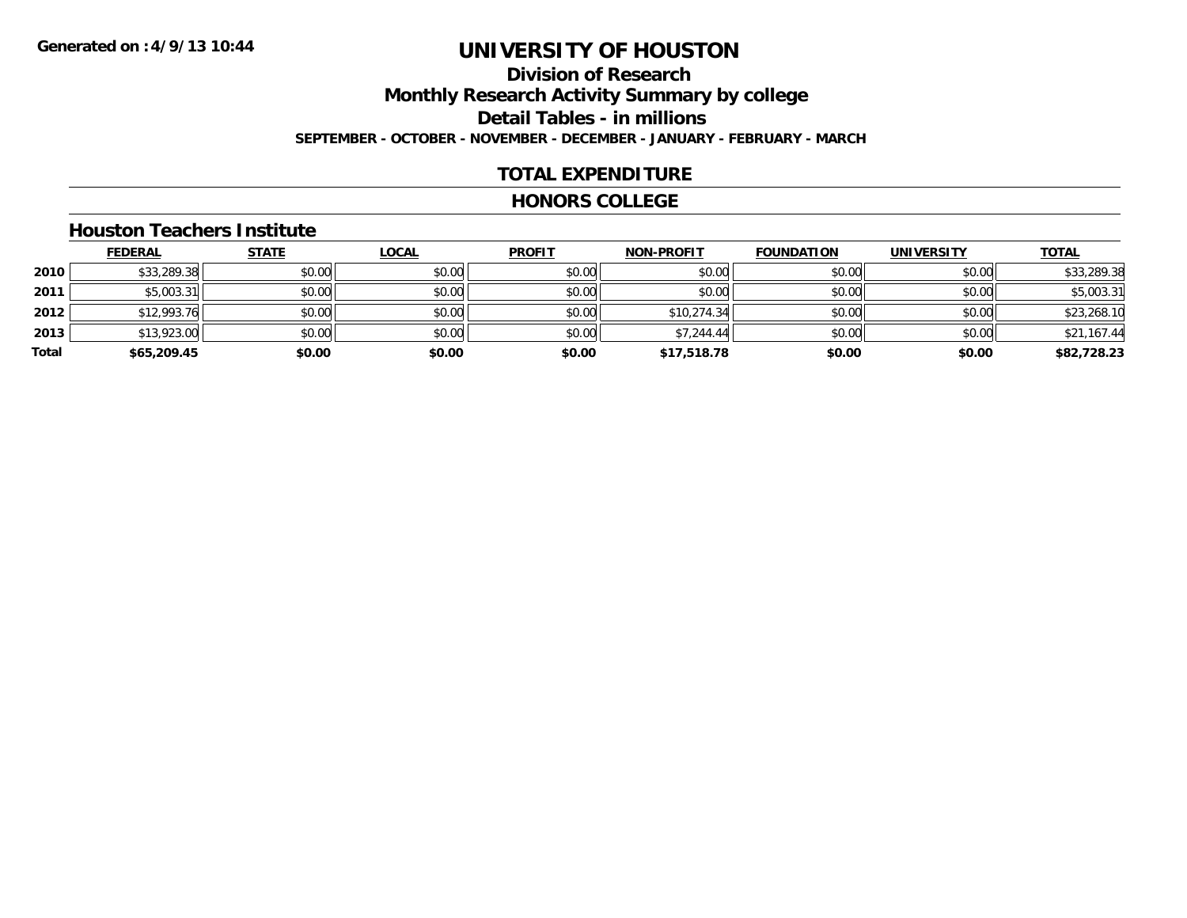Generated on :4/9/13 10:44

# UNIVERSITY OF HOUSTON

## Division of Research

## Monthly Research Activity Summary by college

## Detail Tables - in millions

**SEPTEMBER - OCTOBER - NOVEMBER - DECEMBER - JANUARY - FEBRUARY - MARCH**

## TOTAL EXPENDITURE

## HONORS COLLEGE

### Houston Teachers Institute

| | FEDERAL | STATE | LOCAL | PROFIT | NON-PROFIT | FOUNDATION | UNIVERSITY | TOTAL |
|---|---|---|---|---|---|---|---|---|
| 2010 | $33,289.38 | $0.00 | $0.00 | $0.00 | $0.00 | $0.00 | $0.00 | $33,289.38 |
| 2011 | $5,003.31 | $0.00 | $0.00 | $0.00 | $0.00 | $0.00 | $0.00 | $5,003.31 |
| 2012 | $12,993.76 | $0.00 | $0.00 | $0.00 | $10,274.34 | $0.00 | $0.00 | $23,268.10 |
| 2013 | $13,923.00 | $0.00 | $0.00 | $0.00 | $7,244.44 | $0.00 | $0.00 | $21,167.44 |
| **Total** | **$65,209.45** | **$0.00** | **$0.00** | **$0.00** | **$17,518.78** | **$0.00** | **$0.00** | **$82,728.23** |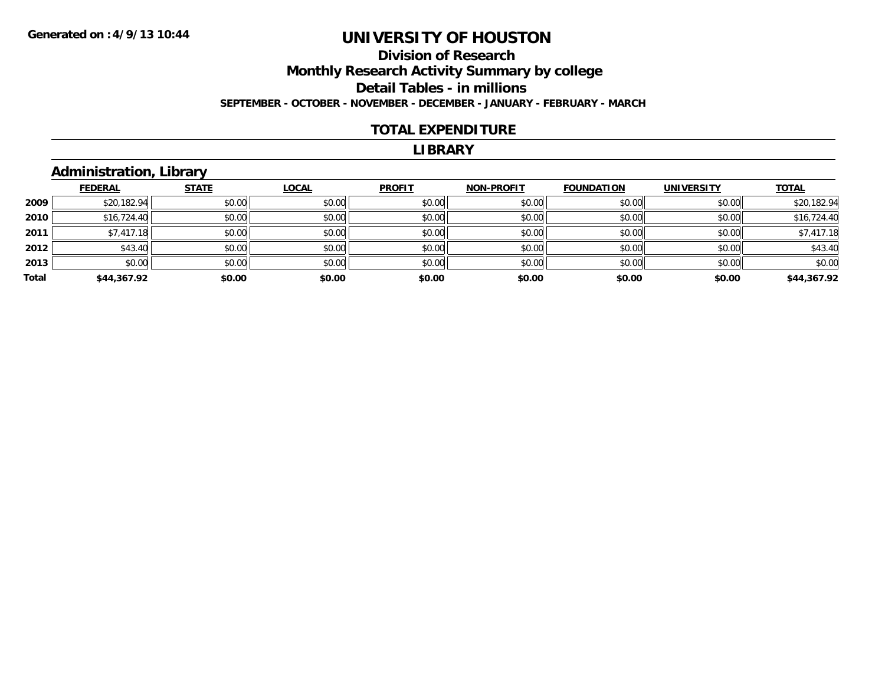# UNIVERSITY OF HOUSTON

## Division of Research

## Monthly Research Activity Summary by college

## Detail Tables - in millions

**SEPTEMBER - OCTOBER - NOVEMBER - DECEMBER - JANUARY - FEBRUARY - MARCH**

### TOTAL EXPENDITURE

### LIBRARY

### Administration, Library

| | FEDERAL | STATE | LOCAL | PROFIT | NON-PROFIT | FOUNDATION | UNIVERSITY | TOTAL |
|---|---|---|---|---|---|---|---|---|
| 2009 | $20,182.94 | $0.00 | $0.00 | $0.00 | $0.00 | $0.00 | $0.00 | $20,182.94 |
| 2010 | $16,724.40 | $0.00 | $0.00 | $0.00 | $0.00 | $0.00 | $0.00 | $16,724.40 |
| 2011 | $7,417.18 | $0.00 | $0.00 | $0.00 | $0.00 | $0.00 | $0.00 | $7,417.18 |
| 2012 | $43.40 | $0.00 | $0.00 | $0.00 | $0.00 | $0.00 | $0.00 | $43.40 |
| 2013 | $0.00 | $0.00 | $0.00 | $0.00 | $0.00 | $0.00 | $0.00 | $0.00 |
| **Total** | **$44,367.92** | **$0.00** | **$0.00** | **$0.00** | **$0.00** | **$0.00** | **$0.00** | **$44,367.92** |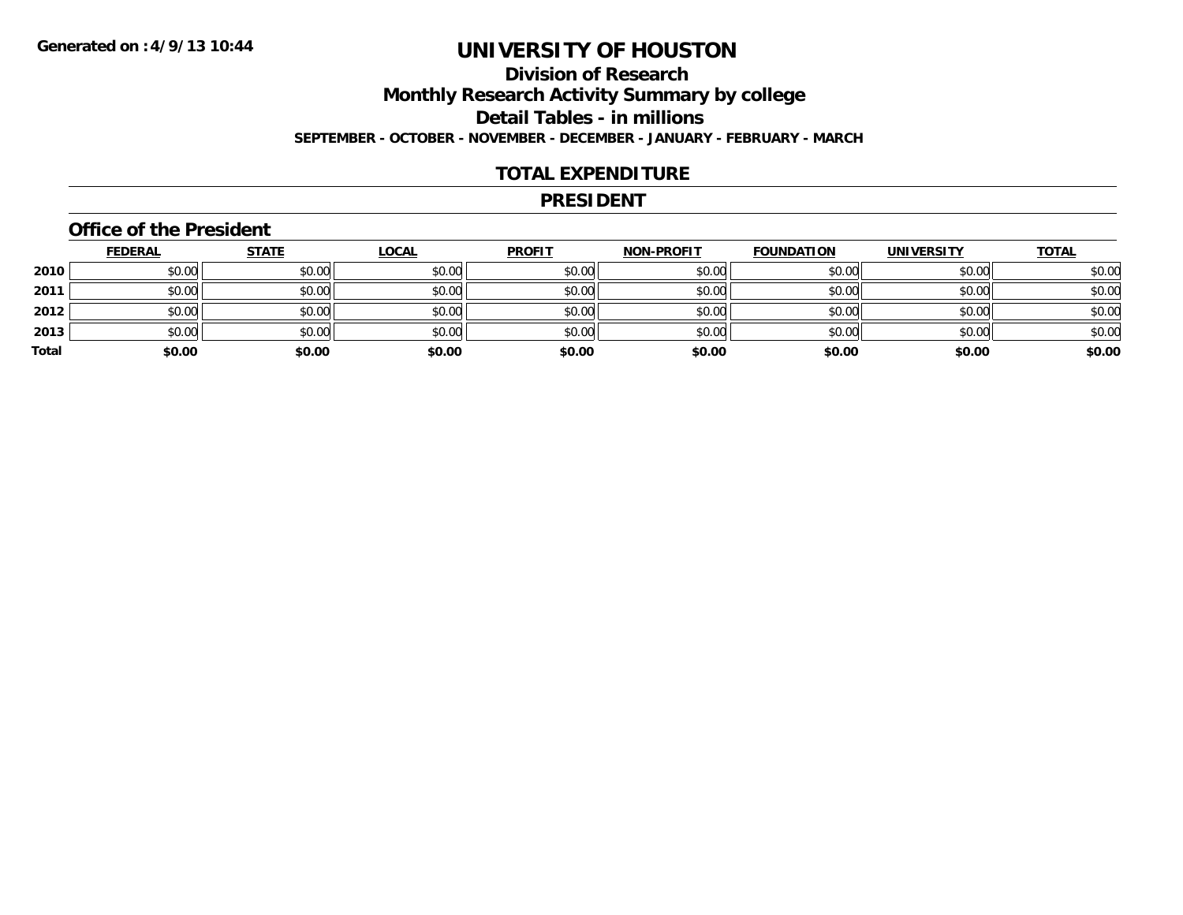Generated on :4/9/13 10:44

# UNIVERSITY OF HOUSTON

## Division of Research

## Monthly Research Activity Summary by college

## Detail Tables - in millions

**SEPTEMBER - OCTOBER - NOVEMBER - DECEMBER - JANUARY - FEBRUARY - MARCH**

## TOTAL EXPENDITURE

## PRESIDENT

### Office of the President

| | FEDERAL | STATE | LOCAL | PROFIT | NON-PROFIT | FOUNDATION | UNIVERSITY | TOTAL |
|---|---|---|---|---|---|---|---|---|
| 2010 | $0.00 | $0.00 | $0.00 | $0.00 | $0.00 | $0.00 | $0.00 | $0.00 |
| 2011 | $0.00 | $0.00 | $0.00 | $0.00 | $0.00 | $0.00 | $0.00 | $0.00 |
| 2012 | $0.00 | $0.00 | $0.00 | $0.00 | $0.00 | $0.00 | $0.00 | $0.00 |
| 2013 | $0.00 | $0.00 | $0.00 | $0.00 | $0.00 | $0.00 | $0.00 | $0.00 |
| **Total** | **$0.00** | **$0.00** | **$0.00** | **$0.00** | **$0.00** | **$0.00** | **$0.00** | **$0.00** |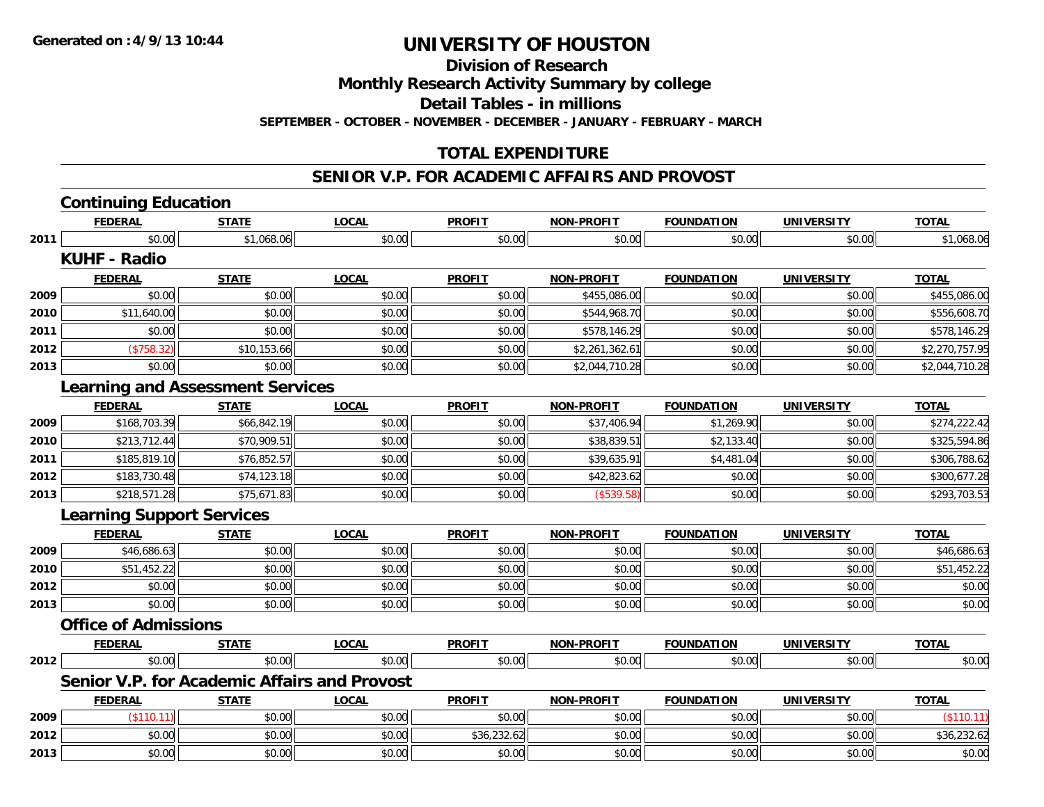Generated on :4/9/13 10:44

# UNIVERSITY OF HOUSTON

## Division of Research

## Monthly Research Activity Summary by college

## Detail Tables - in millions

**SEPTEMBER - OCTOBER - NOVEMBER - DECEMBER - JANUARY - FEBRUARY - MARCH**

## TOTAL EXPENDITURE

## SENIOR V.P. FOR ACADEMIC AFFAIRS AND PROVOST

### Continuing Education

| | FEDERAL | STATE | LOCAL | PROFIT | NON-PROFIT | FOUNDATION | UNIVERSITY | TOTAL |
|---|---|---|---|---|---|---|---|---|
| 2011 | $0.00 | $1,068.06 | $0.00 | $0.00 | $0.00 | $0.00 | $0.00 | $1,068.06 |

### KUHF - Radio

| | FEDERAL | STATE | LOCAL | PROFIT | NON-PROFIT | FOUNDATION | UNIVERSITY | TOTAL |
|---|---|---|---|---|---|---|---|---|
| 2009 | $0.00 | $0.00 | $0.00 | $0.00 | $455,086.00 | $0.00 | $0.00 | $455,086.00 |
| 2010 | $11,640.00 | $0.00 | $0.00 | $0.00 | $544,968.70 | $0.00 | $0.00 | $556,608.70 |
| 2011 | $0.00 | $0.00 | $0.00 | $0.00 | $578,146.29 | $0.00 | $0.00 | $578,146.29 |
| 2012 | ($758.32) | $10,153.66 | $0.00 | $0.00 | $2,261,362.61 | $0.00 | $0.00 | $2,270,757.95 |
| 2013 | $0.00 | $0.00 | $0.00 | $0.00 | $2,044,710.28 | $0.00 | $0.00 | $2,044,710.28 |

### Learning and Assessment Services

| | FEDERAL | STATE | LOCAL | PROFIT | NON-PROFIT | FOUNDATION | UNIVERSITY | TOTAL |
|---|---|---|---|---|---|---|---|---|
| 2009 | $168,703.39 | $66,842.19 | $0.00 | $0.00 | $37,406.94 | $1,269.90 | $0.00 | $274,222.42 |
| 2010 | $213,712.44 | $70,909.51 | $0.00 | $0.00 | $38,839.51 | $2,133.40 | $0.00 | $325,594.86 |
| 2011 | $185,819.10 | $76,852.57 | $0.00 | $0.00 | $39,635.91 | $4,481.04 | $0.00 | $306,788.62 |
| 2012 | $183,730.48 | $74,123.18 | $0.00 | $0.00 | $42,823.62 | $0.00 | $0.00 | $300,677.28 |
| 2013 | $218,571.28 | $75,671.83 | $0.00 | $0.00 | ($539.58) | $0.00 | $0.00 | $293,703.53 |

### Learning Support Services

| | FEDERAL | STATE | LOCAL | PROFIT | NON-PROFIT | FOUNDATION | UNIVERSITY | TOTAL |
|---|---|---|---|---|---|---|---|---|
| 2009 | $46,686.63 | $0.00 | $0.00 | $0.00 | $0.00 | $0.00 | $0.00 | $46,686.63 |
| 2010 | $51,452.22 | $0.00 | $0.00 | $0.00 | $0.00 | $0.00 | $0.00 | $51,452.22 |
| 2012 | $0.00 | $0.00 | $0.00 | $0.00 | $0.00 | $0.00 | $0.00 | $0.00 |
| 2013 | $0.00 | $0.00 | $0.00 | $0.00 | $0.00 | $0.00 | $0.00 | $0.00 |

### Office of Admissions

| | FEDERAL | STATE | LOCAL | PROFIT | NON-PROFIT | FOUNDATION | UNIVERSITY | TOTAL |
|---|---|---|---|---|---|---|---|---|
| 2012 | $0.00 | $0.00 | $0.00 | $0.00 | $0.00 | $0.00 | $0.00 | $0.00 |

### Senior V.P. for Academic Affairs and Provost

| | FEDERAL | STATE | LOCAL | PROFIT | NON-PROFIT | FOUNDATION | UNIVERSITY | TOTAL |
|---|---|---|---|---|---|---|---|---|
| 2009 | ($110.11) | $0.00 | $0.00 | $0.00 | $0.00 | $0.00 | $0.00 | ($110.11) |
| 2012 | $0.00 | $0.00 | $0.00 | $36,232.62 | $0.00 | $0.00 | $0.00 | $36,232.62 |
| 2013 | $0.00 | $0.00 | $0.00 | $0.00 | $0.00 | $0.00 | $0.00 | $0.00 |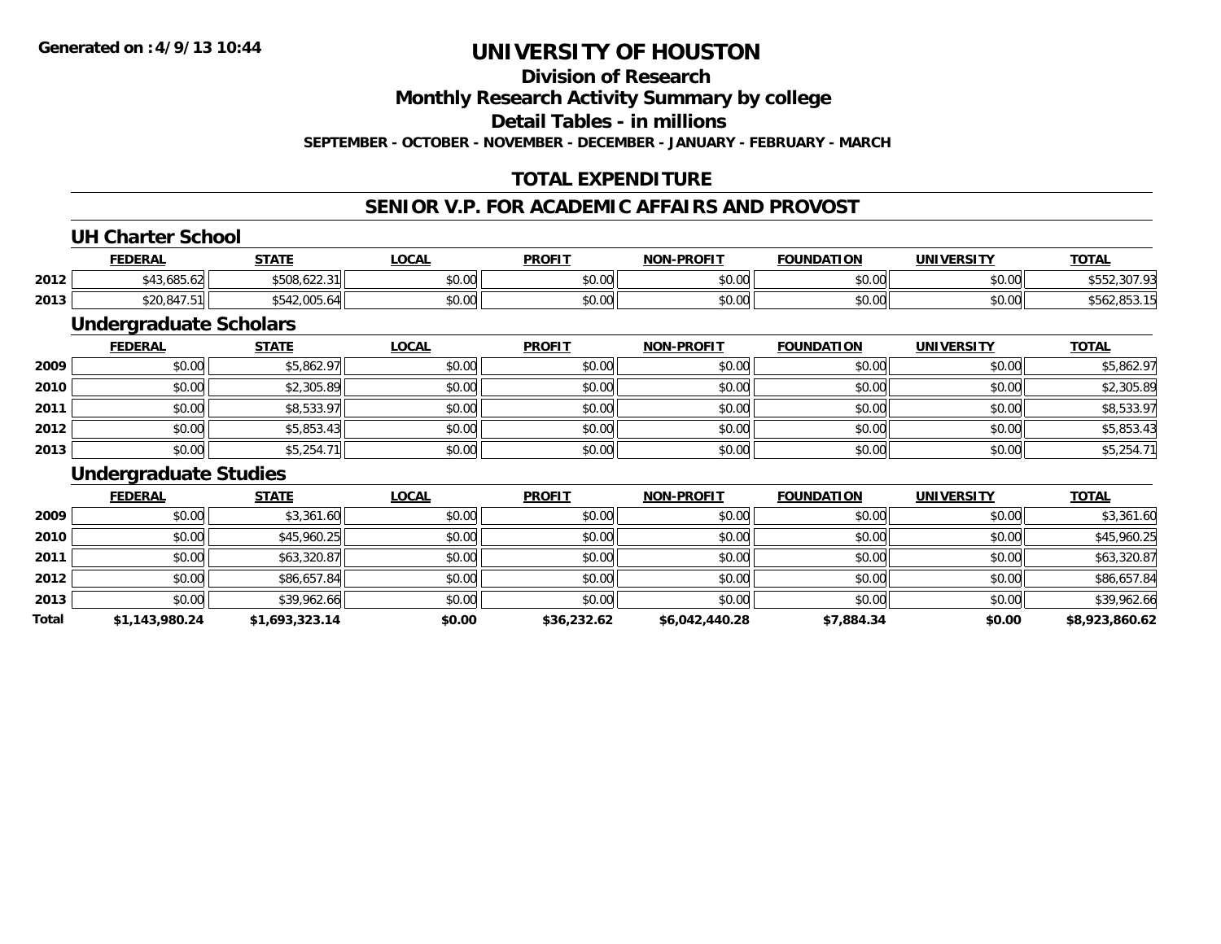**Generated on :4/9/13 10:44**

# UNIVERSITY OF HOUSTON

## Division of Research

## Monthly Research Activity Summary by college

## Detail Tables - in millions

**SEPTEMBER - OCTOBER - NOVEMBER - DECEMBER - JANUARY - FEBRUARY - MARCH**

## TOTAL EXPENDITURE

## SENIOR V.P. FOR ACADEMIC AFFAIRS AND PROVOST

### UH Charter School

| | FEDERAL | STATE | LOCAL | PROFIT | NON-PROFIT | FOUNDATION | UNIVERSITY | TOTAL |
|---|---|---|---|---|---|---|---|---|
| 2012 | $43,685.62 | $508,622.31 | $0.00 | $0.00 | $0.00 | $0.00 | $0.00 | $552,307.93 |
| 2013 | $20,847.51 | $542,005.64 | $0.00 | $0.00 | $0.00 | $0.00 | $0.00 | $562,853.15 |

### Undergraduate Scholars

| | FEDERAL | STATE | LOCAL | PROFIT | NON-PROFIT | FOUNDATION | UNIVERSITY | TOTAL |
|---|---|---|---|---|---|---|---|---|
| 2009 | $0.00 | $5,862.97 | $0.00 | $0.00 | $0.00 | $0.00 | $0.00 | $5,862.97 |
| 2010 | $0.00 | $2,305.89 | $0.00 | $0.00 | $0.00 | $0.00 | $0.00 | $2,305.89 |
| 2011 | $0.00 | $8,533.97 | $0.00 | $0.00 | $0.00 | $0.00 | $0.00 | $8,533.97 |
| 2012 | $0.00 | $5,853.43 | $0.00 | $0.00 | $0.00 | $0.00 | $0.00 | $5,853.43 |
| 2013 | $0.00 | $5,254.71 | $0.00 | $0.00 | $0.00 | $0.00 | $0.00 | $5,254.71 |

### Undergraduate Studies

| | FEDERAL | STATE | LOCAL | PROFIT | NON-PROFIT | FOUNDATION | UNIVERSITY | TOTAL |
|---|---|---|---|---|---|---|---|---|
| 2009 | $0.00 | $3,361.60 | $0.00 | $0.00 | $0.00 | $0.00 | $0.00 | $3,361.60 |
| 2010 | $0.00 | $45,960.25 | $0.00 | $0.00 | $0.00 | $0.00 | $0.00 | $45,960.25 |
| 2011 | $0.00 | $63,320.87 | $0.00 | $0.00 | $0.00 | $0.00 | $0.00 | $63,320.87 |
| 2012 | $0.00 | $86,657.84 | $0.00 | $0.00 | $0.00 | $0.00 | $0.00 | $86,657.84 |
| 2013 | $0.00 | $39,962.66 | $0.00 | $0.00 | $0.00 | $0.00 | $0.00 | $39,962.66 |
| **Total** | **$1,143,980.24** | **$1,693,323.14** | **$0.00** | **$36,232.62** | **$6,042,440.28** | **$7,884.34** | **$0.00** | **$8,923,860.62** |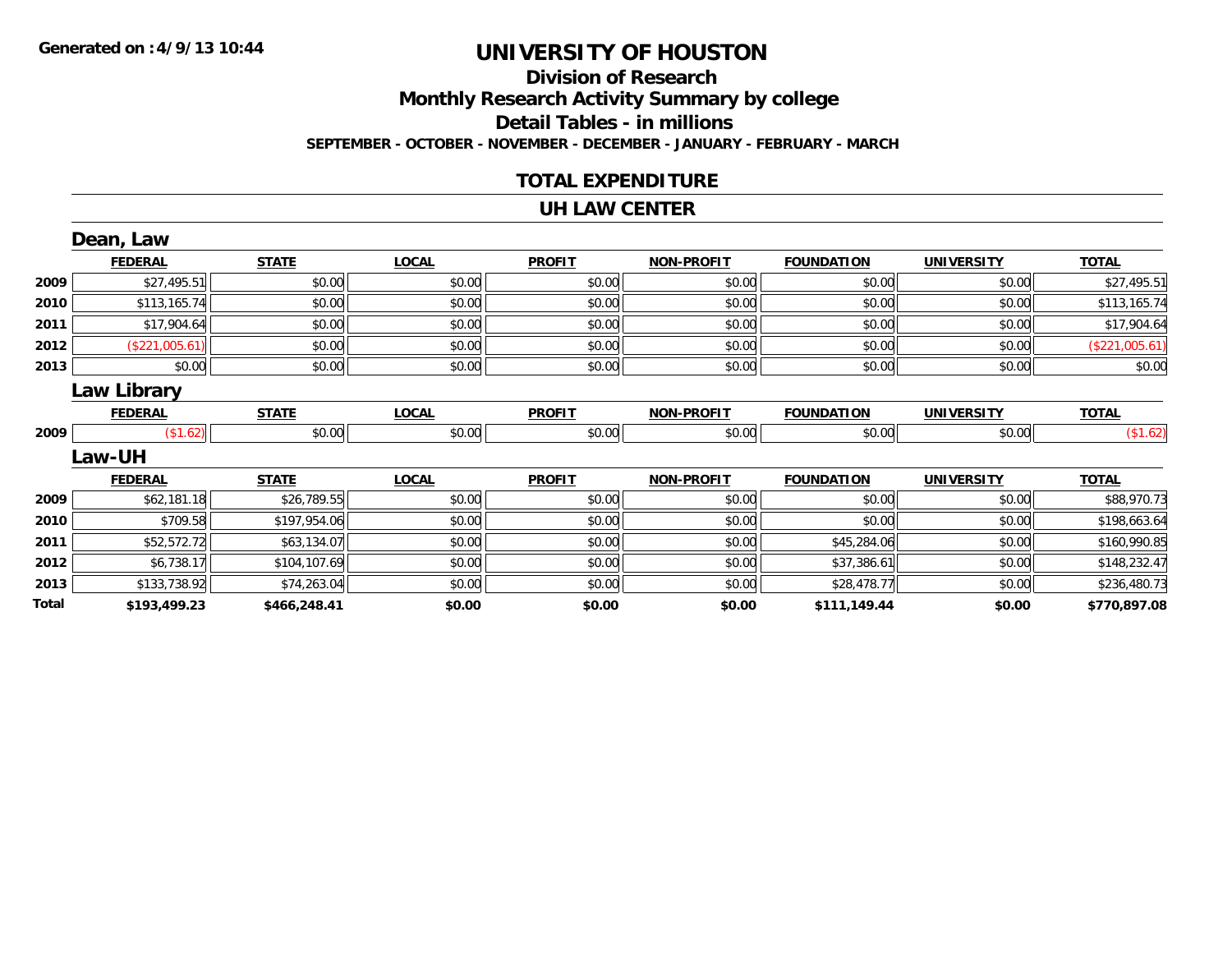Generated on :4/9/13 10:44

# UNIVERSITY OF HOUSTON

## Division of Research

## Monthly Research Activity Summary by college

## Detail Tables - in millions

**SEPTEMBER - OCTOBER - NOVEMBER - DECEMBER - JANUARY - FEBRUARY - MARCH**

## TOTAL EXPENDITURE

## UH LAW CENTER

### Dean, Law

| | FEDERAL | STATE | LOCAL | PROFIT | NON-PROFIT | FOUNDATION | UNIVERSITY | TOTAL |
|---|---|---|---|---|---|---|---|---|
| 2009 | $27,495.51 | $0.00 | $0.00 | $0.00 | $0.00 | $0.00 | $0.00 | $27,495.51 |
| 2010 | $113,165.74 | $0.00 | $0.00 | $0.00 | $0.00 | $0.00 | $0.00 | $113,165.74 |
| 2011 | $17,904.64 | $0.00 | $0.00 | $0.00 | $0.00 | $0.00 | $0.00 | $17,904.64 |
| 2012 | ($221,005.61) | $0.00 | $0.00 | $0.00 | $0.00 | $0.00 | $0.00 | ($221,005.61) |
| 2013 | $0.00 | $0.00 | $0.00 | $0.00 | $0.00 | $0.00 | $0.00 | $0.00 |

### Law Library

| | FEDERAL | STATE | LOCAL | PROFIT | NON-PROFIT | FOUNDATION | UNIVERSITY | TOTAL |
|---|---|---|---|---|---|---|---|---|
| 2009 | ($1.62) | $0.00 | $0.00 | $0.00 | $0.00 | $0.00 | $0.00 | ($1.62) |

### Law-UH

| | FEDERAL | STATE | LOCAL | PROFIT | NON-PROFIT | FOUNDATION | UNIVERSITY | TOTAL |
|---|---|---|---|---|---|---|---|---|
| 2009 | $62,181.18 | $26,789.55 | $0.00 | $0.00 | $0.00 | $0.00 | $0.00 | $88,970.73 |
| 2010 | $709.58 | $197,954.06 | $0.00 | $0.00 | $0.00 | $0.00 | $0.00 | $198,663.64 |
| 2011 | $52,572.72 | $63,134.07 | $0.00 | $0.00 | $0.00 | $45,284.06 | $0.00 | $160,990.85 |
| 2012 | $6,738.17 | $104,107.69 | $0.00 | $0.00 | $0.00 | $37,386.61 | $0.00 | $148,232.47 |
| 2013 | $133,738.92 | $74,263.04 | $0.00 | $0.00 | $0.00 | $28,478.77 | $0.00 | $236,480.73 |
| **Total** | **$193,499.23** | **$466,248.41** | **$0.00** | **$0.00** | **$0.00** | **$111,149.44** | **$0.00** | **$770,897.08** |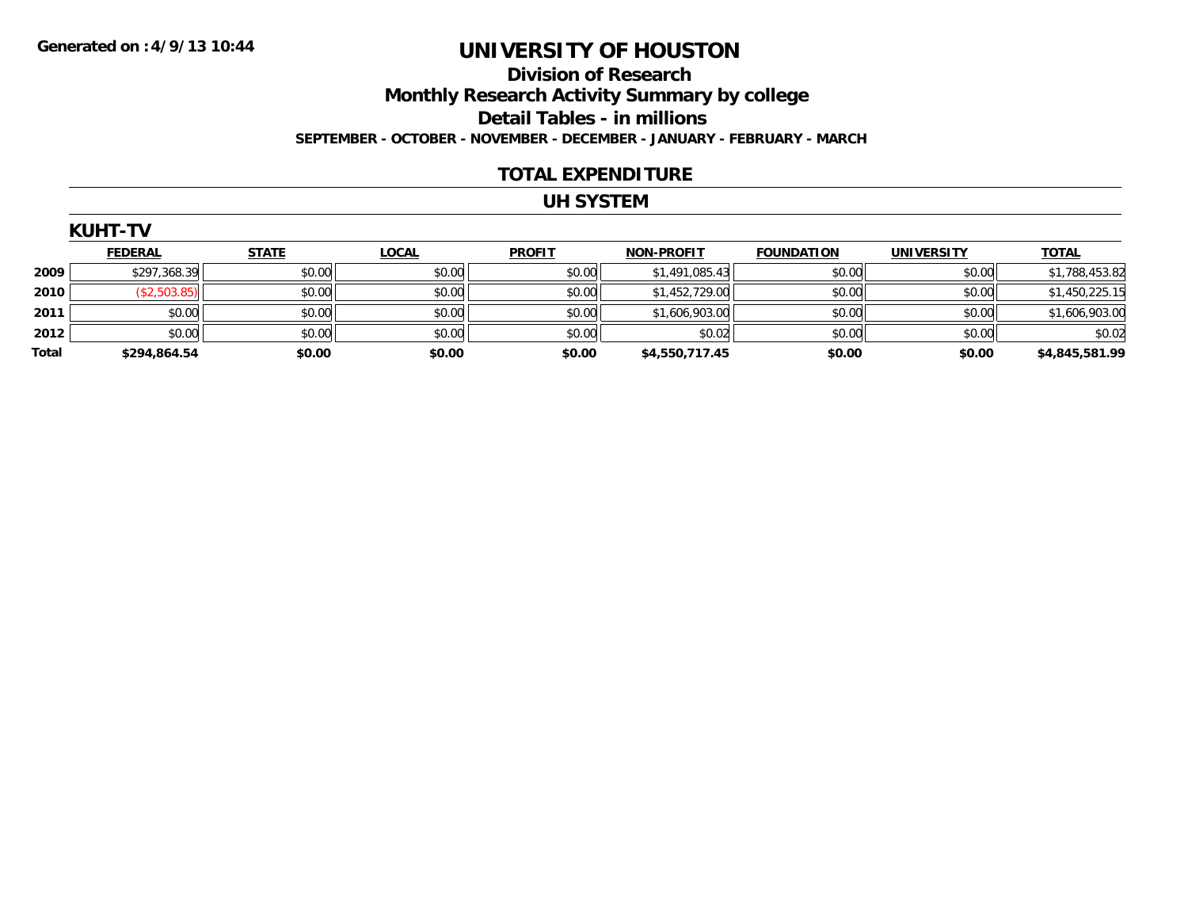Generated on :4/9/13 10:44

# UNIVERSITY OF HOUSTON

## Division of Research

## Monthly Research Activity Summary by college

## Detail Tables - in millions

**SEPTEMBER - OCTOBER - NOVEMBER - DECEMBER - JANUARY - FEBRUARY - MARCH**

## TOTAL EXPENDITURE

## UH SYSTEM

### KUHT-TV

| | FEDERAL | STATE | LOCAL | PROFIT | NON-PROFIT | FOUNDATION | UNIVERSITY | TOTAL |
|---|---|---|---|---|---|---|---|---|
| **2009** | $297,368.39 | $0.00 | $0.00 | $0.00 | $1,491,085.43 | $0.00 | $0.00 | $1,788,453.82 |
| **2010** | ($2,503.85) | $0.00 | $0.00 | $0.00 | $1,452,729.00 | $0.00 | $0.00 | $1,450,225.15 |
| **2011** | $0.00 | $0.00 | $0.00 | $0.00 | $1,606,903.00 | $0.00 | $0.00 | $1,606,903.00 |
| **2012** | $0.00 | $0.00 | $0.00 | $0.00 | $0.02 | $0.00 | $0.00 | $0.02 |
| **Total** | **$294,864.54** | **$0.00** | **$0.00** | **$0.00** | **$4,550,717.45** | **$0.00** | **$0.00** | **$4,845,581.99** |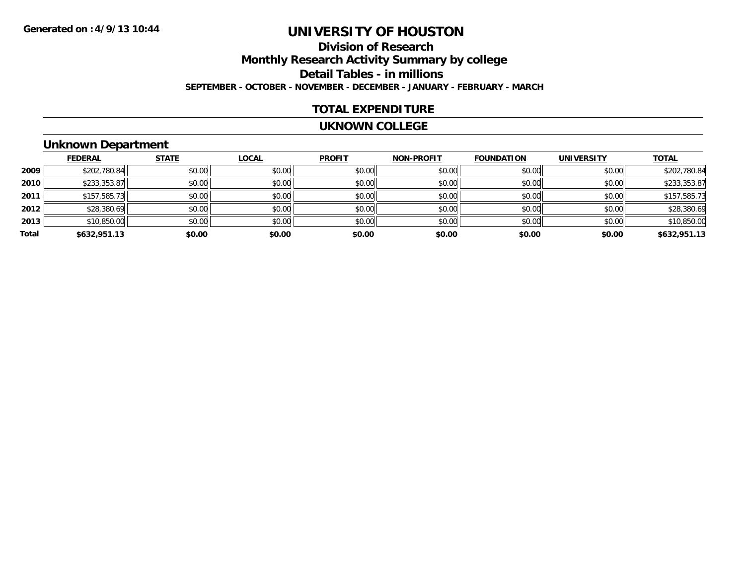# UNIVERSITY OF HOUSTON

## Division of Research

## Monthly Research Activity Summary by college

## Detail Tables - in millions

**SEPTEMBER - OCTOBER - NOVEMBER - DECEMBER - JANUARY - FEBRUARY - MARCH**

Generated on :4/9/13 10:44

### TOTAL EXPENDITURE

### UKNOWN COLLEGE

### Unknown Department

| | FEDERAL | STATE | LOCAL | PROFIT | NON-PROFIT | FOUNDATION | UNIVERSITY | TOTAL |
|---|---|---|---|---|---|---|---|---|
| 2009 | $202,780.84 | $0.00 | $0.00 | $0.00 | $0.00 | $0.00 | $0.00 | $202,780.84 |
| 2010 | $233,353.87 | $0.00 | $0.00 | $0.00 | $0.00 | $0.00 | $0.00 | $233,353.87 |
| 2011 | $157,585.73 | $0.00 | $0.00 | $0.00 | $0.00 | $0.00 | $0.00 | $157,585.73 |
| 2012 | $28,380.69 | $0.00 | $0.00 | $0.00 | $0.00 | $0.00 | $0.00 | $28,380.69 |
| 2013 | $10,850.00 | $0.00 | $0.00 | $0.00 | $0.00 | $0.00 | $0.00 | $10,850.00 |
| **Total** | **$632,951.13** | **$0.00** | **$0.00** | **$0.00** | **$0.00** | **$0.00** | **$0.00** | **$632,951.13** |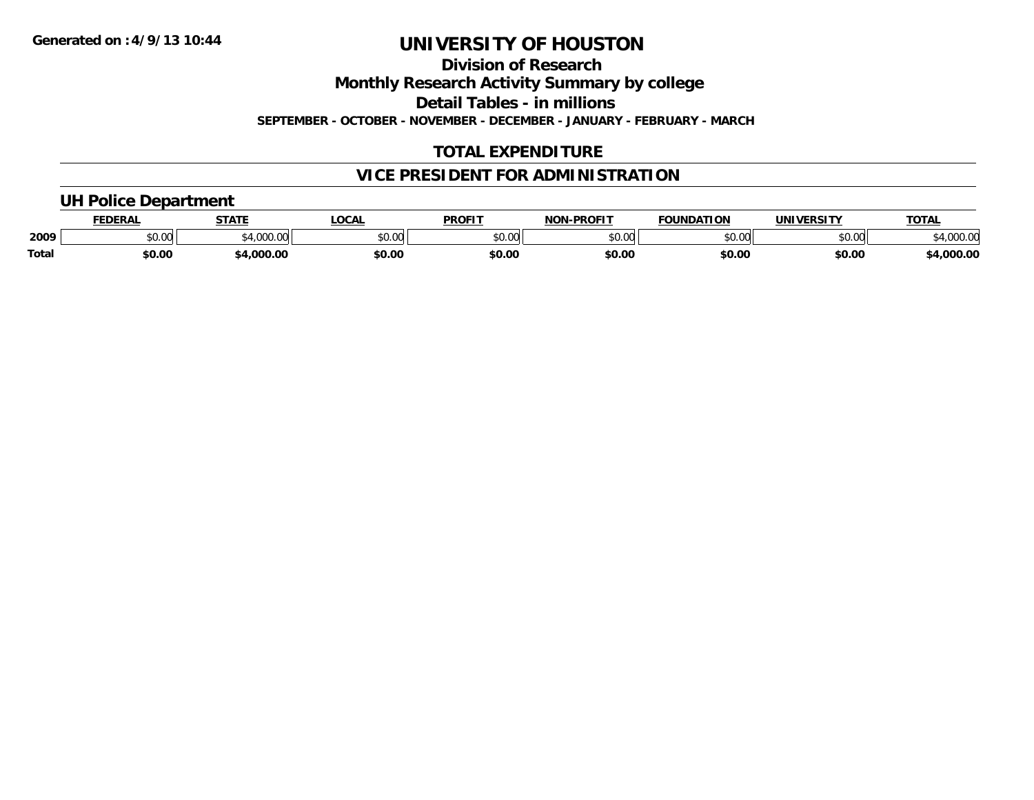Generated on :4/9/13 10:44

# UNIVERSITY OF HOUSTON

## Division of Research

## Monthly Research Activity Summary by college

## Detail Tables - in millions

**SEPTEMBER - OCTOBER - NOVEMBER - DECEMBER - JANUARY - FEBRUARY - MARCH**

## TOTAL EXPENDITURE

## VICE PRESIDENT FOR ADMINISTRATION

### UH Police Department

| | FEDERAL | STATE | LOCAL | PROFIT | NON-PROFIT | FOUNDATION | UNIVERSITY | TOTAL |
|---|---|---|---|---|---|---|---|---|
| 2009 | $0.00 | $4,000.00 | $0.00 | $0.00 | $0.00 | $0.00 | $0.00 | $4,000.00 |
| **Total** | **$0.00** | **$4,000.00** | **$0.00** | **$0.00** | **$0.00** | **$0.00** | **$0.00** | **$4,000.00** |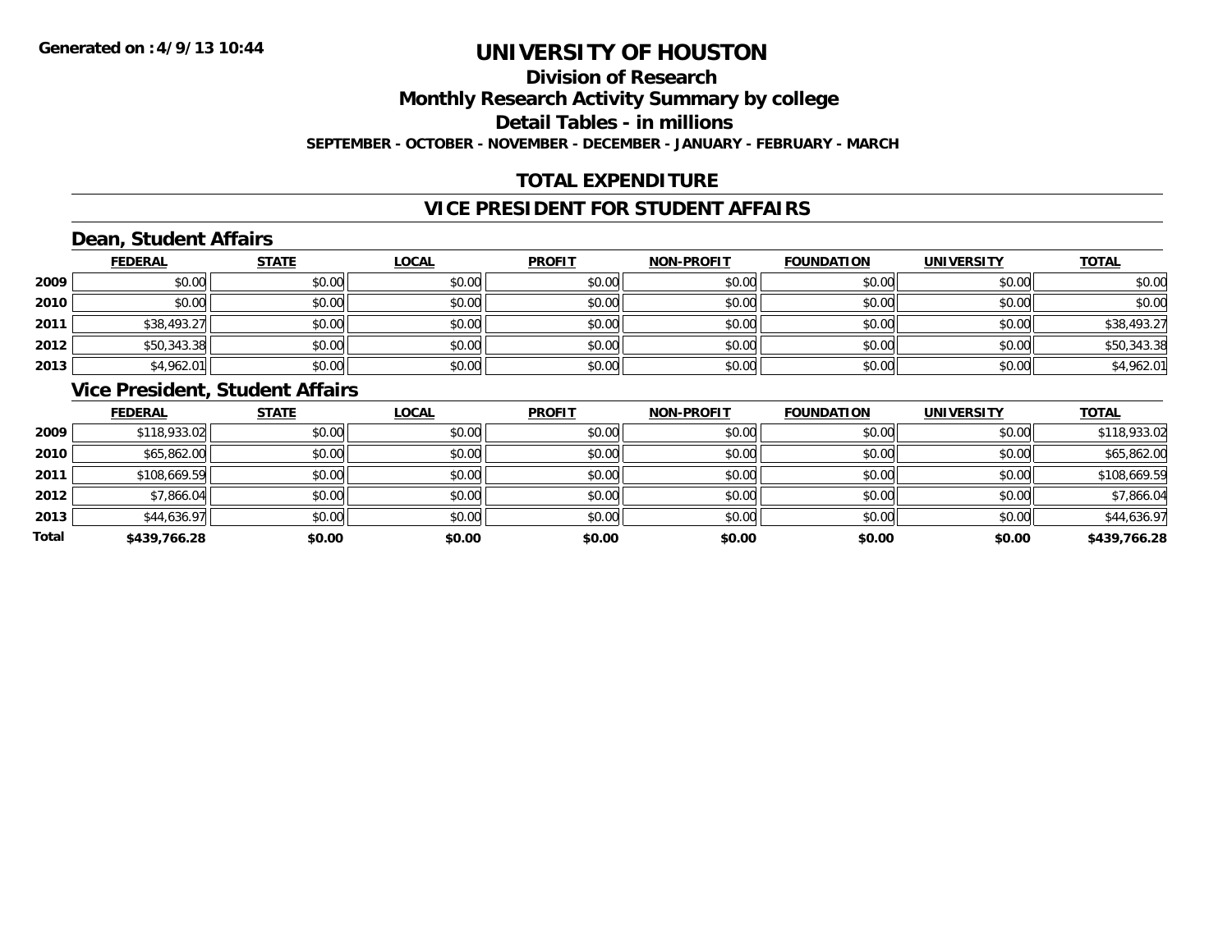# UNIVERSITY OF HOUSTON

## Division of Research

## Monthly Research Activity Summary by college

## Detail Tables - in millions

**SEPTEMBER - OCTOBER - NOVEMBER - DECEMBER - JANUARY - FEBRUARY - MARCH**

Generated on :4/9/13 10:44

## TOTAL EXPENDITURE

## VICE PRESIDENT FOR STUDENT AFFAIRS

### Dean, Student Affairs

| | FEDERAL | STATE | LOCAL | PROFIT | NON-PROFIT | FOUNDATION | UNIVERSITY | TOTAL |
|---|---|---|---|---|---|---|---|---|
| 2009 | $0.00 | $0.00 | $0.00 | $0.00 | $0.00 | $0.00 | $0.00 | $0.00 |
| 2010 | $0.00 | $0.00 | $0.00 | $0.00 | $0.00 | $0.00 | $0.00 | $0.00 |
| 2011 | $38,493.27 | $0.00 | $0.00 | $0.00 | $0.00 | $0.00 | $0.00 | $38,493.27 |
| 2012 | $50,343.38 | $0.00 | $0.00 | $0.00 | $0.00 | $0.00 | $0.00 | $50,343.38 |
| 2013 | $4,962.01 | $0.00 | $0.00 | $0.00 | $0.00 | $0.00 | $0.00 | $4,962.01 |

### Vice President, Student Affairs

| | FEDERAL | STATE | LOCAL | PROFIT | NON-PROFIT | FOUNDATION | UNIVERSITY | TOTAL |
|---|---|---|---|---|---|---|---|---|
| 2009 | $118,933.02 | $0.00 | $0.00 | $0.00 | $0.00 | $0.00 | $0.00 | $118,933.02 |
| 2010 | $65,862.00 | $0.00 | $0.00 | $0.00 | $0.00 | $0.00 | $0.00 | $65,862.00 |
| 2011 | $108,669.59 | $0.00 | $0.00 | $0.00 | $0.00 | $0.00 | $0.00 | $108,669.59 |
| 2012 | $7,866.04 | $0.00 | $0.00 | $0.00 | $0.00 | $0.00 | $0.00 | $7,866.04 |
| 2013 | $44,636.97 | $0.00 | $0.00 | $0.00 | $0.00 | $0.00 | $0.00 | $44,636.97 |
| **Total** | **$439,766.28** | **$0.00** | **$0.00** | **$0.00** | **$0.00** | **$0.00** | **$0.00** | **$439,766.28** |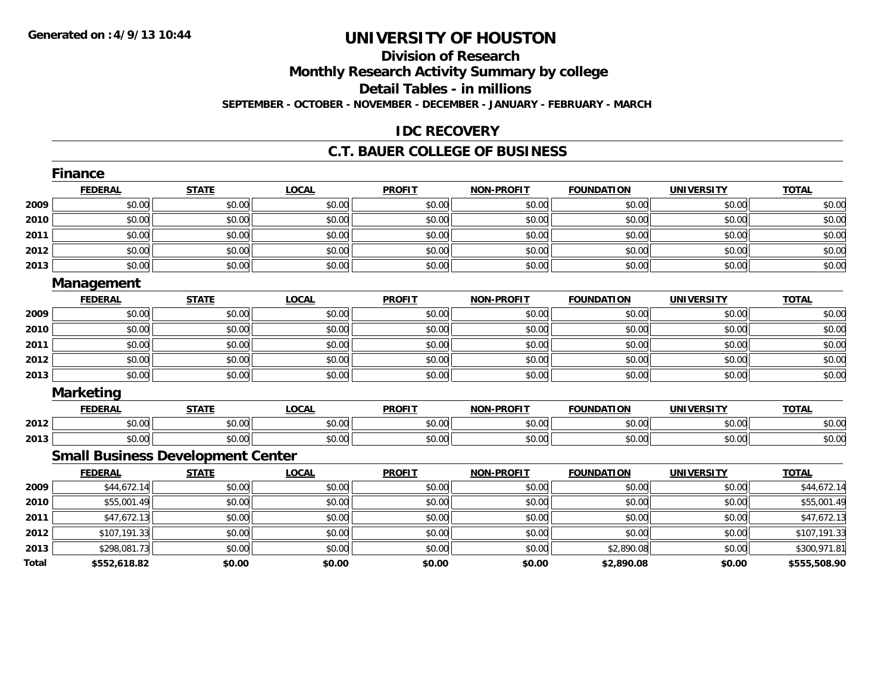# UNIVERSITY OF HOUSTON

## Division of Research

## Monthly Research Activity Summary by college

## Detail Tables - in millions

**SEPTEMBER - OCTOBER - NOVEMBER - DECEMBER - JANUARY - FEBRUARY - MARCH**

## IDC RECOVERY

## C.T. BAUER COLLEGE OF BUSINESS

### Finance

| | FEDERAL | STATE | LOCAL | PROFIT | NON-PROFIT | FOUNDATION | UNIVERSITY | TOTAL |
|---|---|---|---|---|---|---|---|---|
| 2009 | $0.00 | $0.00 | $0.00 | $0.00 | $0.00 | $0.00 | $0.00 | $0.00 |
| 2010 | $0.00 | $0.00 | $0.00 | $0.00 | $0.00 | $0.00 | $0.00 | $0.00 |
| 2011 | $0.00 | $0.00 | $0.00 | $0.00 | $0.00 | $0.00 | $0.00 | $0.00 |
| 2012 | $0.00 | $0.00 | $0.00 | $0.00 | $0.00 | $0.00 | $0.00 | $0.00 |
| 2013 | $0.00 | $0.00 | $0.00 | $0.00 | $0.00 | $0.00 | $0.00 | $0.00 |

### Management

| | FEDERAL | STATE | LOCAL | PROFIT | NON-PROFIT | FOUNDATION | UNIVERSITY | TOTAL |
|---|---|---|---|---|---|---|---|---|
| 2009 | $0.00 | $0.00 | $0.00 | $0.00 | $0.00 | $0.00 | $0.00 | $0.00 |
| 2010 | $0.00 | $0.00 | $0.00 | $0.00 | $0.00 | $0.00 | $0.00 | $0.00 |
| 2011 | $0.00 | $0.00 | $0.00 | $0.00 | $0.00 | $0.00 | $0.00 | $0.00 |
| 2012 | $0.00 | $0.00 | $0.00 | $0.00 | $0.00 | $0.00 | $0.00 | $0.00 |
| 2013 | $0.00 | $0.00 | $0.00 | $0.00 | $0.00 | $0.00 | $0.00 | $0.00 |

### Marketing

| | FEDERAL | STATE | LOCAL | PROFIT | NON-PROFIT | FOUNDATION | UNIVERSITY | TOTAL |
|---|---|---|---|---|---|---|---|---|
| 2012 | $0.00 | $0.00 | $0.00 | $0.00 | $0.00 | $0.00 | $0.00 | $0.00 |
| 2013 | $0.00 | $0.00 | $0.00 | $0.00 | $0.00 | $0.00 | $0.00 | $0.00 |

### Small Business Development Center

| | FEDERAL | STATE | LOCAL | PROFIT | NON-PROFIT | FOUNDATION | UNIVERSITY | TOTAL |
|---|---|---|---|---|---|---|---|---|
| 2009 | $44,672.14 | $0.00 | $0.00 | $0.00 | $0.00 | $0.00 | $0.00 | $44,672.14 |
| 2010 | $55,001.49 | $0.00 | $0.00 | $0.00 | $0.00 | $0.00 | $0.00 | $55,001.49 |
| 2011 | $47,672.13 | $0.00 | $0.00 | $0.00 | $0.00 | $0.00 | $0.00 | $47,672.13 |
| 2012 | $107,191.33 | $0.00 | $0.00 | $0.00 | $0.00 | $0.00 | $0.00 | $107,191.33 |
| 2013 | $298,081.73 | $0.00 | $0.00 | $0.00 | $0.00 | $2,890.08 | $0.00 | $300,971.81 |
| **Total** | **$552,618.82** | **$0.00** | **$0.00** | **$0.00** | **$0.00** | **$2,890.08** | **$0.00** | **$555,508.90** |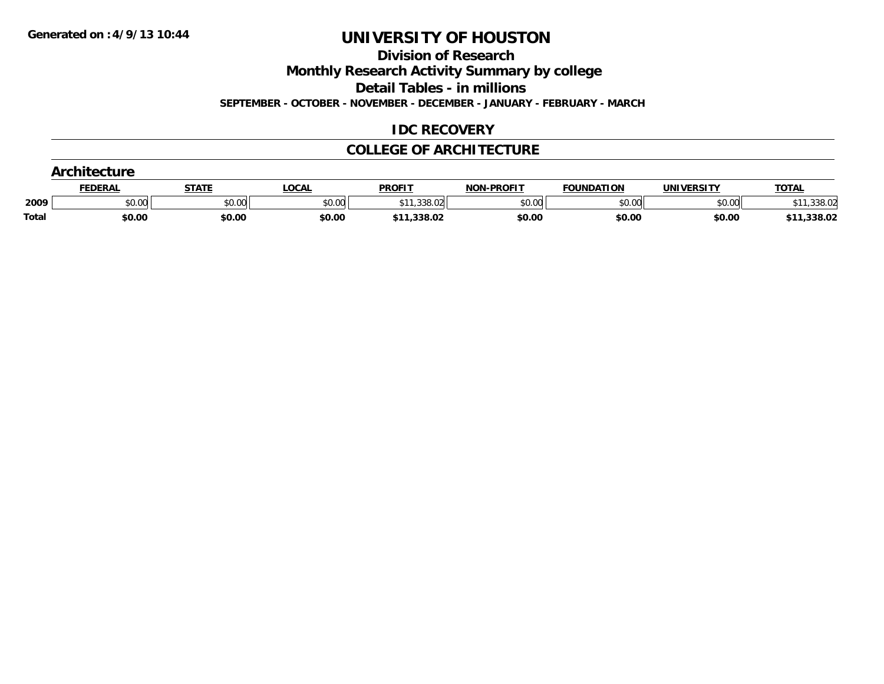Generated on :4/9/13 10:44

# UNIVERSITY OF HOUSTON

## Division of Research

## Monthly Research Activity Summary by college

## Detail Tables - in millions

**SEPTEMBER - OCTOBER - NOVEMBER - DECEMBER - JANUARY - FEBRUARY - MARCH**

## IDC RECOVERY

## COLLEGE OF ARCHITECTURE

### Architecture

| | FEDERAL | STATE | LOCAL | PROFIT | NON-PROFIT | FOUNDATION | UNIVERSITY | TOTAL |
|---|---|---|---|---|---|---|---|---|
| 2009 | $0.00 | $0.00 | $0.00 | $11,338.02 | $0.00 | $0.00 | $0.00 | $11,338.02 |
| **Total** | **$0.00** | **$0.00** | **$0.00** | **$11,338.02** | **$0.00** | **$0.00** | **$0.00** | **$11,338.02** |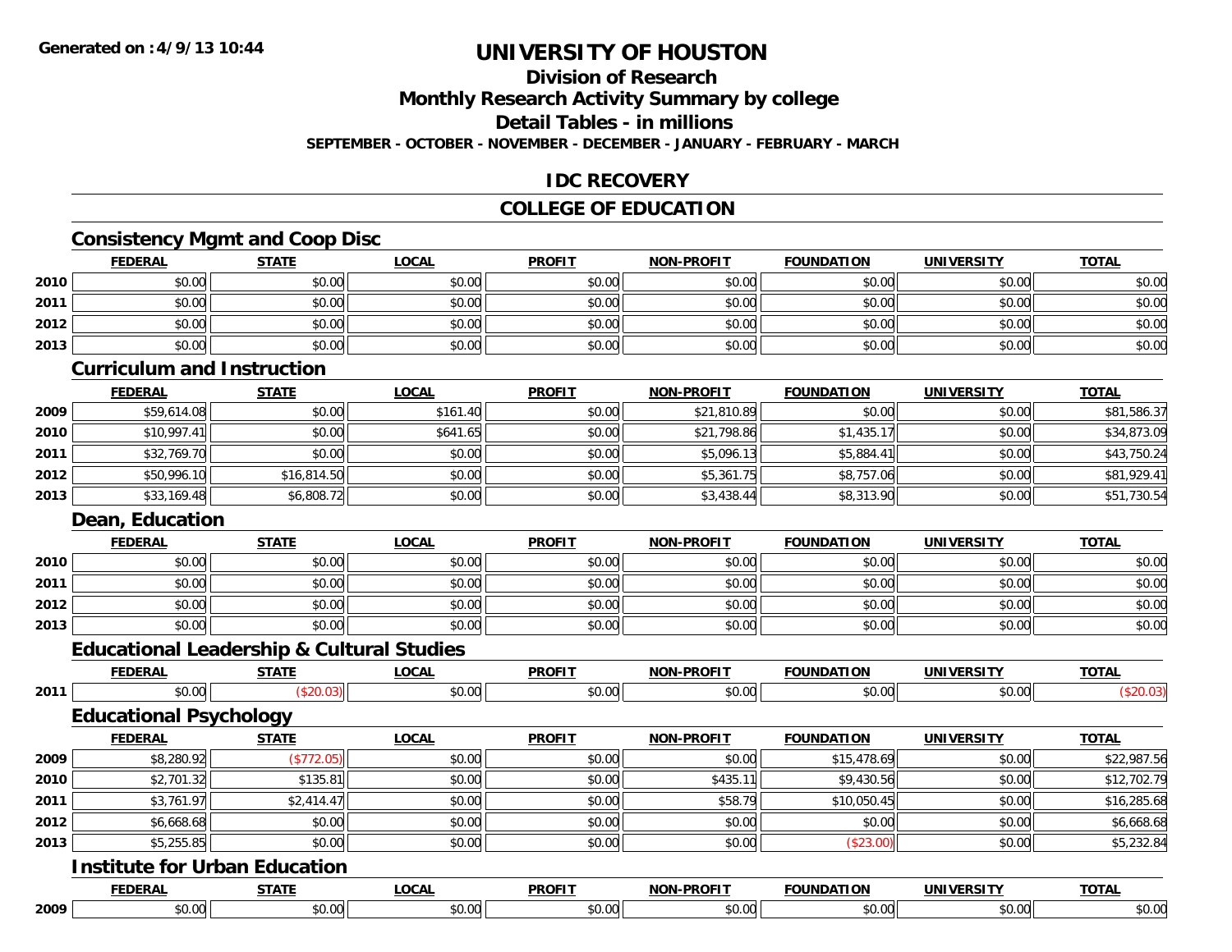Generated on :4/9/13 10:44

# UNIVERSITY OF HOUSTON

## Division of Research

## Monthly Research Activity Summary by college

## Detail Tables - in millions

**SEPTEMBER - OCTOBER - NOVEMBER - DECEMBER - JANUARY - FEBRUARY - MARCH**

## IDC RECOVERY

## COLLEGE OF EDUCATION

### Consistency Mgmt and Coop Disc

| | FEDERAL | STATE | LOCAL | PROFIT | NON-PROFIT | FOUNDATION | UNIVERSITY | TOTAL |
|---|---|---|---|---|---|---|---|---|
| 2010 | $0.00 | $0.00 | $0.00 | $0.00 | $0.00 | $0.00 | $0.00 | $0.00 |
| 2011 | $0.00 | $0.00 | $0.00 | $0.00 | $0.00 | $0.00 | $0.00 | $0.00 |
| 2012 | $0.00 | $0.00 | $0.00 | $0.00 | $0.00 | $0.00 | $0.00 | $0.00 |
| 2013 | $0.00 | $0.00 | $0.00 | $0.00 | $0.00 | $0.00 | $0.00 | $0.00 |

### Curriculum and Instruction

| | FEDERAL | STATE | LOCAL | PROFIT | NON-PROFIT | FOUNDATION | UNIVERSITY | TOTAL |
|---|---|---|---|---|---|---|---|---|
| 2009 | $59,614.08 | $0.00 | $161.40 | $0.00 | $21,810.89 | $0.00 | $0.00 | $81,586.37 |
| 2010 | $10,997.41 | $0.00 | $641.65 | $0.00 | $21,798.86 | $1,435.17 | $0.00 | $34,873.09 |
| 2011 | $32,769.70 | $0.00 | $0.00 | $0.00 | $5,096.13 | $5,884.41 | $0.00 | $43,750.24 |
| 2012 | $50,996.10 | $16,814.50 | $0.00 | $0.00 | $5,361.75 | $8,757.06 | $0.00 | $81,929.41 |
| 2013 | $33,169.48 | $6,808.72 | $0.00 | $0.00 | $3,438.44 | $8,313.90 | $0.00 | $51,730.54 |

### Dean, Education

| | FEDERAL | STATE | LOCAL | PROFIT | NON-PROFIT | FOUNDATION | UNIVERSITY | TOTAL |
|---|---|---|---|---|---|---|---|---|
| 2010 | $0.00 | $0.00 | $0.00 | $0.00 | $0.00 | $0.00 | $0.00 | $0.00 |
| 2011 | $0.00 | $0.00 | $0.00 | $0.00 | $0.00 | $0.00 | $0.00 | $0.00 |
| 2012 | $0.00 | $0.00 | $0.00 | $0.00 | $0.00 | $0.00 | $0.00 | $0.00 |
| 2013 | $0.00 | $0.00 | $0.00 | $0.00 | $0.00 | $0.00 | $0.00 | $0.00 |

### Educational Leadership & Cultural Studies

| | FEDERAL | STATE | LOCAL | PROFIT | NON-PROFIT | FOUNDATION | UNIVERSITY | TOTAL |
|---|---|---|---|---|---|---|---|---|
| 2011 | $0.00 | ($20.03) | $0.00 | $0.00 | $0.00 | $0.00 | $0.00 | ($20.03) |

### Educational Psychology

| | FEDERAL | STATE | LOCAL | PROFIT | NON-PROFIT | FOUNDATION | UNIVERSITY | TOTAL |
|---|---|---|---|---|---|---|---|---|
| 2009 | $8,280.92 | ($772.05) | $0.00 | $0.00 | $0.00 | $15,478.69 | $0.00 | $22,987.56 |
| 2010 | $2,701.32 | $135.81 | $0.00 | $0.00 | $435.11 | $9,430.56 | $0.00 | $12,702.79 |
| 2011 | $3,761.97 | $2,414.47 | $0.00 | $0.00 | $58.79 | $10,050.45 | $0.00 | $16,285.68 |
| 2012 | $6,668.68 | $0.00 | $0.00 | $0.00 | $0.00 | $0.00 | $0.00 | $6,668.68 |
| 2013 | $5,255.85 | $0.00 | $0.00 | $0.00 | $0.00 | ($23.00) | $0.00 | $5,232.84 |

### Institute for Urban Education

| | FEDERAL | STATE | LOCAL | PROFIT | NON-PROFIT | FOUNDATION | UNIVERSITY | TOTAL |
|---|---|---|---|---|---|---|---|---|
| 2009 | $0.00 | $0.00 | $0.00 | $0.00 | $0.00 | $0.00 | $0.00 | $0.00 |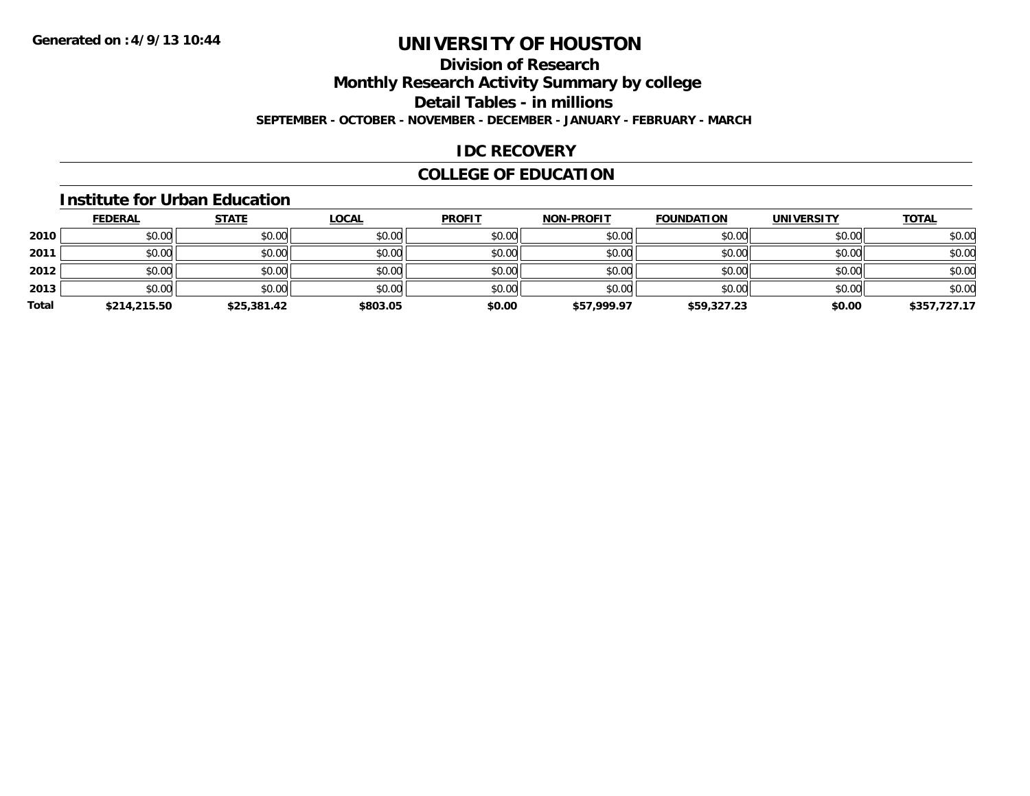Generated on :4/9/13 10:44

# UNIVERSITY OF HOUSTON

## Division of Research

## Monthly Research Activity Summary by college

## Detail Tables - in millions

**SEPTEMBER - OCTOBER - NOVEMBER - DECEMBER - JANUARY - FEBRUARY - MARCH**

## IDC RECOVERY

## COLLEGE OF EDUCATION

### Institute for Urban Education

| | FEDERAL | STATE | LOCAL | PROFIT | NON-PROFIT | FOUNDATION | UNIVERSITY | TOTAL |
|---|---|---|---|---|---|---|---|---|
| 2010 | $0.00 | $0.00 | $0.00 | $0.00 | $0.00 | $0.00 | $0.00 | $0.00 |
| 2011 | $0.00 | $0.00 | $0.00 | $0.00 | $0.00 | $0.00 | $0.00 | $0.00 |
| 2012 | $0.00 | $0.00 | $0.00 | $0.00 | $0.00 | $0.00 | $0.00 | $0.00 |
| 2013 | $0.00 | $0.00 | $0.00 | $0.00 | $0.00 | $0.00 | $0.00 | $0.00 |
| **Total** | **$214,215.50** | **$25,381.42** | **$803.05** | **$0.00** | **$57,999.97** | **$59,327.23** | **$0.00** | **$357,727.17** |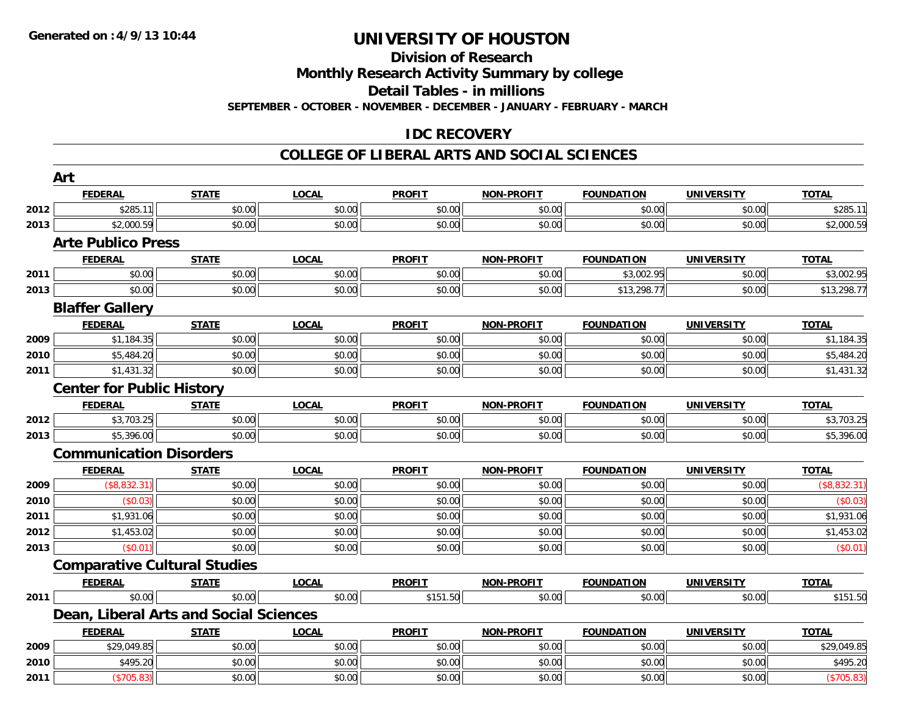Generated on :4/9/13 10:44

# UNIVERSITY OF HOUSTON

## Division of Research

## Monthly Research Activity Summary by college

## Detail Tables - in millions

**SEPTEMBER - OCTOBER - NOVEMBER - DECEMBER - JANUARY - FEBRUARY - MARCH**

## IDC RECOVERY

## COLLEGE OF LIBERAL ARTS AND SOCIAL SCIENCES

### Art

| | FEDERAL | STATE | LOCAL | PROFIT | NON-PROFIT | FOUNDATION | UNIVERSITY | TOTAL |
|---|---|---|---|---|---|---|---|---|
| 2012 | $285.11 | $0.00 | $0.00 | $0.00 | $0.00 | $0.00 | $0.00 | $285.11 |
| 2013 | $2,000.59 | $0.00 | $0.00 | $0.00 | $0.00 | $0.00 | $0.00 | $2,000.59 |

### Arte Publico Press

| | FEDERAL | STATE | LOCAL | PROFIT | NON-PROFIT | FOUNDATION | UNIVERSITY | TOTAL |
|---|---|---|---|---|---|---|---|---|
| 2011 | $0.00 | $0.00 | $0.00 | $0.00 | $0.00 | $3,002.95 | $0.00 | $3,002.95 |
| 2013 | $0.00 | $0.00 | $0.00 | $0.00 | $0.00 | $13,298.77 | $0.00 | $13,298.77 |

### Blaffer Gallery

| | FEDERAL | STATE | LOCAL | PROFIT | NON-PROFIT | FOUNDATION | UNIVERSITY | TOTAL |
|---|---|---|---|---|---|---|---|---|
| 2009 | $1,184.35 | $0.00 | $0.00 | $0.00 | $0.00 | $0.00 | $0.00 | $1,184.35 |
| 2010 | $5,484.20 | $0.00 | $0.00 | $0.00 | $0.00 | $0.00 | $0.00 | $5,484.20 |
| 2011 | $1,431.32 | $0.00 | $0.00 | $0.00 | $0.00 | $0.00 | $0.00 | $1,431.32 |

### Center for Public History

| | FEDERAL | STATE | LOCAL | PROFIT | NON-PROFIT | FOUNDATION | UNIVERSITY | TOTAL |
|---|---|---|---|---|---|---|---|---|
| 2012 | $3,703.25 | $0.00 | $0.00 | $0.00 | $0.00 | $0.00 | $0.00 | $3,703.25 |
| 2013 | $5,396.00 | $0.00 | $0.00 | $0.00 | $0.00 | $0.00 | $0.00 | $5,396.00 |

### Communication Disorders

| | FEDERAL | STATE | LOCAL | PROFIT | NON-PROFIT | FOUNDATION | UNIVERSITY | TOTAL |
|---|---|---|---|---|---|---|---|---|
| 2009 | ($8,832.31) | $0.00 | $0.00 | $0.00 | $0.00 | $0.00 | $0.00 | ($8,832.31) |
| 2010 | ($0.03) | $0.00 | $0.00 | $0.00 | $0.00 | $0.00 | $0.00 | ($0.03) |
| 2011 | $1,931.06 | $0.00 | $0.00 | $0.00 | $0.00 | $0.00 | $0.00 | $1,931.06 |
| 2012 | $1,453.02 | $0.00 | $0.00 | $0.00 | $0.00 | $0.00 | $0.00 | $1,453.02 |
| 2013 | ($0.01) | $0.00 | $0.00 | $0.00 | $0.00 | $0.00 | $0.00 | ($0.01) |

### Comparative Cultural Studies

| | FEDERAL | STATE | LOCAL | PROFIT | NON-PROFIT | FOUNDATION | UNIVERSITY | TOTAL |
|---|---|---|---|---|---|---|---|---|
| 2011 | $0.00 | $0.00 | $0.00 | $151.50 | $0.00 | $0.00 | $0.00 | $151.50 |

### Dean, Liberal Arts and Social Sciences

| | FEDERAL | STATE | LOCAL | PROFIT | NON-PROFIT | FOUNDATION | UNIVERSITY | TOTAL |
|---|---|---|---|---|---|---|---|---|
| 2009 | $29,049.85 | $0.00 | $0.00 | $0.00 | $0.00 | $0.00 | $0.00 | $29,049.85 |
| 2010 | $495.20 | $0.00 | $0.00 | $0.00 | $0.00 | $0.00 | $0.00 | $495.20 |
| 2011 | ($705.83) | $0.00 | $0.00 | $0.00 | $0.00 | $0.00 | $0.00 | ($705.83) |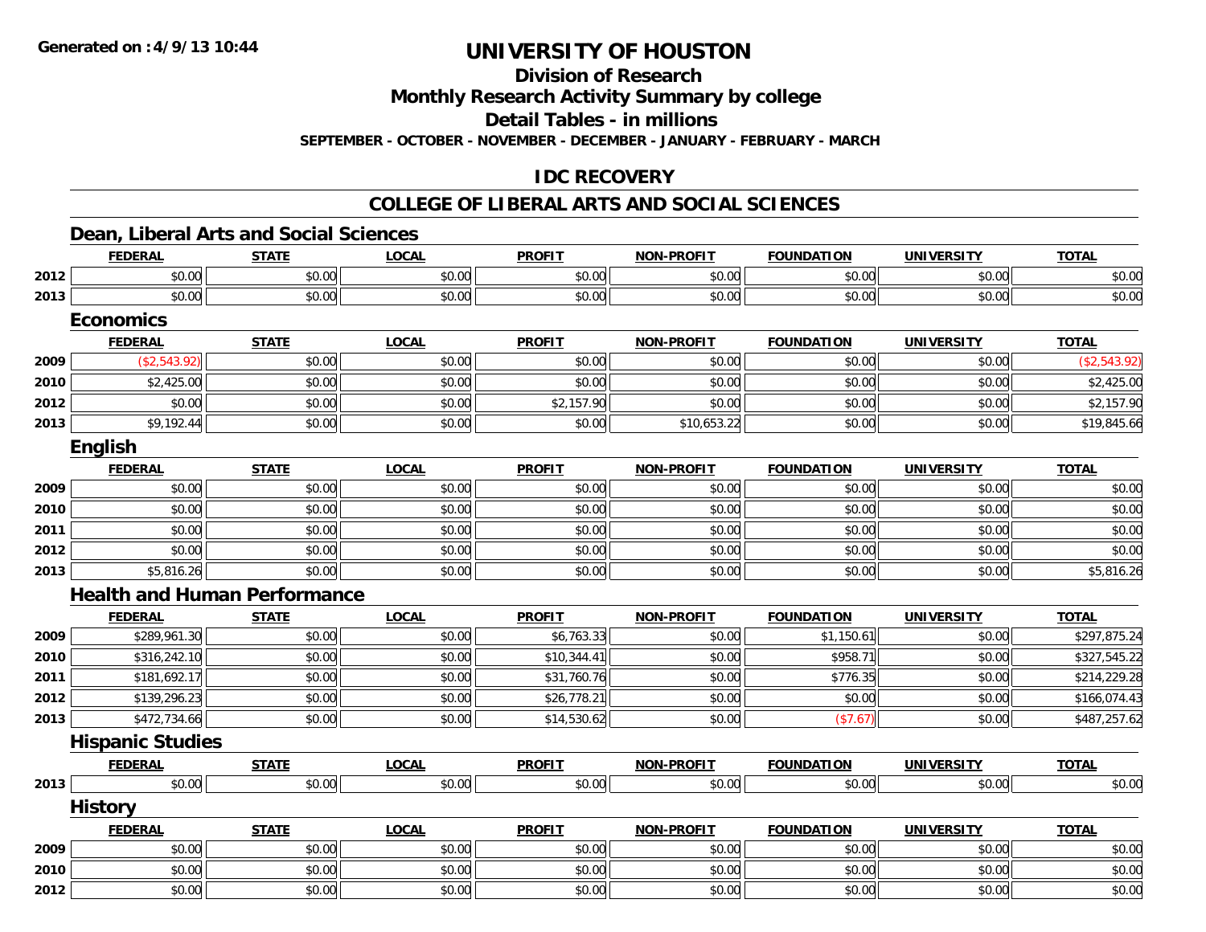**Generated on :4/9/13 10:44**

# UNIVERSITY OF HOUSTON

## Division of Research

## Monthly Research Activity Summary by college

## Detail Tables - in millions

**SEPTEMBER - OCTOBER - NOVEMBER - DECEMBER - JANUARY - FEBRUARY - MARCH**

## IDC RECOVERY

## COLLEGE OF LIBERAL ARTS AND SOCIAL SCIENCES

### Dean, Liberal Arts and Social Sciences

| | FEDERAL | STATE | LOCAL | PROFIT | NON-PROFIT | FOUNDATION | UNIVERSITY | TOTAL |
|---|---|---|---|---|---|---|---|---|
| 2012 | $0.00 | $0.00 | $0.00 | $0.00 | $0.00 | $0.00 | $0.00 | $0.00 |
| 2013 | $0.00 | $0.00 | $0.00 | $0.00 | $0.00 | $0.00 | $0.00 | $0.00 |

### Economics

| | FEDERAL | STATE | LOCAL | PROFIT | NON-PROFIT | FOUNDATION | UNIVERSITY | TOTAL |
|---|---|---|---|---|---|---|---|---|
| 2009 | ($2,543.92) | $0.00 | $0.00 | $0.00 | $0.00 | $0.00 | $0.00 | ($2,543.92) |
| 2010 | $2,425.00 | $0.00 | $0.00 | $0.00 | $0.00 | $0.00 | $0.00 | $2,425.00 |
| 2012 | $0.00 | $0.00 | $0.00 | $2,157.90 | $0.00 | $0.00 | $0.00 | $2,157.90 |
| 2013 | $9,192.44 | $0.00 | $0.00 | $0.00 | $10,653.22 | $0.00 | $0.00 | $19,845.66 |

### English

| | FEDERAL | STATE | LOCAL | PROFIT | NON-PROFIT | FOUNDATION | UNIVERSITY | TOTAL |
|---|---|---|---|---|---|---|---|---|
| 2009 | $0.00 | $0.00 | $0.00 | $0.00 | $0.00 | $0.00 | $0.00 | $0.00 |
| 2010 | $0.00 | $0.00 | $0.00 | $0.00 | $0.00 | $0.00 | $0.00 | $0.00 |
| 2011 | $0.00 | $0.00 | $0.00 | $0.00 | $0.00 | $0.00 | $0.00 | $0.00 |
| 2012 | $0.00 | $0.00 | $0.00 | $0.00 | $0.00 | $0.00 | $0.00 | $0.00 |
| 2013 | $5,816.26 | $0.00 | $0.00 | $0.00 | $0.00 | $0.00 | $0.00 | $5,816.26 |

### Health and Human Performance

| | FEDERAL | STATE | LOCAL | PROFIT | NON-PROFIT | FOUNDATION | UNIVERSITY | TOTAL |
|---|---|---|---|---|---|---|---|---|
| 2009 | $289,961.30 | $0.00 | $0.00 | $6,763.33 | $0.00 | $1,150.61 | $0.00 | $297,875.24 |
| 2010 | $316,242.10 | $0.00 | $0.00 | $10,344.41 | $0.00 | $958.71 | $0.00 | $327,545.22 |
| 2011 | $181,692.17 | $0.00 | $0.00 | $31,760.76 | $0.00 | $776.35 | $0.00 | $214,229.28 |
| 2012 | $139,296.23 | $0.00 | $0.00 | $26,778.21 | $0.00 | $0.00 | $0.00 | $166,074.43 |
| 2013 | $472,734.66 | $0.00 | $0.00 | $14,530.62 | $0.00 | ($7.67) | $0.00 | $487,257.62 |

### Hispanic Studies

| | FEDERAL | STATE | LOCAL | PROFIT | NON-PROFIT | FOUNDATION | UNIVERSITY | TOTAL |
|---|---|---|---|---|---|---|---|---|
| 2013 | $0.00 | $0.00 | $0.00 | $0.00 | $0.00 | $0.00 | $0.00 | $0.00 |

### History

| | FEDERAL | STATE | LOCAL | PROFIT | NON-PROFIT | FOUNDATION | UNIVERSITY | TOTAL |
|---|---|---|---|---|---|---|---|---|
| 2009 | $0.00 | $0.00 | $0.00 | $0.00 | $0.00 | $0.00 | $0.00 | $0.00 |
| 2010 | $0.00 | $0.00 | $0.00 | $0.00 | $0.00 | $0.00 | $0.00 | $0.00 |
| 2012 | $0.00 | $0.00 | $0.00 | $0.00 | $0.00 | $0.00 | $0.00 | $0.00 |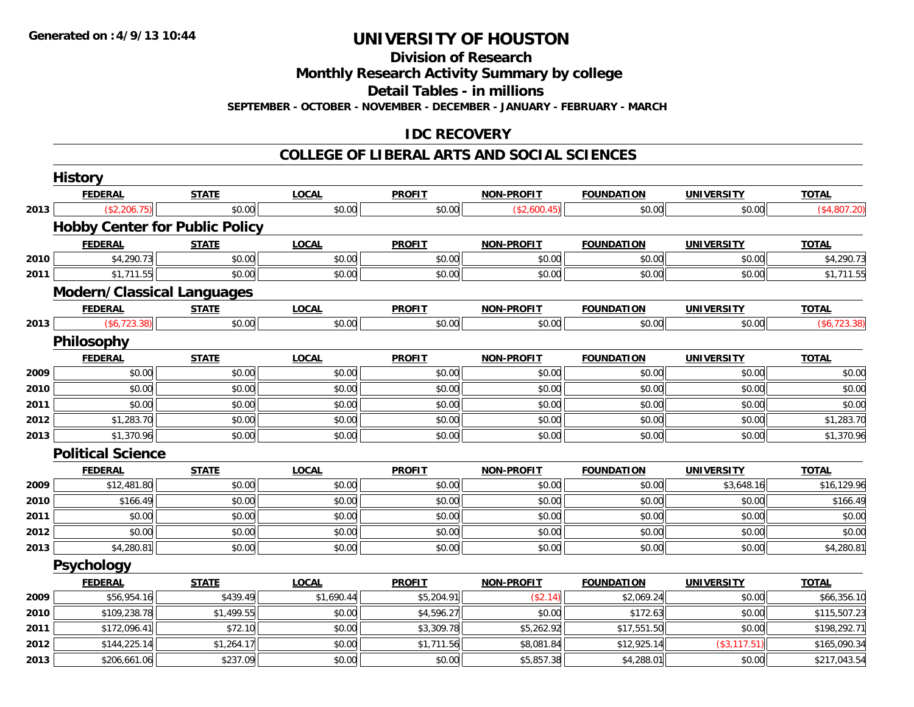Generated on :4/9/13 10:44

# UNIVERSITY OF HOUSTON

## Division of Research

## Monthly Research Activity Summary by college

## Detail Tables - in millions

**SEPTEMBER - OCTOBER - NOVEMBER - DECEMBER - JANUARY - FEBRUARY - MARCH**

## IDC RECOVERY

## COLLEGE OF LIBERAL ARTS AND SOCIAL SCIENCES

### History

| | FEDERAL | STATE | LOCAL | PROFIT | NON-PROFIT | FOUNDATION | UNIVERSITY | TOTAL |
|---|---|---|---|---|---|---|---|---|
| 2013 | ($2,206.75) | $0.00 | $0.00 | $0.00 | ($2,600.45) | $0.00 | $0.00 | ($4,807.20) |

### Hobby Center for Public Policy

| | FEDERAL | STATE | LOCAL | PROFIT | NON-PROFIT | FOUNDATION | UNIVERSITY | TOTAL |
|---|---|---|---|---|---|---|---|---|
| 2010 | $4,290.73 | $0.00 | $0.00 | $0.00 | $0.00 | $0.00 | $0.00 | $4,290.73 |
| 2011 | $1,711.55 | $0.00 | $0.00 | $0.00 | $0.00 | $0.00 | $0.00 | $1,711.55 |

### Modern/Classical Languages

| | FEDERAL | STATE | LOCAL | PROFIT | NON-PROFIT | FOUNDATION | UNIVERSITY | TOTAL |
|---|---|---|---|---|---|---|---|---|
| 2013 | ($6,723.38) | $0.00 | $0.00 | $0.00 | $0.00 | $0.00 | $0.00 | ($6,723.38) |

### Philosophy

| | FEDERAL | STATE | LOCAL | PROFIT | NON-PROFIT | FOUNDATION | UNIVERSITY | TOTAL |
|---|---|---|---|---|---|---|---|---|
| 2009 | $0.00 | $0.00 | $0.00 | $0.00 | $0.00 | $0.00 | $0.00 | $0.00 |
| 2010 | $0.00 | $0.00 | $0.00 | $0.00 | $0.00 | $0.00 | $0.00 | $0.00 |
| 2011 | $0.00 | $0.00 | $0.00 | $0.00 | $0.00 | $0.00 | $0.00 | $0.00 |
| 2012 | $1,283.70 | $0.00 | $0.00 | $0.00 | $0.00 | $0.00 | $0.00 | $1,283.70 |
| 2013 | $1,370.96 | $0.00 | $0.00 | $0.00 | $0.00 | $0.00 | $0.00 | $1,370.96 |

### Political Science

| | FEDERAL | STATE | LOCAL | PROFIT | NON-PROFIT | FOUNDATION | UNIVERSITY | TOTAL |
|---|---|---|---|---|---|---|---|---|
| 2009 | $12,481.80 | $0.00 | $0.00 | $0.00 | $0.00 | $0.00 | $3,648.16 | $16,129.96 |
| 2010 | $166.49 | $0.00 | $0.00 | $0.00 | $0.00 | $0.00 | $0.00 | $166.49 |
| 2011 | $0.00 | $0.00 | $0.00 | $0.00 | $0.00 | $0.00 | $0.00 | $0.00 |
| 2012 | $0.00 | $0.00 | $0.00 | $0.00 | $0.00 | $0.00 | $0.00 | $0.00 |
| 2013 | $4,280.81 | $0.00 | $0.00 | $0.00 | $0.00 | $0.00 | $0.00 | $4,280.81 |

### Psychology

| | FEDERAL | STATE | LOCAL | PROFIT | NON-PROFIT | FOUNDATION | UNIVERSITY | TOTAL |
|---|---|---|---|---|---|---|---|---|
| 2009 | $56,954.16 | $439.49 | $1,690.44 | $5,204.91 | ($2.14) | $2,069.24 | $0.00 | $66,356.10 |
| 2010 | $109,238.78 | $1,499.55 | $0.00 | $4,596.27 | $0.00 | $172.63 | $0.00 | $115,507.23 |
| 2011 | $172,096.41 | $72.10 | $0.00 | $3,309.78 | $5,262.92 | $17,551.50 | $0.00 | $198,292.71 |
| 2012 | $144,225.14 | $1,264.17 | $0.00 | $1,711.56 | $8,081.84 | $12,925.14 | ($3,117.51) | $165,090.34 |
| 2013 | $206,661.06 | $237.09 | $0.00 | $0.00 | $5,857.38 | $4,288.01 | $0.00 | $217,043.54 |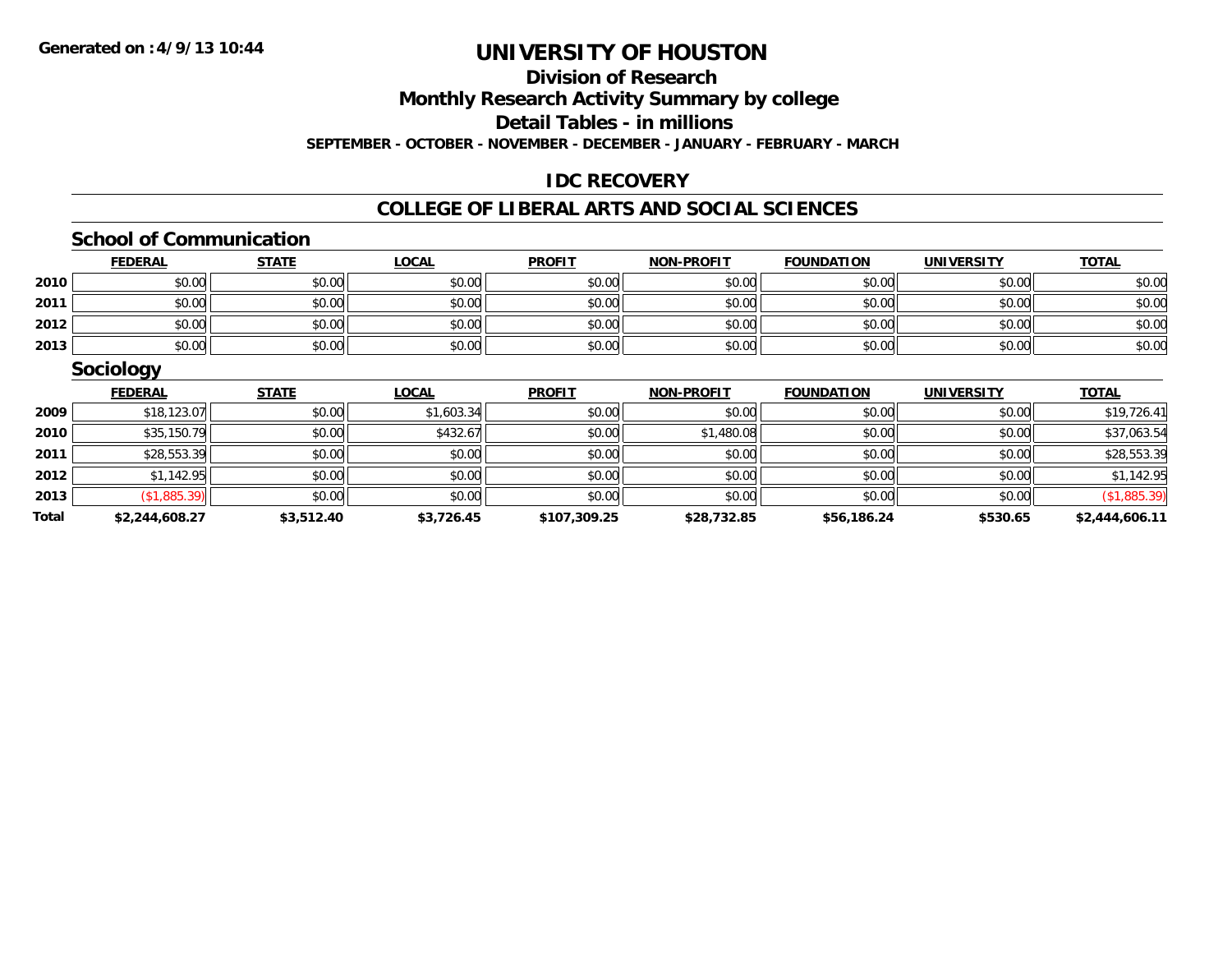**Generated on :4/9/13 10:44**

# UNIVERSITY OF HOUSTON

## Division of Research

## Monthly Research Activity Summary by college

## Detail Tables - in millions

**SEPTEMBER - OCTOBER - NOVEMBER - DECEMBER - JANUARY - FEBRUARY - MARCH**

## IDC RECOVERY

## COLLEGE OF LIBERAL ARTS AND SOCIAL SCIENCES

### School of Communication

| | FEDERAL | STATE | LOCAL | PROFIT | NON-PROFIT | FOUNDATION | UNIVERSITY | TOTAL |
|---|---|---|---|---|---|---|---|---|
| 2010 | $0.00 | $0.00 | $0.00 | $0.00 | $0.00 | $0.00 | $0.00 | $0.00 |
| 2011 | $0.00 | $0.00 | $0.00 | $0.00 | $0.00 | $0.00 | $0.00 | $0.00 |
| 2012 | $0.00 | $0.00 | $0.00 | $0.00 | $0.00 | $0.00 | $0.00 | $0.00 |
| 2013 | $0.00 | $0.00 | $0.00 | $0.00 | $0.00 | $0.00 | $0.00 | $0.00 |

### Sociology

| | FEDERAL | STATE | LOCAL | PROFIT | NON-PROFIT | FOUNDATION | UNIVERSITY | TOTAL |
|---|---|---|---|---|---|---|---|---|
| 2009 | $18,123.07 | $0.00 | $1,603.34 | $0.00 | $0.00 | $0.00 | $0.00 | $19,726.41 |
| 2010 | $35,150.79 | $0.00 | $432.67 | $0.00 | $1,480.08 | $0.00 | $0.00 | $37,063.54 |
| 2011 | $28,553.39 | $0.00 | $0.00 | $0.00 | $0.00 | $0.00 | $0.00 | $28,553.39 |
| 2012 | $1,142.95 | $0.00 | $0.00 | $0.00 | $0.00 | $0.00 | $0.00 | $1,142.95 |
| 2013 | ($1,885.39) | $0.00 | $0.00 | $0.00 | $0.00 | $0.00 | $0.00 | ($1,885.39) |
| **Total** | **$2,244,608.27** | **$3,512.40** | **$3,726.45** | **$107,309.25** | **$28,732.85** | **$56,186.24** | **$530.65** | **$2,444,606.11** |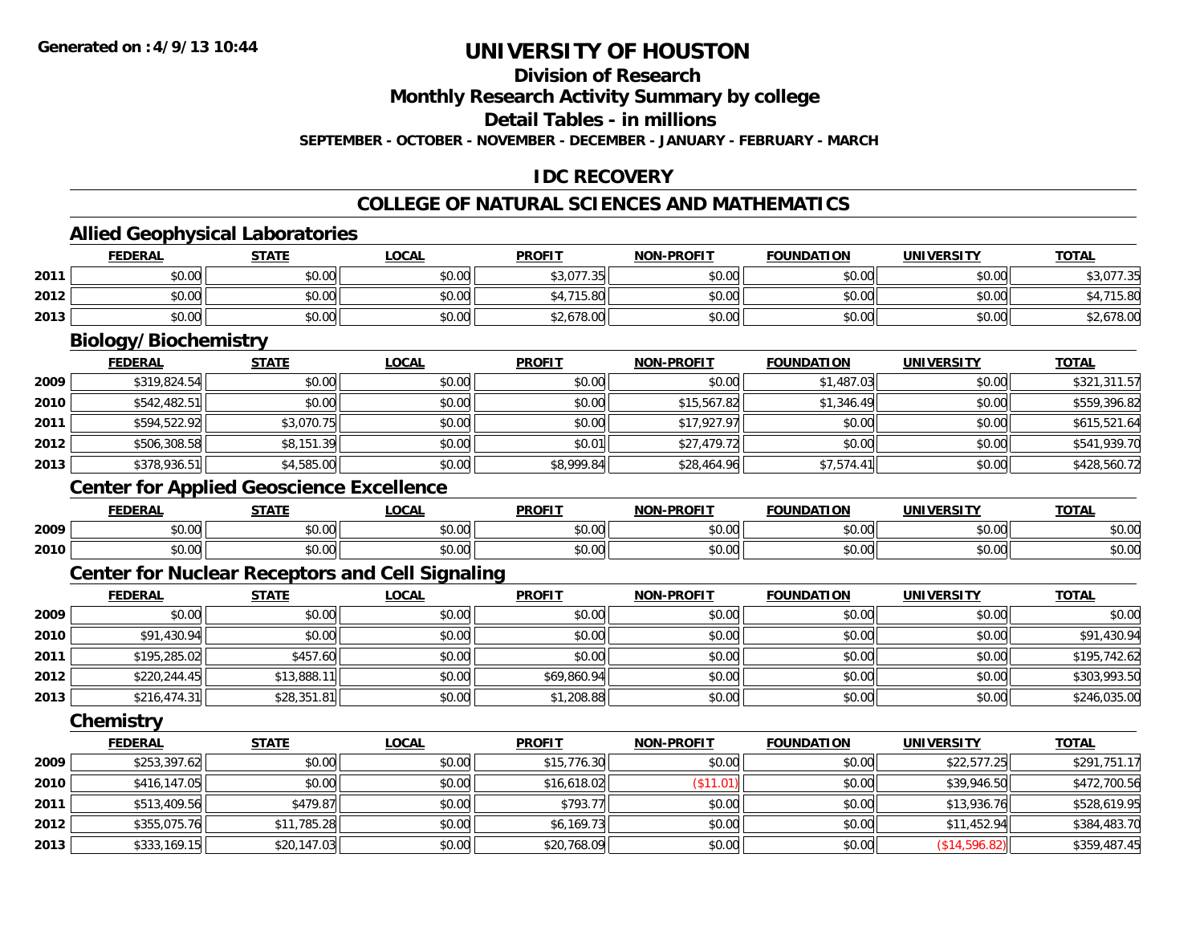# UNIVERSITY OF HOUSTON

## Division of Research

## Monthly Research Activity Summary by college

## Detail Tables - in millions

**SEPTEMBER - OCTOBER - NOVEMBER - DECEMBER - JANUARY - FEBRUARY - MARCH**

**Generated on :4/9/13 10:44**

## IDC RECOVERY

## COLLEGE OF NATURAL SCIENCES AND MATHEMATICS

### Allied Geophysical Laboratories

| | FEDERAL | STATE | LOCAL | PROFIT | NON-PROFIT | FOUNDATION | UNIVERSITY | TOTAL |
|---|---|---|---|---|---|---|---|---|
| 2011 | $0.00 | $0.00 | $0.00 | $3,077.35 | $0.00 | $0.00 | $0.00 | $3,077.35 |
| 2012 | $0.00 | $0.00 | $0.00 | $4,715.80 | $0.00 | $0.00 | $0.00 | $4,715.80 |
| 2013 | $0.00 | $0.00 | $0.00 | $2,678.00 | $0.00 | $0.00 | $0.00 | $2,678.00 |

### Biology/Biochemistry

| | FEDERAL | STATE | LOCAL | PROFIT | NON-PROFIT | FOUNDATION | UNIVERSITY | TOTAL |
|---|---|---|---|---|---|---|---|---|
| 2009 | $319,824.54 | $0.00 | $0.00 | $0.00 | $0.00 | $1,487.03 | $0.00 | $321,311.57 |
| 2010 | $542,482.51 | $0.00 | $0.00 | $0.00 | $15,567.82 | $1,346.49 | $0.00 | $559,396.82 |
| 2011 | $594,522.92 | $3,070.75 | $0.00 | $0.00 | $17,927.97 | $0.00 | $0.00 | $615,521.64 |
| 2012 | $506,308.58 | $8,151.39 | $0.00 | $0.01 | $27,479.72 | $0.00 | $0.00 | $541,939.70 |
| 2013 | $378,936.51 | $4,585.00 | $0.00 | $8,999.84 | $28,464.96 | $7,574.41 | $0.00 | $428,560.72 |

### Center for Applied Geoscience Excellence

| | FEDERAL | STATE | LOCAL | PROFIT | NON-PROFIT | FOUNDATION | UNIVERSITY | TOTAL |
|---|---|---|---|---|---|---|---|---|
| 2009 | $0.00 | $0.00 | $0.00 | $0.00 | $0.00 | $0.00 | $0.00 | $0.00 |
| 2010 | $0.00 | $0.00 | $0.00 | $0.00 | $0.00 | $0.00 | $0.00 | $0.00 |

### Center for Nuclear Receptors and Cell Signaling

| | FEDERAL | STATE | LOCAL | PROFIT | NON-PROFIT | FOUNDATION | UNIVERSITY | TOTAL |
|---|---|---|---|---|---|---|---|---|
| 2009 | $0.00 | $0.00 | $0.00 | $0.00 | $0.00 | $0.00 | $0.00 | $0.00 |
| 2010 | $91,430.94 | $0.00 | $0.00 | $0.00 | $0.00 | $0.00 | $0.00 | $91,430.94 |
| 2011 | $195,285.02 | $457.60 | $0.00 | $0.00 | $0.00 | $0.00 | $0.00 | $195,742.62 |
| 2012 | $220,244.45 | $13,888.11 | $0.00 | $69,860.94 | $0.00 | $0.00 | $0.00 | $303,993.50 |
| 2013 | $216,474.31 | $28,351.81 | $0.00 | $1,208.88 | $0.00 | $0.00 | $0.00 | $246,035.00 |

### Chemistry

| | FEDERAL | STATE | LOCAL | PROFIT | NON-PROFIT | FOUNDATION | UNIVERSITY | TOTAL |
|---|---|---|---|---|---|---|---|---|
| 2009 | $253,397.62 | $0.00 | $0.00 | $15,776.30 | $0.00 | $0.00 | $22,577.25 | $291,751.17 |
| 2010 | $416,147.05 | $0.00 | $0.00 | $16,618.02 | ($11.01) | $0.00 | $39,946.50 | $472,700.56 |
| 2011 | $513,409.56 | $479.87 | $0.00 | $793.77 | $0.00 | $0.00 | $13,936.76 | $528,619.95 |
| 2012 | $355,075.76 | $11,785.28 | $0.00 | $6,169.73 | $0.00 | $0.00 | $11,452.94 | $384,483.70 |
| 2013 | $333,169.15 | $20,147.03 | $0.00 | $20,768.09 | $0.00 | $0.00 | ($14,596.82) | $359,487.45 |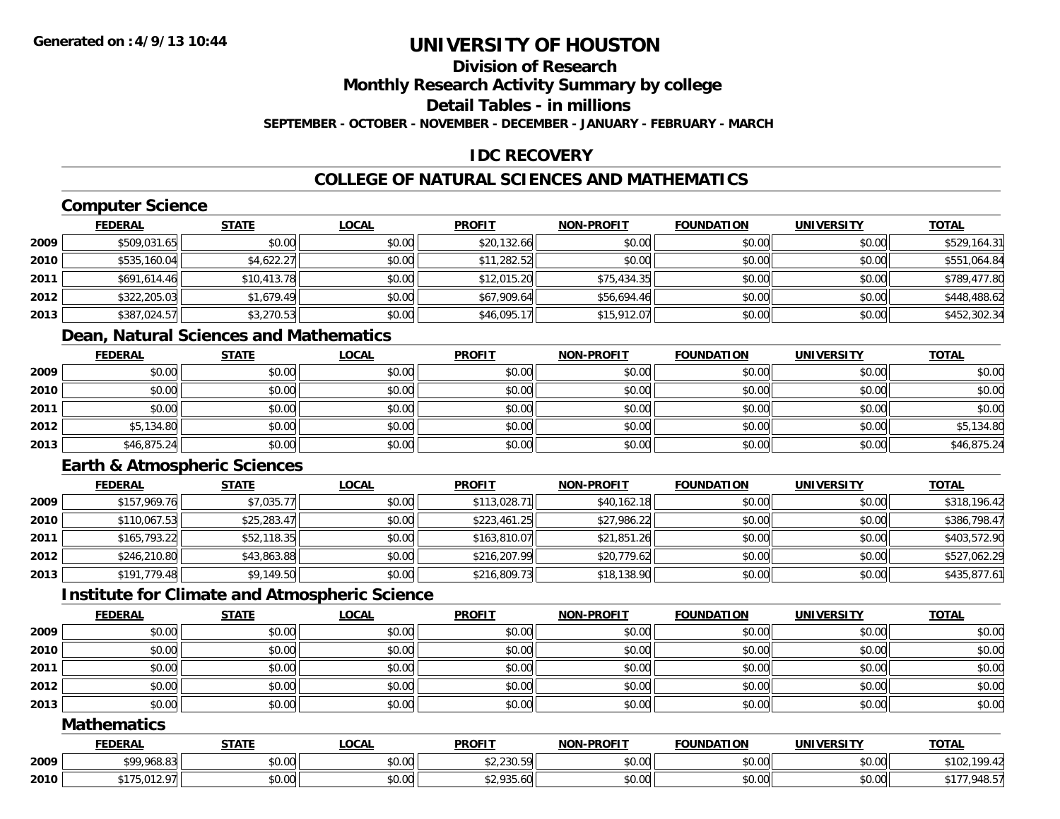Generated on :4/9/13 10:44

# UNIVERSITY OF HOUSTON

## Division of Research
## Monthly Research Activity Summary by college
## Detail Tables - in millions
**SEPTEMBER - OCTOBER - NOVEMBER - DECEMBER - JANUARY - FEBRUARY - MARCH**

## IDC RECOVERY

## COLLEGE OF NATURAL SCIENCES AND MATHEMATICS

### Computer Science

| | FEDERAL | STATE | LOCAL | PROFIT | NON-PROFIT | FOUNDATION | UNIVERSITY | TOTAL |
|---|---|---|---|---|---|---|---|---|
| 2009 | $509,031.65 | $0.00 | $0.00 | $20,132.66 | $0.00 | $0.00 | $0.00 | $529,164.31 |
| 2010 | $535,160.04 | $4,622.27 | $0.00 | $11,282.52 | $0.00 | $0.00 | $0.00 | $551,064.84 |
| 2011 | $691,614.46 | $10,413.78 | $0.00 | $12,015.20 | $75,434.35 | $0.00 | $0.00 | $789,477.80 |
| 2012 | $322,205.03 | $1,679.49 | $0.00 | $67,909.64 | $56,694.46 | $0.00 | $0.00 | $448,488.62 |
| 2013 | $387,024.57 | $3,270.53 | $0.00 | $46,095.17 | $15,912.07 | $0.00 | $0.00 | $452,302.34 |

### Dean, Natural Sciences and Mathematics

| | FEDERAL | STATE | LOCAL | PROFIT | NON-PROFIT | FOUNDATION | UNIVERSITY | TOTAL |
|---|---|---|---|---|---|---|---|---|
| 2009 | $0.00 | $0.00 | $0.00 | $0.00 | $0.00 | $0.00 | $0.00 | $0.00 |
| 2010 | $0.00 | $0.00 | $0.00 | $0.00 | $0.00 | $0.00 | $0.00 | $0.00 |
| 2011 | $0.00 | $0.00 | $0.00 | $0.00 | $0.00 | $0.00 | $0.00 | $0.00 |
| 2012 | $5,134.80 | $0.00 | $0.00 | $0.00 | $0.00 | $0.00 | $0.00 | $5,134.80 |
| 2013 | $46,875.24 | $0.00 | $0.00 | $0.00 | $0.00 | $0.00 | $0.00 | $46,875.24 |

### Earth & Atmospheric Sciences

| | FEDERAL | STATE | LOCAL | PROFIT | NON-PROFIT | FOUNDATION | UNIVERSITY | TOTAL |
|---|---|---|---|---|---|---|---|---|
| 2009 | $157,969.76 | $7,035.77 | $0.00 | $113,028.71 | $40,162.18 | $0.00 | $0.00 | $318,196.42 |
| 2010 | $110,067.53 | $25,283.47 | $0.00 | $223,461.25 | $27,986.22 | $0.00 | $0.00 | $386,798.47 |
| 2011 | $165,793.22 | $52,118.35 | $0.00 | $163,810.07 | $21,851.26 | $0.00 | $0.00 | $403,572.90 |
| 2012 | $246,210.80 | $43,863.88 | $0.00 | $216,207.99 | $20,779.62 | $0.00 | $0.00 | $527,062.29 |
| 2013 | $191,779.48 | $9,149.50 | $0.00 | $216,809.73 | $18,138.90 | $0.00 | $0.00 | $435,877.61 |

### Institute for Climate and Atmospheric Science

| | FEDERAL | STATE | LOCAL | PROFIT | NON-PROFIT | FOUNDATION | UNIVERSITY | TOTAL |
|---|---|---|---|---|---|---|---|---|
| 2009 | $0.00 | $0.00 | $0.00 | $0.00 | $0.00 | $0.00 | $0.00 | $0.00 |
| 2010 | $0.00 | $0.00 | $0.00 | $0.00 | $0.00 | $0.00 | $0.00 | $0.00 |
| 2011 | $0.00 | $0.00 | $0.00 | $0.00 | $0.00 | $0.00 | $0.00 | $0.00 |
| 2012 | $0.00 | $0.00 | $0.00 | $0.00 | $0.00 | $0.00 | $0.00 | $0.00 |
| 2013 | $0.00 | $0.00 | $0.00 | $0.00 | $0.00 | $0.00 | $0.00 | $0.00 |

### Mathematics

| | FEDERAL | STATE | LOCAL | PROFIT | NON-PROFIT | FOUNDATION | UNIVERSITY | TOTAL |
|---|---|---|---|---|---|---|---|---|
| 2009 | $99,968.83 | $0.00 | $0.00 | $2,230.59 | $0.00 | $0.00 | $0.00 | $102,199.42 |
| 2010 | $175,012.97 | $0.00 | $0.00 | $2,935.60 | $0.00 | $0.00 | $0.00 | $177,948.57 |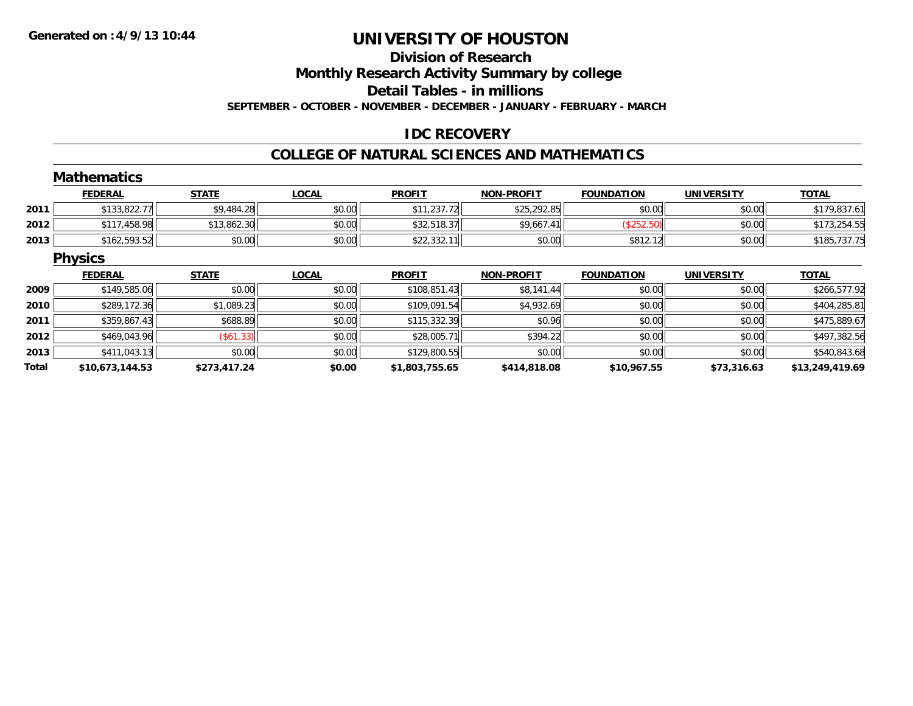**Generated on :4/9/13 10:44**

# UNIVERSITY OF HOUSTON

## Division of Research

## Monthly Research Activity Summary by college

## Detail Tables - in millions

**SEPTEMBER - OCTOBER - NOVEMBER - DECEMBER - JANUARY - FEBRUARY - MARCH**

## IDC RECOVERY

## COLLEGE OF NATURAL SCIENCES AND MATHEMATICS

### Mathematics

| | FEDERAL | STATE | LOCAL | PROFIT | NON-PROFIT | FOUNDATION | UNIVERSITY | TOTAL |
|---|---|---|---|---|---|---|---|---|
| 2011 | $133,822.77 | $9,484.28 | $0.00 | $11,237.72 | $25,292.85 | $0.00 | $0.00 | $179,837.61 |
| 2012 | $117,458.98 | $13,862.30 | $0.00 | $32,518.37 | $9,667.41 | ($252.50) | $0.00 | $173,254.55 |
| 2013 | $162,593.52 | $0.00 | $0.00 | $22,332.11 | $0.00 | $812.12 | $0.00 | $185,737.75 |

### Physics

| | FEDERAL | STATE | LOCAL | PROFIT | NON-PROFIT | FOUNDATION | UNIVERSITY | TOTAL |
|---|---|---|---|---|---|---|---|---|
| 2009 | $149,585.06 | $0.00 | $0.00 | $108,851.43 | $8,141.44 | $0.00 | $0.00 | $266,577.92 |
| 2010 | $289,172.36 | $1,089.23 | $0.00 | $109,091.54 | $4,932.69 | $0.00 | $0.00 | $404,285.81 |
| 2011 | $359,867.43 | $688.89 | $0.00 | $115,332.39 | $0.96 | $0.00 | $0.00 | $475,889.67 |
| 2012 | $469,043.96 | ($61.33) | $0.00 | $28,005.71 | $394.22 | $0.00 | $0.00 | $497,382.56 |
| 2013 | $411,043.13 | $0.00 | $0.00 | $129,800.55 | $0.00 | $0.00 | $0.00 | $540,843.68 |
| **Total** | **$10,673,144.53** | **$273,417.24** | **$0.00** | **$1,803,755.65** | **$414,818.08** | **$10,967.55** | **$73,316.63** | **$13,249,419.69** |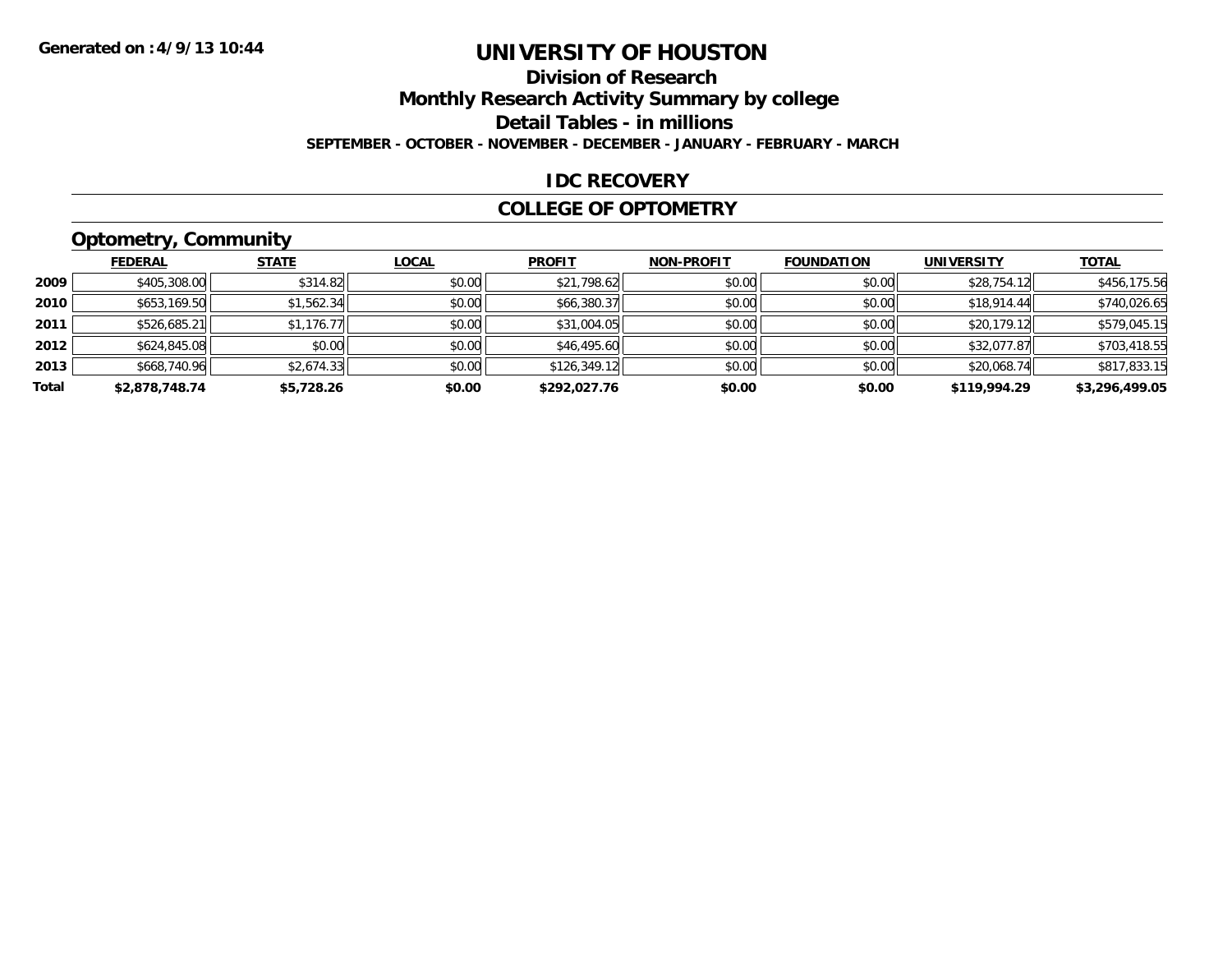# UNIVERSITY OF HOUSTON

## Division of Research

## Monthly Research Activity Summary by college

## Detail Tables - in millions

**SEPTEMBER - OCTOBER - NOVEMBER - DECEMBER - JANUARY - FEBRUARY - MARCH**

## IDC RECOVERY

## COLLEGE OF OPTOMETRY

### Optometry, Community

| | FEDERAL | STATE | LOCAL | PROFIT | NON-PROFIT | FOUNDATION | UNIVERSITY | TOTAL |
|---|---|---|---|---|---|---|---|---|
| 2009 | $405,308.00 | $314.82 | $0.00 | $21,798.62 | $0.00 | $0.00 | $28,754.12 | $456,175.56 |
| 2010 | $653,169.50 | $1,562.34 | $0.00 | $66,380.37 | $0.00 | $0.00 | $18,914.44 | $740,026.65 |
| 2011 | $526,685.21 | $1,176.77 | $0.00 | $31,004.05 | $0.00 | $0.00 | $20,179.12 | $579,045.15 |
| 2012 | $624,845.08 | $0.00 | $0.00 | $46,495.60 | $0.00 | $0.00 | $32,077.87 | $703,418.55 |
| 2013 | $668,740.96 | $2,674.33 | $0.00 | $126,349.12 | $0.00 | $0.00 | $20,068.74 | $817,833.15 |
| **Total** | **$2,878,748.74** | **$5,728.26** | **$0.00** | **$292,027.76** | **$0.00** | **$0.00** | **$119,994.29** | **$3,296,499.05** |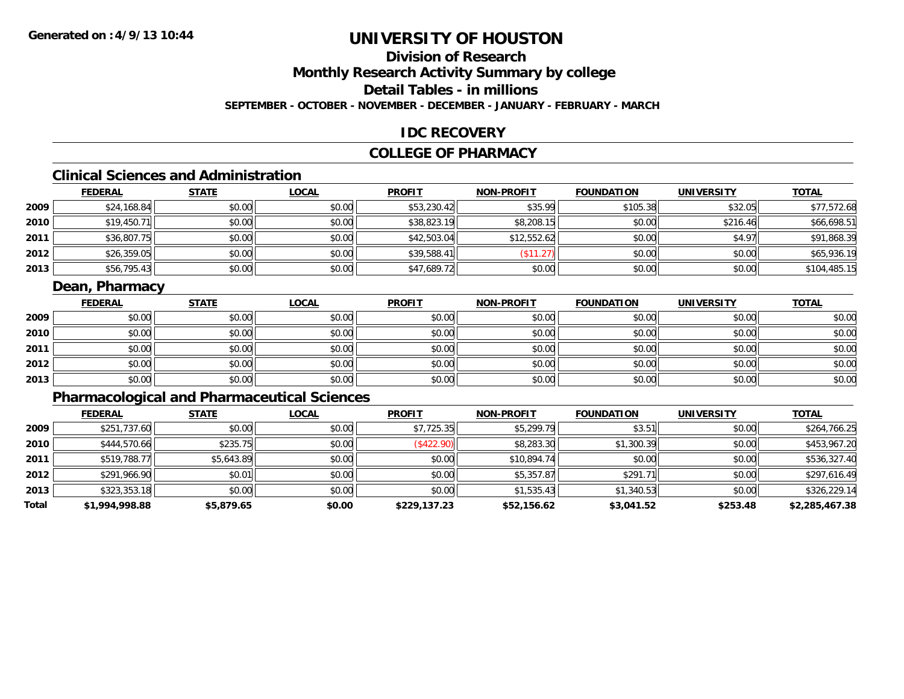**Generated on :4/9/13 10:44**

# UNIVERSITY OF HOUSTON

## Division of Research

## Monthly Research Activity Summary by college

## Detail Tables - in millions

**SEPTEMBER - OCTOBER - NOVEMBER - DECEMBER - JANUARY - FEBRUARY - MARCH**

## IDC RECOVERY

## COLLEGE OF PHARMACY

### Clinical Sciences and Administration

| | FEDERAL | STATE | LOCAL | PROFIT | NON-PROFIT | FOUNDATION | UNIVERSITY | TOTAL |
|---|---|---|---|---|---|---|---|---|
| 2009 | $24,168.84 | $0.00 | $0.00 | $53,230.42 | $35.99 | $105.38 | $32.05 | $77,572.68 |
| 2010 | $19,450.71 | $0.00 | $0.00 | $38,823.19 | $8,208.15 | $0.00 | $216.46 | $66,698.51 |
| 2011 | $36,807.75 | $0.00 | $0.00 | $42,503.04 | $12,552.62 | $0.00 | $4.97 | $91,868.39 |
| 2012 | $26,359.05 | $0.00 | $0.00 | $39,588.41 | ($11.27) | $0.00 | $0.00 | $65,936.19 |
| 2013 | $56,795.43 | $0.00 | $0.00 | $47,689.72 | $0.00 | $0.00 | $0.00 | $104,485.15 |

### Dean, Pharmacy

| | FEDERAL | STATE | LOCAL | PROFIT | NON-PROFIT | FOUNDATION | UNIVERSITY | TOTAL |
|---|---|---|---|---|---|---|---|---|
| 2009 | $0.00 | $0.00 | $0.00 | $0.00 | $0.00 | $0.00 | $0.00 | $0.00 |
| 2010 | $0.00 | $0.00 | $0.00 | $0.00 | $0.00 | $0.00 | $0.00 | $0.00 |
| 2011 | $0.00 | $0.00 | $0.00 | $0.00 | $0.00 | $0.00 | $0.00 | $0.00 |
| 2012 | $0.00 | $0.00 | $0.00 | $0.00 | $0.00 | $0.00 | $0.00 | $0.00 |
| 2013 | $0.00 | $0.00 | $0.00 | $0.00 | $0.00 | $0.00 | $0.00 | $0.00 |

### Pharmacological and Pharmaceutical Sciences

| | FEDERAL | STATE | LOCAL | PROFIT | NON-PROFIT | FOUNDATION | UNIVERSITY | TOTAL |
|---|---|---|---|---|---|---|---|---|
| 2009 | $251,737.60 | $0.00 | $0.00 | $7,725.35 | $5,299.79 | $3.51 | $0.00 | $264,766.25 |
| 2010 | $444,570.66 | $235.75 | $0.00 | ($422.90) | $8,283.30 | $1,300.39 | $0.00 | $453,967.20 |
| 2011 | $519,788.77 | $5,643.89 | $0.00 | $0.00 | $10,894.74 | $0.00 | $0.00 | $536,327.40 |
| 2012 | $291,966.90 | $0.01 | $0.00 | $0.00 | $5,357.87 | $291.71 | $0.00 | $297,616.49 |
| 2013 | $323,353.18 | $0.00 | $0.00 | $0.00 | $1,535.43 | $1,340.53 | $0.00 | $326,229.14 |
| **Total** | **$1,994,998.88** | **$5,879.65** | **$0.00** | **$229,137.23** | **$52,156.62** | **$3,041.52** | **$253.48** | **$2,285,467.38** |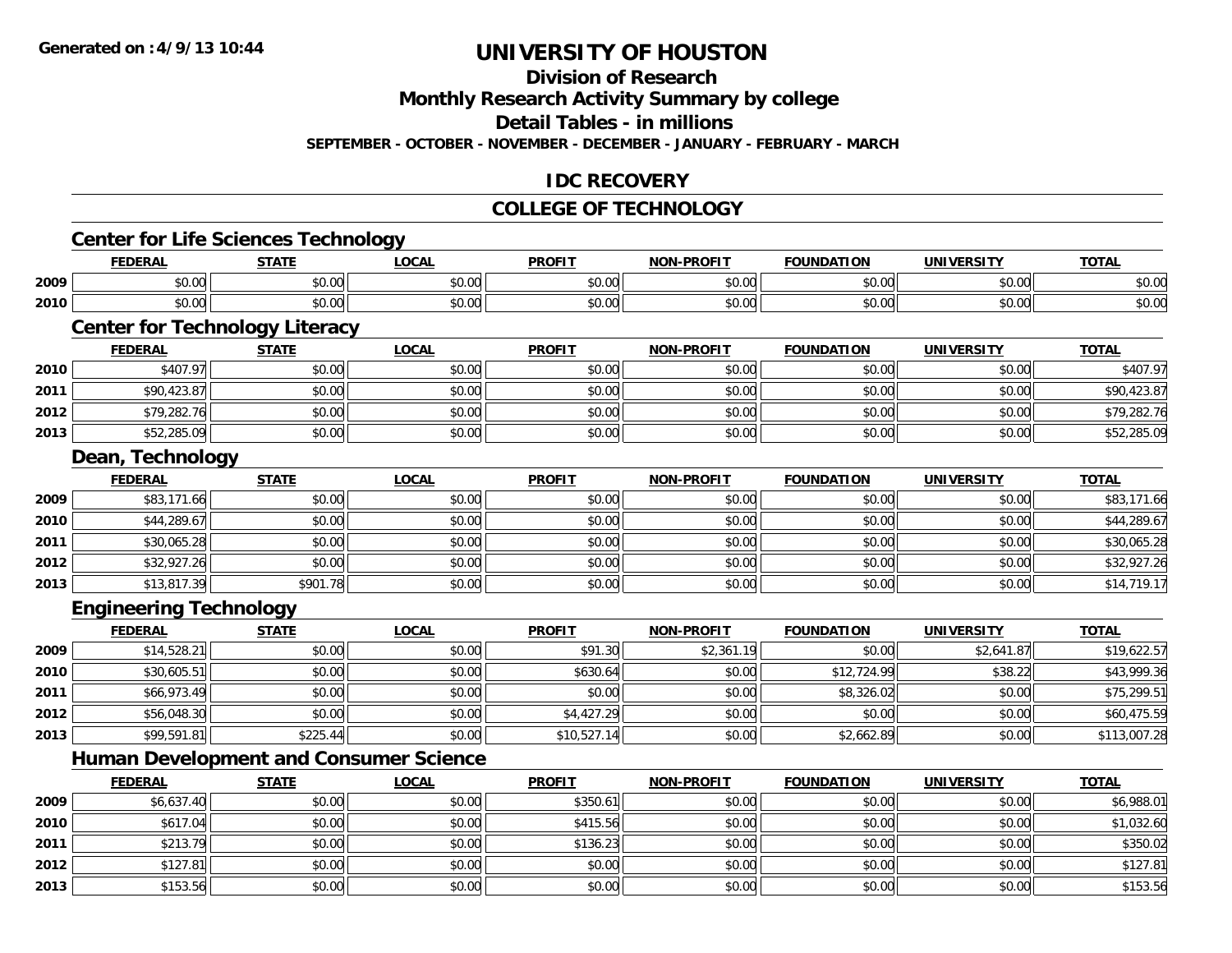**Generated on :4/9/13 10:44**

# UNIVERSITY OF HOUSTON

## Division of Research

## Monthly Research Activity Summary by college

## Detail Tables - in millions

**SEPTEMBER - OCTOBER - NOVEMBER - DECEMBER - JANUARY - FEBRUARY - MARCH**

## IDC RECOVERY

## COLLEGE OF TECHNOLOGY

### Center for Life Sciences Technology

| | FEDERAL | STATE | LOCAL | PROFIT | NON-PROFIT | FOUNDATION | UNIVERSITY | TOTAL |
|---|---|---|---|---|---|---|---|---|
| 2009 | $0.00 | $0.00 | $0.00 | $0.00 | $0.00 | $0.00 | $0.00 | $0.00 |
| 2010 | $0.00 | $0.00 | $0.00 | $0.00 | $0.00 | $0.00 | $0.00 | $0.00 |

### Center for Technology Literacy

| | FEDERAL | STATE | LOCAL | PROFIT | NON-PROFIT | FOUNDATION | UNIVERSITY | TOTAL |
|---|---|---|---|---|---|---|---|---|
| 2010 | $407.97 | $0.00 | $0.00 | $0.00 | $0.00 | $0.00 | $0.00 | $407.97 |
| 2011 | $90,423.87 | $0.00 | $0.00 | $0.00 | $0.00 | $0.00 | $0.00 | $90,423.87 |
| 2012 | $79,282.76 | $0.00 | $0.00 | $0.00 | $0.00 | $0.00 | $0.00 | $79,282.76 |
| 2013 | $52,285.09 | $0.00 | $0.00 | $0.00 | $0.00 | $0.00 | $0.00 | $52,285.09 |

### Dean, Technology

| | FEDERAL | STATE | LOCAL | PROFIT | NON-PROFIT | FOUNDATION | UNIVERSITY | TOTAL |
|---|---|---|---|---|---|---|---|---|
| 2009 | $83,171.66 | $0.00 | $0.00 | $0.00 | $0.00 | $0.00 | $0.00 | $83,171.66 |
| 2010 | $44,289.67 | $0.00 | $0.00 | $0.00 | $0.00 | $0.00 | $0.00 | $44,289.67 |
| 2011 | $30,065.28 | $0.00 | $0.00 | $0.00 | $0.00 | $0.00 | $0.00 | $30,065.28 |
| 2012 | $32,927.26 | $0.00 | $0.00 | $0.00 | $0.00 | $0.00 | $0.00 | $32,927.26 |
| 2013 | $13,817.39 | $901.78 | $0.00 | $0.00 | $0.00 | $0.00 | $0.00 | $14,719.17 |

### Engineering Technology

| | FEDERAL | STATE | LOCAL | PROFIT | NON-PROFIT | FOUNDATION | UNIVERSITY | TOTAL |
|---|---|---|---|---|---|---|---|---|
| 2009 | $14,528.21 | $0.00 | $0.00 | $91.30 | $2,361.19 | $0.00 | $2,641.87 | $19,622.57 |
| 2010 | $30,605.51 | $0.00 | $0.00 | $630.64 | $0.00 | $12,724.99 | $38.22 | $43,999.36 |
| 2011 | $66,973.49 | $0.00 | $0.00 | $0.00 | $0.00 | $8,326.02 | $0.00 | $75,299.51 |
| 2012 | $56,048.30 | $0.00 | $0.00 | $4,427.29 | $0.00 | $0.00 | $0.00 | $60,475.59 |
| 2013 | $99,591.81 | $225.44 | $0.00 | $10,527.14 | $0.00 | $2,662.89 | $0.00 | $113,007.28 |

### Human Development and Consumer Science

| | FEDERAL | STATE | LOCAL | PROFIT | NON-PROFIT | FOUNDATION | UNIVERSITY | TOTAL |
|---|---|---|---|---|---|---|---|---|
| 2009 | $6,637.40 | $0.00 | $0.00 | $350.61 | $0.00 | $0.00 | $0.00 | $6,988.01 |
| 2010 | $617.04 | $0.00 | $0.00 | $415.56 | $0.00 | $0.00 | $0.00 | $1,032.60 |
| 2011 | $213.79 | $0.00 | $0.00 | $136.23 | $0.00 | $0.00 | $0.00 | $350.02 |
| 2012 | $127.81 | $0.00 | $0.00 | $0.00 | $0.00 | $0.00 | $0.00 | $127.81 |
| 2013 | $153.56 | $0.00 | $0.00 | $0.00 | $0.00 | $0.00 | $0.00 | $153.56 |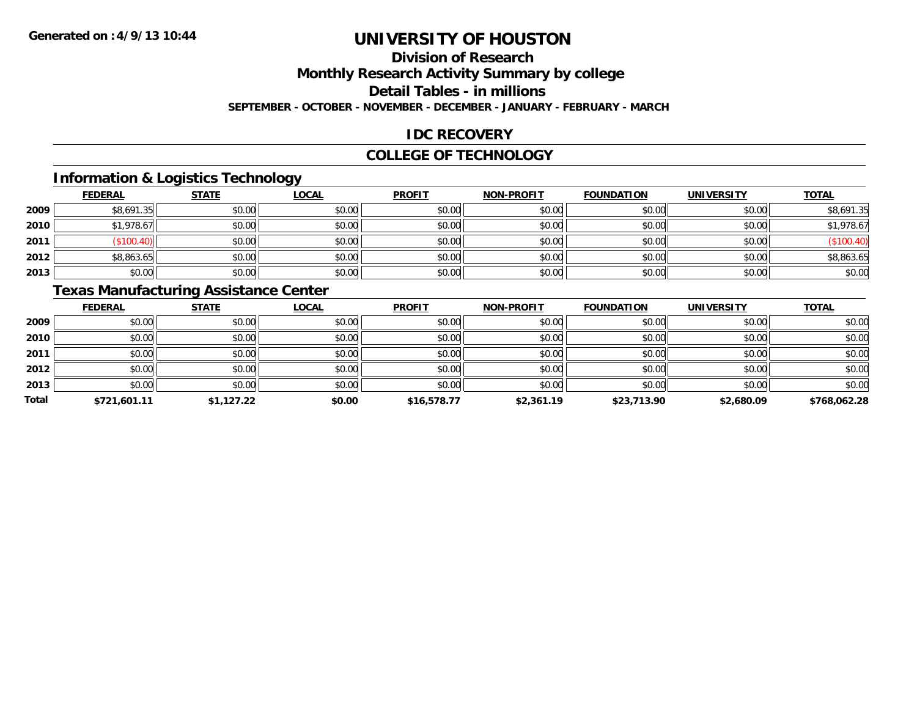**Generated on :4/9/13 10:44**

# UNIVERSITY OF HOUSTON

## Division of Research

## Monthly Research Activity Summary by college

## Detail Tables - in millions

**SEPTEMBER - OCTOBER - NOVEMBER - DECEMBER - JANUARY - FEBRUARY - MARCH**

## IDC RECOVERY

## COLLEGE OF TECHNOLOGY

### Information & Logistics Technology

| | FEDERAL | STATE | LOCAL | PROFIT | NON-PROFIT | FOUNDATION | UNIVERSITY | TOTAL |
|---|---|---|---|---|---|---|---|---|
| 2009 | $8,691.35 | $0.00 | $0.00 | $0.00 | $0.00 | $0.00 | $0.00 | $8,691.35 |
| 2010 | $1,978.67 | $0.00 | $0.00 | $0.00 | $0.00 | $0.00 | $0.00 | $1,978.67 |
| 2011 | ($100.40) | $0.00 | $0.00 | $0.00 | $0.00 | $0.00 | $0.00 | ($100.40) |
| 2012 | $8,863.65 | $0.00 | $0.00 | $0.00 | $0.00 | $0.00 | $0.00 | $8,863.65 |
| 2013 | $0.00 | $0.00 | $0.00 | $0.00 | $0.00 | $0.00 | $0.00 | $0.00 |

### Texas Manufacturing Assistance Center

| | FEDERAL | STATE | LOCAL | PROFIT | NON-PROFIT | FOUNDATION | UNIVERSITY | TOTAL |
|---|---|---|---|---|---|---|---|---|
| 2009 | $0.00 | $0.00 | $0.00 | $0.00 | $0.00 | $0.00 | $0.00 | $0.00 |
| 2010 | $0.00 | $0.00 | $0.00 | $0.00 | $0.00 | $0.00 | $0.00 | $0.00 |
| 2011 | $0.00 | $0.00 | $0.00 | $0.00 | $0.00 | $0.00 | $0.00 | $0.00 |
| 2012 | $0.00 | $0.00 | $0.00 | $0.00 | $0.00 | $0.00 | $0.00 | $0.00 |
| 2013 | $0.00 | $0.00 | $0.00 | $0.00 | $0.00 | $0.00 | $0.00 | $0.00 |
| **Total** | **$721,601.11** | **$1,127.22** | **$0.00** | **$16,578.77** | **$2,361.19** | **$23,713.90** | **$2,680.09** | **$768,062.28** |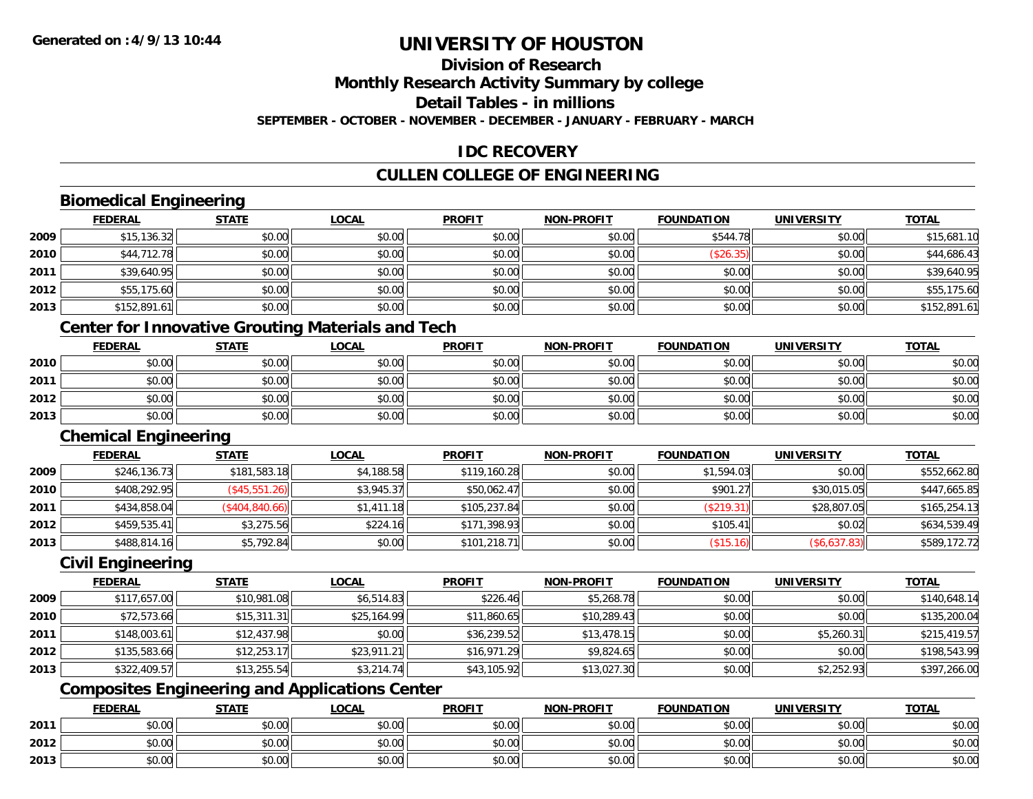**Generated on :4/9/13 10:44**

# UNIVERSITY OF HOUSTON

## Division of Research

## Monthly Research Activity Summary by college

## Detail Tables - in millions

**SEPTEMBER - OCTOBER - NOVEMBER - DECEMBER - JANUARY - FEBRUARY - MARCH**

## IDC RECOVERY

## CULLEN COLLEGE OF ENGINEERING

### Biomedical Engineering

| | FEDERAL | STATE | LOCAL | PROFIT | NON-PROFIT | FOUNDATION | UNIVERSITY | TOTAL |
|---|---|---|---|---|---|---|---|---|
| 2009 | $15,136.32 | $0.00 | $0.00 | $0.00 | $0.00 | $544.78 | $0.00 | $15,681.10 |
| 2010 | $44,712.78 | $0.00 | $0.00 | $0.00 | $0.00 | ($26.35) | $0.00 | $44,686.43 |
| 2011 | $39,640.95 | $0.00 | $0.00 | $0.00 | $0.00 | $0.00 | $0.00 | $39,640.95 |
| 2012 | $55,175.60 | $0.00 | $0.00 | $0.00 | $0.00 | $0.00 | $0.00 | $55,175.60 |
| 2013 | $152,891.61 | $0.00 | $0.00 | $0.00 | $0.00 | $0.00 | $0.00 | $152,891.61 |

### Center for Innovative Grouting Materials and Tech

| | FEDERAL | STATE | LOCAL | PROFIT | NON-PROFIT | FOUNDATION | UNIVERSITY | TOTAL |
|---|---|---|---|---|---|---|---|---|
| 2010 | $0.00 | $0.00 | $0.00 | $0.00 | $0.00 | $0.00 | $0.00 | $0.00 |
| 2011 | $0.00 | $0.00 | $0.00 | $0.00 | $0.00 | $0.00 | $0.00 | $0.00 |
| 2012 | $0.00 | $0.00 | $0.00 | $0.00 | $0.00 | $0.00 | $0.00 | $0.00 |
| 2013 | $0.00 | $0.00 | $0.00 | $0.00 | $0.00 | $0.00 | $0.00 | $0.00 |

### Chemical Engineering

| | FEDERAL | STATE | LOCAL | PROFIT | NON-PROFIT | FOUNDATION | UNIVERSITY | TOTAL |
|---|---|---|---|---|---|---|---|---|
| 2009 | $246,136.73 | $181,583.18 | $4,188.58 | $119,160.28 | $0.00 | $1,594.03 | $0.00 | $552,662.80 |
| 2010 | $408,292.95 | ($45,551.26) | $3,945.37 | $50,062.47 | $0.00 | $901.27 | $30,015.05 | $447,665.85 |
| 2011 | $434,858.04 | ($404,840.66) | $1,411.18 | $105,237.84 | $0.00 | ($219.31) | $28,807.05 | $165,254.13 |
| 2012 | $459,535.41 | $3,275.56 | $224.16 | $171,398.93 | $0.00 | $105.41 | $0.02 | $634,539.49 |
| 2013 | $488,814.16 | $5,792.84 | $0.00 | $101,218.71 | $0.00 | ($15.16) | ($6,637.83) | $589,172.72 |

### Civil Engineering

| | FEDERAL | STATE | LOCAL | PROFIT | NON-PROFIT | FOUNDATION | UNIVERSITY | TOTAL |
|---|---|---|---|---|---|---|---|---|
| 2009 | $117,657.00 | $10,981.08 | $6,514.83 | $226.46 | $5,268.78 | $0.00 | $0.00 | $140,648.14 |
| 2010 | $72,573.66 | $15,311.31 | $25,164.99 | $11,860.65 | $10,289.43 | $0.00 | $0.00 | $135,200.04 |
| 2011 | $148,003.61 | $12,437.98 | $0.00 | $36,239.52 | $13,478.15 | $0.00 | $5,260.31 | $215,419.57 |
| 2012 | $135,583.66 | $12,253.17 | $23,911.21 | $16,971.29 | $9,824.65 | $0.00 | $0.00 | $198,543.99 |
| 2013 | $322,409.57 | $13,255.54 | $3,214.74 | $43,105.92 | $13,027.30 | $0.00 | $2,252.93 | $397,266.00 |

### Composites Engineering and Applications Center

| | FEDERAL | STATE | LOCAL | PROFIT | NON-PROFIT | FOUNDATION | UNIVERSITY | TOTAL |
|---|---|---|---|---|---|---|---|---|
| 2011 | $0.00 | $0.00 | $0.00 | $0.00 | $0.00 | $0.00 | $0.00 | $0.00 |
| 2012 | $0.00 | $0.00 | $0.00 | $0.00 | $0.00 | $0.00 | $0.00 | $0.00 |
| 2013 | $0.00 | $0.00 | $0.00 | $0.00 | $0.00 | $0.00 | $0.00 | $0.00 |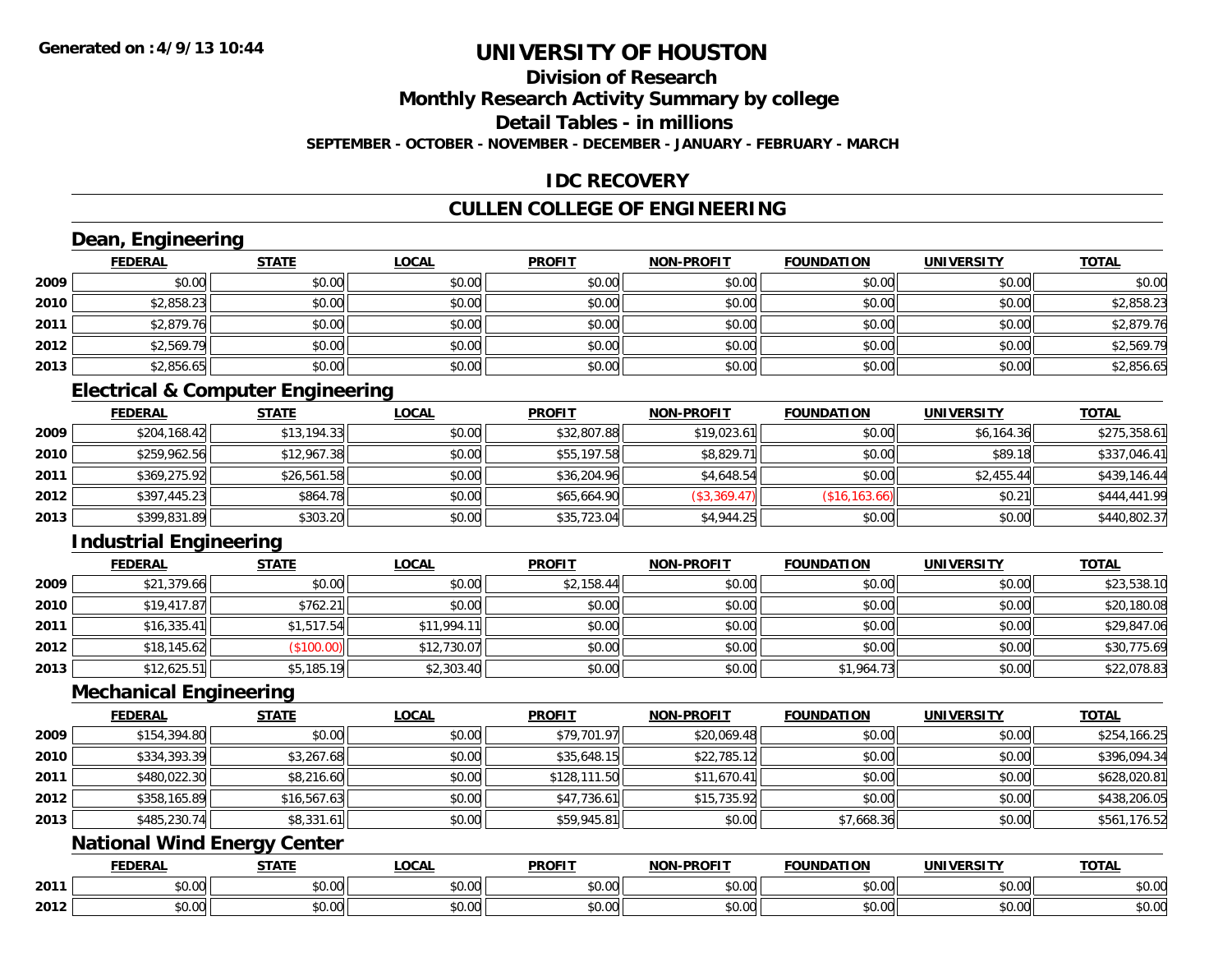Generated on :4/9/13 10:44

# UNIVERSITY OF HOUSTON

## Division of Research

## Monthly Research Activity Summary by college

## Detail Tables - in millions

**SEPTEMBER - OCTOBER - NOVEMBER - DECEMBER - JANUARY - FEBRUARY - MARCH**

## IDC RECOVERY

## CULLEN COLLEGE OF ENGINEERING

### Dean, Engineering

| | FEDERAL | STATE | LOCAL | PROFIT | NON-PROFIT | FOUNDATION | UNIVERSITY | TOTAL |
|---|---|---|---|---|---|---|---|---|
| 2009 | $0.00 | $0.00 | $0.00 | $0.00 | $0.00 | $0.00 | $0.00 | $0.00 |
| 2010 | $2,858.23 | $0.00 | $0.00 | $0.00 | $0.00 | $0.00 | $0.00 | $2,858.23 |
| 2011 | $2,879.76 | $0.00 | $0.00 | $0.00 | $0.00 | $0.00 | $0.00 | $2,879.76 |
| 2012 | $2,569.79 | $0.00 | $0.00 | $0.00 | $0.00 | $0.00 | $0.00 | $2,569.79 |
| 2013 | $2,856.65 | $0.00 | $0.00 | $0.00 | $0.00 | $0.00 | $0.00 | $2,856.65 |

### Electrical & Computer Engineering

| | FEDERAL | STATE | LOCAL | PROFIT | NON-PROFIT | FOUNDATION | UNIVERSITY | TOTAL |
|---|---|---|---|---|---|---|---|---|
| 2009 | $204,168.42 | $13,194.33 | $0.00 | $32,807.88 | $19,023.61 | $0.00 | $6,164.36 | $275,358.61 |
| 2010 | $259,962.56 | $12,967.38 | $0.00 | $55,197.58 | $8,829.71 | $0.00 | $89.18 | $337,046.41 |
| 2011 | $369,275.92 | $26,561.58 | $0.00 | $36,204.96 | $4,648.54 | $0.00 | $2,455.44 | $439,146.44 |
| 2012 | $397,445.23 | $864.78 | $0.00 | $65,664.90 | ($3,369.47) | ($16,163.66) | $0.21 | $444,441.99 |
| 2013 | $399,831.89 | $303.20 | $0.00 | $35,723.04 | $4,944.25 | $0.00 | $0.00 | $440,802.37 |

### Industrial Engineering

| | FEDERAL | STATE | LOCAL | PROFIT | NON-PROFIT | FOUNDATION | UNIVERSITY | TOTAL |
|---|---|---|---|---|---|---|---|---|
| 2009 | $21,379.66 | $0.00 | $0.00 | $2,158.44 | $0.00 | $0.00 | $0.00 | $23,538.10 |
| 2010 | $19,417.87 | $762.21 | $0.00 | $0.00 | $0.00 | $0.00 | $0.00 | $20,180.08 |
| 2011 | $16,335.41 | $1,517.54 | $11,994.11 | $0.00 | $0.00 | $0.00 | $0.00 | $29,847.06 |
| 2012 | $18,145.62 | ($100.00) | $12,730.07 | $0.00 | $0.00 | $0.00 | $0.00 | $30,775.69 |
| 2013 | $12,625.51 | $5,185.19 | $2,303.40 | $0.00 | $0.00 | $1,964.73 | $0.00 | $22,078.83 |

### Mechanical Engineering

| | FEDERAL | STATE | LOCAL | PROFIT | NON-PROFIT | FOUNDATION | UNIVERSITY | TOTAL |
|---|---|---|---|---|---|---|---|---|
| 2009 | $154,394.80 | $0.00 | $0.00 | $79,701.97 | $20,069.48 | $0.00 | $0.00 | $254,166.25 |
| 2010 | $334,393.39 | $3,267.68 | $0.00 | $35,648.15 | $22,785.12 | $0.00 | $0.00 | $396,094.34 |
| 2011 | $480,022.30 | $8,216.60 | $0.00 | $128,111.50 | $11,670.41 | $0.00 | $0.00 | $628,020.81 |
| 2012 | $358,165.89 | $16,567.63 | $0.00 | $47,736.61 | $15,735.92 | $0.00 | $0.00 | $438,206.05 |
| 2013 | $485,230.74 | $8,331.61 | $0.00 | $59,945.81 | $0.00 | $7,668.36 | $0.00 | $561,176.52 |

### National Wind Energy Center

| | FEDERAL | STATE | LOCAL | PROFIT | NON-PROFIT | FOUNDATION | UNIVERSITY | TOTAL |
|---|---|---|---|---|---|---|---|---|
| 2011 | $0.00 | $0.00 | $0.00 | $0.00 | $0.00 | $0.00 | $0.00 | $0.00 |
| 2012 | $0.00 | $0.00 | $0.00 | $0.00 | $0.00 | $0.00 | $0.00 | $0.00 |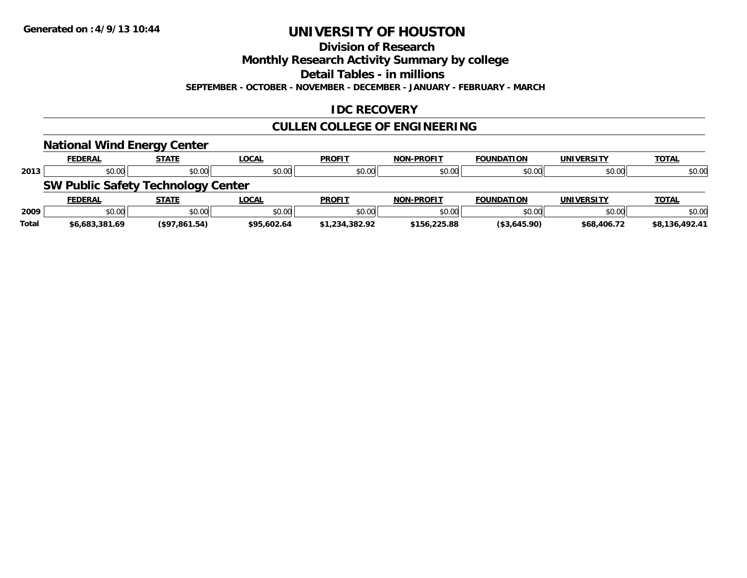Generated on :4/9/13 10:44

# UNIVERSITY OF HOUSTON

## Division of Research

## Monthly Research Activity Summary by college

## Detail Tables - in millions

**SEPTEMBER - OCTOBER - NOVEMBER - DECEMBER - JANUARY - FEBRUARY - MARCH**

## IDC RECOVERY

## CULLEN COLLEGE OF ENGINEERING

### National Wind Energy Center

| | FEDERAL | STATE | LOCAL | PROFIT | NON-PROFIT | FOUNDATION | UNIVERSITY | TOTAL |
|---|---|---|---|---|---|---|---|---|
| 2013 | $0.00 | $0.00 | $0.00 | $0.00 | $0.00 | $0.00 | $0.00 | $0.00 |

### SW Public Safety Technology Center

| | FEDERAL | STATE | LOCAL | PROFIT | NON-PROFIT | FOUNDATION | UNIVERSITY | TOTAL |
|---|---|---|---|---|---|---|---|---|
| 2009 | $0.00 | $0.00 | $0.00 | $0.00 | $0.00 | $0.00 | $0.00 | $0.00 |
| **Total** | **$6,683,381.69** | **($97,861.54)** | **$95,602.64** | **$1,234,382.92** | **$156,225.88** | **($3,645.90)** | **$68,406.72** | **$8,136,492.41** |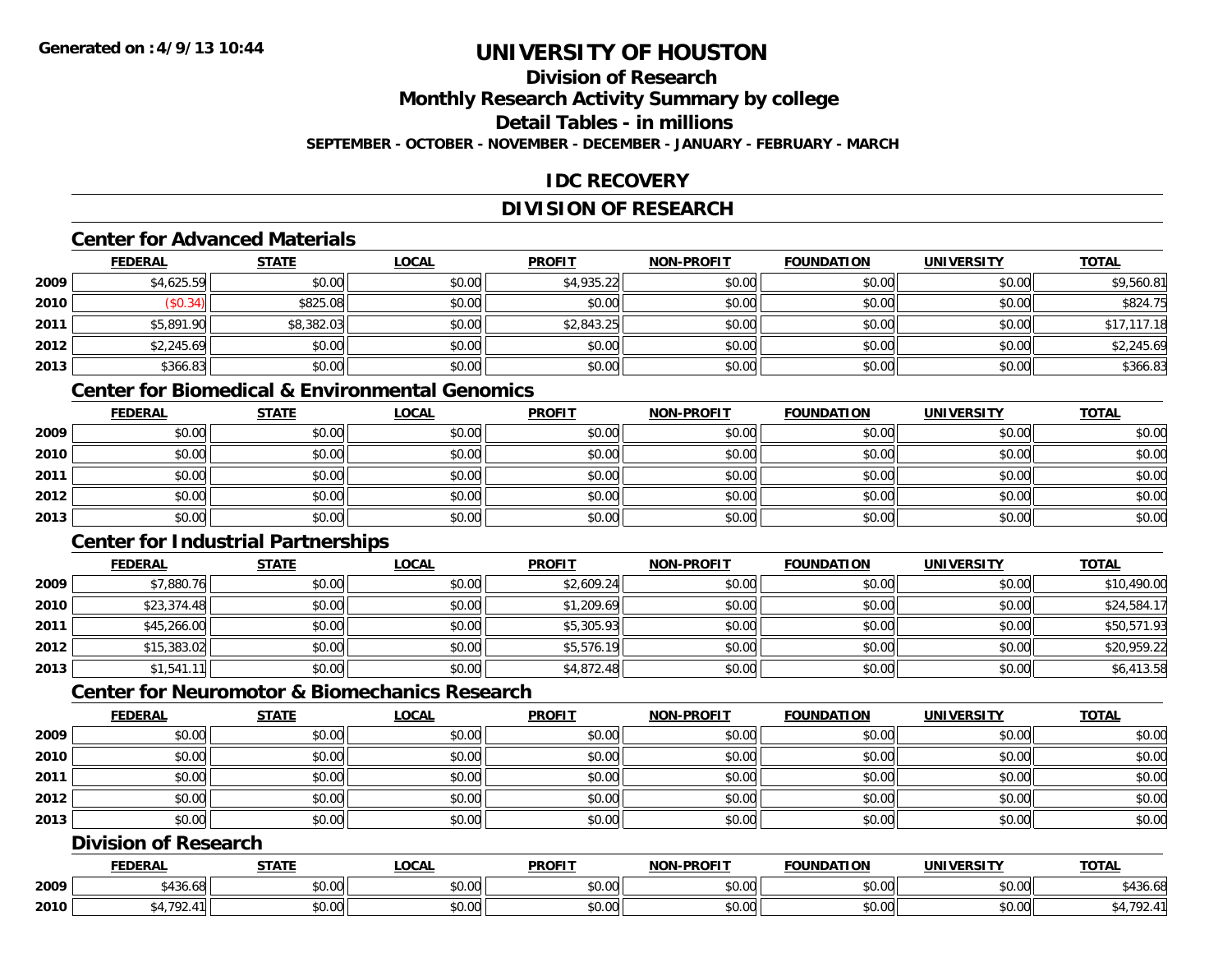Generated on :4/9/13 10:44

# UNIVERSITY OF HOUSTON

## Division of Research
## Monthly Research Activity Summary by college
## Detail Tables - in millions

**SEPTEMBER - OCTOBER - NOVEMBER - DECEMBER - JANUARY - FEBRUARY - MARCH**

## IDC RECOVERY

## DIVISION OF RESEARCH

### Center for Advanced Materials

| | FEDERAL | STATE | LOCAL | PROFIT | NON-PROFIT | FOUNDATION | UNIVERSITY | TOTAL |
|---|---|---|---|---|---|---|---|---|
| 2009 | $4,625.59 | $0.00 | $0.00 | $4,935.22 | $0.00 | $0.00 | $0.00 | $9,560.81 |
| 2010 | ($0.34) | $825.08 | $0.00 | $0.00 | $0.00 | $0.00 | $0.00 | $824.75 |
| 2011 | $5,891.90 | $8,382.03 | $0.00 | $2,843.25 | $0.00 | $0.00 | $0.00 | $17,117.18 |
| 2012 | $2,245.69 | $0.00 | $0.00 | $0.00 | $0.00 | $0.00 | $0.00 | $2,245.69 |
| 2013 | $366.83 | $0.00 | $0.00 | $0.00 | $0.00 | $0.00 | $0.00 | $366.83 |

### Center for Biomedical & Environmental Genomics

| | FEDERAL | STATE | LOCAL | PROFIT | NON-PROFIT | FOUNDATION | UNIVERSITY | TOTAL |
|---|---|---|---|---|---|---|---|---|
| 2009 | $0.00 | $0.00 | $0.00 | $0.00 | $0.00 | $0.00 | $0.00 | $0.00 |
| 2010 | $0.00 | $0.00 | $0.00 | $0.00 | $0.00 | $0.00 | $0.00 | $0.00 |
| 2011 | $0.00 | $0.00 | $0.00 | $0.00 | $0.00 | $0.00 | $0.00 | $0.00 |
| 2012 | $0.00 | $0.00 | $0.00 | $0.00 | $0.00 | $0.00 | $0.00 | $0.00 |
| 2013 | $0.00 | $0.00 | $0.00 | $0.00 | $0.00 | $0.00 | $0.00 | $0.00 |

### Center for Industrial Partnerships

| | FEDERAL | STATE | LOCAL | PROFIT | NON-PROFIT | FOUNDATION | UNIVERSITY | TOTAL |
|---|---|---|---|---|---|---|---|---|
| 2009 | $7,880.76 | $0.00 | $0.00 | $2,609.24 | $0.00 | $0.00 | $0.00 | $10,490.00 |
| 2010 | $23,374.48 | $0.00 | $0.00 | $1,209.69 | $0.00 | $0.00 | $0.00 | $24,584.17 |
| 2011 | $45,266.00 | $0.00 | $0.00 | $5,305.93 | $0.00 | $0.00 | $0.00 | $50,571.93 |
| 2012 | $15,383.02 | $0.00 | $0.00 | $5,576.19 | $0.00 | $0.00 | $0.00 | $20,959.22 |
| 2013 | $1,541.11 | $0.00 | $0.00 | $4,872.48 | $0.00 | $0.00 | $0.00 | $6,413.58 |

### Center for Neuromotor & Biomechanics Research

| | FEDERAL | STATE | LOCAL | PROFIT | NON-PROFIT | FOUNDATION | UNIVERSITY | TOTAL |
|---|---|---|---|---|---|---|---|---|
| 2009 | $0.00 | $0.00 | $0.00 | $0.00 | $0.00 | $0.00 | $0.00 | $0.00 |
| 2010 | $0.00 | $0.00 | $0.00 | $0.00 | $0.00 | $0.00 | $0.00 | $0.00 |
| 2011 | $0.00 | $0.00 | $0.00 | $0.00 | $0.00 | $0.00 | $0.00 | $0.00 |
| 2012 | $0.00 | $0.00 | $0.00 | $0.00 | $0.00 | $0.00 | $0.00 | $0.00 |
| 2013 | $0.00 | $0.00 | $0.00 | $0.00 | $0.00 | $0.00 | $0.00 | $0.00 |

### Division of Research

| | FEDERAL | STATE | LOCAL | PROFIT | NON-PROFIT | FOUNDATION | UNIVERSITY | TOTAL |
|---|---|---|---|---|---|---|---|---|
| 2009 | $436.68 | $0.00 | $0.00 | $0.00 | $0.00 | $0.00 | $0.00 | $436.68 |
| 2010 | $4,792.41 | $0.00 | $0.00 | $0.00 | $0.00 | $0.00 | $0.00 | $4,792.41 |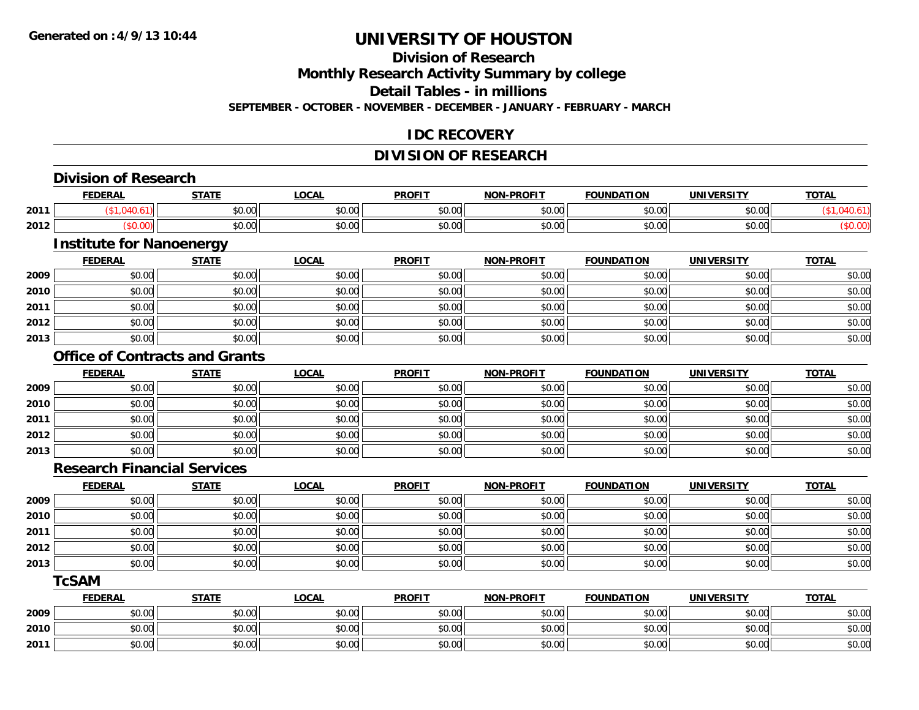**Generated on :4/9/13 10:44**

# UNIVERSITY OF HOUSTON

## Division of Research

## Monthly Research Activity Summary by college

## Detail Tables - in millions

**SEPTEMBER - OCTOBER - NOVEMBER - DECEMBER - JANUARY - FEBRUARY - MARCH**

## IDC RECOVERY

## DIVISION OF RESEARCH

### Division of Research

| | FEDERAL | STATE | LOCAL | PROFIT | NON-PROFIT | FOUNDATION | UNIVERSITY | TOTAL |
|---|---|---|---|---|---|---|---|---|
| 2011 | ($1,040.61) | $0.00 | $0.00 | $0.00 | $0.00 | $0.00 | $0.00 | ($1,040.61) |
| 2012 | ($0.00) | $0.00 | $0.00 | $0.00 | $0.00 | $0.00 | $0.00 | ($0.00) |

### Institute for Nanoenergy

| | FEDERAL | STATE | LOCAL | PROFIT | NON-PROFIT | FOUNDATION | UNIVERSITY | TOTAL |
|---|---|---|---|---|---|---|---|---|
| 2009 | $0.00 | $0.00 | $0.00 | $0.00 | $0.00 | $0.00 | $0.00 | $0.00 |
| 2010 | $0.00 | $0.00 | $0.00 | $0.00 | $0.00 | $0.00 | $0.00 | $0.00 |
| 2011 | $0.00 | $0.00 | $0.00 | $0.00 | $0.00 | $0.00 | $0.00 | $0.00 |
| 2012 | $0.00 | $0.00 | $0.00 | $0.00 | $0.00 | $0.00 | $0.00 | $0.00 |
| 2013 | $0.00 | $0.00 | $0.00 | $0.00 | $0.00 | $0.00 | $0.00 | $0.00 |

### Office of Contracts and Grants

| | FEDERAL | STATE | LOCAL | PROFIT | NON-PROFIT | FOUNDATION | UNIVERSITY | TOTAL |
|---|---|---|---|---|---|---|---|---|
| 2009 | $0.00 | $0.00 | $0.00 | $0.00 | $0.00 | $0.00 | $0.00 | $0.00 |
| 2010 | $0.00 | $0.00 | $0.00 | $0.00 | $0.00 | $0.00 | $0.00 | $0.00 |
| 2011 | $0.00 | $0.00 | $0.00 | $0.00 | $0.00 | $0.00 | $0.00 | $0.00 |
| 2012 | $0.00 | $0.00 | $0.00 | $0.00 | $0.00 | $0.00 | $0.00 | $0.00 |
| 2013 | $0.00 | $0.00 | $0.00 | $0.00 | $0.00 | $0.00 | $0.00 | $0.00 |

### Research Financial Services

| | FEDERAL | STATE | LOCAL | PROFIT | NON-PROFIT | FOUNDATION | UNIVERSITY | TOTAL |
|---|---|---|---|---|---|---|---|---|
| 2009 | $0.00 | $0.00 | $0.00 | $0.00 | $0.00 | $0.00 | $0.00 | $0.00 |
| 2010 | $0.00 | $0.00 | $0.00 | $0.00 | $0.00 | $0.00 | $0.00 | $0.00 |
| 2011 | $0.00 | $0.00 | $0.00 | $0.00 | $0.00 | $0.00 | $0.00 | $0.00 |
| 2012 | $0.00 | $0.00 | $0.00 | $0.00 | $0.00 | $0.00 | $0.00 | $0.00 |
| 2013 | $0.00 | $0.00 | $0.00 | $0.00 | $0.00 | $0.00 | $0.00 | $0.00 |

### TcSAM

| | FEDERAL | STATE | LOCAL | PROFIT | NON-PROFIT | FOUNDATION | UNIVERSITY | TOTAL |
|---|---|---|---|---|---|---|---|---|
| 2009 | $0.00 | $0.00 | $0.00 | $0.00 | $0.00 | $0.00 | $0.00 | $0.00 |
| 2010 | $0.00 | $0.00 | $0.00 | $0.00 | $0.00 | $0.00 | $0.00 | $0.00 |
| 2011 | $0.00 | $0.00 | $0.00 | $0.00 | $0.00 | $0.00 | $0.00 | $0.00 |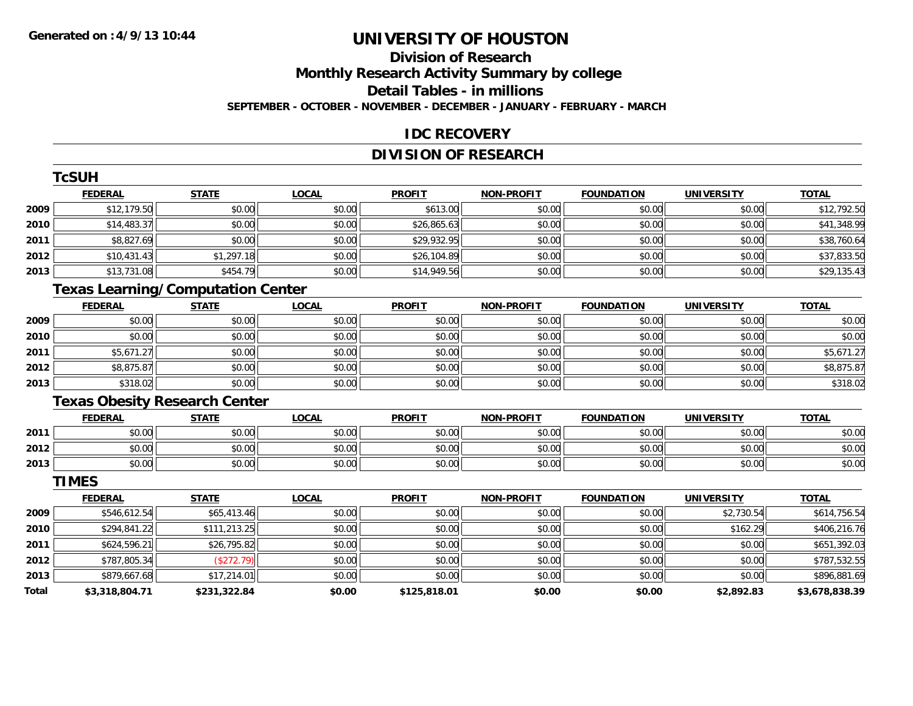# UNIVERSITY OF HOUSTON

## Division of Research

## Monthly Research Activity Summary by college

## Detail Tables - in millions

**SEPTEMBER - OCTOBER - NOVEMBER - DECEMBER - JANUARY - FEBRUARY - MARCH**

## IDC RECOVERY

## DIVISION OF RESEARCH

### TcSUH

| | FEDERAL | STATE | LOCAL | PROFIT | NON-PROFIT | FOUNDATION | UNIVERSITY | TOTAL |
|---|---|---|---|---|---|---|---|---|
| 2009 | $12,179.50 | $0.00 | $0.00 | $613.00 | $0.00 | $0.00 | $0.00 | $12,792.50 |
| 2010 | $14,483.37 | $0.00 | $0.00 | $26,865.63 | $0.00 | $0.00 | $0.00 | $41,348.99 |
| 2011 | $8,827.69 | $0.00 | $0.00 | $29,932.95 | $0.00 | $0.00 | $0.00 | $38,760.64 |
| 2012 | $10,431.43 | $1,297.18 | $0.00 | $26,104.89 | $0.00 | $0.00 | $0.00 | $37,833.50 |
| 2013 | $13,731.08 | $454.79 | $0.00 | $14,949.56 | $0.00 | $0.00 | $0.00 | $29,135.43 |

### Texas Learning/Computation Center

| | FEDERAL | STATE | LOCAL | PROFIT | NON-PROFIT | FOUNDATION | UNIVERSITY | TOTAL |
|---|---|---|---|---|---|---|---|---|
| 2009 | $0.00 | $0.00 | $0.00 | $0.00 | $0.00 | $0.00 | $0.00 | $0.00 |
| 2010 | $0.00 | $0.00 | $0.00 | $0.00 | $0.00 | $0.00 | $0.00 | $0.00 |
| 2011 | $5,671.27 | $0.00 | $0.00 | $0.00 | $0.00 | $0.00 | $0.00 | $5,671.27 |
| 2012 | $8,875.87 | $0.00 | $0.00 | $0.00 | $0.00 | $0.00 | $0.00 | $8,875.87 |
| 2013 | $318.02 | $0.00 | $0.00 | $0.00 | $0.00 | $0.00 | $0.00 | $318.02 |

### Texas Obesity Research Center

| | FEDERAL | STATE | LOCAL | PROFIT | NON-PROFIT | FOUNDATION | UNIVERSITY | TOTAL |
|---|---|---|---|---|---|---|---|---|
| 2011 | $0.00 | $0.00 | $0.00 | $0.00 | $0.00 | $0.00 | $0.00 | $0.00 |
| 2012 | $0.00 | $0.00 | $0.00 | $0.00 | $0.00 | $0.00 | $0.00 | $0.00 |
| 2013 | $0.00 | $0.00 | $0.00 | $0.00 | $0.00 | $0.00 | $0.00 | $0.00 |

### TIMES

| | FEDERAL | STATE | LOCAL | PROFIT | NON-PROFIT | FOUNDATION | UNIVERSITY | TOTAL |
|---|---|---|---|---|---|---|---|---|
| 2009 | $546,612.54 | $65,413.46 | $0.00 | $0.00 | $0.00 | $0.00 | $2,730.54 | $614,756.54 |
| 2010 | $294,841.22 | $111,213.25 | $0.00 | $0.00 | $0.00 | $0.00 | $162.29 | $406,216.76 |
| 2011 | $624,596.21 | $26,795.82 | $0.00 | $0.00 | $0.00 | $0.00 | $0.00 | $651,392.03 |
| 2012 | $787,805.34 | ($272.79) | $0.00 | $0.00 | $0.00 | $0.00 | $0.00 | $787,532.55 |
| 2013 | $879,667.68 | $17,214.01 | $0.00 | $0.00 | $0.00 | $0.00 | $0.00 | $896,881.69 |
| **Total** | **$3,318,804.71** | **$231,322.84** | **$0.00** | **$125,818.01** | **$0.00** | **$0.00** | **$2,892.83** | **$3,678,838.39** |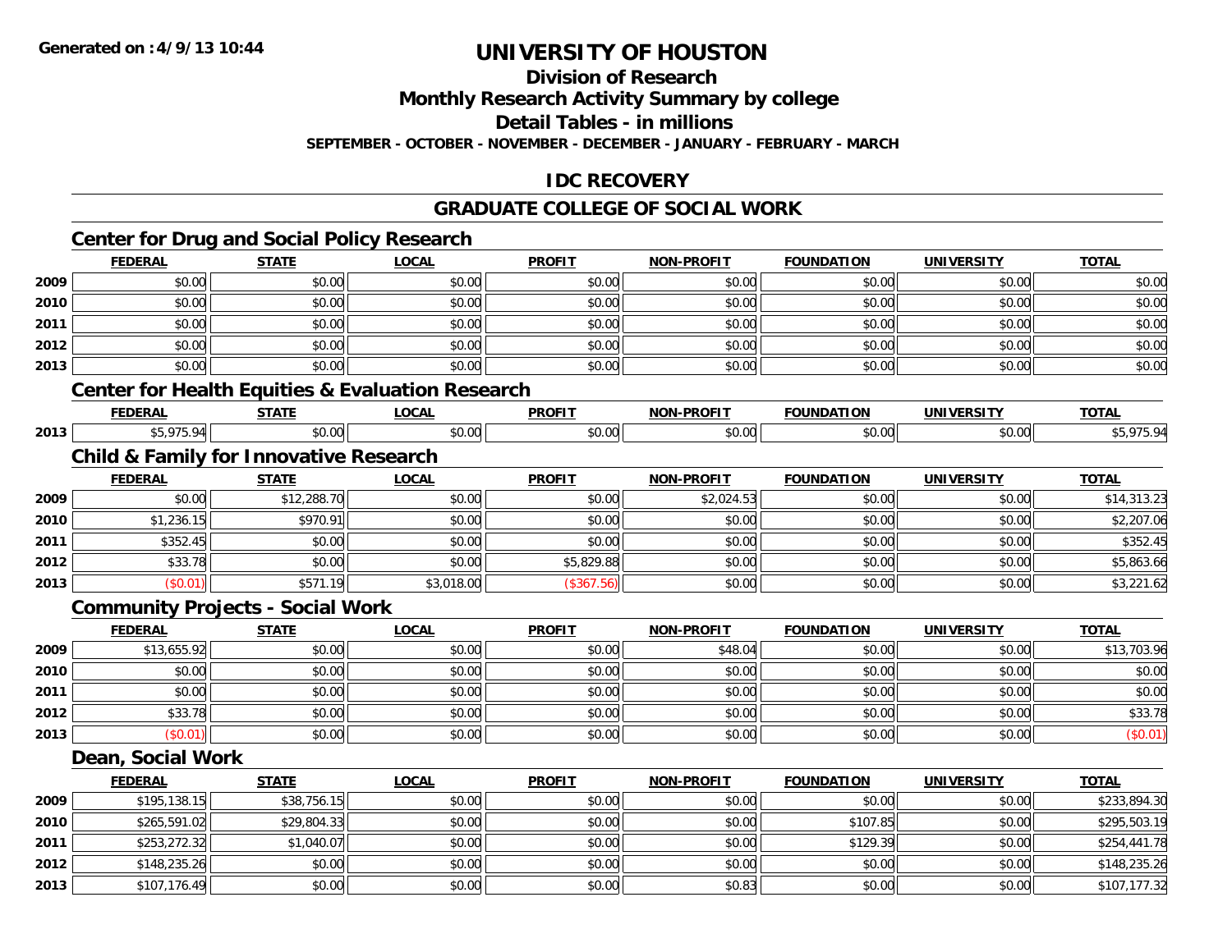Generated on :4/9/13 10:44

# UNIVERSITY OF HOUSTON

## Division of Research

## Monthly Research Activity Summary by college

## Detail Tables - in millions

**SEPTEMBER - OCTOBER - NOVEMBER - DECEMBER - JANUARY - FEBRUARY - MARCH**

## IDC RECOVERY

## GRADUATE COLLEGE OF SOCIAL WORK

### Center for Drug and Social Policy Research

| | FEDERAL | STATE | LOCAL | PROFIT | NON-PROFIT | FOUNDATION | UNIVERSITY | TOTAL |
|---|---|---|---|---|---|---|---|---|
| 2009 | $0.00 | $0.00 | $0.00 | $0.00 | $0.00 | $0.00 | $0.00 | $0.00 |
| 2010 | $0.00 | $0.00 | $0.00 | $0.00 | $0.00 | $0.00 | $0.00 | $0.00 |
| 2011 | $0.00 | $0.00 | $0.00 | $0.00 | $0.00 | $0.00 | $0.00 | $0.00 |
| 2012 | $0.00 | $0.00 | $0.00 | $0.00 | $0.00 | $0.00 | $0.00 | $0.00 |
| 2013 | $0.00 | $0.00 | $0.00 | $0.00 | $0.00 | $0.00 | $0.00 | $0.00 |

### Center for Health Equities & Evaluation Research

| | FEDERAL | STATE | LOCAL | PROFIT | NON-PROFIT | FOUNDATION | UNIVERSITY | TOTAL |
|---|---|---|---|---|---|---|---|---|
| 2013 | $5,975.94 | $0.00 | $0.00 | $0.00 | $0.00 | $0.00 | $0.00 | $5,975.94 |

### Child & Family for Innovative Research

| | FEDERAL | STATE | LOCAL | PROFIT | NON-PROFIT | FOUNDATION | UNIVERSITY | TOTAL |
|---|---|---|---|---|---|---|---|---|
| 2009 | $0.00 | $12,288.70 | $0.00 | $0.00 | $2,024.53 | $0.00 | $0.00 | $14,313.23 |
| 2010 | $1,236.15 | $970.91 | $0.00 | $0.00 | $0.00 | $0.00 | $0.00 | $2,207.06 |
| 2011 | $352.45 | $0.00 | $0.00 | $0.00 | $0.00 | $0.00 | $0.00 | $352.45 |
| 2012 | $33.78 | $0.00 | $0.00 | $5,829.88 | $0.00 | $0.00 | $0.00 | $5,863.66 |
| 2013 | ($0.01) | $571.19 | $3,018.00 | ($367.56) | $0.00 | $0.00 | $0.00 | $3,221.62 |

### Community Projects - Social Work

| | FEDERAL | STATE | LOCAL | PROFIT | NON-PROFIT | FOUNDATION | UNIVERSITY | TOTAL |
|---|---|---|---|---|---|---|---|---|
| 2009 | $13,655.92 | $0.00 | $0.00 | $0.00 | $48.04 | $0.00 | $0.00 | $13,703.96 |
| 2010 | $0.00 | $0.00 | $0.00 | $0.00 | $0.00 | $0.00 | $0.00 | $0.00 |
| 2011 | $0.00 | $0.00 | $0.00 | $0.00 | $0.00 | $0.00 | $0.00 | $0.00 |
| 2012 | $33.78 | $0.00 | $0.00 | $0.00 | $0.00 | $0.00 | $0.00 | $33.78 |
| 2013 | ($0.01) | $0.00 | $0.00 | $0.00 | $0.00 | $0.00 | $0.00 | ($0.01) |

### Dean, Social Work

| | FEDERAL | STATE | LOCAL | PROFIT | NON-PROFIT | FOUNDATION | UNIVERSITY | TOTAL |
|---|---|---|---|---|---|---|---|---|
| 2009 | $195,138.15 | $38,756.15 | $0.00 | $0.00 | $0.00 | $0.00 | $0.00 | $233,894.30 |
| 2010 | $265,591.02 | $29,804.33 | $0.00 | $0.00 | $0.00 | $107.85 | $0.00 | $295,503.19 |
| 2011 | $253,272.32 | $1,040.07 | $0.00 | $0.00 | $0.00 | $129.39 | $0.00 | $254,441.78 |
| 2012 | $148,235.26 | $0.00 | $0.00 | $0.00 | $0.00 | $0.00 | $0.00 | $148,235.26 |
| 2013 | $107,176.49 | $0.00 | $0.00 | $0.00 | $0.83 | $0.00 | $0.00 | $107,177.32 |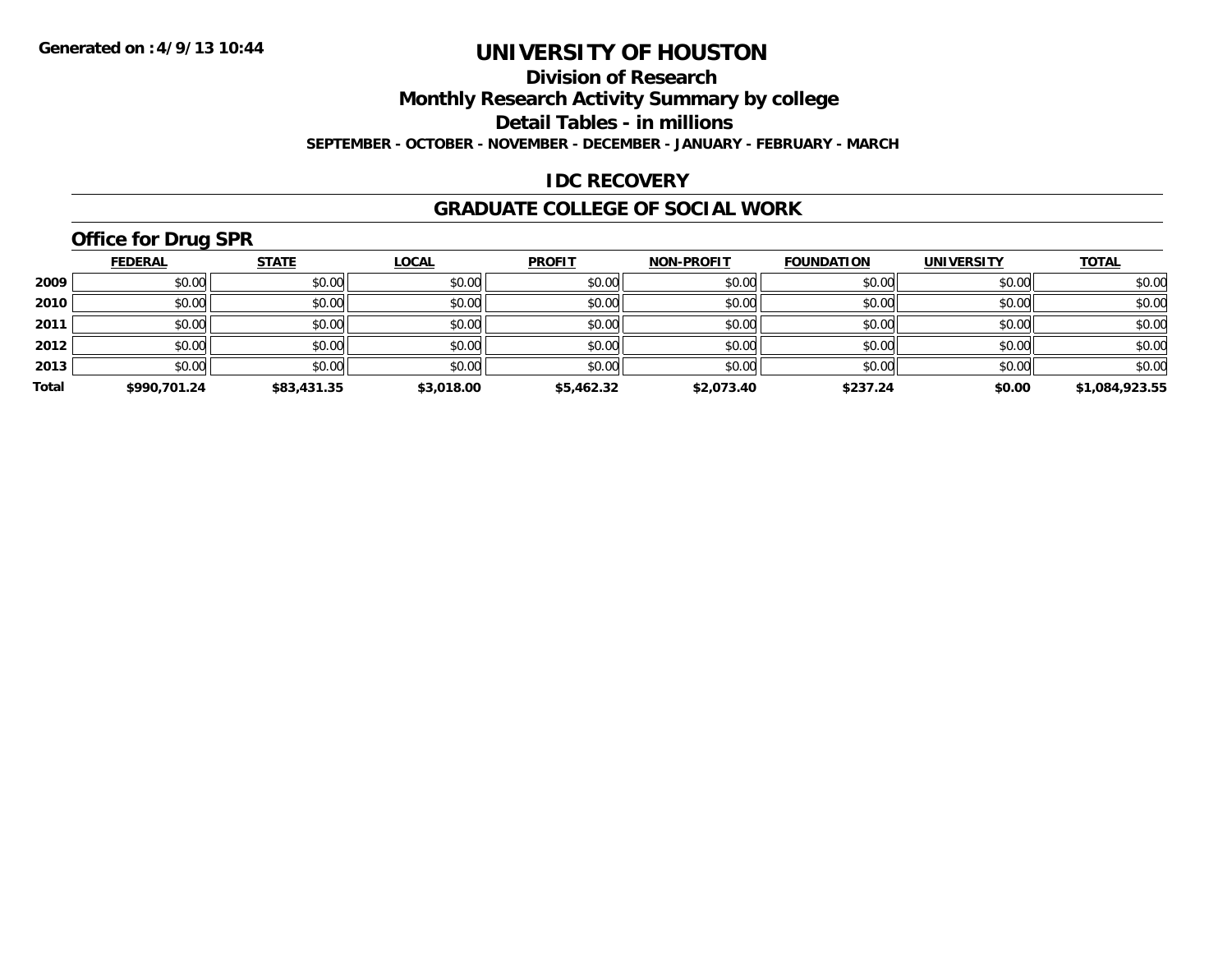Generated on :4/9/13 10:44

# UNIVERSITY OF HOUSTON

## Division of Research

## Monthly Research Activity Summary by college

## Detail Tables - in millions

**SEPTEMBER - OCTOBER - NOVEMBER - DECEMBER - JANUARY - FEBRUARY - MARCH**

## IDC RECOVERY

## GRADUATE COLLEGE OF SOCIAL WORK

### Office for Drug SPR

| | FEDERAL | STATE | LOCAL | PROFIT | NON-PROFIT | FOUNDATION | UNIVERSITY | TOTAL |
|---|---|---|---|---|---|---|---|---|
| 2009 | $0.00 | $0.00 | $0.00 | $0.00 | $0.00 | $0.00 | $0.00 | $0.00 |
| 2010 | $0.00 | $0.00 | $0.00 | $0.00 | $0.00 | $0.00 | $0.00 | $0.00 |
| 2011 | $0.00 | $0.00 | $0.00 | $0.00 | $0.00 | $0.00 | $0.00 | $0.00 |
| 2012 | $0.00 | $0.00 | $0.00 | $0.00 | $0.00 | $0.00 | $0.00 | $0.00 |
| 2013 | $0.00 | $0.00 | $0.00 | $0.00 | $0.00 | $0.00 | $0.00 | $0.00 |
| **Total** | **$990,701.24** | **$83,431.35** | **$3,018.00** | **$5,462.32** | **$2,073.40** | **$237.24** | **$0.00** | **$1,084,923.55** |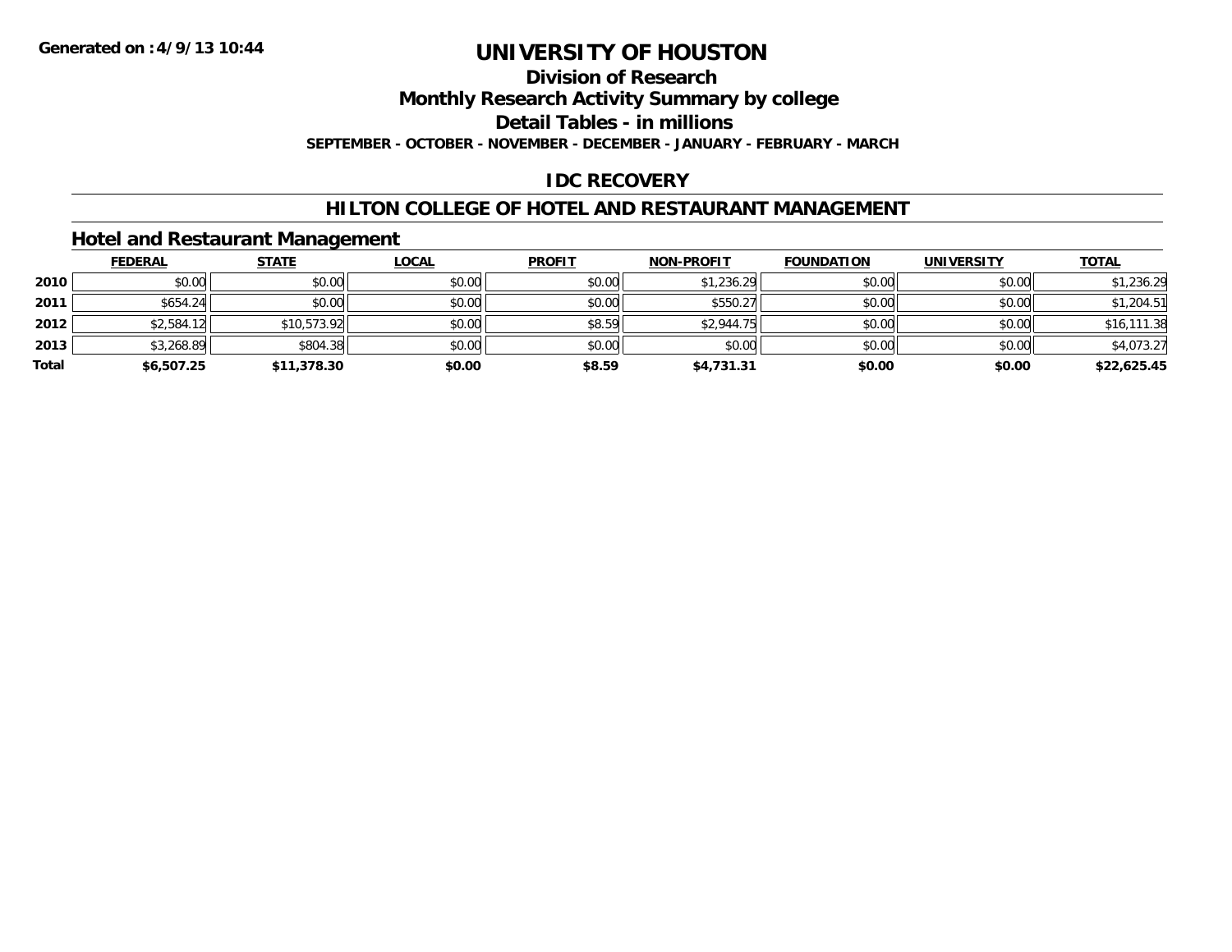Generated on :4/9/13 10:44

# UNIVERSITY OF HOUSTON

## Division of Research

## Monthly Research Activity Summary by college

## Detail Tables - in millions

**SEPTEMBER - OCTOBER - NOVEMBER - DECEMBER - JANUARY - FEBRUARY - MARCH**

## IDC RECOVERY

## HILTON COLLEGE OF HOTEL AND RESTAURANT MANAGEMENT

### Hotel and Restaurant Management

| | FEDERAL | STATE | LOCAL | PROFIT | NON-PROFIT | FOUNDATION | UNIVERSITY | TOTAL |
|---|---|---|---|---|---|---|---|---|
| **2010** | $0.00 | $0.00 | $0.00 | $0.00 | $1,236.29 | $0.00 | $0.00 | $1,236.29 |
| **2011** | $654.24 | $0.00 | $0.00 | $0.00 | $550.27 | $0.00 | $0.00 | $1,204.51 |
| **2012** | $2,584.12 | $10,573.92 | $0.00 | $8.59 | $2,944.75 | $0.00 | $0.00 | $16,111.38 |
| **2013** | $3,268.89 | $804.38 | $0.00 | $0.00 | $0.00 | $0.00 | $0.00 | $4,073.27 |
| **Total** | **$6,507.25** | **$11,378.30** | **$0.00** | **$8.59** | **$4,731.31** | **$0.00** | **$0.00** | **$22,625.45** |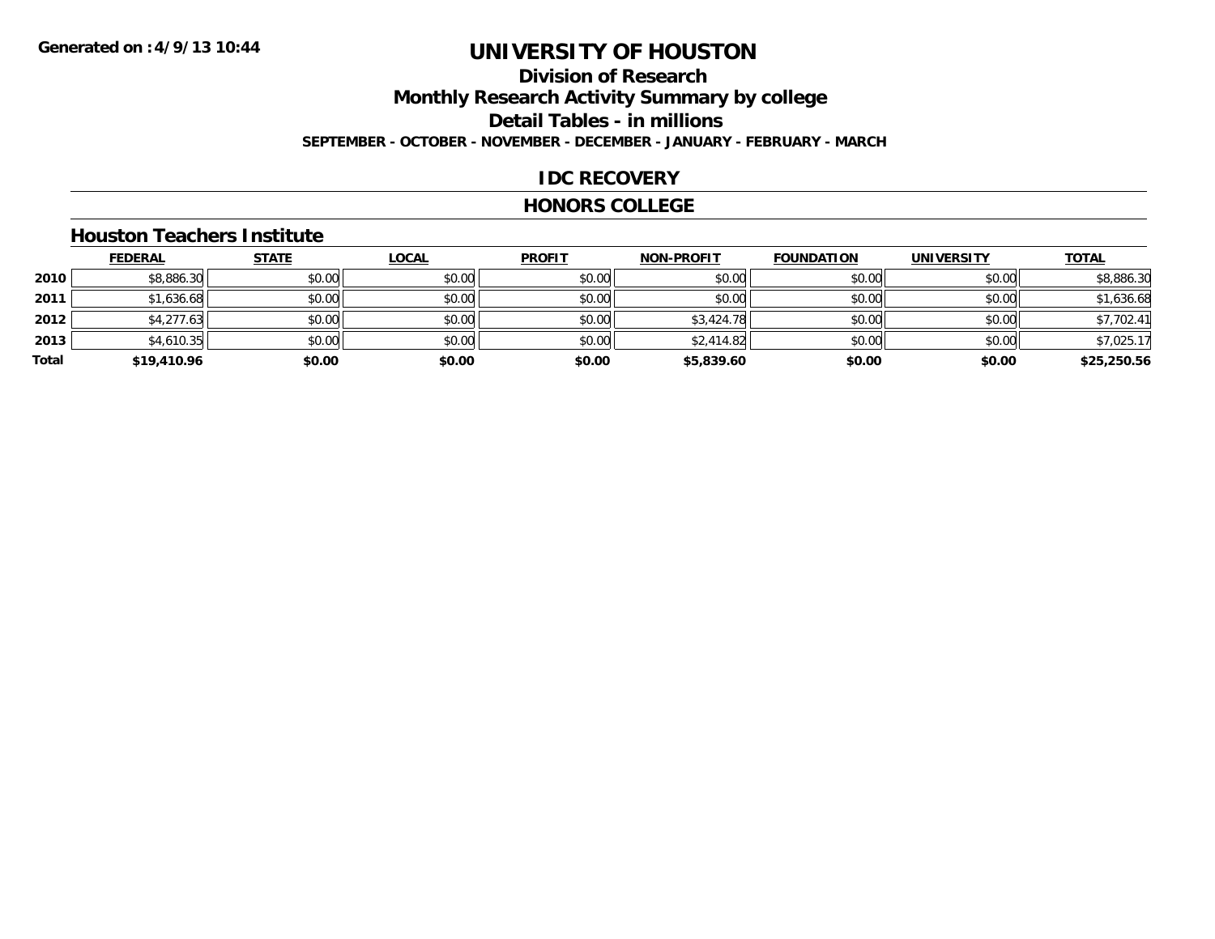**Generated on :4/9/13 10:44**

# UNIVERSITY OF HOUSTON

## Division of Research
## Monthly Research Activity Summary by college
## Detail Tables - in millions

**SEPTEMBER - OCTOBER - NOVEMBER - DECEMBER - JANUARY - FEBRUARY - MARCH**

## IDC RECOVERY

## HONORS COLLEGE

### Houston Teachers Institute

| | FEDERAL | STATE | LOCAL | PROFIT | NON-PROFIT | FOUNDATION | UNIVERSITY | TOTAL |
|---|---|---|---|---|---|---|---|---|
| **2010** | $8,886.30 | $0.00 | $0.00 | $0.00 | $0.00 | $0.00 | $0.00 | $8,886.30 |
| **2011** | $1,636.68 | $0.00 | $0.00 | $0.00 | $0.00 | $0.00 | $0.00 | $1,636.68 |
| **2012** | $4,277.63 | $0.00 | $0.00 | $0.00 | $3,424.78 | $0.00 | $0.00 | $7,702.41 |
| **2013** | $4,610.35 | $0.00 | $0.00 | $0.00 | $2,414.82 | $0.00 | $0.00 | $7,025.17 |
| **Total** | **$19,410.96** | **$0.00** | **$0.00** | **$0.00** | **$5,839.60** | **$0.00** | **$0.00** | **$25,250.56** |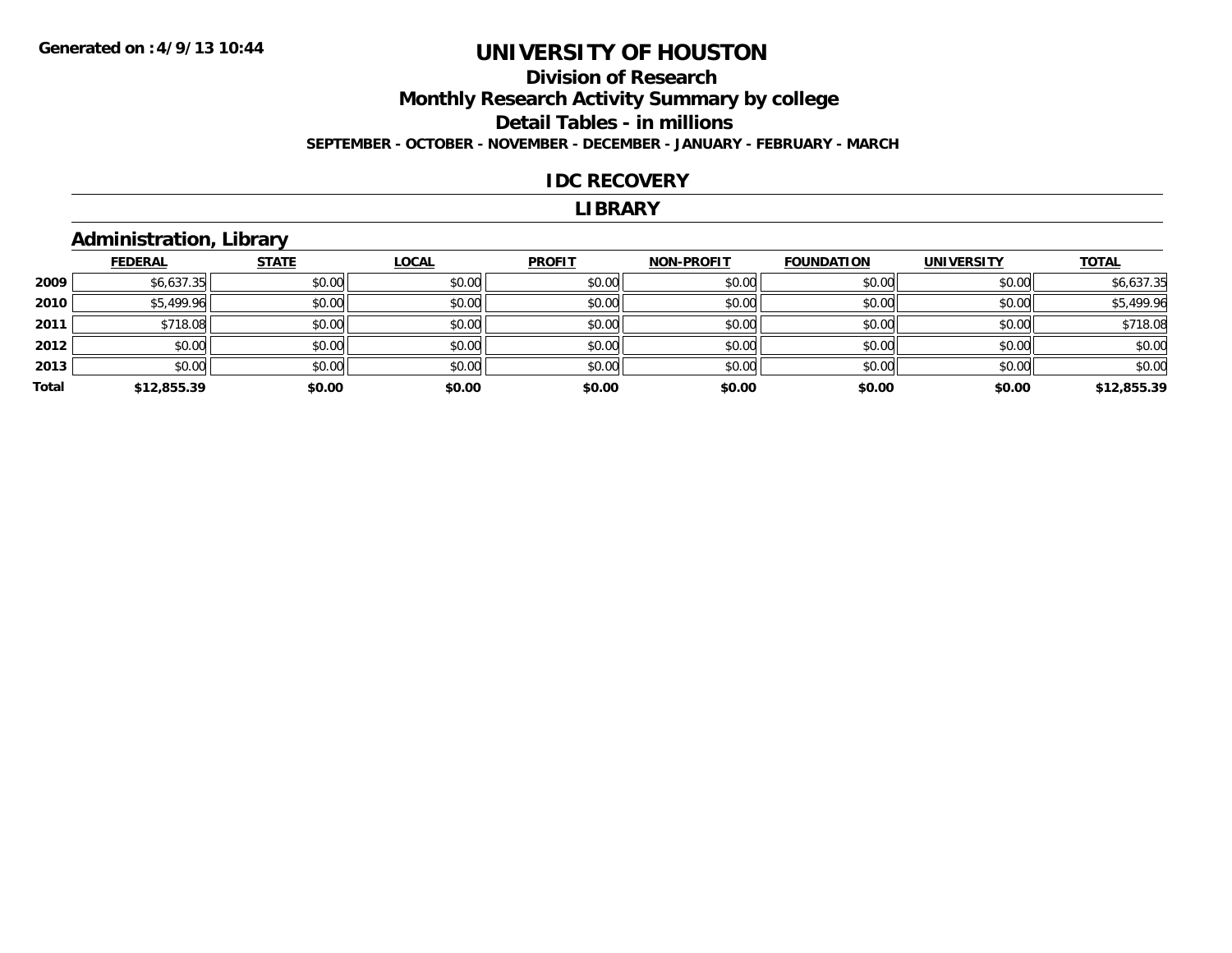Generated on :4/9/13 10:44

# UNIVERSITY OF HOUSTON

## Division of Research

## Monthly Research Activity Summary by college

## Detail Tables - in millions

**SEPTEMBER - OCTOBER - NOVEMBER - DECEMBER - JANUARY - FEBRUARY - MARCH**

## IDC RECOVERY

## LIBRARY

### Administration, Library

| | FEDERAL | STATE | LOCAL | PROFIT | NON-PROFIT | FOUNDATION | UNIVERSITY | TOTAL |
|---|---|---|---|---|---|---|---|---|
| 2009 | $6,637.35 | $0.00 | $0.00 | $0.00 | $0.00 | $0.00 | $0.00 | $6,637.35 |
| 2010 | $5,499.96 | $0.00 | $0.00 | $0.00 | $0.00 | $0.00 | $0.00 | $5,499.96 |
| 2011 | $718.08 | $0.00 | $0.00 | $0.00 | $0.00 | $0.00 | $0.00 | $718.08 |
| 2012 | $0.00 | $0.00 | $0.00 | $0.00 | $0.00 | $0.00 | $0.00 | $0.00 |
| 2013 | $0.00 | $0.00 | $0.00 | $0.00 | $0.00 | $0.00 | $0.00 | $0.00 |
| **Total** | **$12,855.39** | **$0.00** | **$0.00** | **$0.00** | **$0.00** | **$0.00** | **$0.00** | **$12,855.39** |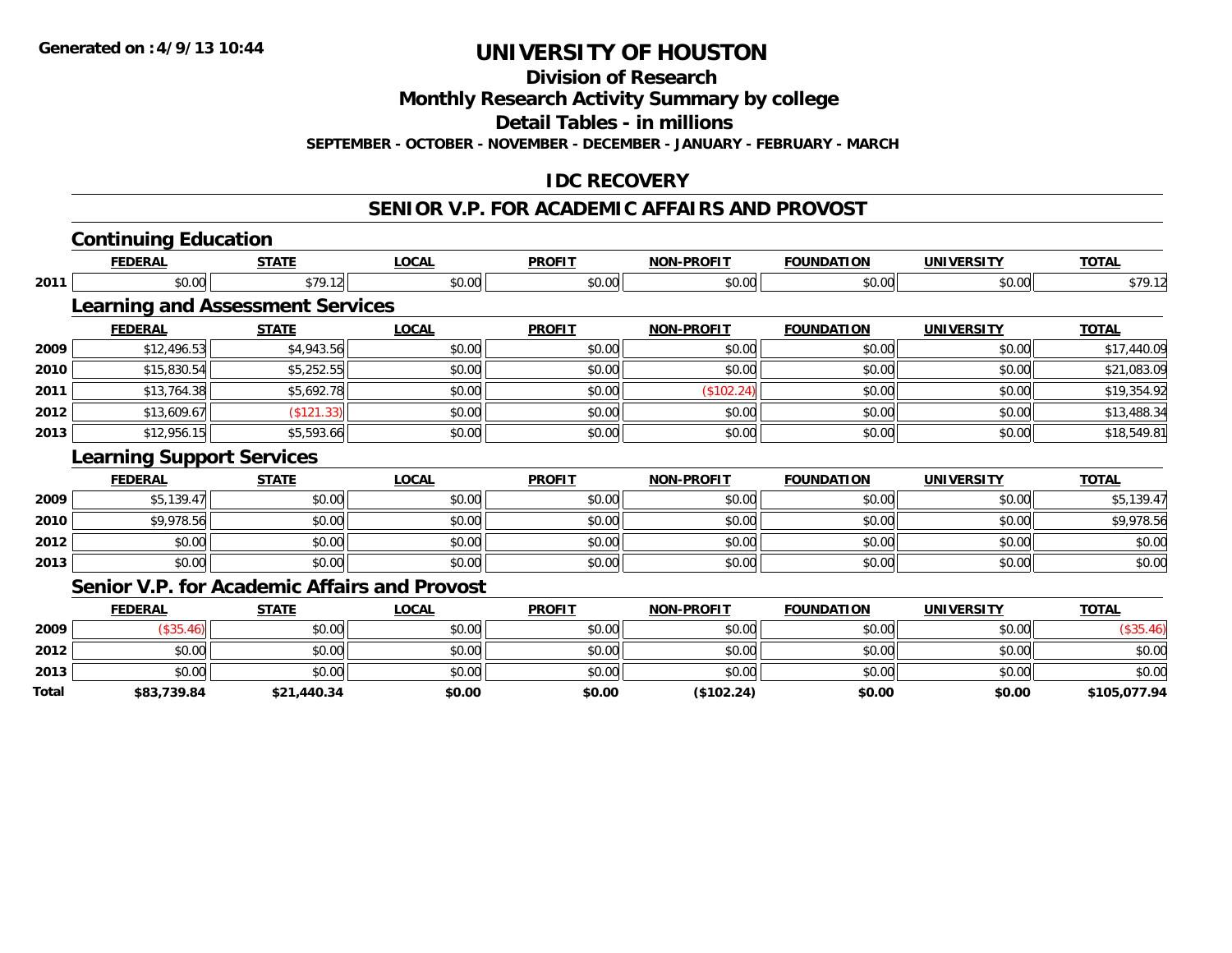**Generated on :4/9/13 10:44**

# UNIVERSITY OF HOUSTON

## Division of Research

## Monthly Research Activity Summary by college

## Detail Tables - in millions

**SEPTEMBER - OCTOBER - NOVEMBER - DECEMBER - JANUARY - FEBRUARY - MARCH**

## IDC RECOVERY

## SENIOR V.P. FOR ACADEMIC AFFAIRS AND PROVOST

### Continuing Education

| | FEDERAL | STATE | LOCAL | PROFIT | NON-PROFIT | FOUNDATION | UNIVERSITY | TOTAL |
|---|---|---|---|---|---|---|---|---|
| 2011 | $0.00 | $79.12 | $0.00 | $0.00 | $0.00 | $0.00 | $0.00 | $79.12 |

### Learning and Assessment Services

| | FEDERAL | STATE | LOCAL | PROFIT | NON-PROFIT | FOUNDATION | UNIVERSITY | TOTAL |
|---|---|---|---|---|---|---|---|---|
| 2009 | $12,496.53 | $4,943.56 | $0.00 | $0.00 | $0.00 | $0.00 | $0.00 | $17,440.09 |
| 2010 | $15,830.54 | $5,252.55 | $0.00 | $0.00 | $0.00 | $0.00 | $0.00 | $21,083.09 |
| 2011 | $13,764.38 | $5,692.78 | $0.00 | $0.00 | ($102.24) | $0.00 | $0.00 | $19,354.92 |
| 2012 | $13,609.67 | ($121.33) | $0.00 | $0.00 | $0.00 | $0.00 | $0.00 | $13,488.34 |
| 2013 | $12,956.15 | $5,593.66 | $0.00 | $0.00 | $0.00 | $0.00 | $0.00 | $18,549.81 |

### Learning Support Services

| | FEDERAL | STATE | LOCAL | PROFIT | NON-PROFIT | FOUNDATION | UNIVERSITY | TOTAL |
|---|---|---|---|---|---|---|---|---|
| 2009 | $5,139.47 | $0.00 | $0.00 | $0.00 | $0.00 | $0.00 | $0.00 | $5,139.47 |
| 2010 | $9,978.56 | $0.00 | $0.00 | $0.00 | $0.00 | $0.00 | $0.00 | $9,978.56 |
| 2012 | $0.00 | $0.00 | $0.00 | $0.00 | $0.00 | $0.00 | $0.00 | $0.00 |
| 2013 | $0.00 | $0.00 | $0.00 | $0.00 | $0.00 | $0.00 | $0.00 | $0.00 |

### Senior V.P. for Academic Affairs and Provost

| | FEDERAL | STATE | LOCAL | PROFIT | NON-PROFIT | FOUNDATION | UNIVERSITY | TOTAL |
|---|---|---|---|---|---|---|---|---|
| 2009 | ($35.46) | $0.00 | $0.00 | $0.00 | $0.00 | $0.00 | $0.00 | ($35.46) |
| 2012 | $0.00 | $0.00 | $0.00 | $0.00 | $0.00 | $0.00 | $0.00 | $0.00 |
| 2013 | $0.00 | $0.00 | $0.00 | $0.00 | $0.00 | $0.00 | $0.00 | $0.00 |
| **Total** | **$83,739.84** | **$21,440.34** | **$0.00** | **$0.00** | **($102.24)** | **$0.00** | **$0.00** | **$105,077.94** |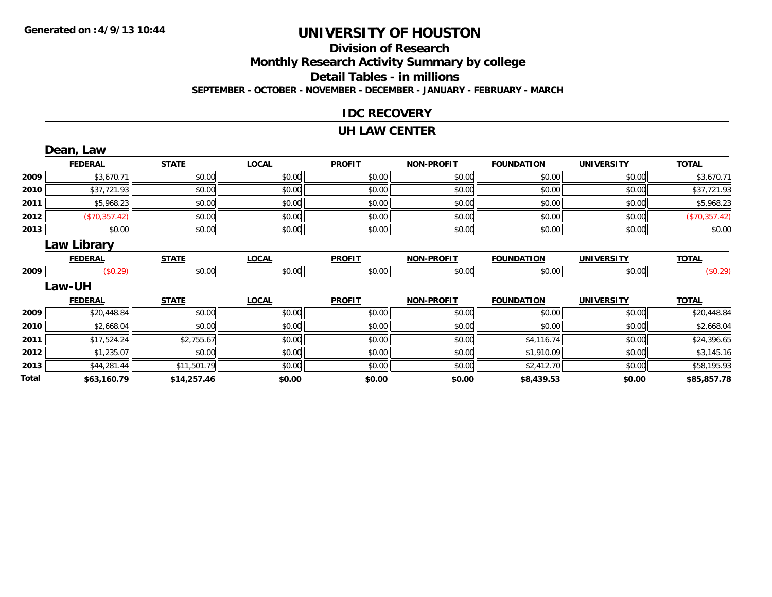**Generated on :4/9/13 10:44**

# UNIVERSITY OF HOUSTON

## Division of Research
## Monthly Research Activity Summary by college
## Detail Tables - in millions

**SEPTEMBER - OCTOBER - NOVEMBER - DECEMBER - JANUARY - FEBRUARY - MARCH**

## IDC RECOVERY

## UH LAW CENTER

### Dean, Law

| | FEDERAL | STATE | LOCAL | PROFIT | NON-PROFIT | FOUNDATION | UNIVERSITY | TOTAL |
|---|---|---|---|---|---|---|---|---|
| 2009 | $3,670.71 | $0.00 | $0.00 | $0.00 | $0.00 | $0.00 | $0.00 | $3,670.71 |
| 2010 | $37,721.93 | $0.00 | $0.00 | $0.00 | $0.00 | $0.00 | $0.00 | $37,721.93 |
| 2011 | $5,968.23 | $0.00 | $0.00 | $0.00 | $0.00 | $0.00 | $0.00 | $5,968.23 |
| 2012 | ($70,357.42) | $0.00 | $0.00 | $0.00 | $0.00 | $0.00 | $0.00 | ($70,357.42) |
| 2013 | $0.00 | $0.00 | $0.00 | $0.00 | $0.00 | $0.00 | $0.00 | $0.00 |

### Law Library

| | FEDERAL | STATE | LOCAL | PROFIT | NON-PROFIT | FOUNDATION | UNIVERSITY | TOTAL |
|---|---|---|---|---|---|---|---|---|
| 2009 | ($0.29) | $0.00 | $0.00 | $0.00 | $0.00 | $0.00 | $0.00 | ($0.29) |

### Law-UH

| | FEDERAL | STATE | LOCAL | PROFIT | NON-PROFIT | FOUNDATION | UNIVERSITY | TOTAL |
|---|---|---|---|---|---|---|---|---|
| 2009 | $20,448.84 | $0.00 | $0.00 | $0.00 | $0.00 | $0.00 | $0.00 | $20,448.84 |
| 2010 | $2,668.04 | $0.00 | $0.00 | $0.00 | $0.00 | $0.00 | $0.00 | $2,668.04 |
| 2011 | $17,524.24 | $2,755.67 | $0.00 | $0.00 | $0.00 | $4,116.74 | $0.00 | $24,396.65 |
| 2012 | $1,235.07 | $0.00 | $0.00 | $0.00 | $0.00 | $1,910.09 | $0.00 | $3,145.16 |
| 2013 | $44,281.44 | $11,501.79 | $0.00 | $0.00 | $0.00 | $2,412.70 | $0.00 | $58,195.93 |
| **Total** | **$63,160.79** | **$14,257.46** | **$0.00** | **$0.00** | **$0.00** | **$8,439.53** | **$0.00** | **$85,857.78** |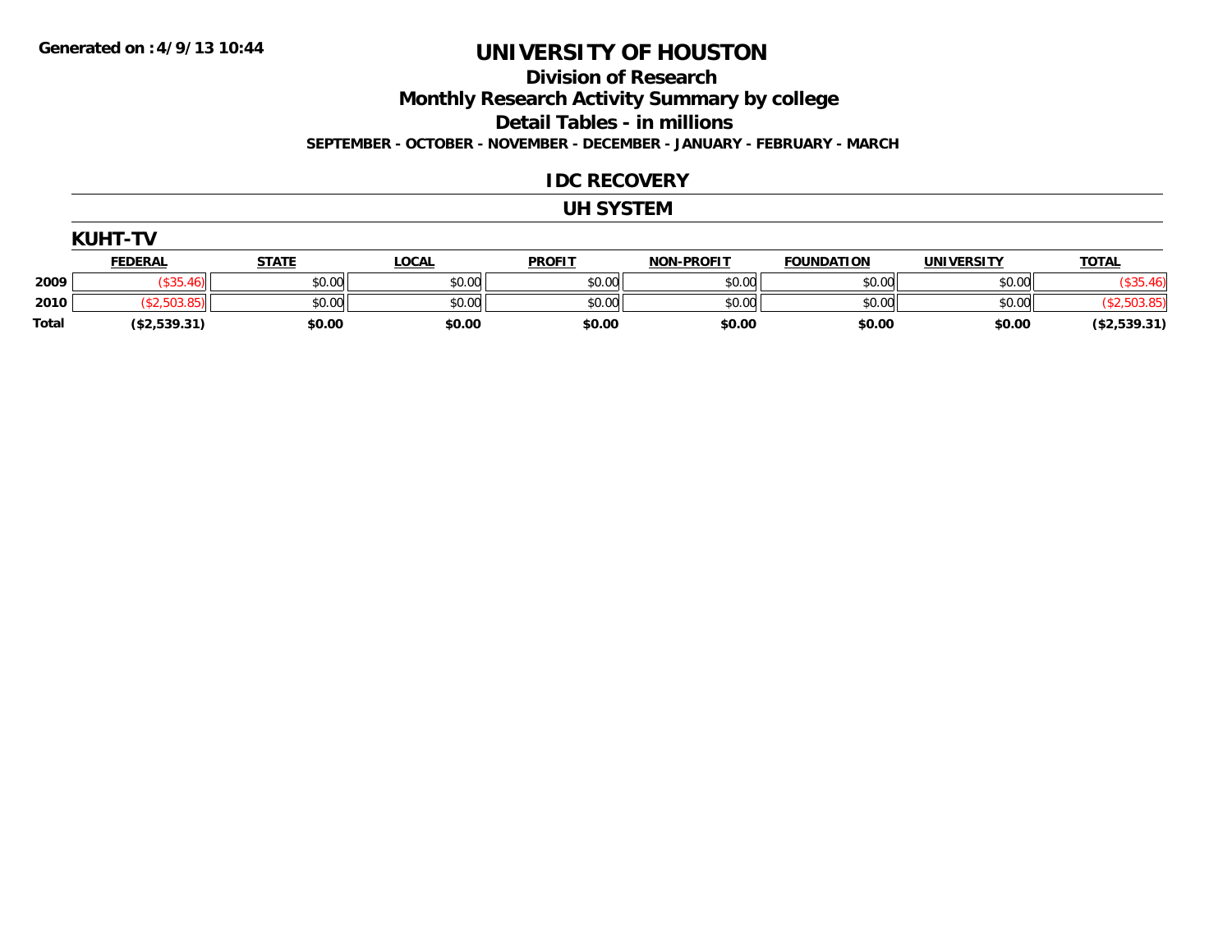**Generated on :4/9/13 10:44**

# UNIVERSITY OF HOUSTON

## Division of Research

## Monthly Research Activity Summary by college

## Detail Tables - in millions

### SEPTEMBER - OCTOBER - NOVEMBER - DECEMBER - JANUARY - FEBRUARY - MARCH

## IDC RECOVERY

## UH SYSTEM

### KUHT-TV

| | FEDERAL | STATE | LOCAL | PROFIT | NON-PROFIT | FOUNDATION | UNIVERSITY | TOTAL |
|---|---|---|---|---|---|---|---|---|
| 2009 | ($35.46) | $0.00 | $0.00 | $0.00 | $0.00 | $0.00 | $0.00 | ($35.46) |
| 2010 | ($2,503.85) | $0.00 | $0.00 | $0.00 | $0.00 | $0.00 | $0.00 | ($2,503.85) |
| **Total** | **($2,539.31)** | **$0.00** | **$0.00** | **$0.00** | **$0.00** | **$0.00** | **$0.00** | **($2,539.31)** |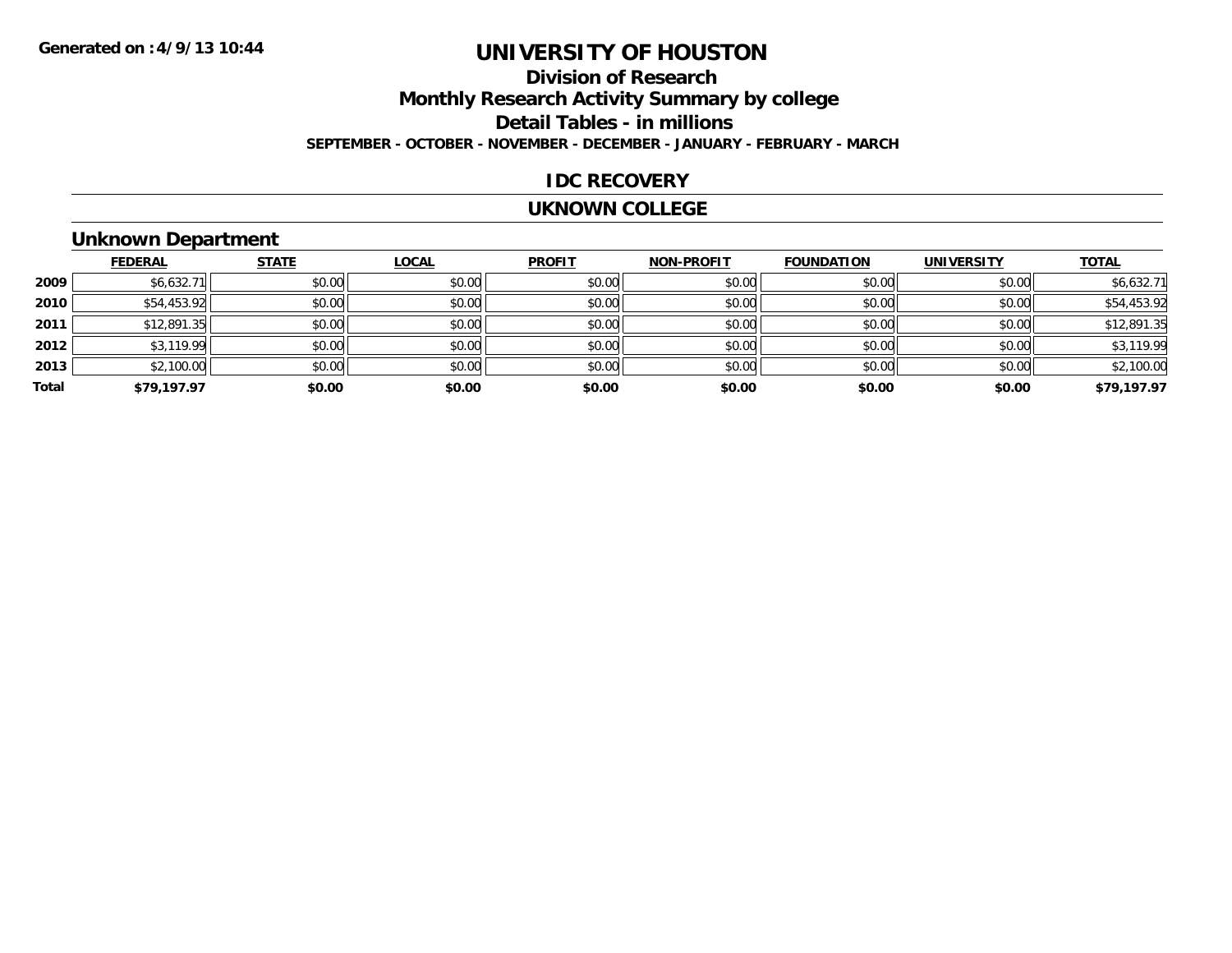# UNIVERSITY OF HOUSTON

## Division of Research

## Monthly Research Activity Summary by college

## Detail Tables - in millions

**SEPTEMBER - OCTOBER - NOVEMBER - DECEMBER - JANUARY - FEBRUARY - MARCH**

**Generated on : 4/9/13 10:44**

## IDC RECOVERY

## UKNOWN COLLEGE

### Unknown Department

| | FEDERAL | STATE | LOCAL | PROFIT | NON-PROFIT | FOUNDATION | UNIVERSITY | TOTAL |
|---|---|---|---|---|---|---|---|---|
| 2009 | $6,632.71 | $0.00 | $0.00 | $0.00 | $0.00 | $0.00 | $0.00 | $6,632.71 |
| 2010 | $54,453.92 | $0.00 | $0.00 | $0.00 | $0.00 | $0.00 | $0.00 | $54,453.92 |
| 2011 | $12,891.35 | $0.00 | $0.00 | $0.00 | $0.00 | $0.00 | $0.00 | $12,891.35 |
| 2012 | $3,119.99 | $0.00 | $0.00 | $0.00 | $0.00 | $0.00 | $0.00 | $3,119.99 |
| 2013 | $2,100.00 | $0.00 | $0.00 | $0.00 | $0.00 | $0.00 | $0.00 | $2,100.00 |
| **Total** | **$79,197.97** | **$0.00** | **$0.00** | **$0.00** | **$0.00** | **$0.00** | **$0.00** | **$79,197.97** |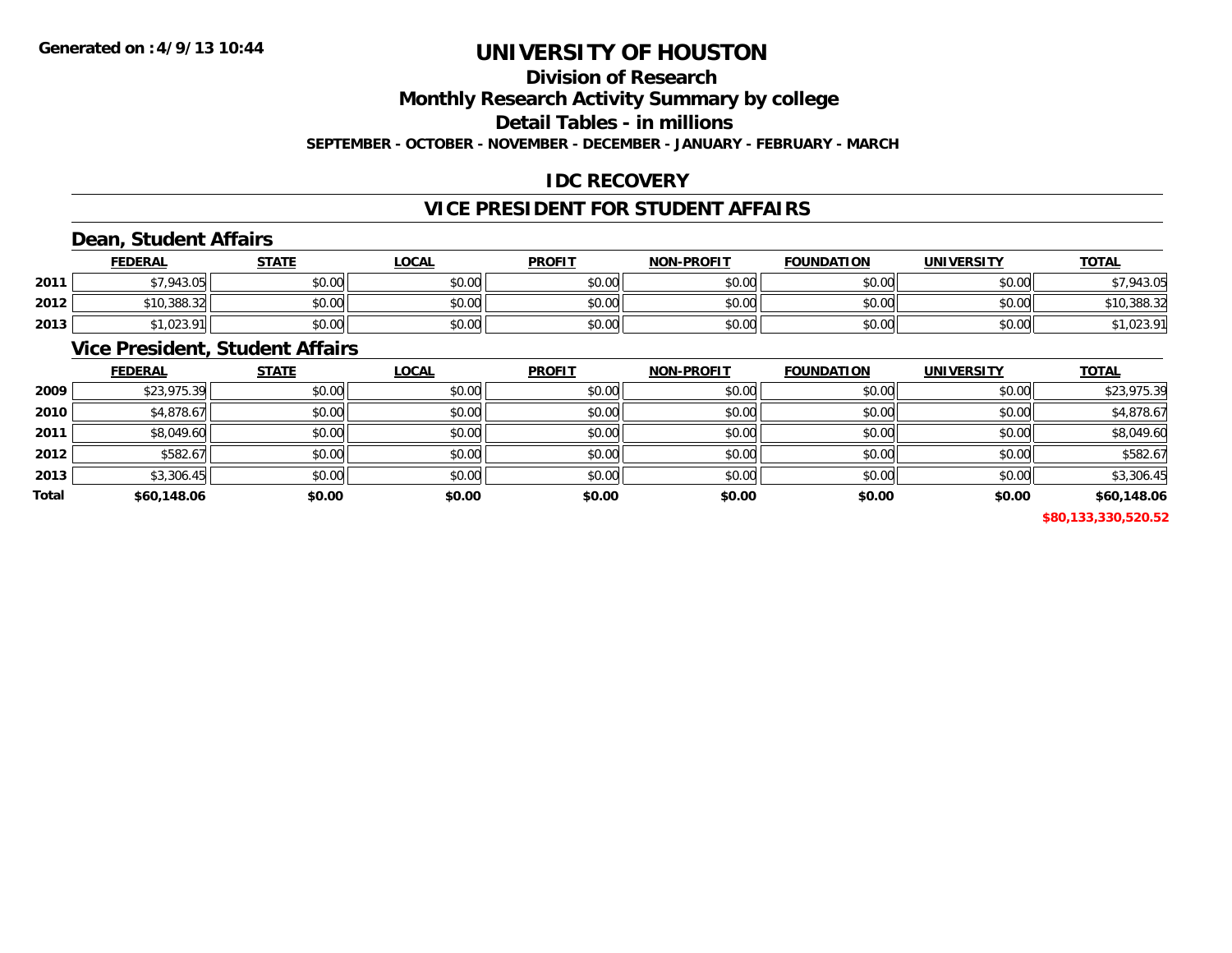Generated on :4/9/13 10:44

# UNIVERSITY OF HOUSTON

## Division of Research

## Monthly Research Activity Summary by college

## Detail Tables - in millions

**SEPTEMBER - OCTOBER - NOVEMBER - DECEMBER - JANUARY - FEBRUARY - MARCH**

## IDC RECOVERY

## VICE PRESIDENT FOR STUDENT AFFAIRS

### Dean, Student Affairs

| | FEDERAL | STATE | LOCAL | PROFIT | NON-PROFIT | FOUNDATION | UNIVERSITY | TOTAL |
|---|---|---|---|---|---|---|---|---|
| 2011 | $7,943.05 | $0.00 | $0.00 | $0.00 | $0.00 | $0.00 | $0.00 | $7,943.05 |
| 2012 | $10,388.32 | $0.00 | $0.00 | $0.00 | $0.00 | $0.00 | $0.00 | $10,388.32 |
| 2013 | $1,023.91 | $0.00 | $0.00 | $0.00 | $0.00 | $0.00 | $0.00 | $1,023.91 |

### Vice President, Student Affairs

| | FEDERAL | STATE | LOCAL | PROFIT | NON-PROFIT | FOUNDATION | UNIVERSITY | TOTAL |
|---|---|---|---|---|---|---|---|---|
| 2009 | $23,975.39 | $0.00 | $0.00 | $0.00 | $0.00 | $0.00 | $0.00 | $23,975.39 |
| 2010 | $4,878.67 | $0.00 | $0.00 | $0.00 | $0.00 | $0.00 | $0.00 | $4,878.67 |
| 2011 | $8,049.60 | $0.00 | $0.00 | $0.00 | $0.00 | $0.00 | $0.00 | $8,049.60 |
| 2012 | $582.67 | $0.00 | $0.00 | $0.00 | $0.00 | $0.00 | $0.00 | $582.67 |
| 2013 | $3,306.45 | $0.00 | $0.00 | $0.00 | $0.00 | $0.00 | $0.00 | $3,306.45 |
| **Total** | **$60,148.06** | **$0.00** | **$0.00** | **$0.00** | **$0.00** | **$0.00** | **$0.00** | **$60,148.06** |

**$80,133,330,520.52**